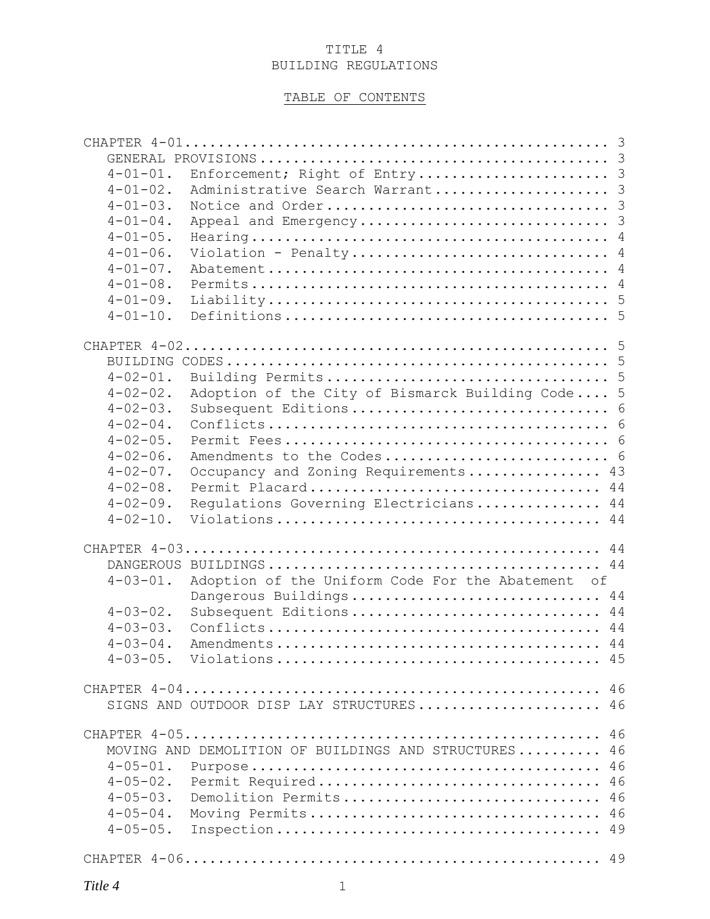# TITLE 4
# BUILDING REGULATIONS

## TABLE OF CONTENTS

CHAPTER 4-01 .................................................... 3
GENERAL PROVISIONS .............................................. 3
- 4-01-01. Enforcement; Right of Entry ........................ 3
- 4-01-02. Administrative Search Warrant ...................... 3
- 4-01-03. Notice and Order ................................... 3
- 4-01-04. Appeal and Emergency ............................... 3
- 4-01-05. Hearing ............................................ 4
- 4-01-06. Violation - Penalty ................................ 4
- 4-01-07. Abatement .......................................... 4
- 4-01-08. Permits ............................................ 4
- 4-01-09. Liability .......................................... 5
- 4-01-10. Definitions ........................................ 5

CHAPTER 4-02 .................................................... 5
BUILDING CODES .................................................. 5
- 4-02-01. Building Permits ................................... 5
- 4-02-02. Adoption of the City of Bismarck Building Code .... 5
- 4-02-03. Subsequent Editions ................................ 6
- 4-02-04. Conflicts .......................................... 6
- 4-02-05. Permit Fees ........................................ 6
- 4-02-06. Amendments to the Codes ............................ 6
- 4-02-07. Occupancy and Zoning Requirements ................. 43
- 4-02-08. Permit Placard .................................... 44
- 4-02-09. Regulations Governing Electricians ................ 44
- 4-02-10. Violations ........................................ 44

CHAPTER 4-03 ................................................... 44
DANGEROUS BUILDINGS ............................................ 44
- 4-03-01. Adoption of the Uniform Code For the Abatement of Dangerous Buildings ............................... 44
- 4-03-02. Subsequent Editions ............................... 44
- 4-03-03. Conflicts ......................................... 44
- 4-03-04. Amendments ........................................ 44
- 4-03-05. Violations ........................................ 45

CHAPTER 4-04 ................................................... 46
SIGNS AND OUTDOOR DISP LAY STRUCTURES .......................... 46

CHAPTER 4-05 ................................................... 46
MOVING AND DEMOLITION OF BUILDINGS AND STRUCTURES .............. 46
- 4-05-01. Purpose ........................................... 46
- 4-05-02. Permit Required ................................... 46
- 4-05-03. Demolition Permits ................................ 46
- 4-05-04. Moving Permits .................................... 46
- 4-05-05. Inspection ........................................ 49

CHAPTER 4-06 ................................................... 49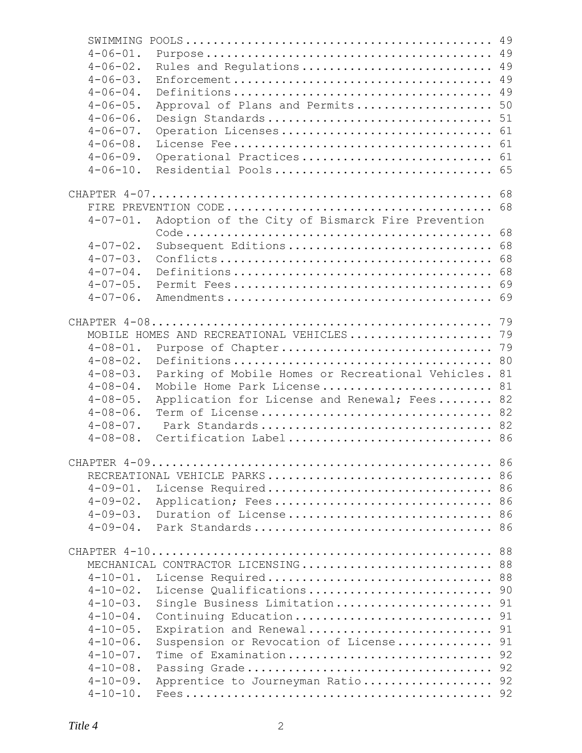SWIMMING POOLS ............................................ 49
4-06-01. Purpose ............................................ 49
4-06-02. Rules and Regulations ............................ 49
4-06-03. Enforcement ...................................... 49
4-06-04. Definitions ...................................... 49
4-06-05. Approval of Plans and Permits .................... 50
4-06-06. Design Standards ................................. 51
4-06-07. Operation Licenses ............................... 61
4-06-08. License Fee ...................................... 61
4-06-09. Operational Practices ............................ 61
4-06-10. Residential Pools ................................ 65

CHAPTER 4-07 ............................................... 68
FIRE PREVENTION CODE ....................................... 68
4-07-01. Adoption of the City of Bismarck Fire Prevention Code ............................................... 68
4-07-02. Subsequent Editions .............................. 68
4-07-03. Conflicts ........................................ 68
4-07-04. Definitions ...................................... 68
4-07-05. Permit Fees ...................................... 69
4-07-06. Amendments ....................................... 69

CHAPTER 4-08 ............................................... 79
MOBILE HOMES AND RECREATIONAL VEHICLES ..................... 79
4-08-01. Purpose of Chapter ............................... 79
4-08-02. Definitions ...................................... 80
4-08-03. Parking of Mobile Homes or Recreational Vehicles. 81
4-08-04. Mobile Home Park License ......................... 81
4-08-05. Application for License and Renewal; Fees ........ 82
4-08-06. Term of License .................................. 82
4-08-07. Park Standards ................................... 82
4-08-08. Certification Label .............................. 86

CHAPTER 4-09 ............................................... 86
RECREATIONAL VEHICLE PARKS ................................. 86
4-09-01. License Required ................................. 86
4-09-02. Application; Fees ................................ 86
4-09-03. Duration of License .............................. 86
4-09-04. Park Standards ................................... 86

CHAPTER 4-10 ............................................... 88
MECHANICAL CONTRACTOR LICENSING ............................ 88
4-10-01. License Required ................................. 88
4-10-02. License Qualifications ........................... 90
4-10-03. Single Business Limitation ....................... 91
4-10-04. Continuing Education ............................. 91
4-10-05. Expiration and Renewal ........................... 91
4-10-06. Suspension or Revocation of License .............. 91
4-10-07. Time of Examination .............................. 92
4-10-08. Passing Grade .................................... 92
4-10-09. Apprentice to Journeyman Ratio ................... 92
4-10-10. Fees ............................................. 92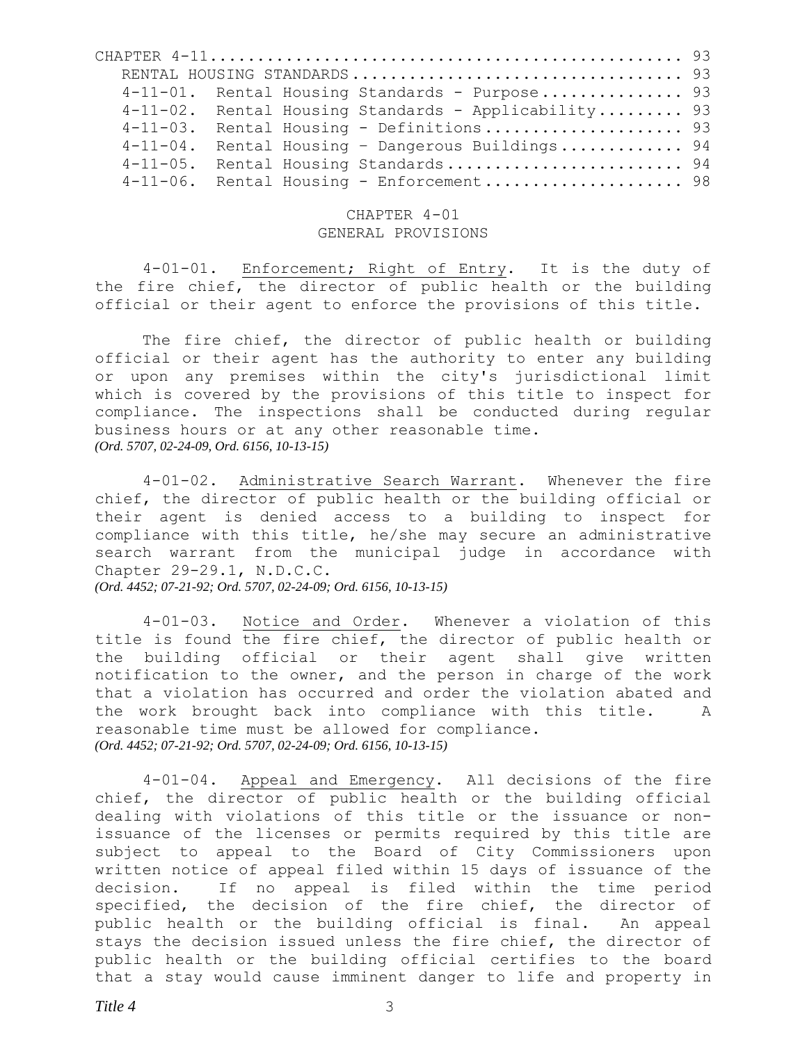CHAPTER 4-11 ............................................... 93
RENTAL HOUSING STANDARDS ................................. 93
4-11-01. Rental Housing Standards - Purpose .............. 93
4-11-02. Rental Housing Standards - Applicability ......... 93
4-11-03. Rental Housing - Definitions .................... 93
4-11-04. Rental Housing – Dangerous Buildings ............ 94
4-11-05. Rental Housing Standards ........................ 94
4-11-06. Rental Housing - Enforcement .................... 98

# CHAPTER 4-01
## GENERAL PROVISIONS

4-01-01. Enforcement; Right of Entry. It is the duty of the fire chief, the director of public health or the building official or their agent to enforce the provisions of this title.

The fire chief, the director of public health or building official or their agent has the authority to enter any building or upon any premises within the city's jurisdictional limit which is covered by the provisions of this title to inspect for compliance. The inspections shall be conducted during regular business hours or at any other reasonable time.
*(Ord. 5707, 02-24-09, Ord. 6156, 10-13-15)*

4-01-02. Administrative Search Warrant. Whenever the fire chief, the director of public health or the building official or their agent is denied access to a building to inspect for compliance with this title, he/she may secure an administrative search warrant from the municipal judge in accordance with Chapter 29-29.1, N.D.C.C.
*(Ord. 4452; 07-21-92; Ord. 5707, 02-24-09; Ord. 6156, 10-13-15)*

4-01-03. Notice and Order. Whenever a violation of this title is found the fire chief, the director of public health or the building official or their agent shall give written notification to the owner, and the person in charge of the work that a violation has occurred and order the violation abated and the work brought back into compliance with this title. A reasonable time must be allowed for compliance.
*(Ord. 4452; 07-21-92; Ord. 5707, 02-24-09; Ord. 6156, 10-13-15)*

4-01-04. Appeal and Emergency. All decisions of the fire chief, the director of public health or the building official dealing with violations of this title or the issuance or non-issuance of the licenses or permits required by this title are subject to appeal to the Board of City Commissioners upon written notice of appeal filed within 15 days of issuance of the decision. If no appeal is filed within the time period specified, the decision of the fire chief, the director of public health or the building official is final. An appeal stays the decision issued unless the fire chief, the director of public health or the building official certifies to the board that a stay would cause imminent danger to life and property in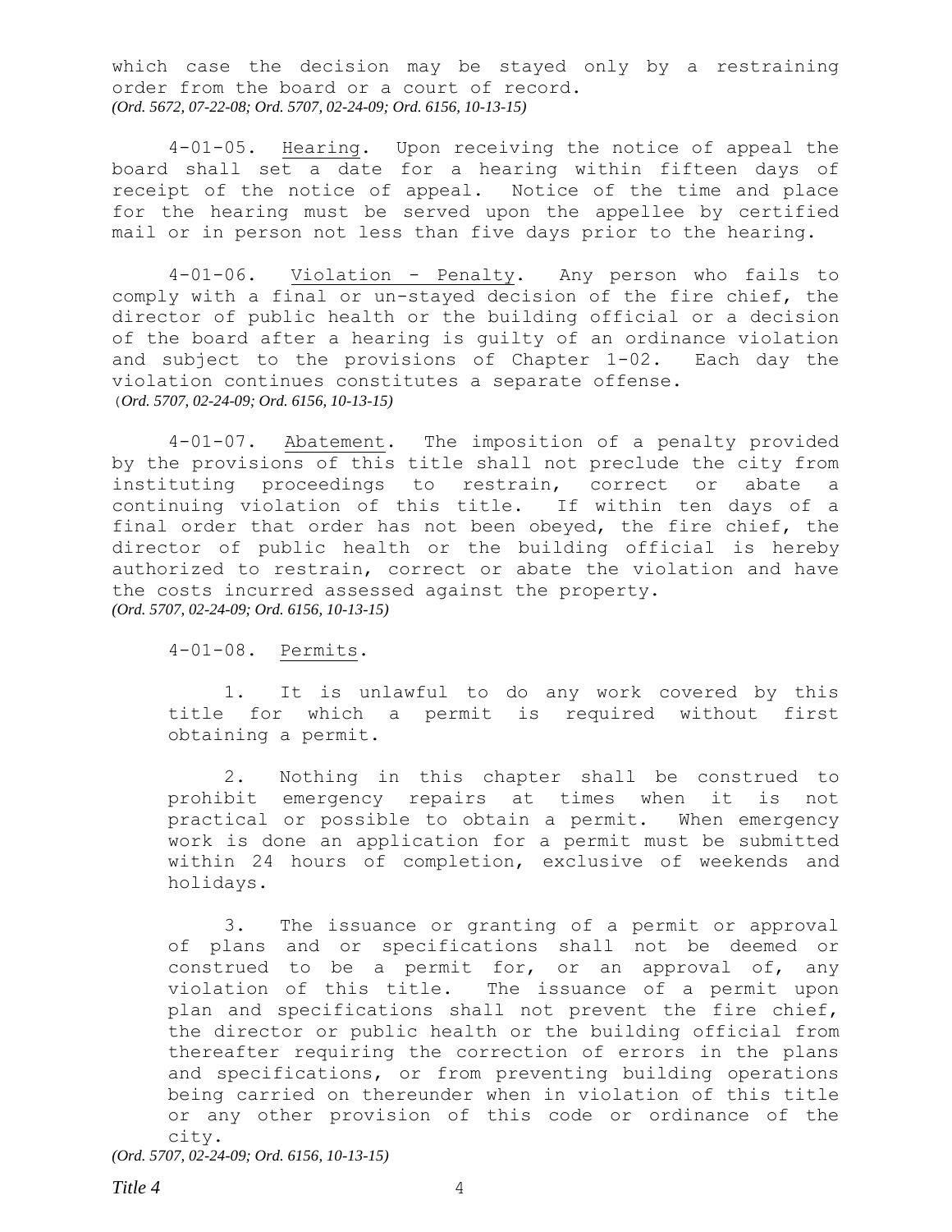which case the decision may be stayed only by a restraining order from the board or a court of record.
*(Ord. 5672, 07-22-08; Ord. 5707, 02-24-09; Ord. 6156, 10-13-15)*

4-01-05. Hearing. Upon receiving the notice of appeal the board shall set a date for a hearing within fifteen days of receipt of the notice of appeal. Notice of the time and place for the hearing must be served upon the appellee by certified mail or in person not less than five days prior to the hearing.

4-01-06. Violation - Penalty. Any person who fails to comply with a final or un-stayed decision of the fire chief, the director of public health or the building official or a decision of the board after a hearing is guilty of an ordinance violation and subject to the provisions of Chapter 1-02. Each day the violation continues constitutes a separate offense.
*(Ord. 5707, 02-24-09; Ord. 6156, 10-13-15)*

4-01-07. Abatement. The imposition of a penalty provided by the provisions of this title shall not preclude the city from instituting proceedings to restrain, correct or abate a continuing violation of this title. If within ten days of a final order that order has not been obeyed, the fire chief, the director of public health or the building official is hereby authorized to restrain, correct or abate the violation and have the costs incurred assessed against the property.
*(Ord. 5707, 02-24-09; Ord. 6156, 10-13-15)*

4-01-08. Permits.

1. It is unlawful to do any work covered by this title for which a permit is required without first obtaining a permit.

2. Nothing in this chapter shall be construed to prohibit emergency repairs at times when it is not practical or possible to obtain a permit. When emergency work is done an application for a permit must be submitted within 24 hours of completion, exclusive of weekends and holidays.

3. The issuance or granting of a permit or approval of plans and or specifications shall not be deemed or construed to be a permit for, or an approval of, any violation of this title. The issuance of a permit upon plan and specifications shall not prevent the fire chief, the director or public health or the building official from thereafter requiring the correction of errors in the plans and specifications, or from preventing building operations being carried on thereunder when in violation of this title or any other provision of this code or ordinance of the city.

*(Ord. 5707, 02-24-09; Ord. 6156, 10-13-15)*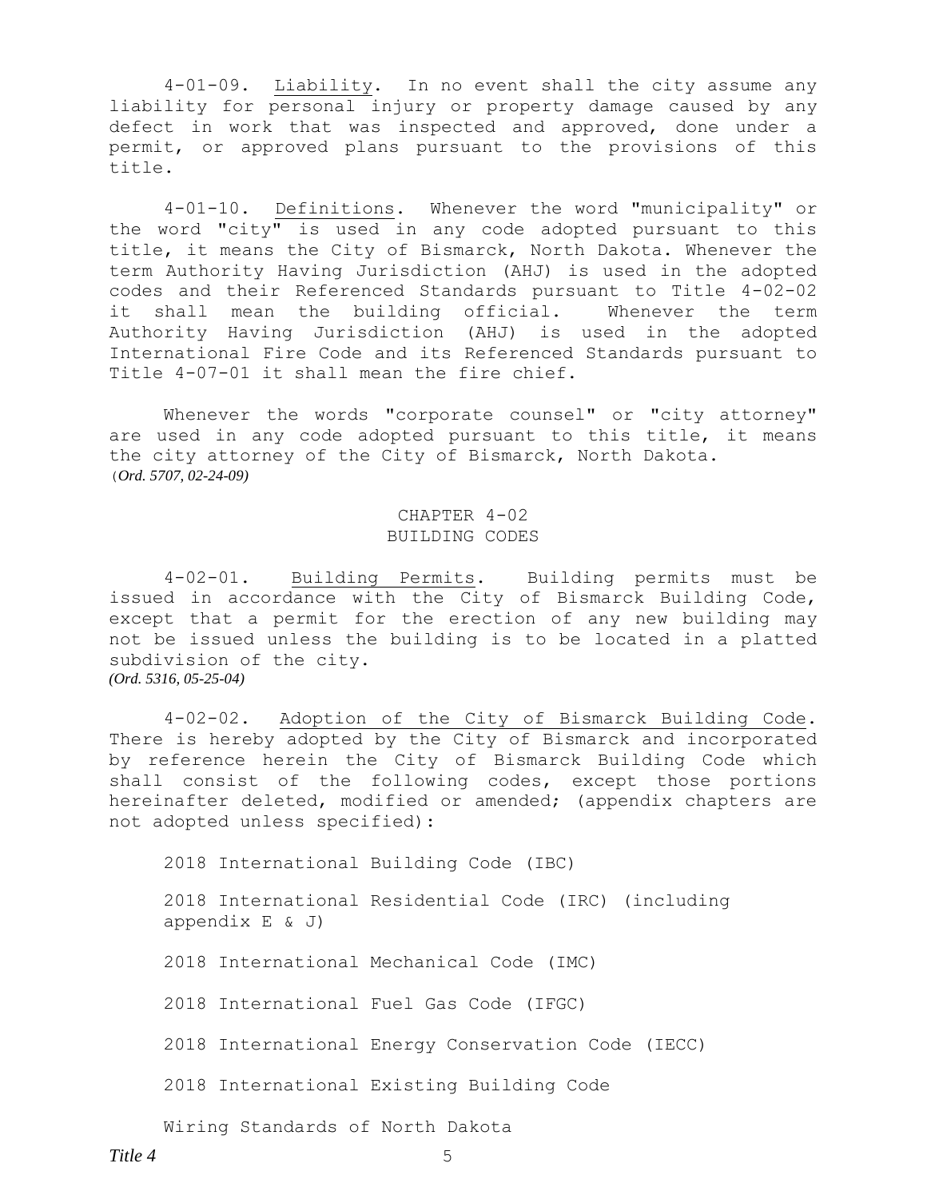4-01-09. Liability. In no event shall the city assume any liability for personal injury or property damage caused by any defect in work that was inspected and approved, done under a permit, or approved plans pursuant to the provisions of this title.

4-01-10. Definitions. Whenever the word "municipality" or the word "city" is used in any code adopted pursuant to this title, it means the City of Bismarck, North Dakota. Whenever the term Authority Having Jurisdiction (AHJ) is used in the adopted codes and their Referenced Standards pursuant to Title 4-02-02 it shall mean the building official. Whenever the term Authority Having Jurisdiction (AHJ) is used in the adopted International Fire Code and its Referenced Standards pursuant to Title 4-07-01 it shall mean the fire chief.

Whenever the words "corporate counsel" or "city attorney" are used in any code adopted pursuant to this title, it means the city attorney of the City of Bismarck, North Dakota.
*(Ord. 5707, 02-24-09)*

## CHAPTER 4-02
## BUILDING CODES

4-02-01. Building Permits. Building permits must be issued in accordance with the City of Bismarck Building Code, except that a permit for the erection of any new building may not be issued unless the building is to be located in a platted subdivision of the city.
*(Ord. 5316, 05-25-04)*

4-02-02. Adoption of the City of Bismarck Building Code. There is hereby adopted by the City of Bismarck and incorporated by reference herein the City of Bismarck Building Code which shall consist of the following codes, except those portions hereinafter deleted, modified or amended; (appendix chapters are not adopted unless specified):

2018 International Building Code (IBC)

2018 International Residential Code (IRC) (including appendix E & J)

2018 International Mechanical Code (IMC)

2018 International Fuel Gas Code (IFGC)

2018 International Energy Conservation Code (IECC)

2018 International Existing Building Code

Wiring Standards of North Dakota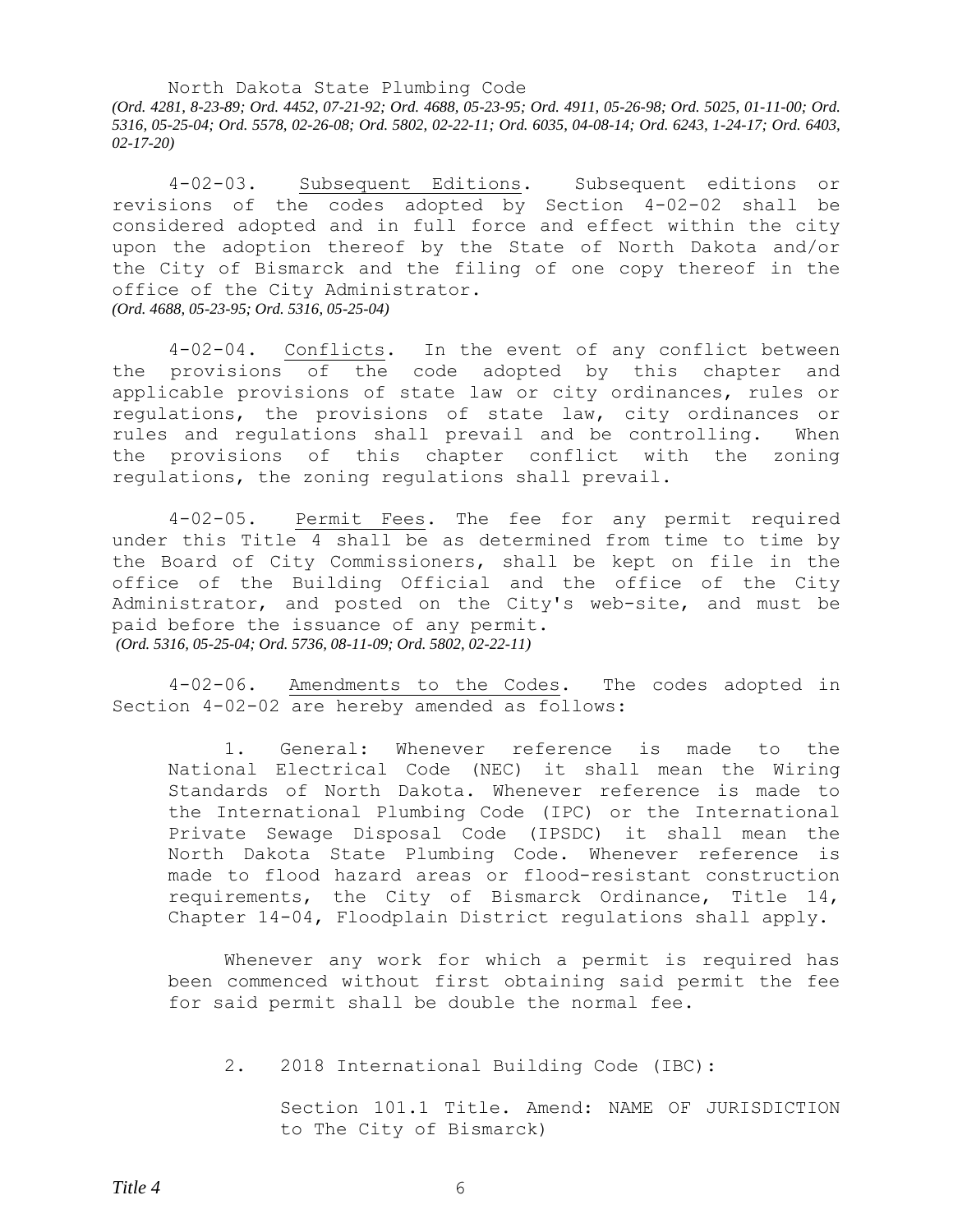North Dakota State Plumbing Code

*(Ord. 4281, 8-23-89; Ord. 4452, 07-21-92; Ord. 4688, 05-23-95; Ord. 4911, 05-26-98; Ord. 5025, 01-11-00; Ord. 5316, 05-25-04; Ord. 5578, 02-26-08; Ord. 5802, 02-22-11; Ord. 6035, 04-08-14; Ord. 6243, 1-24-17; Ord. 6403, 02-17-20)*

4-02-03. Subsequent Editions. Subsequent editions or revisions of the codes adopted by Section 4-02-02 shall be considered adopted and in full force and effect within the city upon the adoption thereof by the State of North Dakota and/or the City of Bismarck and the filing of one copy thereof in the office of the City Administrator.

*(Ord. 4688, 05-23-95; Ord. 5316, 05-25-04)*

4-02-04. Conflicts. In the event of any conflict between the provisions of the code adopted by this chapter and applicable provisions of state law or city ordinances, rules or regulations, the provisions of state law, city ordinances or rules and regulations shall prevail and be controlling. When the provisions of this chapter conflict with the zoning regulations, the zoning regulations shall prevail.

4-02-05. Permit Fees. The fee for any permit required under this Title 4 shall be as determined from time to time by the Board of City Commissioners, shall be kept on file in the office of the Building Official and the office of the City Administrator, and posted on the City's web-site, and must be paid before the issuance of any permit.

*(Ord. 5316, 05-25-04; Ord. 5736, 08-11-09; Ord. 5802, 02-22-11)*

4-02-06. Amendments to the Codes. The codes adopted in Section 4-02-02 are hereby amended as follows:

1. General: Whenever reference is made to the National Electrical Code (NEC) it shall mean the Wiring Standards of North Dakota. Whenever reference is made to the International Plumbing Code (IPC) or the International Private Sewage Disposal Code (IPSDC) it shall mean the North Dakota State Plumbing Code. Whenever reference is made to flood hazard areas or flood-resistant construction requirements, the City of Bismarck Ordinance, Title 14, Chapter 14-04, Floodplain District regulations shall apply.

   Whenever any work for which a permit is required has been commenced without first obtaining said permit the fee for said permit shall be double the normal fee.

2. 2018 International Building Code (IBC):

   Section 101.1 Title. Amend: NAME OF JURISDICTION to The City of Bismarck)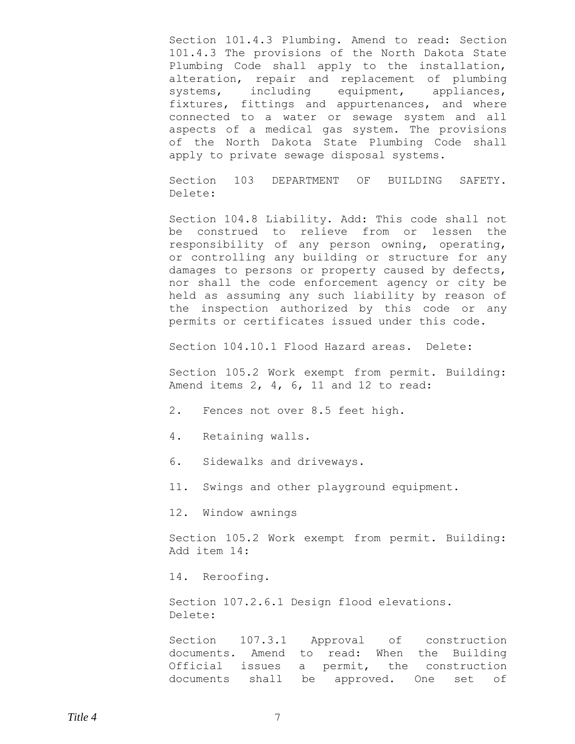Section 101.4.3 Plumbing. Amend to read: Section 101.4.3 The provisions of the North Dakota State Plumbing Code shall apply to the installation, alteration, repair and replacement of plumbing systems, including equipment, appliances, fixtures, fittings and appurtenances, and where connected to a water or sewage system and all aspects of a medical gas system. The provisions of the North Dakota State Plumbing Code shall apply to private sewage disposal systems.

Section 103 DEPARTMENT OF BUILDING SAFETY. Delete:

Section 104.8 Liability. Add: This code shall not be construed to relieve from or lessen the responsibility of any person owning, operating, or controlling any building or structure for any damages to persons or property caused by defects, nor shall the code enforcement agency or city be held as assuming any such liability by reason of the inspection authorized by this code or any permits or certificates issued under this code.

Section 104.10.1 Flood Hazard areas. Delete:

Section 105.2 Work exempt from permit. Building: Amend items 2, 4, 6, 11 and 12 to read:

2. Fences not over 8.5 feet high.

4. Retaining walls.

6. Sidewalks and driveways.

11. Swings and other playground equipment.

12. Window awnings

Section 105.2 Work exempt from permit. Building: Add item 14:

14. Reroofing.

Section 107.2.6.1 Design flood elevations. Delete:

Section 107.3.1 Approval of construction documents. Amend to read: When the Building Official issues a permit, the construction documents shall be approved. One set of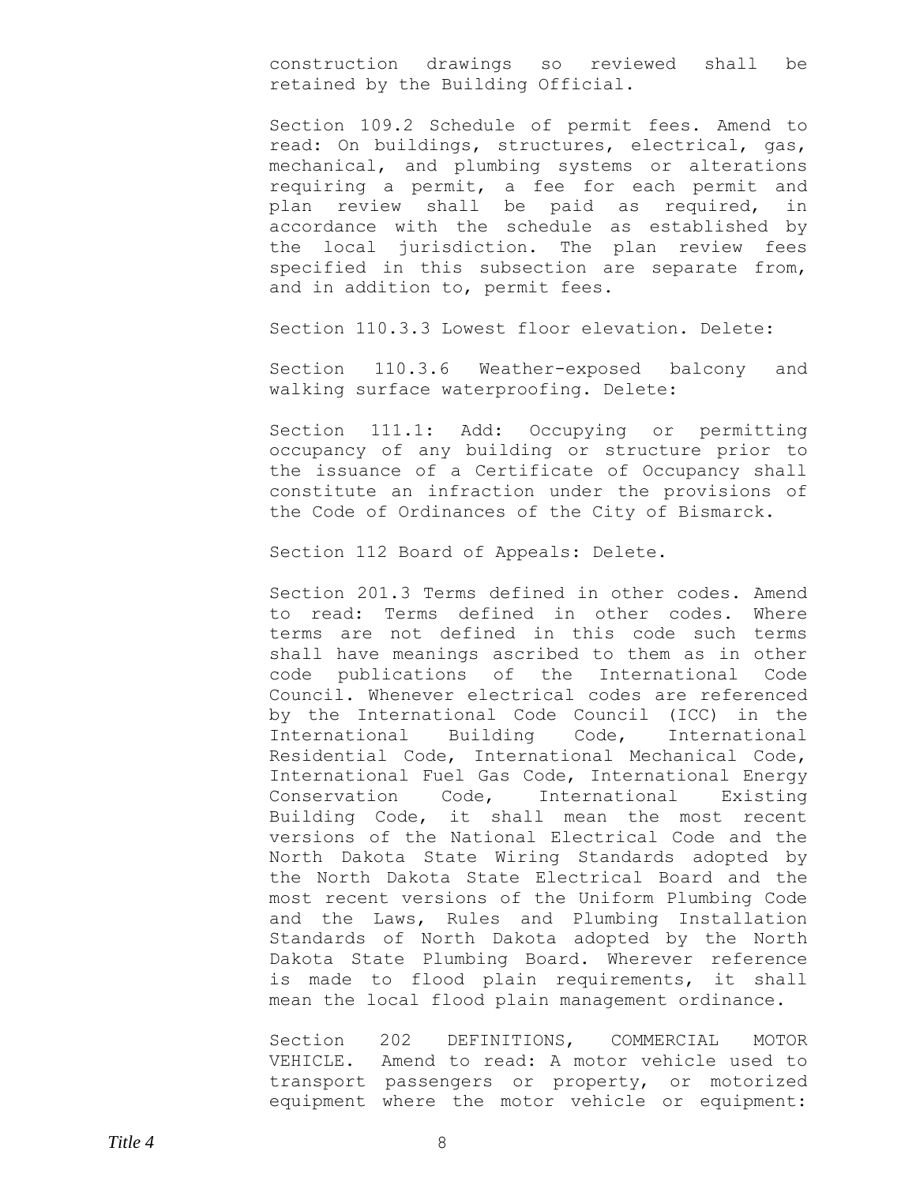construction drawings so reviewed shall be retained by the Building Official.

Section 109.2 Schedule of permit fees. Amend to read: On buildings, structures, electrical, gas, mechanical, and plumbing systems or alterations requiring a permit, a fee for each permit and plan review shall be paid as required, in accordance with the schedule as established by the local jurisdiction. The plan review fees specified in this subsection are separate from, and in addition to, permit fees.

Section 110.3.3 Lowest floor elevation. Delete:

Section 110.3.6 Weather-exposed balcony and walking surface waterproofing. Delete:

Section 111.1: Add: Occupying or permitting occupancy of any building or structure prior to the issuance of a Certificate of Occupancy shall constitute an infraction under the provisions of the Code of Ordinances of the City of Bismarck.

Section 112 Board of Appeals: Delete.

Section 201.3 Terms defined in other codes. Amend to read: Terms defined in other codes. Where terms are not defined in this code such terms shall have meanings ascribed to them as in other code publications of the International Code Council. Whenever electrical codes are referenced by the International Code Council (ICC) in the International Building Code, International Residential Code, International Mechanical Code, International Fuel Gas Code, International Energy Conservation Code, International Existing Building Code, it shall mean the most recent versions of the National Electrical Code and the North Dakota State Wiring Standards adopted by the North Dakota State Electrical Board and the most recent versions of the Uniform Plumbing Code and the Laws, Rules and Plumbing Installation Standards of North Dakota adopted by the North Dakota State Plumbing Board. Wherever reference is made to flood plain requirements, it shall mean the local flood plain management ordinance.

Section 202 DEFINITIONS, COMMERCIAL MOTOR VEHICLE. Amend to read: A motor vehicle used to transport passengers or property, or motorized equipment where the motor vehicle or equipment: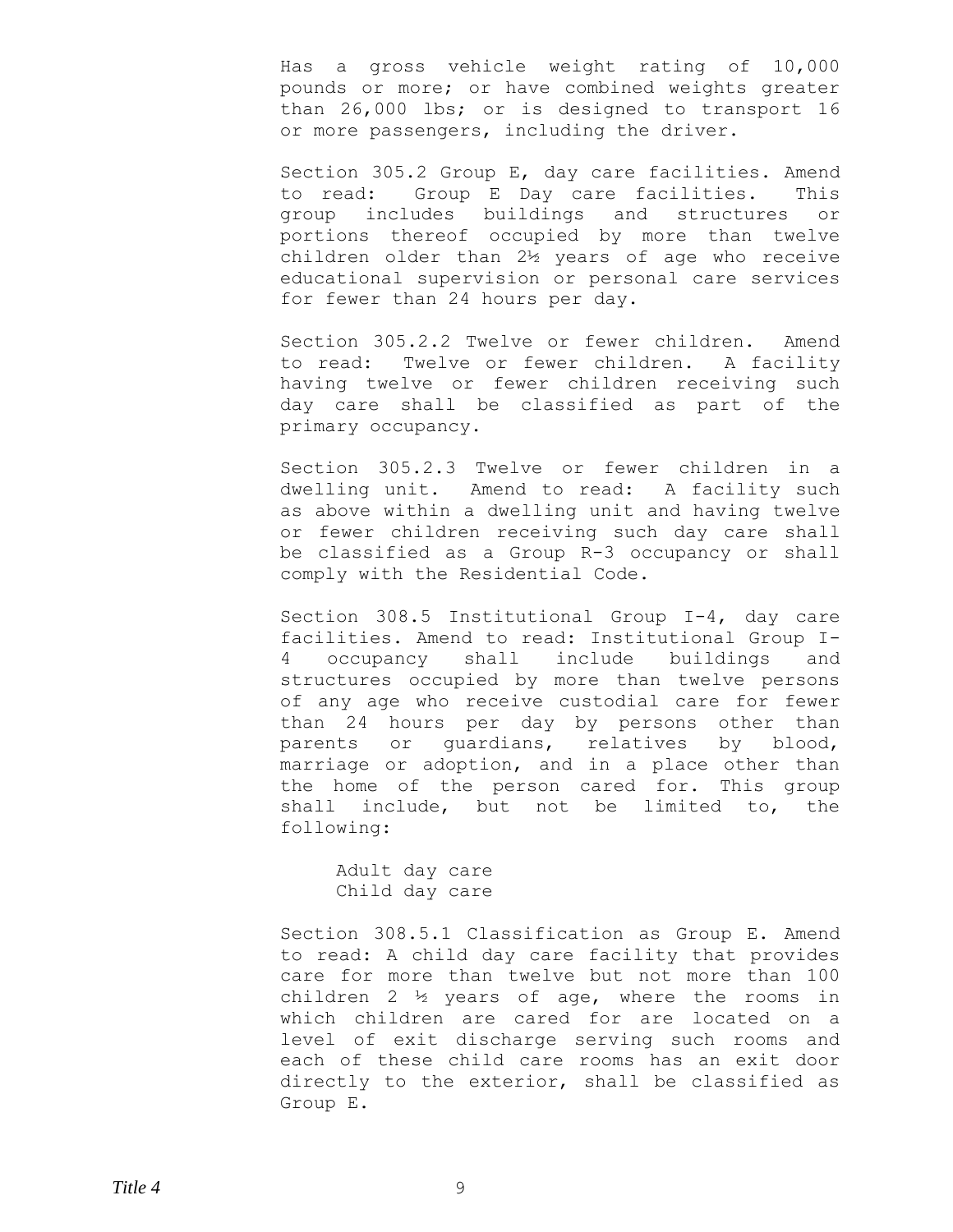Has a gross vehicle weight rating of 10,000 pounds or more; or have combined weights greater than 26,000 lbs; or is designed to transport 16 or more passengers, including the driver.

Section 305.2 Group E, day care facilities. Amend to read: Group E Day care facilities. This group includes buildings and structures or portions thereof occupied by more than twelve children older than 2½ years of age who receive educational supervision or personal care services for fewer than 24 hours per day.

Section 305.2.2 Twelve or fewer children. Amend to read: Twelve or fewer children. A facility having twelve or fewer children receiving such day care shall be classified as part of the primary occupancy.

Section 305.2.3 Twelve or fewer children in a dwelling unit. Amend to read: A facility such as above within a dwelling unit and having twelve or fewer children receiving such day care shall be classified as a Group R-3 occupancy or shall comply with the Residential Code.

Section 308.5 Institutional Group I-4, day care facilities. Amend to read: Institutional Group I-4 occupancy shall include buildings and structures occupied by more than twelve persons of any age who receive custodial care for fewer than 24 hours per day by persons other than parents or guardians, relatives by blood, marriage or adoption, and in a place other than the home of the person cared for. This group shall include, but not be limited to, the following:

Adult day care
Child day care

Section 308.5.1 Classification as Group E. Amend to read: A child day care facility that provides care for more than twelve but not more than 100 children 2 ½ years of age, where the rooms in which children are cared for are located on a level of exit discharge serving such rooms and each of these child care rooms has an exit door directly to the exterior, shall be classified as Group E.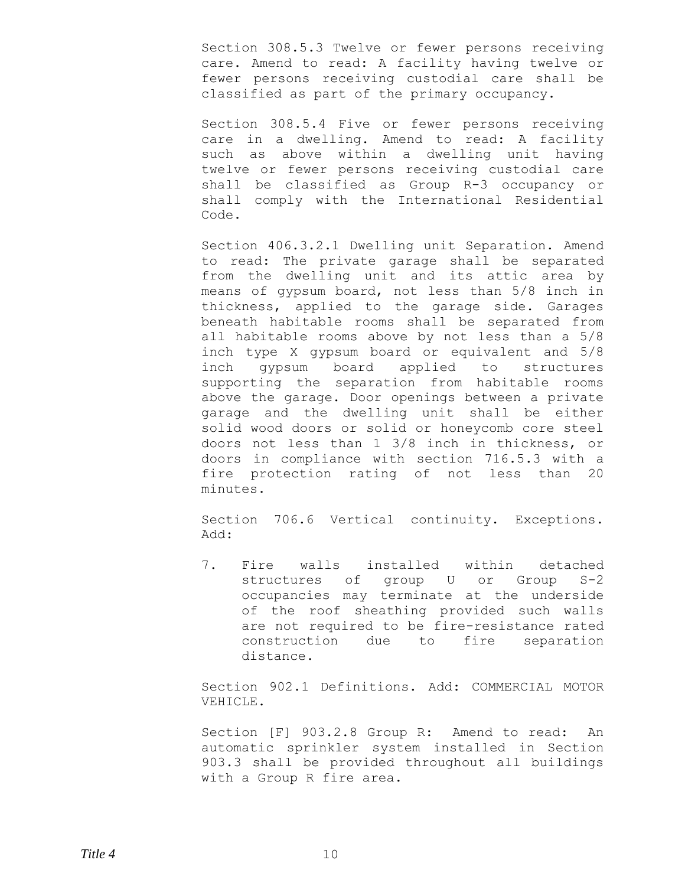Section 308.5.3 Twelve or fewer persons receiving care. Amend to read: A facility having twelve or fewer persons receiving custodial care shall be classified as part of the primary occupancy.

Section 308.5.4 Five or fewer persons receiving care in a dwelling. Amend to read: A facility such as above within a dwelling unit having twelve or fewer persons receiving custodial care shall be classified as Group R-3 occupancy or shall comply with the International Residential Code.

Section 406.3.2.1 Dwelling unit Separation. Amend to read: The private garage shall be separated from the dwelling unit and its attic area by means of gypsum board, not less than 5/8 inch in thickness, applied to the garage side. Garages beneath habitable rooms shall be separated from all habitable rooms above by not less than a 5/8 inch type X gypsum board or equivalent and 5/8 inch gypsum board applied to structures supporting the separation from habitable rooms above the garage. Door openings between a private garage and the dwelling unit shall be either solid wood doors or solid or honeycomb core steel doors not less than 1 3/8 inch in thickness, or doors in compliance with section 716.5.3 with a fire protection rating of not less than 20 minutes.

Section 706.6 Vertical continuity. Exceptions. Add:

7. Fire walls installed within detached structures of group U or Group S-2 occupancies may terminate at the underside of the roof sheathing provided such walls are not required to be fire-resistance rated construction due to fire separation distance.

Section 902.1 Definitions. Add: COMMERCIAL MOTOR VEHICLE.

Section [F] 903.2.8 Group R: Amend to read: An automatic sprinkler system installed in Section 903.3 shall be provided throughout all buildings with a Group R fire area.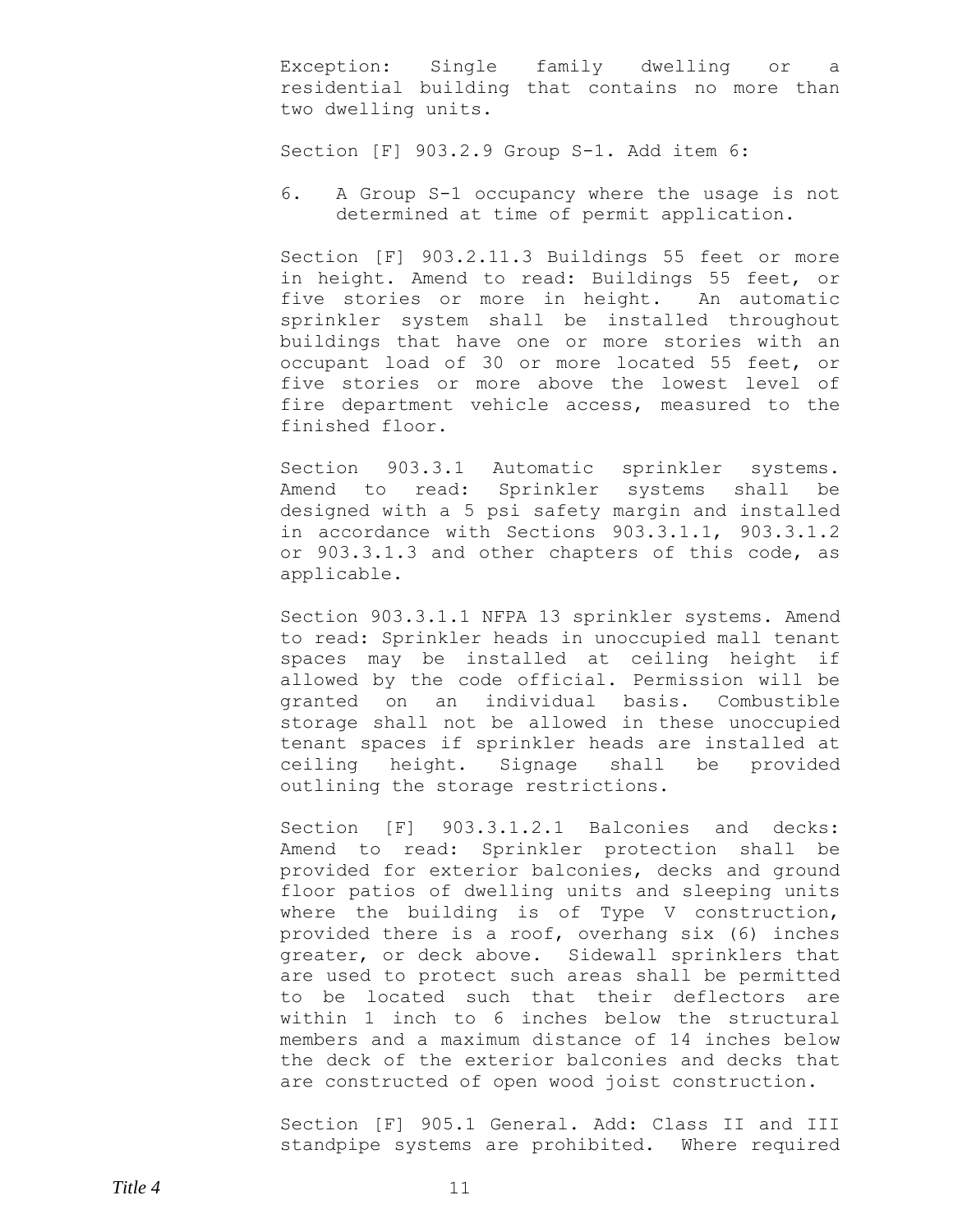Exception: Single family dwelling or a residential building that contains no more than two dwelling units.

Section [F] 903.2.9 Group S-1. Add item 6:

6. A Group S-1 occupancy where the usage is not determined at time of permit application.

Section [F] 903.2.11.3 Buildings 55 feet or more in height. Amend to read: Buildings 55 feet, or five stories or more in height. An automatic sprinkler system shall be installed throughout buildings that have one or more stories with an occupant load of 30 or more located 55 feet, or five stories or more above the lowest level of fire department vehicle access, measured to the finished floor.

Section 903.3.1 Automatic sprinkler systems. Amend to read: Sprinkler systems shall be designed with a 5 psi safety margin and installed in accordance with Sections 903.3.1.1, 903.3.1.2 or 903.3.1.3 and other chapters of this code, as applicable.

Section 903.3.1.1 NFPA 13 sprinkler systems. Amend to read: Sprinkler heads in unoccupied mall tenant spaces may be installed at ceiling height if allowed by the code official. Permission will be granted on an individual basis. Combustible storage shall not be allowed in these unoccupied tenant spaces if sprinkler heads are installed at ceiling height. Signage shall be provided outlining the storage restrictions.

Section [F] 903.3.1.2.1 Balconies and decks: Amend to read: Sprinkler protection shall be provided for exterior balconies, decks and ground floor patios of dwelling units and sleeping units where the building is of Type V construction, provided there is a roof, overhang six (6) inches greater, or deck above. Sidewall sprinklers that are used to protect such areas shall be permitted to be located such that their deflectors are within 1 inch to 6 inches below the structural members and a maximum distance of 14 inches below the deck of the exterior balconies and decks that are constructed of open wood joist construction.

Section [F] 905.1 General. Add: Class II and III standpipe systems are prohibited. Where required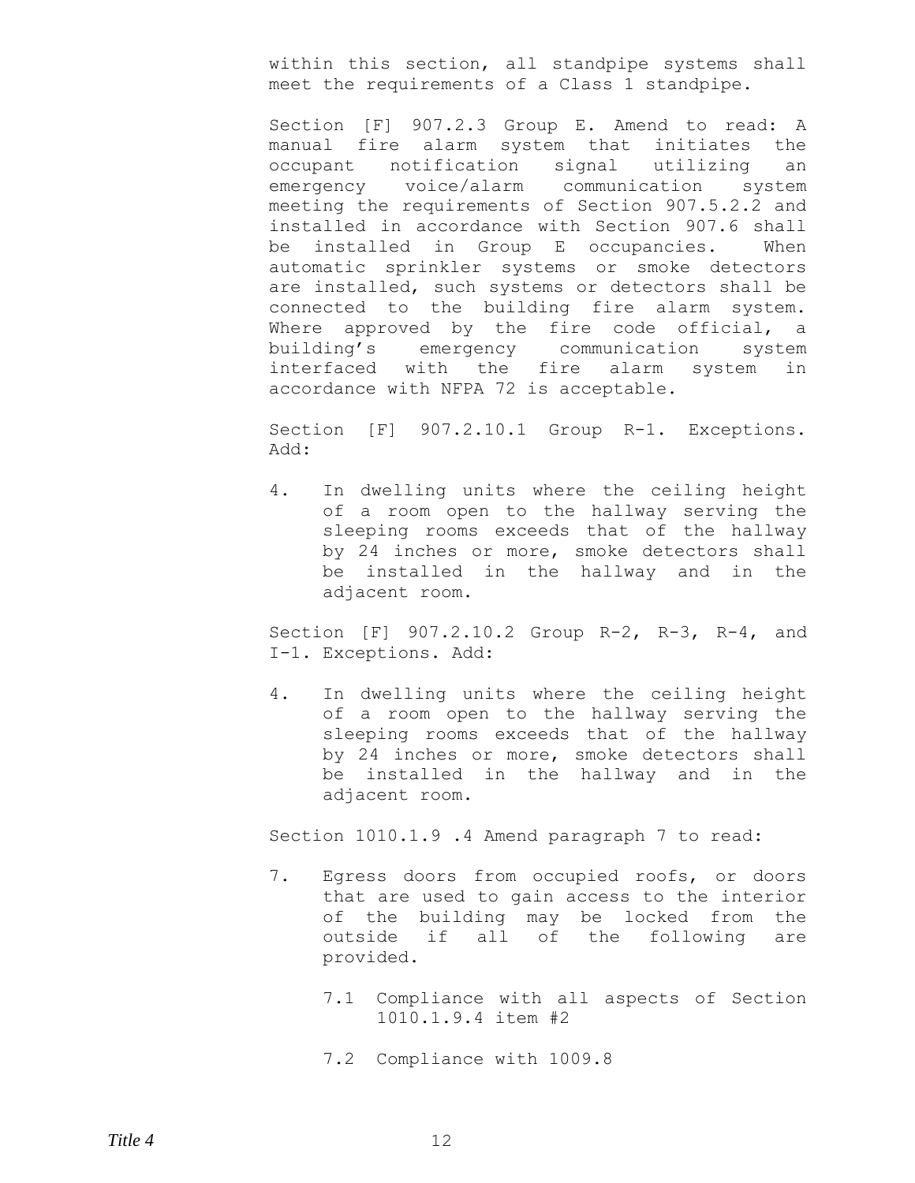within this section, all standpipe systems shall meet the requirements of a Class 1 standpipe.

Section [F] 907.2.3 Group E. Amend to read: A manual fire alarm system that initiates the occupant notification signal utilizing an emergency voice/alarm communication system meeting the requirements of Section 907.5.2.2 and installed in accordance with Section 907.6 shall be installed in Group E occupancies. When automatic sprinkler systems or smoke detectors are installed, such systems or detectors shall be connected to the building fire alarm system. Where approved by the fire code official, a building's emergency communication system interfaced with the fire alarm system in accordance with NFPA 72 is acceptable.

Section [F] 907.2.10.1 Group R-1. Exceptions. Add:

4. In dwelling units where the ceiling height of a room open to the hallway serving the sleeping rooms exceeds that of the hallway by 24 inches or more, smoke detectors shall be installed in the hallway and in the adjacent room.

Section [F] 907.2.10.2 Group R-2, R-3, R-4, and I-1. Exceptions. Add:

4. In dwelling units where the ceiling height of a room open to the hallway serving the sleeping rooms exceeds that of the hallway by 24 inches or more, smoke detectors shall be installed in the hallway and in the adjacent room.

Section 1010.1.9 .4 Amend paragraph 7 to read:

7. Egress doors from occupied roofs, or doors that are used to gain access to the interior of the building may be locked from the outside if all of the following are provided.

   7.1 Compliance with all aspects of Section 1010.1.9.4 item #2

   7.2 Compliance with 1009.8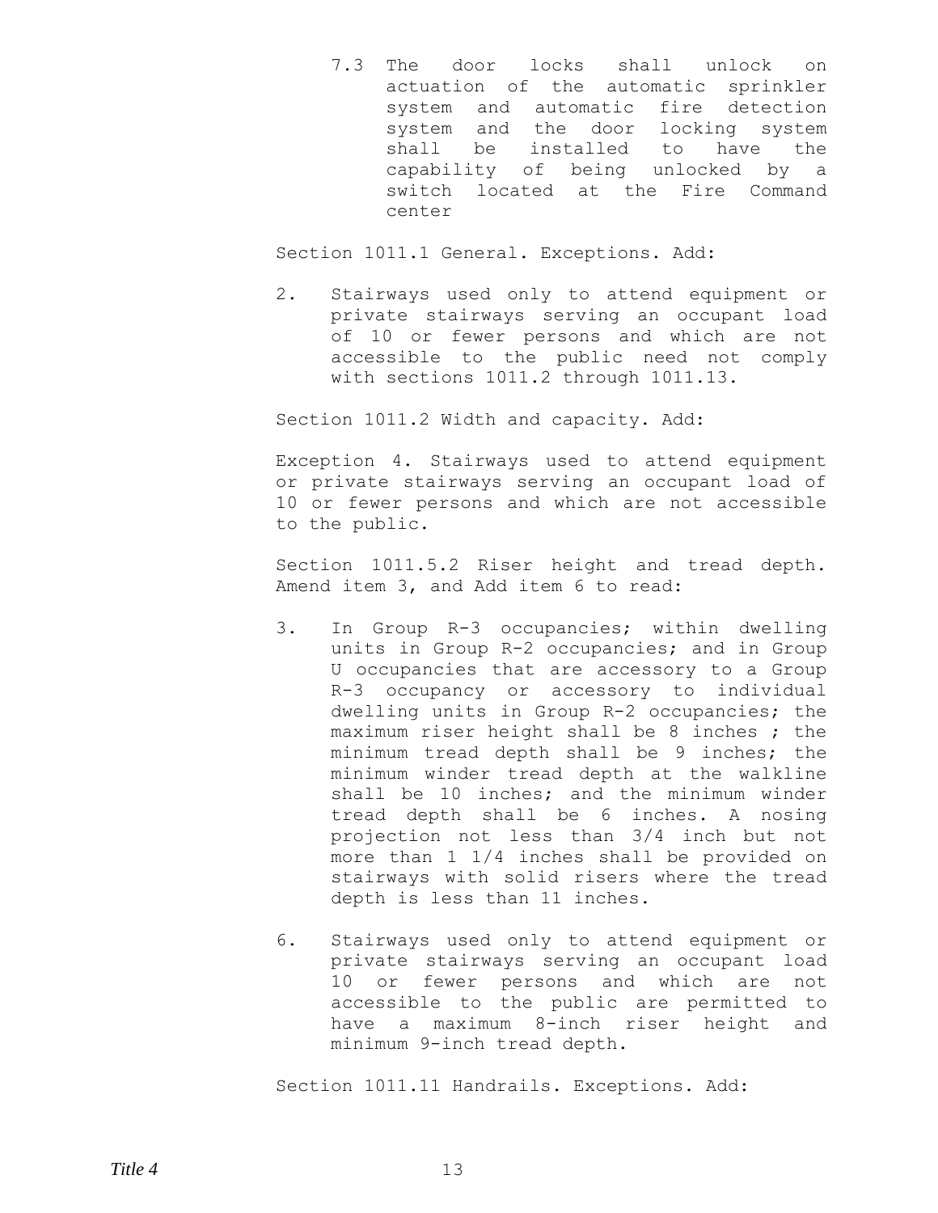7.3 The door locks shall unlock on actuation of the automatic sprinkler system and automatic fire detection system and the door locking system shall be installed to have the capability of being unlocked by a switch located at the Fire Command center

Section 1011.1 General. Exceptions. Add:

2. Stairways used only to attend equipment or private stairways serving an occupant load of 10 or fewer persons and which are not accessible to the public need not comply with sections 1011.2 through 1011.13.

Section 1011.2 Width and capacity. Add:

Exception 4. Stairways used to attend equipment or private stairways serving an occupant load of 10 or fewer persons and which are not accessible to the public.

Section 1011.5.2 Riser height and tread depth. Amend item 3, and Add item 6 to read:

3. In Group R-3 occupancies; within dwelling units in Group R-2 occupancies; and in Group U occupancies that are accessory to a Group R-3 occupancy or accessory to individual dwelling units in Group R-2 occupancies; the maximum riser height shall be 8 inches ; the minimum tread depth shall be 9 inches; the minimum winder tread depth at the walkline shall be 10 inches; and the minimum winder tread depth shall be 6 inches. A nosing projection not less than 3/4 inch but not more than 1 1/4 inches shall be provided on stairways with solid risers where the tread depth is less than 11 inches.

6. Stairways used only to attend equipment or private stairways serving an occupant load 10 or fewer persons and which are not accessible to the public are permitted to have a maximum 8-inch riser height and minimum 9-inch tread depth.

Section 1011.11 Handrails. Exceptions. Add: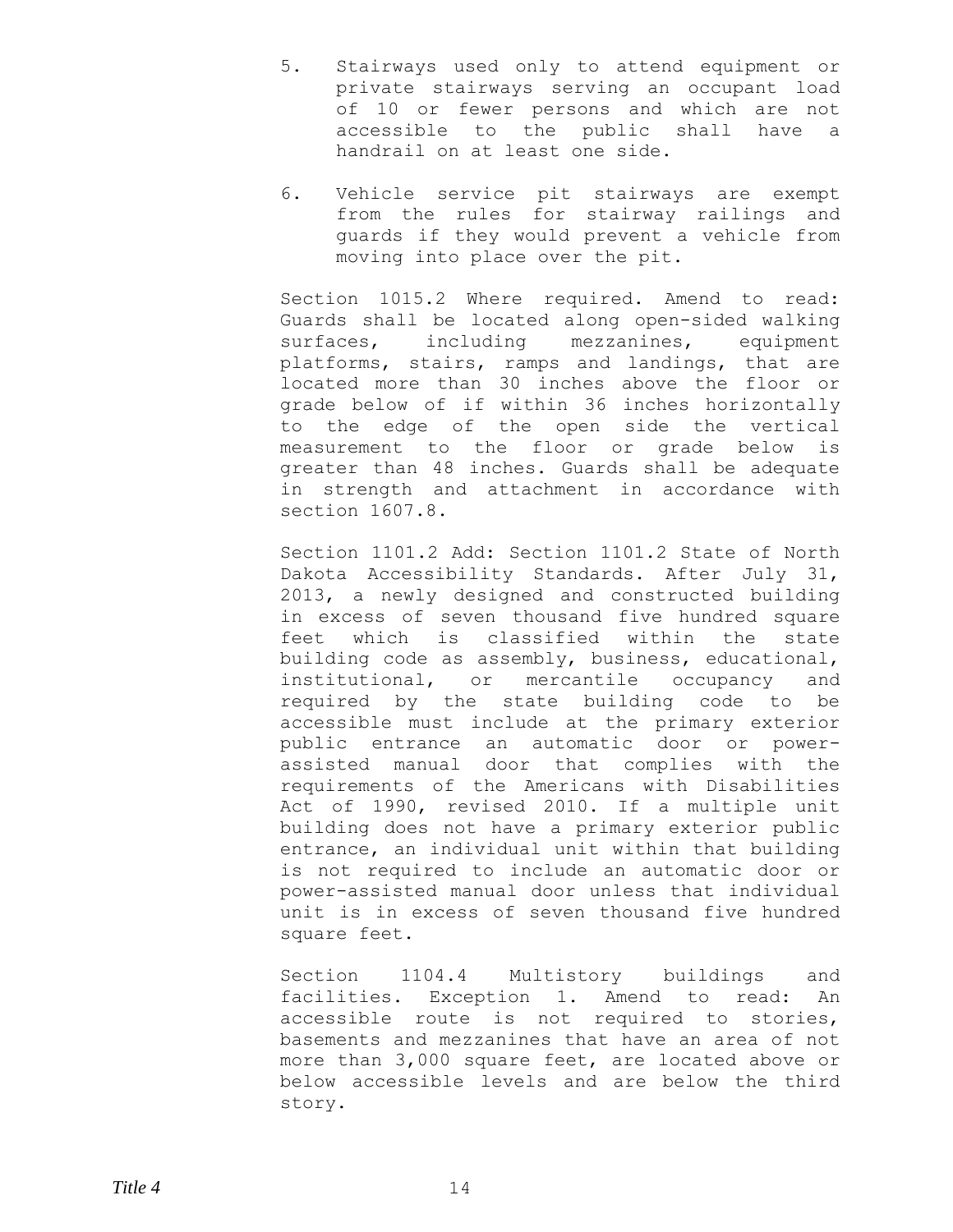5. Stairways used only to attend equipment or private stairways serving an occupant load of 10 or fewer persons and which are not accessible to the public shall have a handrail on at least one side.

6. Vehicle service pit stairways are exempt from the rules for stairway railings and guards if they would prevent a vehicle from moving into place over the pit.

Section 1015.2 Where required. Amend to read: Guards shall be located along open-sided walking surfaces, including mezzanines, equipment platforms, stairs, ramps and landings, that are located more than 30 inches above the floor or grade below of if within 36 inches horizontally to the edge of the open side the vertical measurement to the floor or grade below is greater than 48 inches. Guards shall be adequate in strength and attachment in accordance with section 1607.8.

Section 1101.2 Add: Section 1101.2 State of North Dakota Accessibility Standards. After July 31, 2013, a newly designed and constructed building in excess of seven thousand five hundred square feet which is classified within the state building code as assembly, business, educational, institutional, or mercantile occupancy and required by the state building code to be accessible must include at the primary exterior public entrance an automatic door or power-assisted manual door that complies with the requirements of the Americans with Disabilities Act of 1990, revised 2010. If a multiple unit building does not have a primary exterior public entrance, an individual unit within that building is not required to include an automatic door or power-assisted manual door unless that individual unit is in excess of seven thousand five hundred square feet.

Section 1104.4 Multistory buildings and facilities. Exception 1. Amend to read: An accessible route is not required to stories, basements and mezzanines that have an area of not more than 3,000 square feet, are located above or below accessible levels and are below the third story.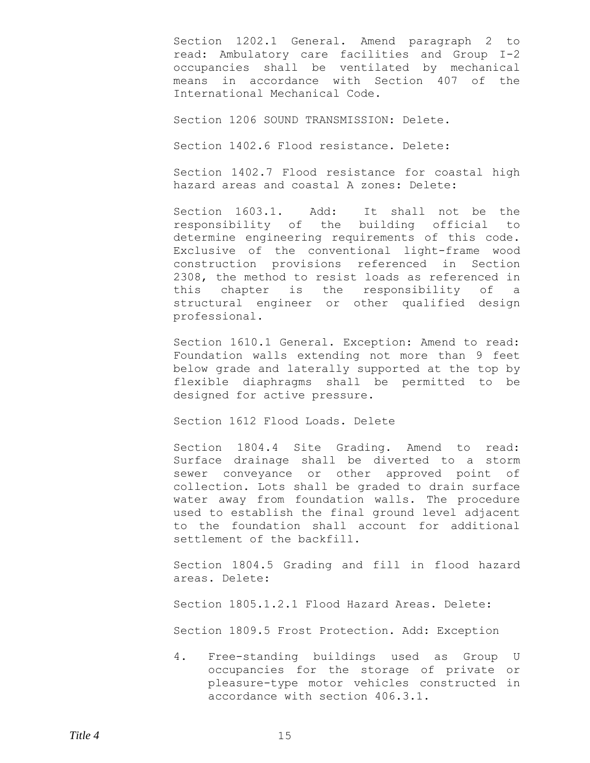Section 1202.1 General. Amend paragraph 2 to read: Ambulatory care facilities and Group I-2 occupancies shall be ventilated by mechanical means in accordance with Section 407 of the International Mechanical Code.

Section 1206 SOUND TRANSMISSION: Delete.

Section 1402.6 Flood resistance. Delete:

Section 1402.7 Flood resistance for coastal high hazard areas and coastal A zones: Delete:

Section 1603.1. Add: It shall not be the responsibility of the building official to determine engineering requirements of this code. Exclusive of the conventional light-frame wood construction provisions referenced in Section 2308, the method to resist loads as referenced in this chapter is the responsibility of a structural engineer or other qualified design professional.

Section 1610.1 General. Exception: Amend to read: Foundation walls extending not more than 9 feet below grade and laterally supported at the top by flexible diaphragms shall be permitted to be designed for active pressure.

Section 1612 Flood Loads. Delete

Section 1804.4 Site Grading. Amend to read: Surface drainage shall be diverted to a storm sewer conveyance or other approved point of collection. Lots shall be graded to drain surface water away from foundation walls. The procedure used to establish the final ground level adjacent to the foundation shall account for additional settlement of the backfill.

Section 1804.5 Grading and fill in flood hazard areas. Delete:

Section 1805.1.2.1 Flood Hazard Areas. Delete:

Section 1809.5 Frost Protection. Add: Exception

4. Free-standing buildings used as Group U occupancies for the storage of private or pleasure-type motor vehicles constructed in accordance with section 406.3.1.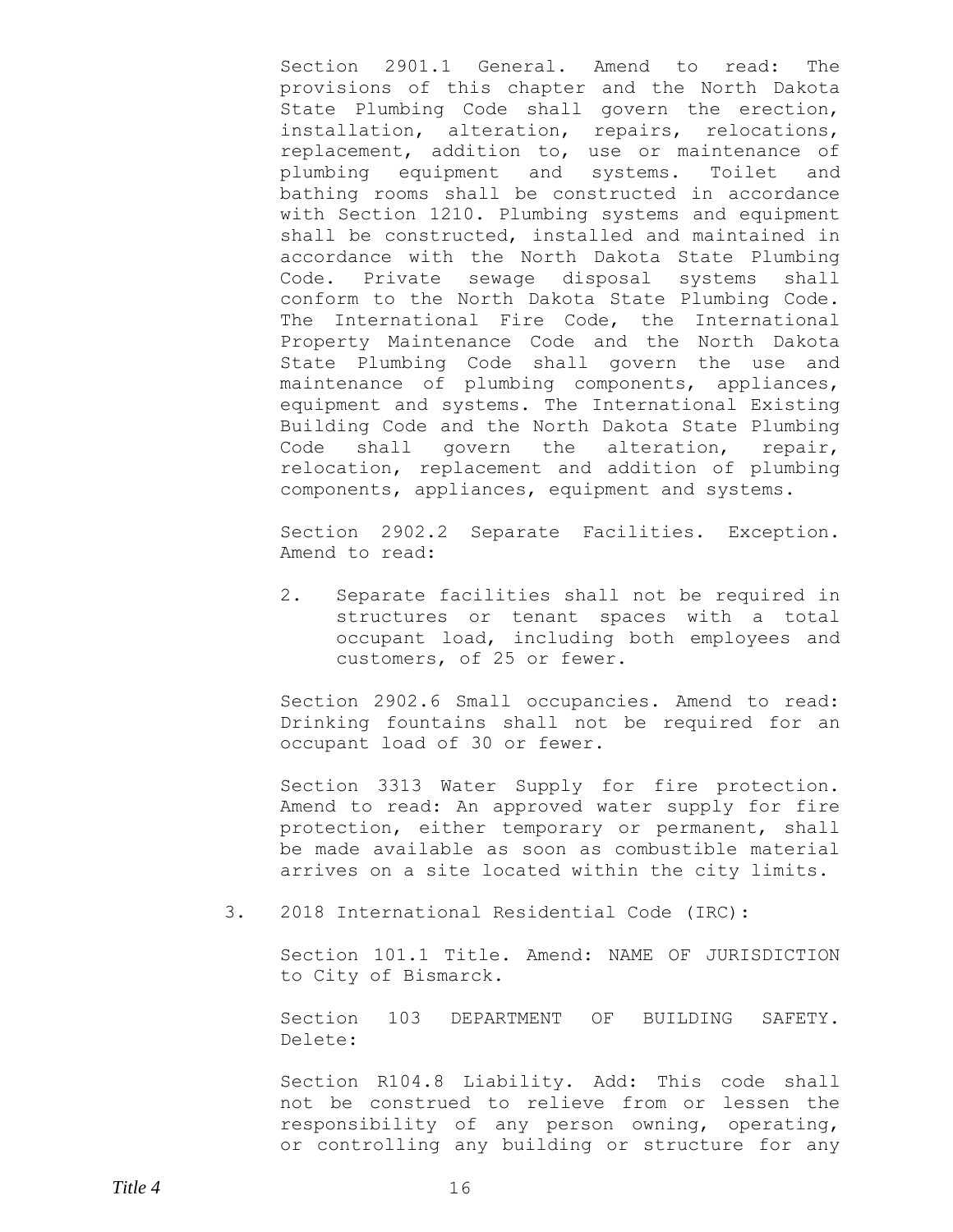Section 2901.1 General. Amend to read: The provisions of this chapter and the North Dakota State Plumbing Code shall govern the erection, installation, alteration, repairs, relocations, replacement, addition to, use or maintenance of plumbing equipment and systems. Toilet and bathing rooms shall be constructed in accordance with Section 1210. Plumbing systems and equipment shall be constructed, installed and maintained in accordance with the North Dakota State Plumbing Code. Private sewage disposal systems shall conform to the North Dakota State Plumbing Code. The International Fire Code, the International Property Maintenance Code and the North Dakota State Plumbing Code shall govern the use and maintenance of plumbing components, appliances, equipment and systems. The International Existing Building Code and the North Dakota State Plumbing Code shall govern the alteration, repair, relocation, replacement and addition of plumbing components, appliances, equipment and systems.

Section 2902.2 Separate Facilities. Exception. Amend to read:

2. Separate facilities shall not be required in structures or tenant spaces with a total occupant load, including both employees and customers, of 25 or fewer.

Section 2902.6 Small occupancies. Amend to read: Drinking fountains shall not be required for an occupant load of 30 or fewer.

Section 3313 Water Supply for fire protection. Amend to read: An approved water supply for fire protection, either temporary or permanent, shall be made available as soon as combustible material arrives on a site located within the city limits.

3. 2018 International Residential Code (IRC):

Section 101.1 Title. Amend: NAME OF JURISDICTION to City of Bismarck.

Section 103 DEPARTMENT OF BUILDING SAFETY. Delete:

Section R104.8 Liability. Add: This code shall not be construed to relieve from or lessen the responsibility of any person owning, operating, or controlling any building or structure for any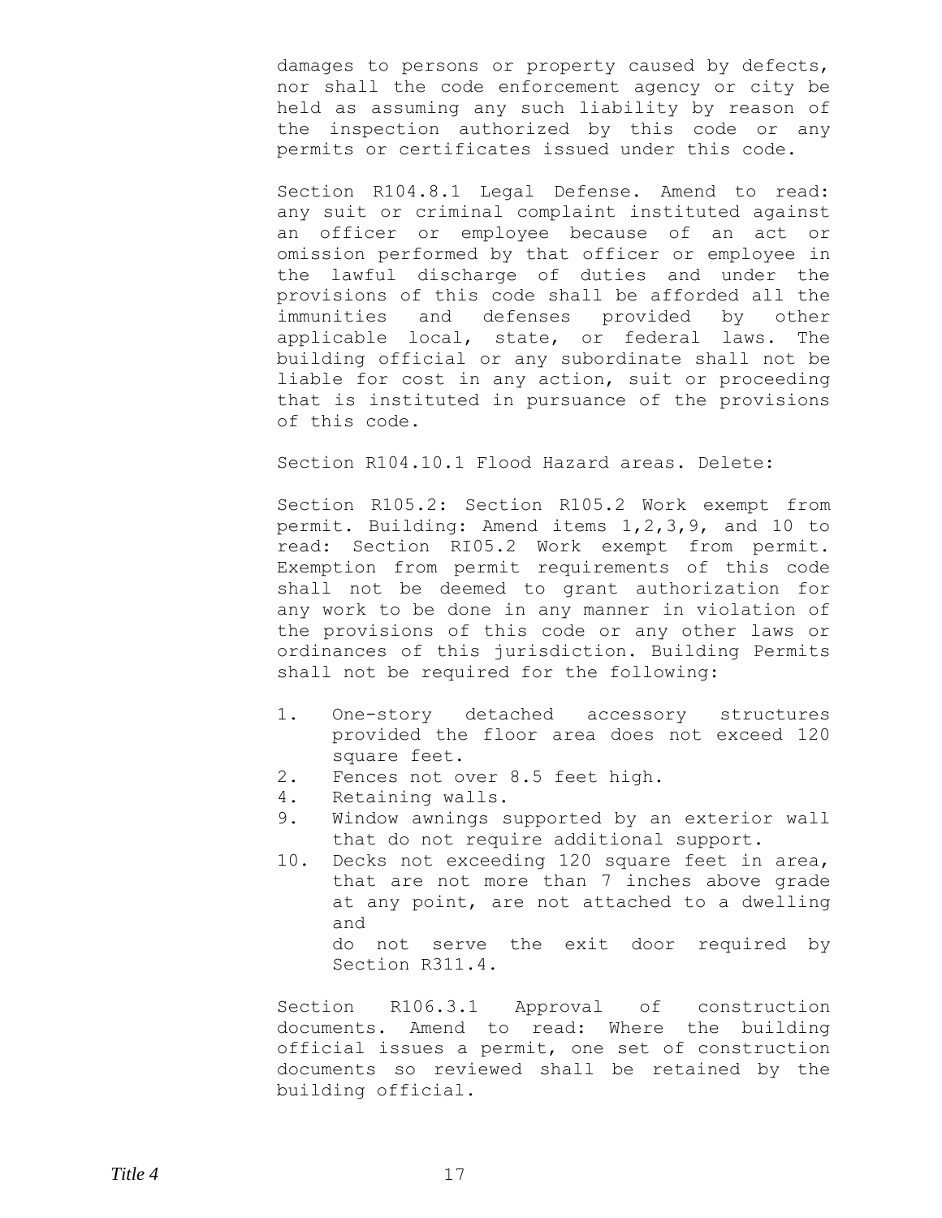damages to persons or property caused by defects, nor shall the code enforcement agency or city be held as assuming any such liability by reason of the inspection authorized by this code or any permits or certificates issued under this code.

Section R104.8.1 Legal Defense. Amend to read: any suit or criminal complaint instituted against an officer or employee because of an act or omission performed by that officer or employee in the lawful discharge of duties and under the provisions of this code shall be afforded all the immunities and defenses provided by other applicable local, state, or federal laws. The building official or any subordinate shall not be liable for cost in any action, suit or proceeding that is instituted in pursuance of the provisions of this code.

Section R104.10.1 Flood Hazard areas. Delete:

Section R105.2: Section R105.2 Work exempt from permit. Building: Amend items 1,2,3,9, and 10 to read: Section RI05.2 Work exempt from permit. Exemption from permit requirements of this code shall not be deemed to grant authorization for any work to be done in any manner in violation of the provisions of this code or any other laws or ordinances of this jurisdiction. Building Permits shall not be required for the following:

1. One-story detached accessory structures provided the floor area does not exceed 120 square feet.
2. Fences not over 8.5 feet high.
4. Retaining walls.
9. Window awnings supported by an exterior wall that do not require additional support.
10. Decks not exceeding 120 square feet in area, that are not more than 7 inches above grade at any point, are not attached to a dwelling and
do not serve the exit door required by Section R311.4.

Section R106.3.1 Approval of construction documents. Amend to read: Where the building official issues a permit, one set of construction documents so reviewed shall be retained by the building official.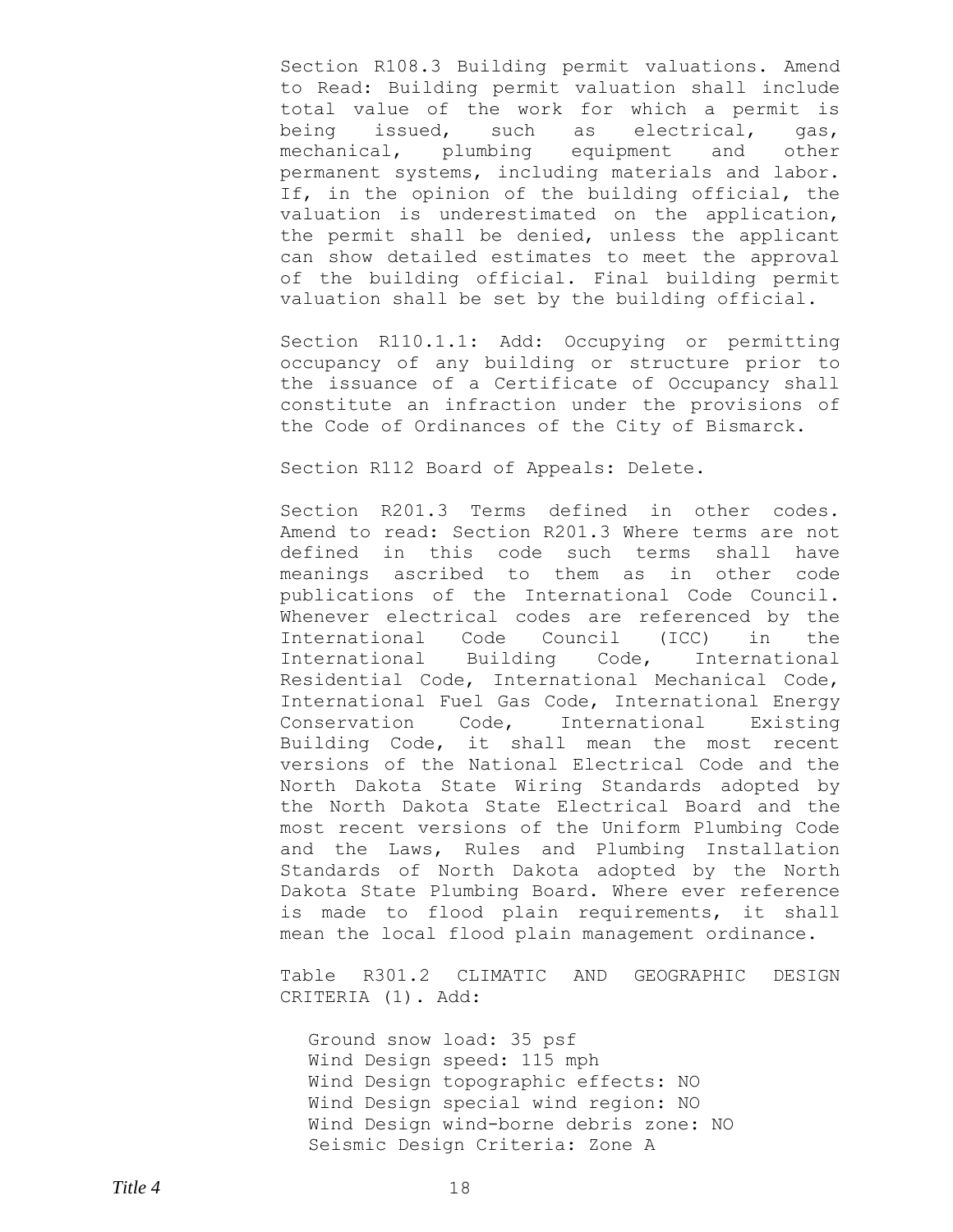Section R108.3 Building permit valuations. Amend to Read: Building permit valuation shall include total value of the work for which a permit is being issued, such as electrical, gas, mechanical, plumbing equipment and other permanent systems, including materials and labor. If, in the opinion of the building official, the valuation is underestimated on the application, the permit shall be denied, unless the applicant can show detailed estimates to meet the approval of the building official. Final building permit valuation shall be set by the building official.

Section R110.1.1: Add: Occupying or permitting occupancy of any building or structure prior to the issuance of a Certificate of Occupancy shall constitute an infraction under the provisions of the Code of Ordinances of the City of Bismarck.

Section R112 Board of Appeals: Delete.

Section R201.3 Terms defined in other codes. Amend to read: Section R201.3 Where terms are not defined in this code such terms shall have meanings ascribed to them as in other code publications of the International Code Council. Whenever electrical codes are referenced by the International Code Council (ICC) in the International Building Code, International Residential Code, International Mechanical Code, International Fuel Gas Code, International Energy Conservation Code, International Existing Building Code, it shall mean the most recent versions of the National Electrical Code and the North Dakota State Wiring Standards adopted by the North Dakota State Electrical Board and the most recent versions of the Uniform Plumbing Code and the Laws, Rules and Plumbing Installation Standards of North Dakota adopted by the North Dakota State Plumbing Board. Where ever reference is made to flood plain requirements, it shall mean the local flood plain management ordinance.

Table R301.2 CLIMATIC AND GEOGRAPHIC DESIGN CRITERIA (1). Add:

Ground snow load: 35 psf
Wind Design speed: 115 mph
Wind Design topographic effects: NO
Wind Design special wind region: NO
Wind Design wind-borne debris zone: NO
Seismic Design Criteria: Zone A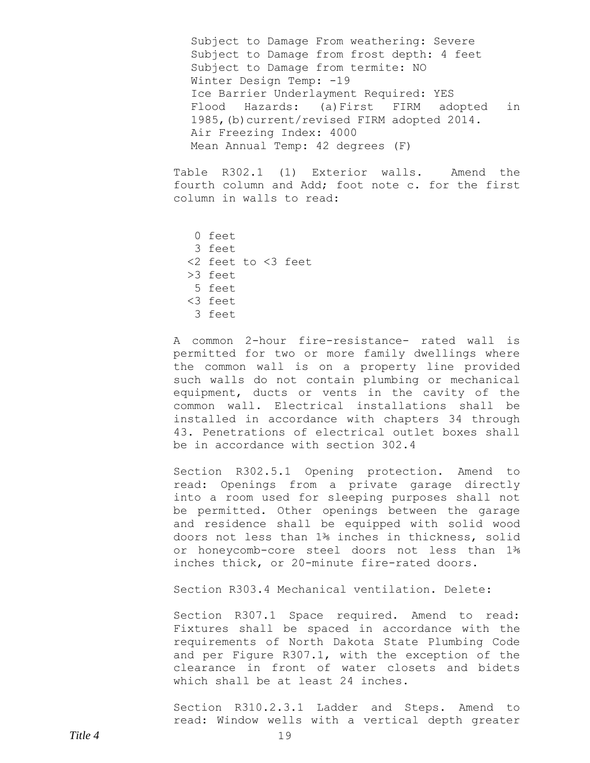Subject to Damage From weathering: Severe
Subject to Damage from frost depth: 4 feet
Subject to Damage from termite: NO
Winter Design Temp: -19
Ice Barrier Underlayment Required: YES
Flood Hazards: (a) First FIRM adopted in 1985, (b) current/revised FIRM adopted 2014.
Air Freezing Index: 4000
Mean Annual Temp: 42 degrees (F)

Table R302.1 (1) Exterior walls. Amend the fourth column and Add; foot note c. for the first column in walls to read:

0 feet
3 feet
<2 feet to <3 feet
>3 feet
5 feet
<3 feet
3 feet

A common 2-hour fire-resistance- rated wall is permitted for two or more family dwellings where the common wall is on a property line provided such walls do not contain plumbing or mechanical equipment, ducts or vents in the cavity of the common wall. Electrical installations shall be installed in accordance with chapters 34 through 43. Penetrations of electrical outlet boxes shall be in accordance with section 302.4

Section R302.5.1 Opening protection. Amend to read: Openings from a private garage directly into a room used for sleeping purposes shall not be permitted. Other openings between the garage and residence shall be equipped with solid wood doors not less than 1⅜ inches in thickness, solid or honeycomb-core steel doors not less than 1⅜ inches thick, or 20-minute fire-rated doors.

Section R303.4 Mechanical ventilation. Delete:

Section R307.1 Space required. Amend to read: Fixtures shall be spaced in accordance with the requirements of North Dakota State Plumbing Code and per Figure R307.1, with the exception of the clearance in front of water closets and bidets which shall be at least 24 inches.

Section R310.2.3.1 Ladder and Steps. Amend to read: Window wells with a vertical depth greater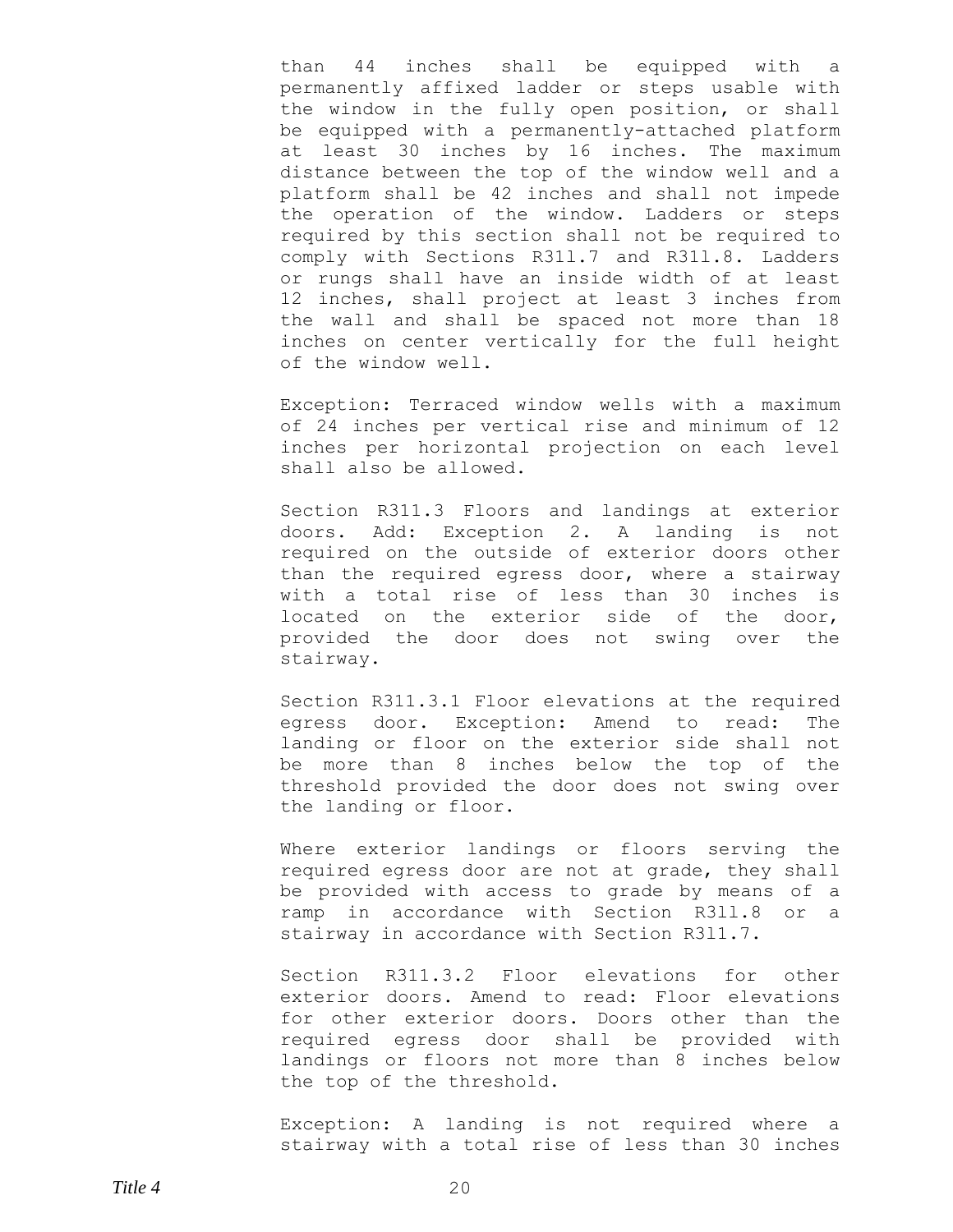than 44 inches shall be equipped with a permanently affixed ladder or steps usable with the window in the fully open position, or shall be equipped with a permanently-attached platform at least 30 inches by 16 inches. The maximum distance between the top of the window well and a platform shall be 42 inches and shall not impede the operation of the window. Ladders or steps required by this section shall not be required to comply with Sections R311.7 and R311.8. Ladders or rungs shall have an inside width of at least 12 inches, shall project at least 3 inches from the wall and shall be spaced not more than 18 inches on center vertically for the full height of the window well.

Exception: Terraced window wells with a maximum of 24 inches per vertical rise and minimum of 12 inches per horizontal projection on each level shall also be allowed.

Section R311.3 Floors and landings at exterior doors. Add: Exception 2. A landing is not required on the outside of exterior doors other than the required egress door, where a stairway with a total rise of less than 30 inches is located on the exterior side of the door, provided the door does not swing over the stairway.

Section R311.3.1 Floor elevations at the required egress door. Exception: Amend to read: The landing or floor on the exterior side shall not be more than 8 inches below the top of the threshold provided the door does not swing over the landing or floor.

Where exterior landings or floors serving the required egress door are not at grade, they shall be provided with access to grade by means of a ramp in accordance with Section R311.8 or a stairway in accordance with Section R311.7.

Section R311.3.2 Floor elevations for other exterior doors. Amend to read: Floor elevations for other exterior doors. Doors other than the required egress door shall be provided with landings or floors not more than 8 inches below the top of the threshold.

Exception: A landing is not required where a stairway with a total rise of less than 30 inches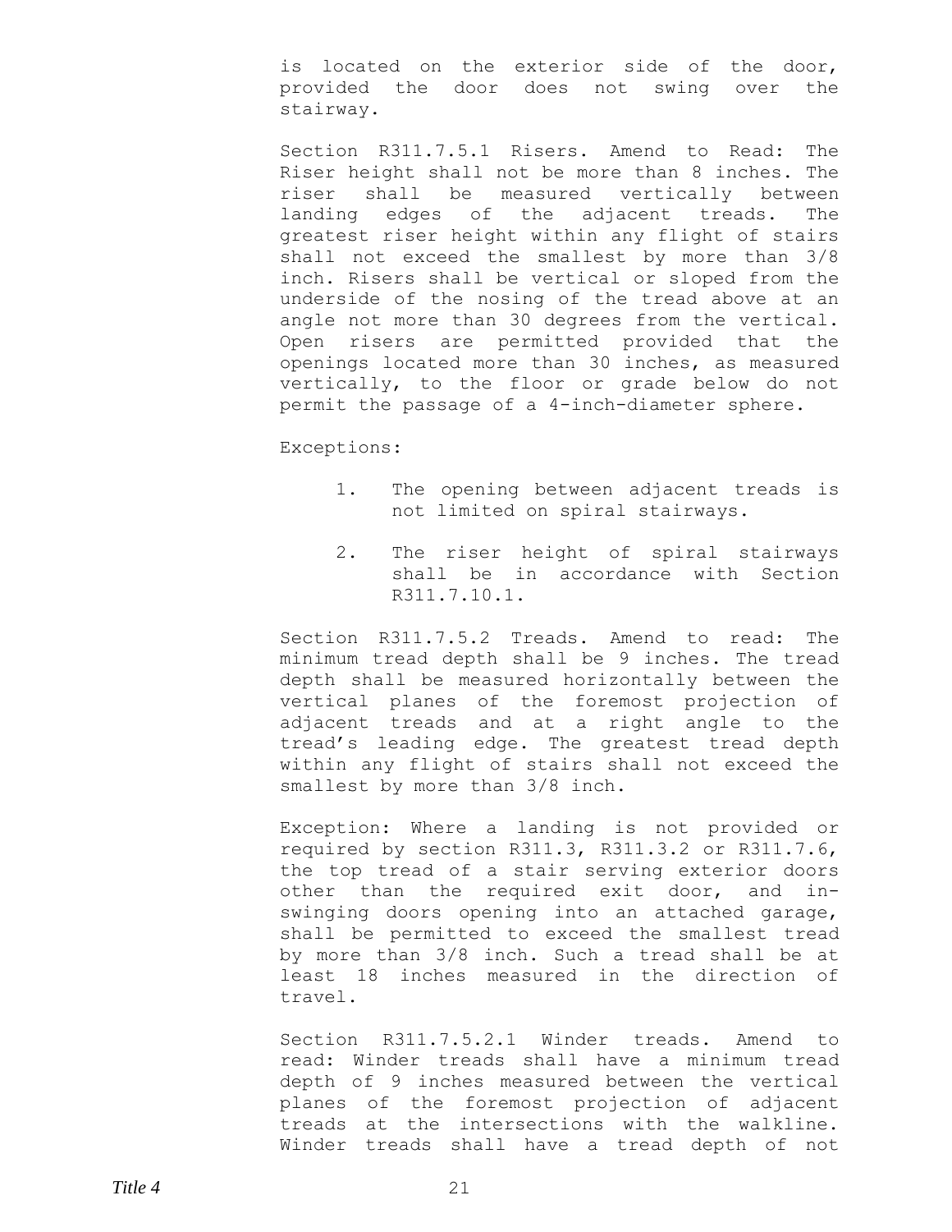is located on the exterior side of the door, provided the door does not swing over the stairway.

Section R311.7.5.1 Risers. Amend to Read: The Riser height shall not be more than 8 inches. The riser shall be measured vertically between landing edges of the adjacent treads. The greatest riser height within any flight of stairs shall not exceed the smallest by more than 3/8 inch. Risers shall be vertical or sloped from the underside of the nosing of the tread above at an angle not more than 30 degrees from the vertical. Open risers are permitted provided that the openings located more than 30 inches, as measured vertically, to the floor or grade below do not permit the passage of a 4-inch-diameter sphere.

Exceptions:

1. The opening between adjacent treads is not limited on spiral stairways.

2. The riser height of spiral stairways shall be in accordance with Section R311.7.10.1.

Section R311.7.5.2 Treads. Amend to read: The minimum tread depth shall be 9 inches. The tread depth shall be measured horizontally between the vertical planes of the foremost projection of adjacent treads and at a right angle to the tread's leading edge. The greatest tread depth within any flight of stairs shall not exceed the smallest by more than 3/8 inch.

Exception: Where a landing is not provided or required by section R311.3, R311.3.2 or R311.7.6, the top tread of a stair serving exterior doors other than the required exit door, and in-swinging doors opening into an attached garage, shall be permitted to exceed the smallest tread by more than 3/8 inch. Such a tread shall be at least 18 inches measured in the direction of travel.

Section R311.7.5.2.1 Winder treads. Amend to read: Winder treads shall have a minimum tread depth of 9 inches measured between the vertical planes of the foremost projection of adjacent treads at the intersections with the walkline. Winder treads shall have a tread depth of not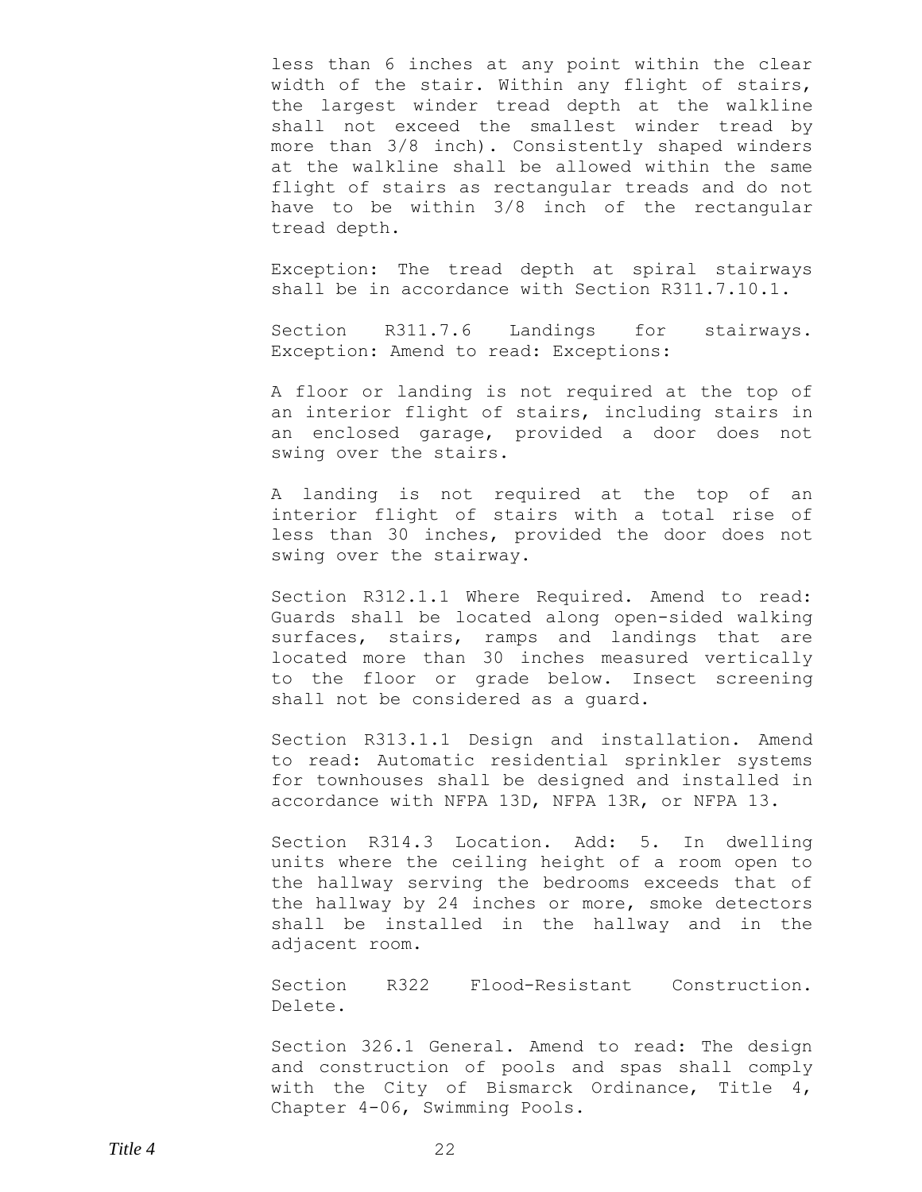less than 6 inches at any point within the clear width of the stair. Within any flight of stairs, the largest winder tread depth at the walkline shall not exceed the smallest winder tread by more than 3/8 inch). Consistently shaped winders at the walkline shall be allowed within the same flight of stairs as rectangular treads and do not have to be within 3/8 inch of the rectangular tread depth.

Exception: The tread depth at spiral stairways shall be in accordance with Section R311.7.10.1.

Section R311.7.6 Landings for stairways. Exception: Amend to read: Exceptions:

A floor or landing is not required at the top of an interior flight of stairs, including stairs in an enclosed garage, provided a door does not swing over the stairs.

A landing is not required at the top of an interior flight of stairs with a total rise of less than 30 inches, provided the door does not swing over the stairway.

Section R312.1.1 Where Required. Amend to read: Guards shall be located along open-sided walking surfaces, stairs, ramps and landings that are located more than 30 inches measured vertically to the floor or grade below. Insect screening shall not be considered as a guard.

Section R313.1.1 Design and installation. Amend to read: Automatic residential sprinkler systems for townhouses shall be designed and installed in accordance with NFPA 13D, NFPA 13R, or NFPA 13.

Section R314.3 Location. Add: 5. In dwelling units where the ceiling height of a room open to the hallway serving the bedrooms exceeds that of the hallway by 24 inches or more, smoke detectors shall be installed in the hallway and in the adjacent room.

Section R322 Flood-Resistant Construction. Delete.

Section 326.1 General. Amend to read: The design and construction of pools and spas shall comply with the City of Bismarck Ordinance, Title 4, Chapter 4-06, Swimming Pools.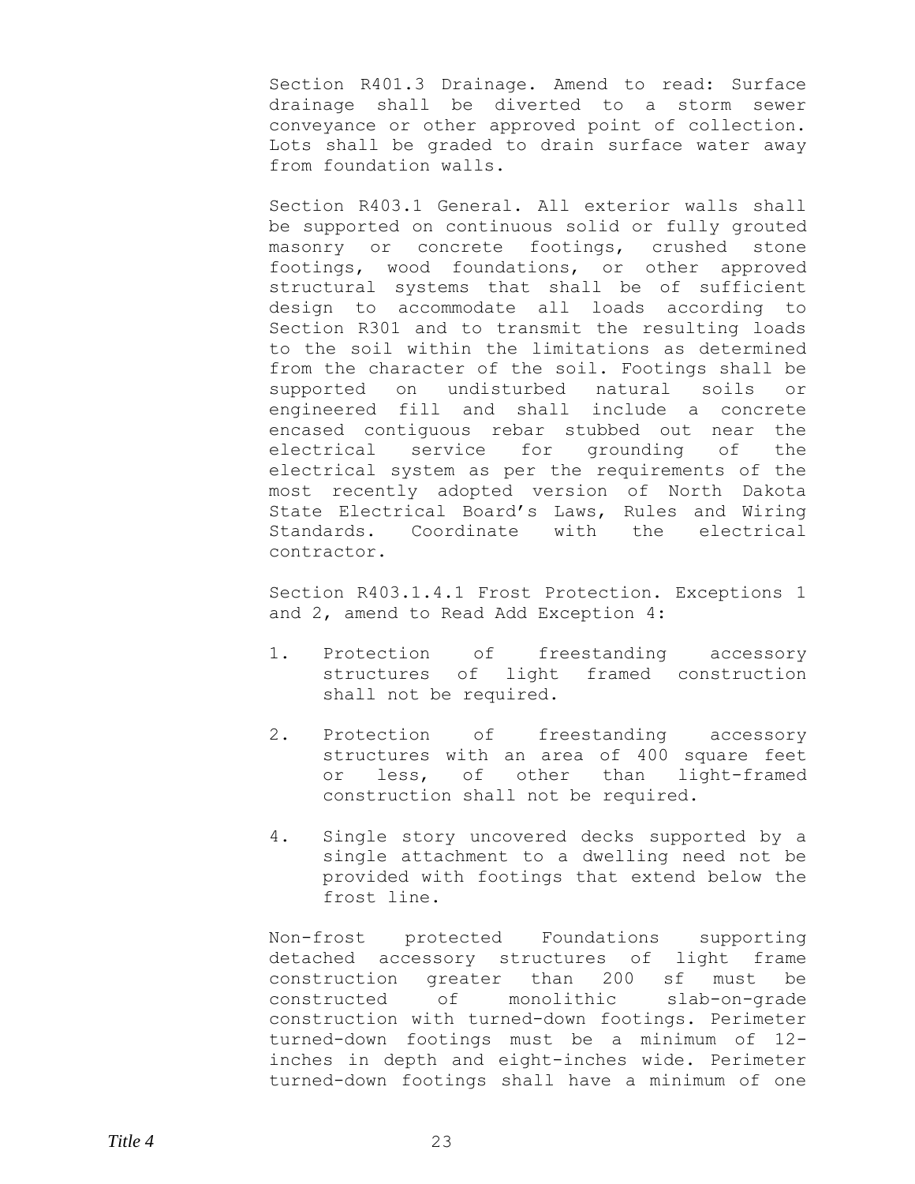Section R401.3 Drainage. Amend to read: Surface drainage shall be diverted to a storm sewer conveyance or other approved point of collection. Lots shall be graded to drain surface water away from foundation walls.

Section R403.1 General. All exterior walls shall be supported on continuous solid or fully grouted masonry or concrete footings, crushed stone footings, wood foundations, or other approved structural systems that shall be of sufficient design to accommodate all loads according to Section R301 and to transmit the resulting loads to the soil within the limitations as determined from the character of the soil. Footings shall be supported on undisturbed natural soils or engineered fill and shall include a concrete encased contiguous rebar stubbed out near the electrical service for grounding of the electrical system as per the requirements of the most recently adopted version of North Dakota State Electrical Board's Laws, Rules and Wiring Standards. Coordinate with the electrical contractor.

Section R403.1.4.1 Frost Protection. Exceptions 1 and 2, amend to Read Add Exception 4:

1. Protection of freestanding accessory structures of light framed construction shall not be required.

2. Protection of freestanding accessory structures with an area of 400 square feet or less, of other than light-framed construction shall not be required.

4. Single story uncovered decks supported by a single attachment to a dwelling need not be provided with footings that extend below the frost line.

Non-frost protected Foundations supporting detached accessory structures of light frame construction greater than 200 sf must be constructed of monolithic slab-on-grade construction with turned-down footings. Perimeter turned-down footings must be a minimum of 12-inches in depth and eight-inches wide. Perimeter turned-down footings shall have a minimum of one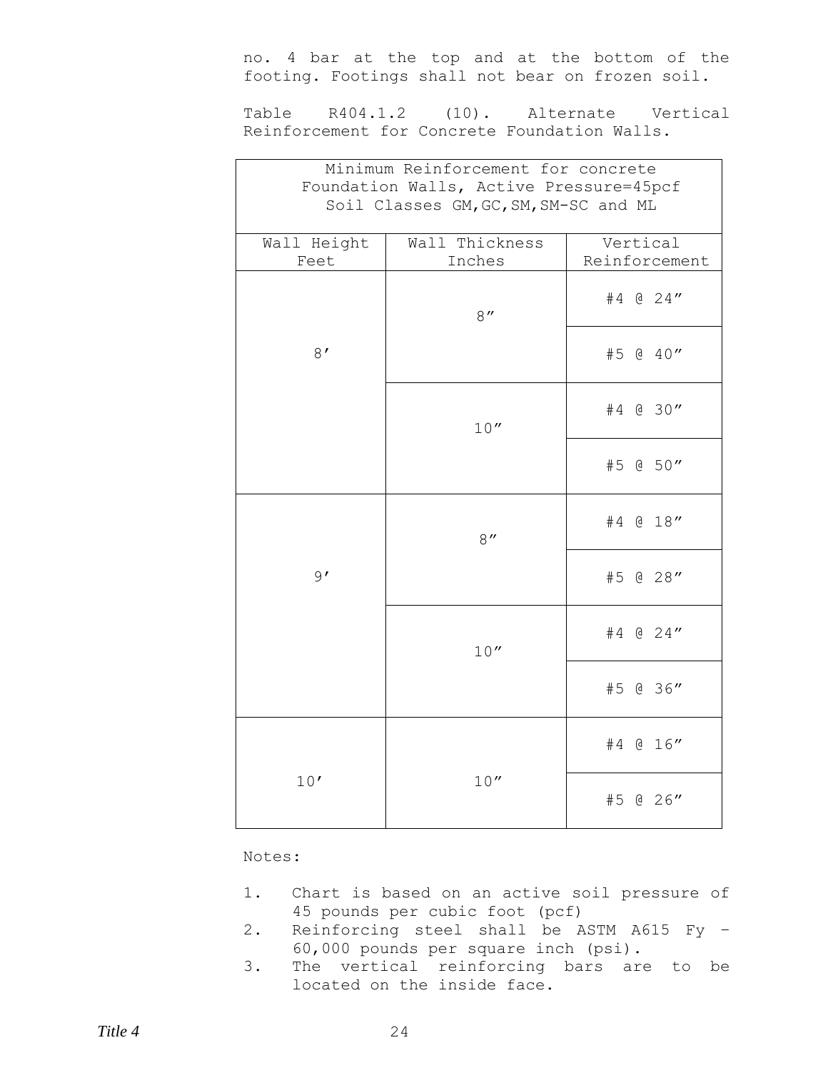no. 4 bar at the top and at the bottom of the footing. Footings shall not bear on frozen soil.

Table R404.1.2 (10). Alternate Vertical Reinforcement for Concrete Foundation Walls.

| Minimum Reinforcement for concrete Foundation Walls, Active Pressure=45pcf Soil Classes GM,GC,SM,SM-SC and ML | | |
|---|---|---|
| Wall Height Feet | Wall Thickness Inches | Vertical Reinforcement |
| 8′ | 8″ | #4 @ 24″ |
| | | #5 @ 40″ |
| | 10″ | #4 @ 30″ |
| | | #5 @ 50″ |
| 9′ | 8″ | #4 @ 18″ |
| | | #5 @ 28″ |
| | 10″ | #4 @ 24″ |
| | | #5 @ 36″ |
| 10′ | 10″ | #4 @ 16″ |
| | | #5 @ 26″ |

Notes:

1. Chart is based on an active soil pressure of 45 pounds per cubic foot (pcf)
2. Reinforcing steel shall be ASTM A615 Fy – 60,000 pounds per square inch (psi).
3. The vertical reinforcing bars are to be located on the inside face.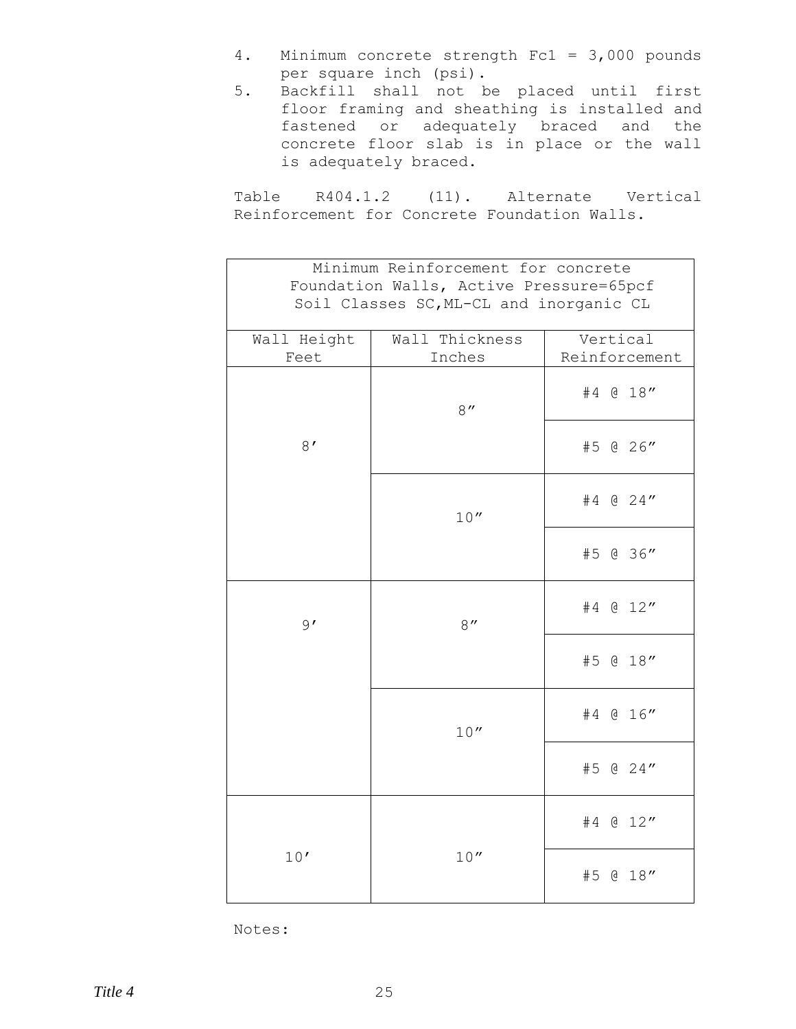4. Minimum concrete strength Fc1 = 3,000 pounds per square inch (psi).
5. Backfill shall not be placed until first floor framing and sheathing is installed and fastened or adequately braced and the concrete floor slab is in place or the wall is adequately braced.

Table R404.1.2 (11). Alternate Vertical Reinforcement for Concrete Foundation Walls.

| Minimum Reinforcement for concrete Foundation Walls, Active Pressure=65pcf Soil Classes SC,ML-CL and inorganic CL | | |
|---|---|---|
| Wall Height Feet | Wall Thickness Inches | Vertical Reinforcement |
| 8′ | 8″ | #4 @ 18″ |
| | | #5 @ 26″ |
| | 10″ | #4 @ 24″ |
| | | #5 @ 36″ |
| 9′ | 8″ | #4 @ 12″ |
| | | #5 @ 18″ |
| | 10″ | #4 @ 16″ |
| | | #5 @ 24″ |
| 10′ | 10″ | #4 @ 12″ |
| | | #5 @ 18″ |

Notes: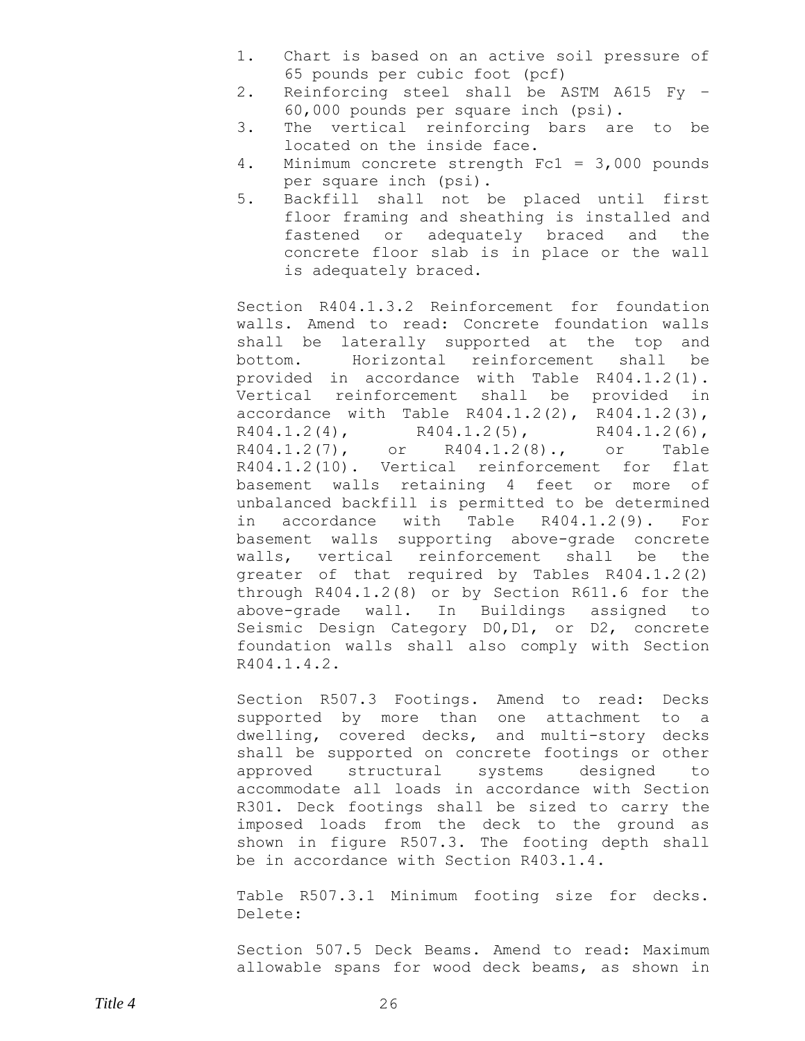1. Chart is based on an active soil pressure of 65 pounds per cubic foot (pcf)
2. Reinforcing steel shall be ASTM A615 Fy – 60,000 pounds per square inch (psi).
3. The vertical reinforcing bars are to be located on the inside face.
4. Minimum concrete strength Fc1 = 3,000 pounds per square inch (psi).
5. Backfill shall not be placed until first floor framing and sheathing is installed and fastened or adequately braced and the concrete floor slab is in place or the wall is adequately braced.

Section R404.1.3.2 Reinforcement for foundation walls. Amend to read: Concrete foundation walls shall be laterally supported at the top and bottom. Horizontal reinforcement shall be provided in accordance with Table R404.1.2(1). Vertical reinforcement shall be provided in accordance with Table R404.1.2(2), R404.1.2(3), R404.1.2(4), R404.1.2(5), R404.1.2(6), R404.1.2(7), or R404.1.2(8)., or Table R404.1.2(10). Vertical reinforcement for flat basement walls retaining 4 feet or more of unbalanced backfill is permitted to be determined in accordance with Table R404.1.2(9). For basement walls supporting above-grade concrete walls, vertical reinforcement shall be the greater of that required by Tables R404.1.2(2) through R404.1.2(8) or by Section R611.6 for the above-grade wall. In Buildings assigned to Seismic Design Category D0,D1, or D2, concrete foundation walls shall also comply with Section R404.1.4.2.

Section R507.3 Footings. Amend to read: Decks supported by more than one attachment to a dwelling, covered decks, and multi-story decks shall be supported on concrete footings or other approved structural systems designed to accommodate all loads in accordance with Section R301. Deck footings shall be sized to carry the imposed loads from the deck to the ground as shown in figure R507.3. The footing depth shall be in accordance with Section R403.1.4.

Table R507.3.1 Minimum footing size for decks. Delete:

Section 507.5 Deck Beams. Amend to read: Maximum allowable spans for wood deck beams, as shown in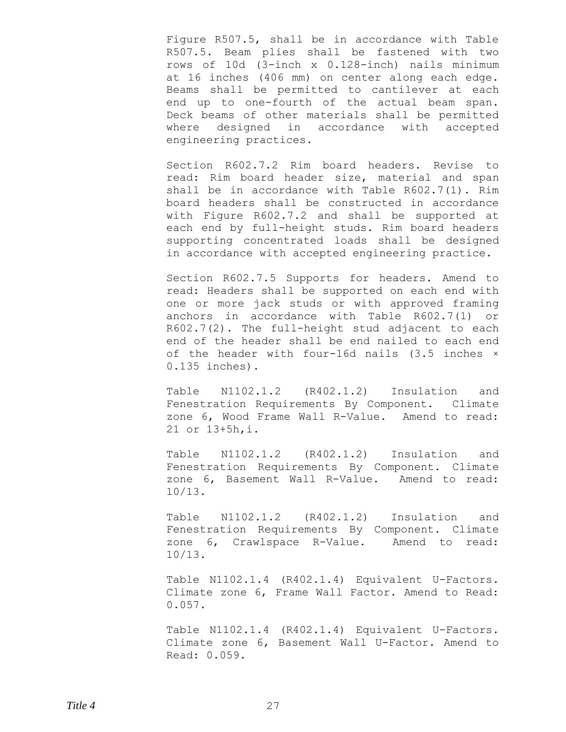Figure R507.5, shall be in accordance with Table R507.5. Beam plies shall be fastened with two rows of 10d (3-inch x 0.128-inch) nails minimum at 16 inches (406 mm) on center along each edge. Beams shall be permitted to cantilever at each end up to one-fourth of the actual beam span. Deck beams of other materials shall be permitted where designed in accordance with accepted engineering practices.

Section R602.7.2 Rim board headers. Revise to read: Rim board header size, material and span shall be in accordance with Table R602.7(1). Rim board headers shall be constructed in accordance with Figure R602.7.2 and shall be supported at each end by full-height studs. Rim board headers supporting concentrated loads shall be designed in accordance with accepted engineering practice.

Section R602.7.5 Supports for headers. Amend to read: Headers shall be supported on each end with one or more jack studs or with approved framing anchors in accordance with Table R602.7(1) or R602.7(2). The full-height stud adjacent to each end of the header shall be end nailed to each end of the header with four-16d nails (3.5 inches × 0.135 inches).

Table N1102.1.2 (R402.1.2) Insulation and Fenestration Requirements By Component. Climate zone 6, Wood Frame Wall R-Value. Amend to read: 21 or 13+5h,i.

Table N1102.1.2 (R402.1.2) Insulation and Fenestration Requirements By Component. Climate zone 6, Basement Wall R-Value. Amend to read: 10/13.

Table N1102.1.2 (R402.1.2) Insulation and Fenestration Requirements By Component. Climate zone 6, Crawlspace R-Value. Amend to read: 10/13.

Table N1102.1.4 (R402.1.4) Equivalent U-Factors. Climate zone 6, Frame Wall Factor. Amend to Read: 0.057.

Table N1102.1.4 (R402.1.4) Equivalent U-Factors. Climate zone 6, Basement Wall U-Factor. Amend to Read: 0.059.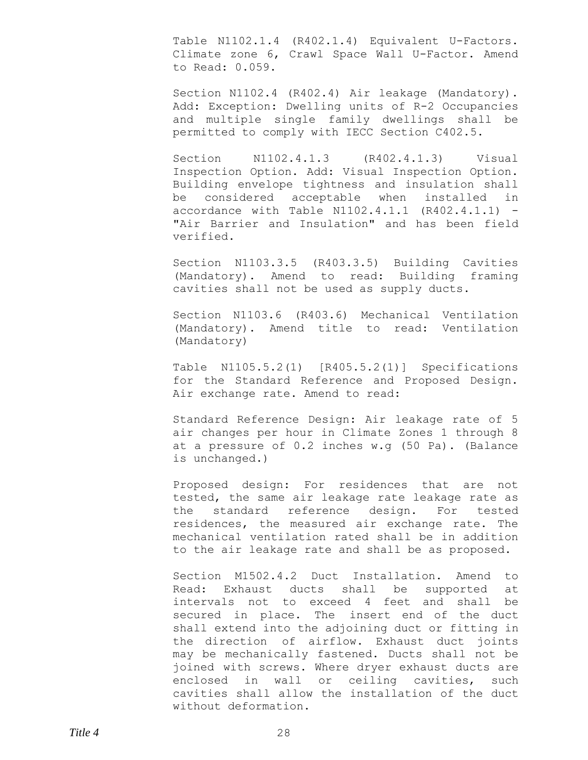Table N1102.1.4 (R402.1.4) Equivalent U-Factors. Climate zone 6, Crawl Space Wall U-Factor. Amend to Read: 0.059.

Section N1102.4 (R402.4) Air leakage (Mandatory). Add: Exception: Dwelling units of R-2 Occupancies and multiple single family dwellings shall be permitted to comply with IECC Section C402.5.

Section N1102.4.1.3 (R402.4.1.3) Visual Inspection Option. Add: Visual Inspection Option. Building envelope tightness and insulation shall be considered acceptable when installed in accordance with Table N1102.4.1.1 (R402.4.1.1) - "Air Barrier and Insulation" and has been field verified.

Section N1103.3.5 (R403.3.5) Building Cavities (Mandatory). Amend to read: Building framing cavities shall not be used as supply ducts.

Section N1103.6 (R403.6) Mechanical Ventilation (Mandatory). Amend title to read: Ventilation (Mandatory)

Table N1105.5.2(1) [R405.5.2(1)] Specifications for the Standard Reference and Proposed Design. Air exchange rate. Amend to read:

Standard Reference Design: Air leakage rate of 5 air changes per hour in Climate Zones 1 through 8 at a pressure of 0.2 inches w.g (50 Pa). (Balance is unchanged.)

Proposed design: For residences that are not tested, the same air leakage rate leakage rate as the standard reference design. For tested residences, the measured air exchange rate. The mechanical ventilation rated shall be in addition to the air leakage rate and shall be as proposed.

Section M1502.4.2 Duct Installation. Amend to Read: Exhaust ducts shall be supported at intervals not to exceed 4 feet and shall be secured in place. The insert end of the duct shall extend into the adjoining duct or fitting in the direction of airflow. Exhaust duct joints may be mechanically fastened. Ducts shall not be joined with screws. Where dryer exhaust ducts are enclosed in wall or ceiling cavities, such cavities shall allow the installation of the duct without deformation.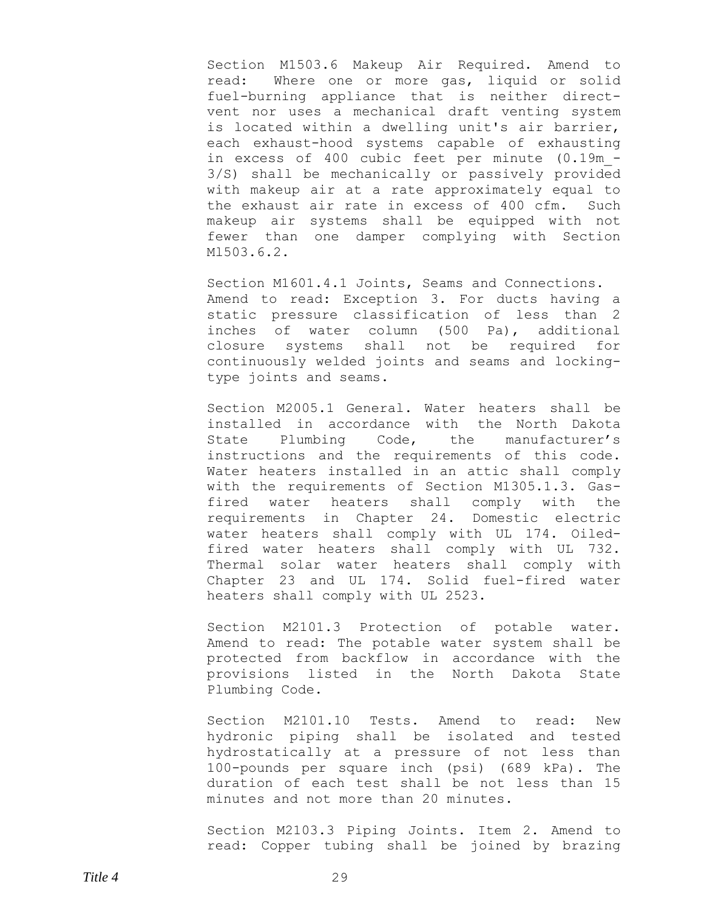Section M1503.6 Makeup Air Required. Amend to read: Where one or more gas, liquid or solid fuel-burning appliance that is neither direct-vent nor uses a mechanical draft venting system is located within a dwelling unit's air barrier, each exhaust-hood systems capable of exhausting in excess of 400 cubic feet per minute (0.19m_-3/S) shall be mechanically or passively provided with makeup air at a rate approximately equal to the exhaust air rate in excess of 400 cfm. Such makeup air systems shall be equipped with not fewer than one damper complying with Section M1503.6.2.

Section M1601.4.1 Joints, Seams and Connections. Amend to read: Exception 3. For ducts having a static pressure classification of less than 2 inches of water column (500 Pa), additional closure systems shall not be required for continuously welded joints and seams and locking-type joints and seams.

Section M2005.1 General. Water heaters shall be installed in accordance with the North Dakota State Plumbing Code, the manufacturer's instructions and the requirements of this code. Water heaters installed in an attic shall comply with the requirements of Section M1305.1.3. Gas-fired water heaters shall comply with the requirements in Chapter 24. Domestic electric water heaters shall comply with UL 174. Oiled-fired water heaters shall comply with UL 732. Thermal solar water heaters shall comply with Chapter 23 and UL 174. Solid fuel-fired water heaters shall comply with UL 2523.

Section M2101.3 Protection of potable water. Amend to read: The potable water system shall be protected from backflow in accordance with the provisions listed in the North Dakota State Plumbing Code.

Section M2101.10 Tests. Amend to read: New hydronic piping shall be isolated and tested hydrostatically at a pressure of not less than 100-pounds per square inch (psi) (689 kPa). The duration of each test shall be not less than 15 minutes and not more than 20 minutes.

Section M2103.3 Piping Joints. Item 2. Amend to read: Copper tubing shall be joined by brazing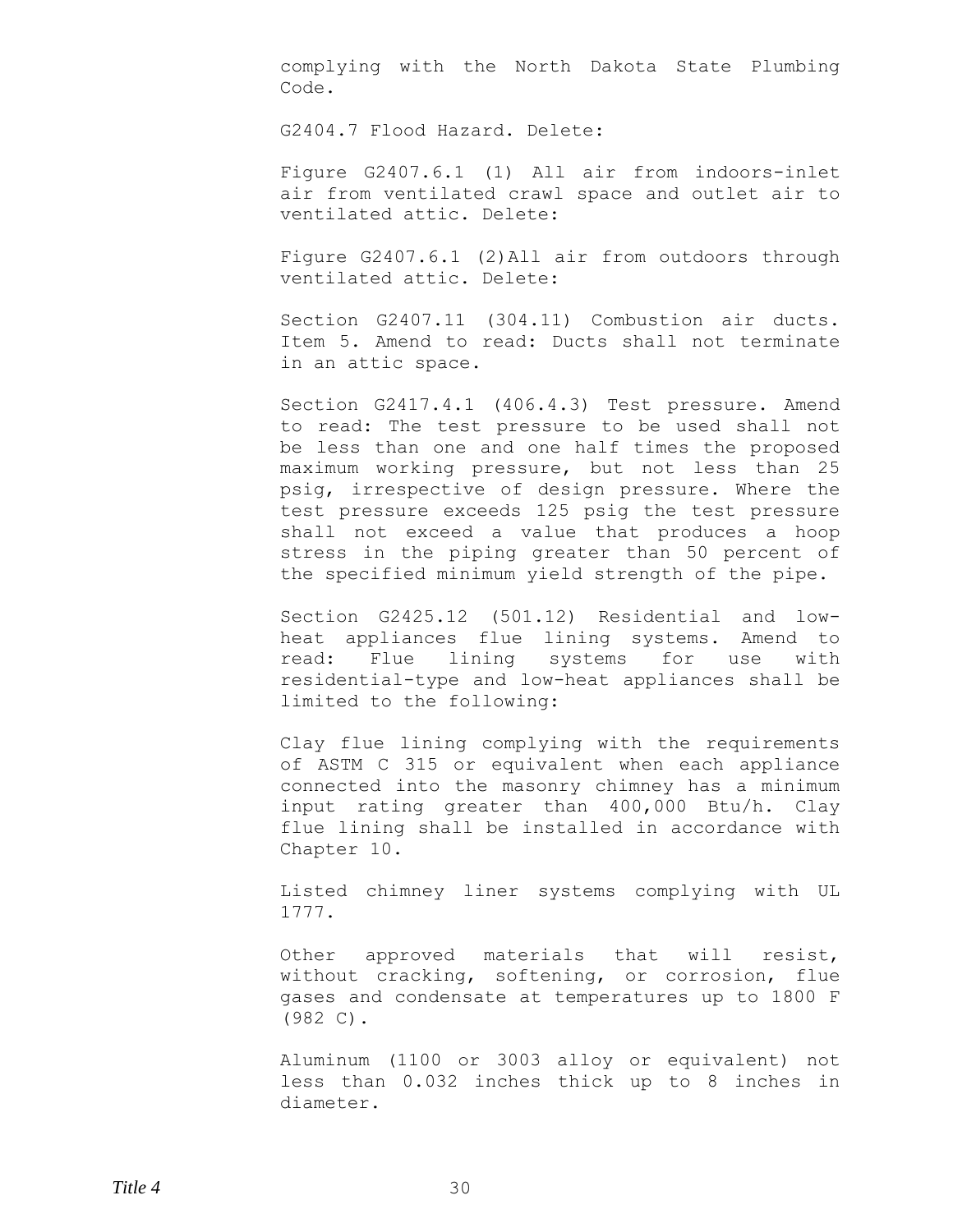complying with the North Dakota State Plumbing Code.

G2404.7 Flood Hazard. Delete:

Figure G2407.6.1 (1) All air from indoors-inlet air from ventilated crawl space and outlet air to ventilated attic. Delete:

Figure G2407.6.1 (2)All air from outdoors through ventilated attic. Delete:

Section G2407.11 (304.11) Combustion air ducts. Item 5. Amend to read: Ducts shall not terminate in an attic space.

Section G2417.4.1 (406.4.3) Test pressure. Amend to read: The test pressure to be used shall not be less than one and one half times the proposed maximum working pressure, but not less than 25 psig, irrespective of design pressure. Where the test pressure exceeds 125 psig the test pressure shall not exceed a value that produces a hoop stress in the piping greater than 50 percent of the specified minimum yield strength of the pipe.

Section G2425.12 (501.12) Residential and low-heat appliances flue lining systems. Amend to read: Flue lining systems for use with residential-type and low-heat appliances shall be limited to the following:

Clay flue lining complying with the requirements of ASTM C 315 or equivalent when each appliance connected into the masonry chimney has a minimum input rating greater than 400,000 Btu/h. Clay flue lining shall be installed in accordance with Chapter 10.

Listed chimney liner systems complying with UL 1777.

Other approved materials that will resist, without cracking, softening, or corrosion, flue gases and condensate at temperatures up to 1800 F (982 C).

Aluminum (1100 or 3003 alloy or equivalent) not less than 0.032 inches thick up to 8 inches in diameter.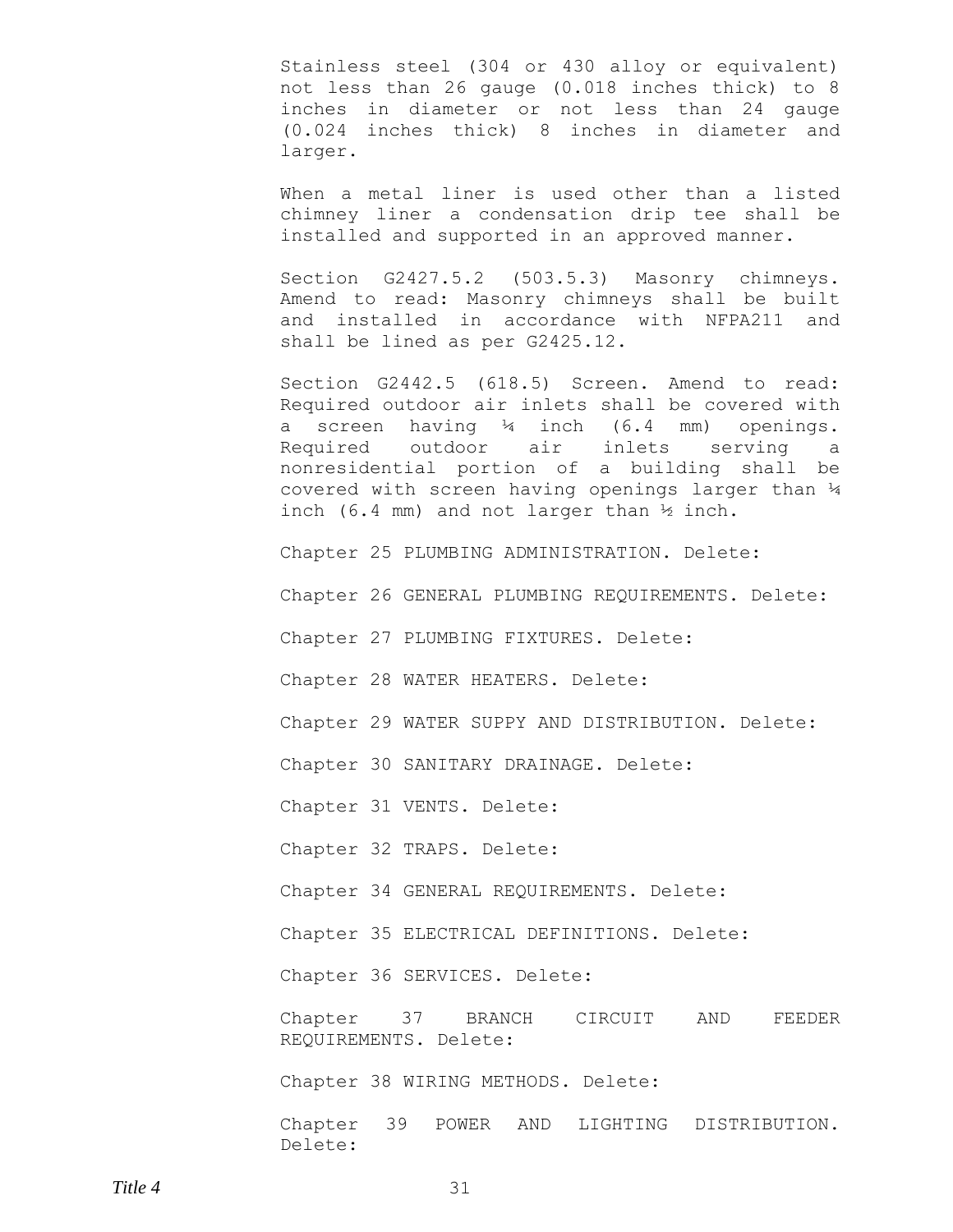Stainless steel (304 or 430 alloy or equivalent) not less than 26 gauge (0.018 inches thick) to 8 inches in diameter or not less than 24 gauge (0.024 inches thick) 8 inches in diameter and larger.

When a metal liner is used other than a listed chimney liner a condensation drip tee shall be installed and supported in an approved manner.

Section G2427.5.2 (503.5.3) Masonry chimneys. Amend to read: Masonry chimneys shall be built and installed in accordance with NFPA211 and shall be lined as per G2425.12.

Section G2442.5 (618.5) Screen. Amend to read: Required outdoor air inlets shall be covered with a screen having ¼ inch (6.4 mm) openings. Required outdoor air inlets serving a nonresidential portion of a building shall be covered with screen having openings larger than ¼ inch (6.4 mm) and not larger than ½ inch.

Chapter 25 PLUMBING ADMINISTRATION. Delete:

Chapter 26 GENERAL PLUMBING REQUIREMENTS. Delete:

Chapter 27 PLUMBING FIXTURES. Delete:

Chapter 28 WATER HEATERS. Delete:

Chapter 29 WATER SUPPY AND DISTRIBUTION. Delete:

Chapter 30 SANITARY DRAINAGE. Delete:

Chapter 31 VENTS. Delete:

Chapter 32 TRAPS. Delete:

Chapter 34 GENERAL REQUIREMENTS. Delete:

Chapter 35 ELECTRICAL DEFINITIONS. Delete:

Chapter 36 SERVICES. Delete:

Chapter 37 BRANCH CIRCUIT AND FEEDER REQUIREMENTS. Delete:

Chapter 38 WIRING METHODS. Delete:

Chapter 39 POWER AND LIGHTING DISTRIBUTION. Delete: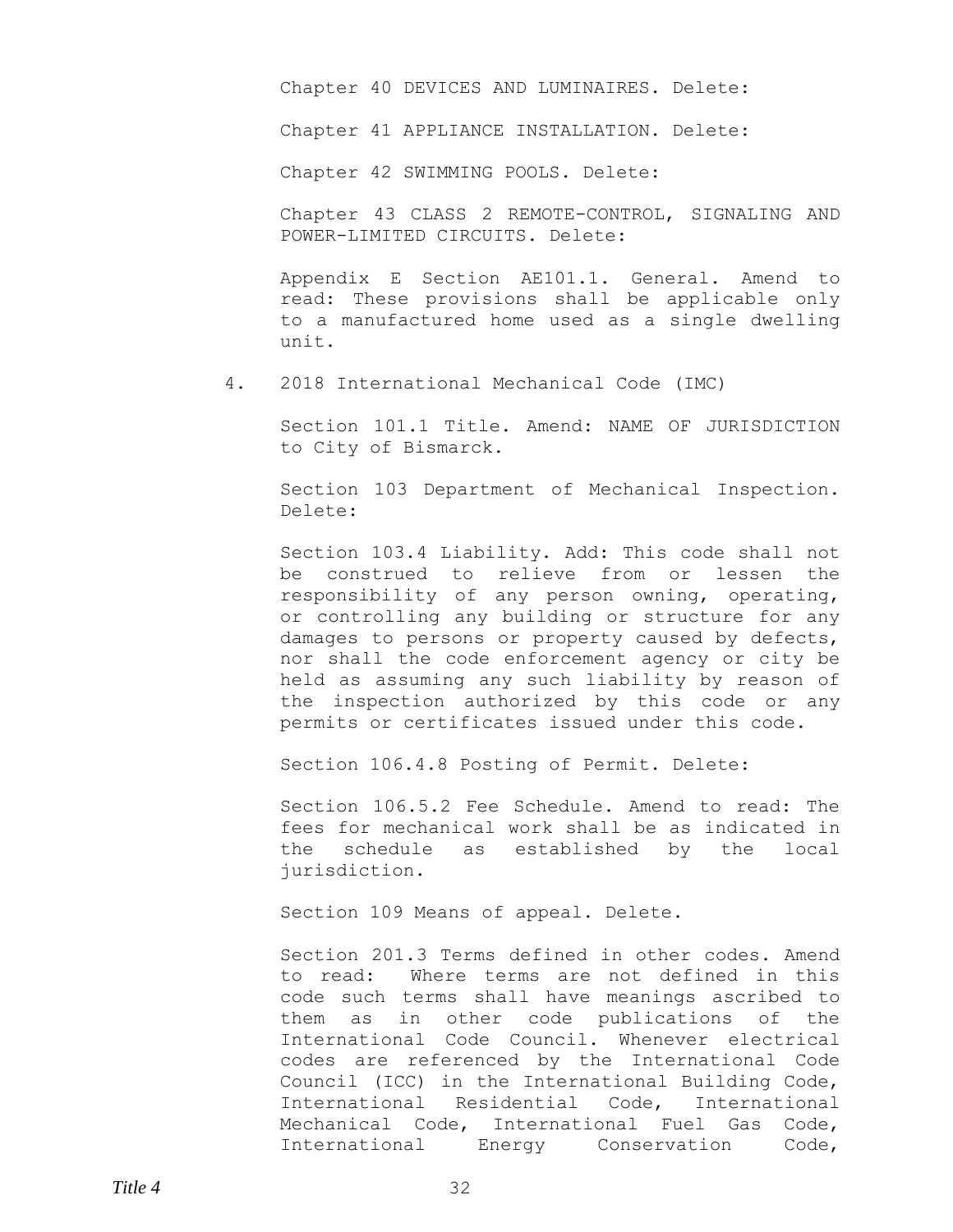Chapter 40 DEVICES AND LUMINAIRES. Delete:

Chapter 41 APPLIANCE INSTALLATION. Delete:

Chapter 42 SWIMMING POOLS. Delete:

Chapter 43 CLASS 2 REMOTE-CONTROL, SIGNALING AND POWER-LIMITED CIRCUITS. Delete:

Appendix E Section AE101.1. General. Amend to read: These provisions shall be applicable only to a manufactured home used as a single dwelling unit.

4. 2018 International Mechanical Code (IMC)

Section 101.1 Title. Amend: NAME OF JURISDICTION to City of Bismarck.

Section 103 Department of Mechanical Inspection. Delete:

Section 103.4 Liability. Add: This code shall not be construed to relieve from or lessen the responsibility of any person owning, operating, or controlling any building or structure for any damages to persons or property caused by defects, nor shall the code enforcement agency or city be held as assuming any such liability by reason of the inspection authorized by this code or any permits or certificates issued under this code.

Section 106.4.8 Posting of Permit. Delete:

Section 106.5.2 Fee Schedule. Amend to read: The fees for mechanical work shall be as indicated in the schedule as established by the local jurisdiction.

Section 109 Means of appeal. Delete.

Section 201.3 Terms defined in other codes. Amend to read: Where terms are not defined in this code such terms shall have meanings ascribed to them as in other code publications of the International Code Council. Whenever electrical codes are referenced by the International Code Council (ICC) in the International Building Code, International Residential Code, International Mechanical Code, International Fuel Gas Code, International Energy Conservation Code,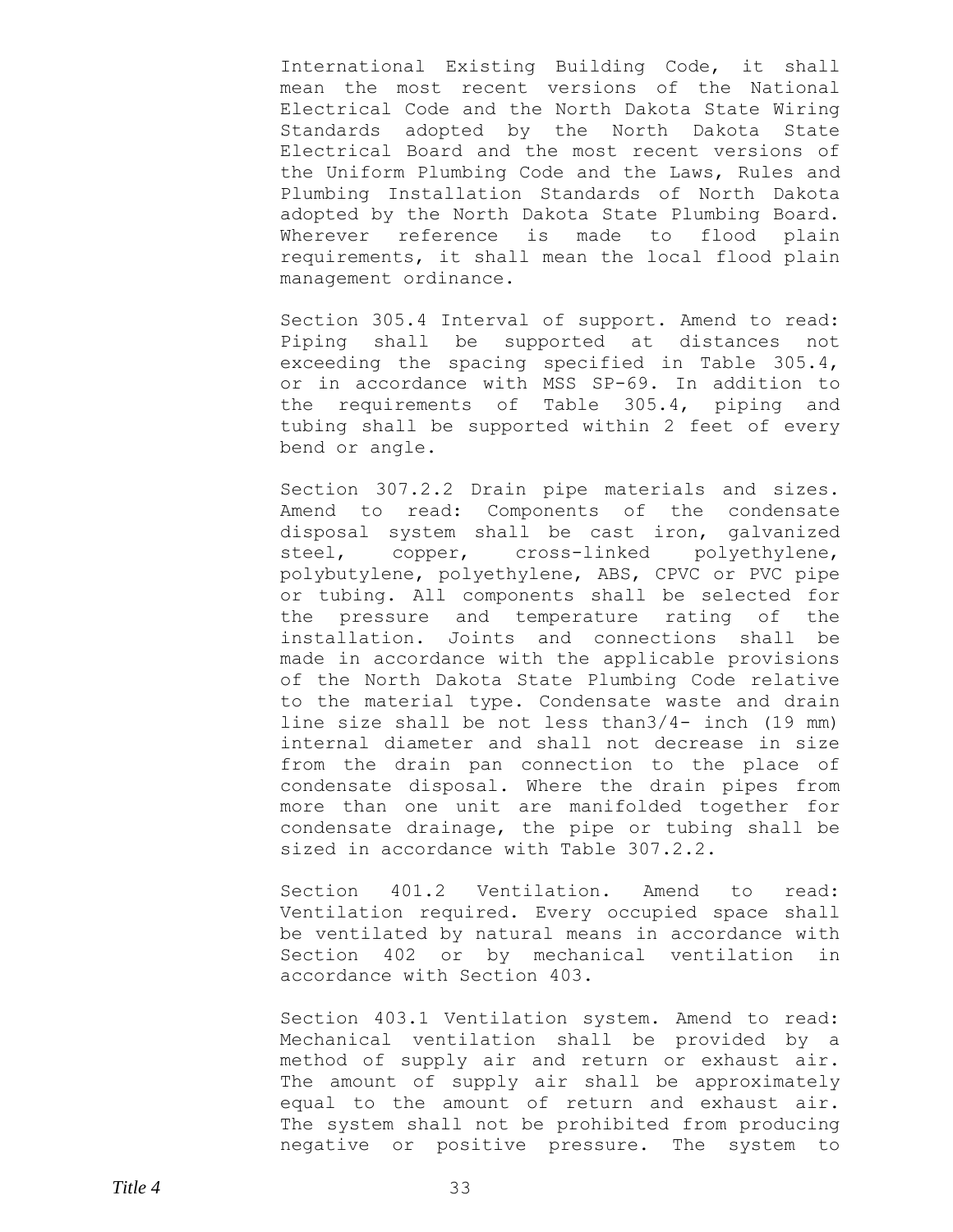International Existing Building Code, it shall mean the most recent versions of the National Electrical Code and the North Dakota State Wiring Standards adopted by the North Dakota State Electrical Board and the most recent versions of the Uniform Plumbing Code and the Laws, Rules and Plumbing Installation Standards of North Dakota adopted by the North Dakota State Plumbing Board. Wherever reference is made to flood plain requirements, it shall mean the local flood plain management ordinance.

Section 305.4 Interval of support. Amend to read: Piping shall be supported at distances not exceeding the spacing specified in Table 305.4, or in accordance with MSS SP-69. In addition to the requirements of Table 305.4, piping and tubing shall be supported within 2 feet of every bend or angle.

Section 307.2.2 Drain pipe materials and sizes. Amend to read: Components of the condensate disposal system shall be cast iron, galvanized steel, copper, cross-linked polyethylene, polybutylene, polyethylene, ABS, CPVC or PVC pipe or tubing. All components shall be selected for the pressure and temperature rating of the installation. Joints and connections shall be made in accordance with the applicable provisions of the North Dakota State Plumbing Code relative to the material type. Condensate waste and drain line size shall be not less than3/4- inch (19 mm) internal diameter and shall not decrease in size from the drain pan connection to the place of condensate disposal. Where the drain pipes from more than one unit are manifolded together for condensate drainage, the pipe or tubing shall be sized in accordance with Table 307.2.2.

Section 401.2 Ventilation. Amend to read: Ventilation required. Every occupied space shall be ventilated by natural means in accordance with Section 402 or by mechanical ventilation in accordance with Section 403.

Section 403.1 Ventilation system. Amend to read: Mechanical ventilation shall be provided by a method of supply air and return or exhaust air. The amount of supply air shall be approximately equal to the amount of return and exhaust air. The system shall not be prohibited from producing negative or positive pressure. The system to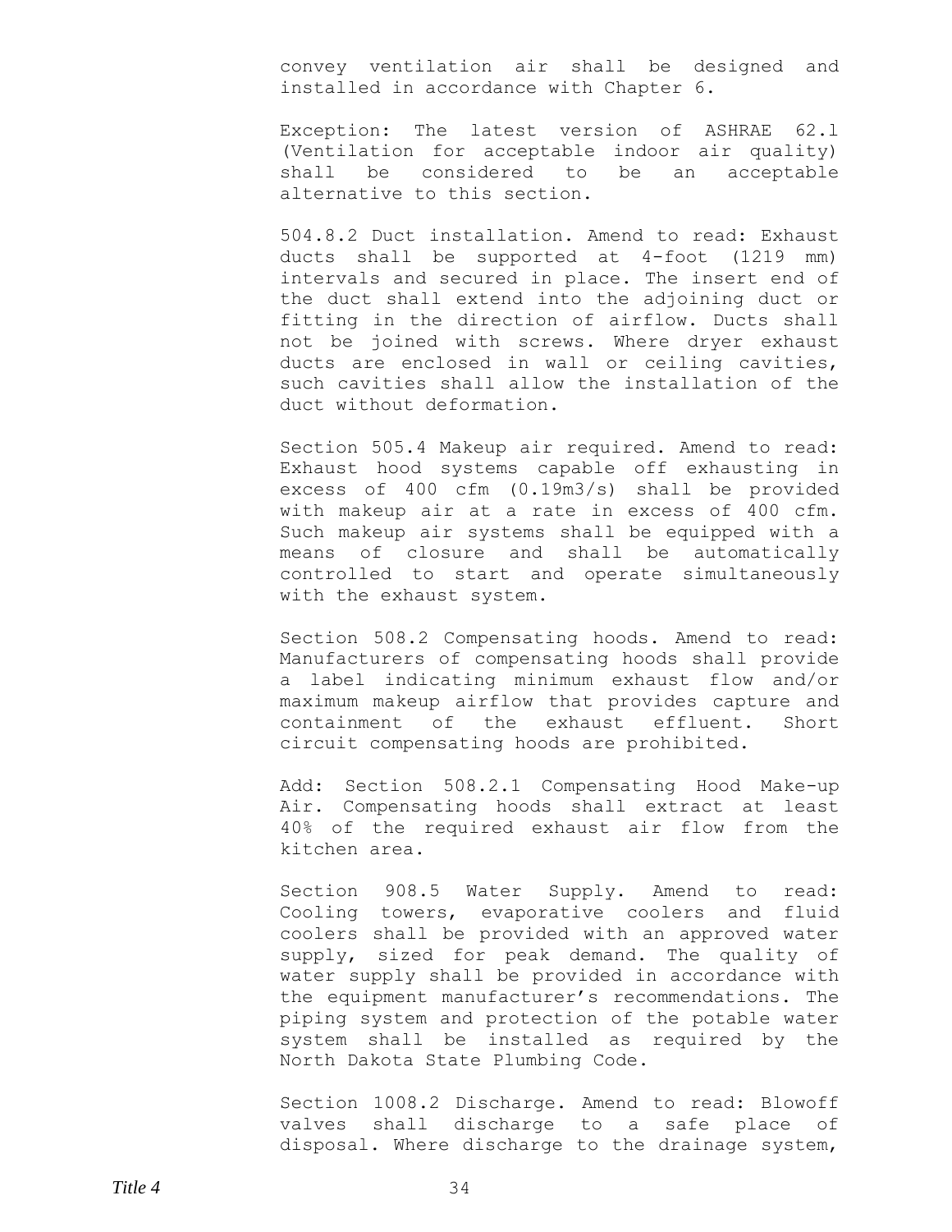convey ventilation air shall be designed and installed in accordance with Chapter 6.

Exception: The latest version of ASHRAE 62.1 (Ventilation for acceptable indoor air quality) shall be considered to be an acceptable alternative to this section.

504.8.2 Duct installation. Amend to read: Exhaust ducts shall be supported at 4-foot (1219 mm) intervals and secured in place. The insert end of the duct shall extend into the adjoining duct or fitting in the direction of airflow. Ducts shall not be joined with screws. Where dryer exhaust ducts are enclosed in wall or ceiling cavities, such cavities shall allow the installation of the duct without deformation.

Section 505.4 Makeup air required. Amend to read: Exhaust hood systems capable off exhausting in excess of 400 cfm ($0.19m3/s$) shall be provided with makeup air at a rate in excess of 400 cfm. Such makeup air systems shall be equipped with a means of closure and shall be automatically controlled to start and operate simultaneously with the exhaust system.

Section 508.2 Compensating hoods. Amend to read: Manufacturers of compensating hoods shall provide a label indicating minimum exhaust flow and/or maximum makeup airflow that provides capture and containment of the exhaust effluent. Short circuit compensating hoods are prohibited.

Add: Section 508.2.1 Compensating Hood Make-up Air. Compensating hoods shall extract at least 40% of the required exhaust air flow from the kitchen area.

Section 908.5 Water Supply. Amend to read: Cooling towers, evaporative coolers and fluid coolers shall be provided with an approved water supply, sized for peak demand. The quality of water supply shall be provided in accordance with the equipment manufacturer's recommendations. The piping system and protection of the potable water system shall be installed as required by the North Dakota State Plumbing Code.

Section 1008.2 Discharge. Amend to read: Blowoff valves shall discharge to a safe place of disposal. Where discharge to the drainage system,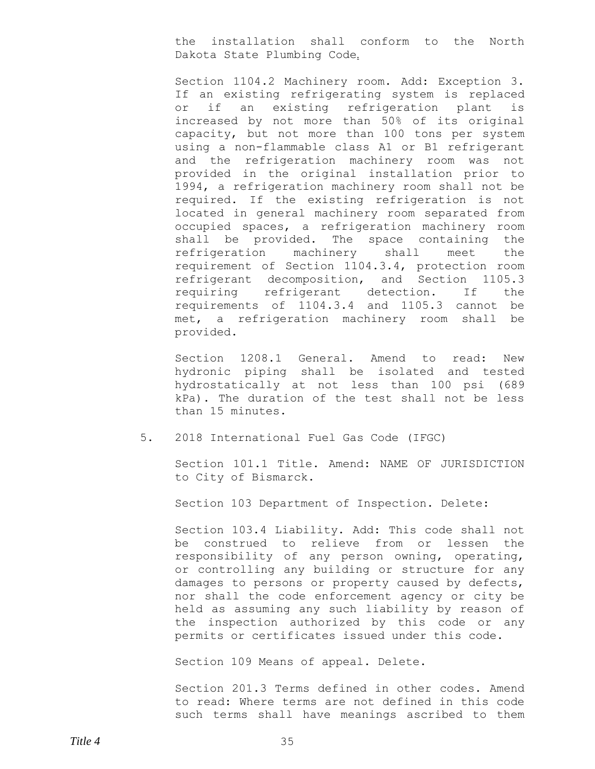the installation shall conform to the North Dakota State Plumbing Code.

Section 1104.2 Machinery room. Add: Exception 3. If an existing refrigerating system is replaced or if an existing refrigeration plant is increased by not more than 50% of its original capacity, but not more than 100 tons per system using a non-flammable class A1 or B1 refrigerant and the refrigeration machinery room was not provided in the original installation prior to 1994, a refrigeration machinery room shall not be required. If the existing refrigeration is not located in general machinery room separated from occupied spaces, a refrigeration machinery room shall be provided. The space containing the refrigeration machinery shall meet the requirement of Section 1104.3.4, protection room refrigerant decomposition, and Section 1105.3 requiring refrigerant detection. If the requirements of 1104.3.4 and 1105.3 cannot be met, a refrigeration machinery room shall be provided.

Section 1208.1 General. Amend to read: New hydronic piping shall be isolated and tested hydrostatically at not less than 100 psi (689 kPa). The duration of the test shall not be less than 15 minutes.

5. 2018 International Fuel Gas Code (IFGC)

Section 101.1 Title. Amend: NAME OF JURISDICTION to City of Bismarck.

Section 103 Department of Inspection. Delete:

Section 103.4 Liability. Add: This code shall not be construed to relieve from or lessen the responsibility of any person owning, operating, or controlling any building or structure for any damages to persons or property caused by defects, nor shall the code enforcement agency or city be held as assuming any such liability by reason of the inspection authorized by this code or any permits or certificates issued under this code.

Section 109 Means of appeal. Delete.

Section 201.3 Terms defined in other codes. Amend to read: Where terms are not defined in this code such terms shall have meanings ascribed to them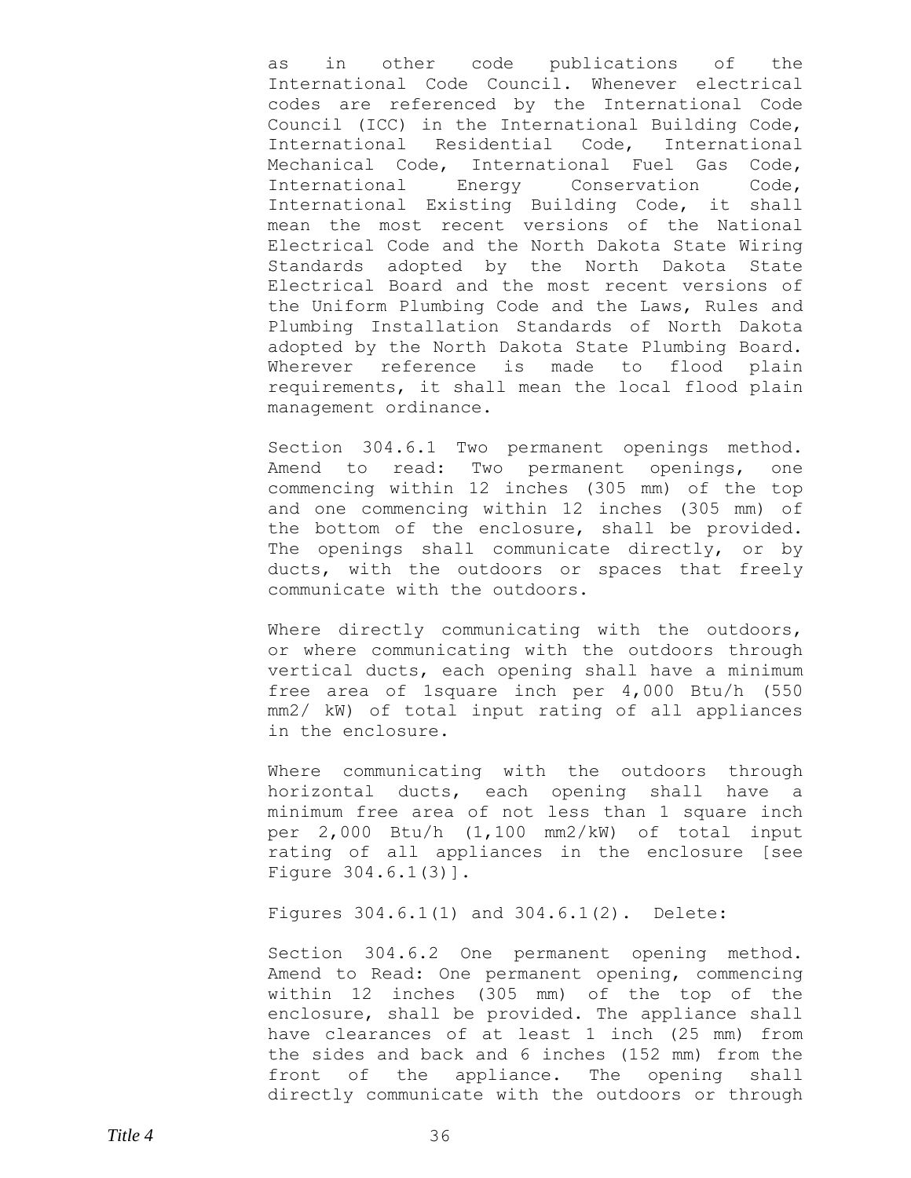as in other code publications of the International Code Council. Whenever electrical codes are referenced by the International Code Council (ICC) in the International Building Code, International Residential Code, International Mechanical Code, International Fuel Gas Code, International Energy Conservation Code, International Existing Building Code, it shall mean the most recent versions of the National Electrical Code and the North Dakota State Wiring Standards adopted by the North Dakota State Electrical Board and the most recent versions of the Uniform Plumbing Code and the Laws, Rules and Plumbing Installation Standards of North Dakota adopted by the North Dakota State Plumbing Board. Wherever reference is made to flood plain requirements, it shall mean the local flood plain management ordinance.

Section 304.6.1 Two permanent openings method. Amend to read: Two permanent openings, one commencing within 12 inches (305 mm) of the top and one commencing within 12 inches (305 mm) of the bottom of the enclosure, shall be provided. The openings shall communicate directly, or by ducts, with the outdoors or spaces that freely communicate with the outdoors.

Where directly communicating with the outdoors, or where communicating with the outdoors through vertical ducts, each opening shall have a minimum free area of 1square inch per 4,000 Btu/h (550 mm2/ kW) of total input rating of all appliances in the enclosure.

Where communicating with the outdoors through horizontal ducts, each opening shall have a minimum free area of not less than 1 square inch per 2,000 Btu/h (1,100 mm2/kW) of total input rating of all appliances in the enclosure [see Figure 304.6.1(3)].

Figures 304.6.1(1) and 304.6.1(2). Delete:

Section 304.6.2 One permanent opening method. Amend to Read: One permanent opening, commencing within 12 inches (305 mm) of the top of the enclosure, shall be provided. The appliance shall have clearances of at least 1 inch (25 mm) from the sides and back and 6 inches (152 mm) from the front of the appliance. The opening shall directly communicate with the outdoors or through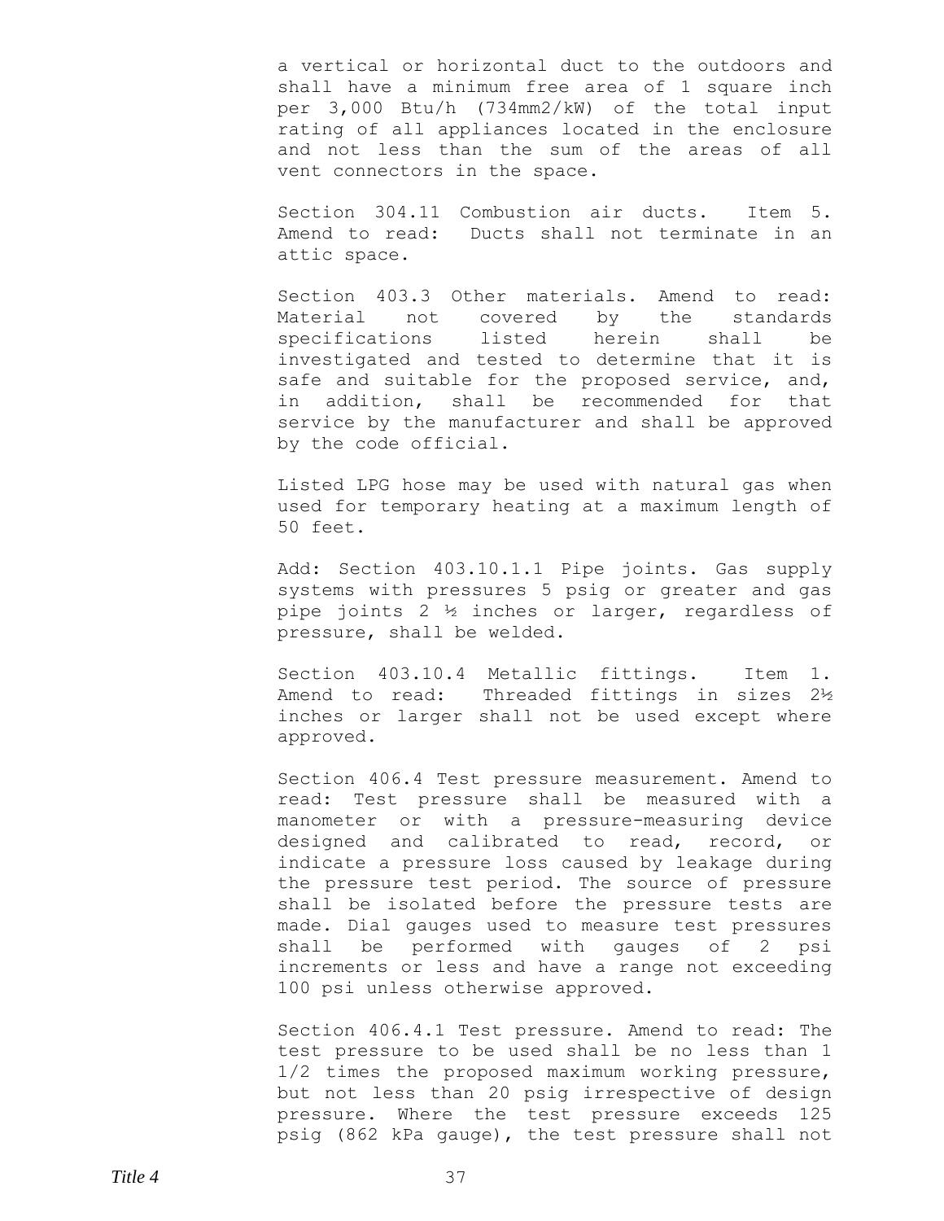a vertical or horizontal duct to the outdoors and shall have a minimum free area of 1 square inch per 3,000 Btu/h (734mm2/kW) of the total input rating of all appliances located in the enclosure and not less than the sum of the areas of all vent connectors in the space.

Section 304.11 Combustion air ducts. Item 5. Amend to read: Ducts shall not terminate in an attic space.

Section 403.3 Other materials. Amend to read: Material not covered by the standards specifications listed herein shall be investigated and tested to determine that it is safe and suitable for the proposed service, and, in addition, shall be recommended for that service by the manufacturer and shall be approved by the code official.

Listed LPG hose may be used with natural gas when used for temporary heating at a maximum length of 50 feet.

Add: Section 403.10.1.1 Pipe joints. Gas supply systems with pressures 5 psig or greater and gas pipe joints 2 ½ inches or larger, regardless of pressure, shall be welded.

Section 403.10.4 Metallic fittings. Item 1. Amend to read: Threaded fittings in sizes 2½ inches or larger shall not be used except where approved.

Section 406.4 Test pressure measurement. Amend to read: Test pressure shall be measured with a manometer or with a pressure-measuring device designed and calibrated to read, record, or indicate a pressure loss caused by leakage during the pressure test period. The source of pressure shall be isolated before the pressure tests are made. Dial gauges used to measure test pressures shall be performed with gauges of 2 psi increments or less and have a range not exceeding 100 psi unless otherwise approved.

Section 406.4.1 Test pressure. Amend to read: The test pressure to be used shall be no less than 1 1/2 times the proposed maximum working pressure, but not less than 20 psig irrespective of design pressure. Where the test pressure exceeds 125 psig (862 kPa gauge), the test pressure shall not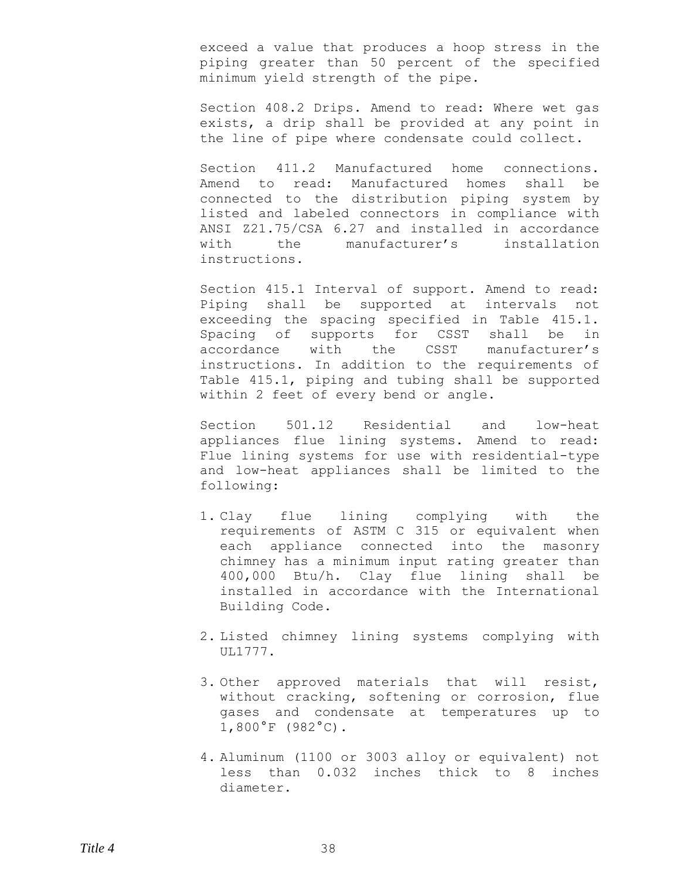exceed a value that produces a hoop stress in the piping greater than 50 percent of the specified minimum yield strength of the pipe.

Section 408.2 Drips. Amend to read: Where wet gas exists, a drip shall be provided at any point in the line of pipe where condensate could collect.

Section 411.2 Manufactured home connections. Amend to read: Manufactured homes shall be connected to the distribution piping system by listed and labeled connectors in compliance with ANSI Z21.75/CSA 6.27 and installed in accordance with the manufacturer's installation instructions.

Section 415.1 Interval of support. Amend to read: Piping shall be supported at intervals not exceeding the spacing specified in Table 415.1. Spacing of supports for CSST shall be in accordance with the CSST manufacturer's instructions. In addition to the requirements of Table 415.1, piping and tubing shall be supported within 2 feet of every bend or angle.

Section 501.12 Residential and low-heat appliances flue lining systems. Amend to read: Flue lining systems for use with residential-type and low-heat appliances shall be limited to the following:

1. Clay flue lining complying with the requirements of ASTM C 315 or equivalent when each appliance connected into the masonry chimney has a minimum input rating greater than 400,000 Btu/h. Clay flue lining shall be installed in accordance with the International Building Code.

2. Listed chimney lining systems complying with UL1777.

3. Other approved materials that will resist, without cracking, softening or corrosion, flue gases and condensate at temperatures up to 1,800°F (982°C).

4. Aluminum (1100 or 3003 alloy or equivalent) not less than 0.032 inches thick to 8 inches diameter.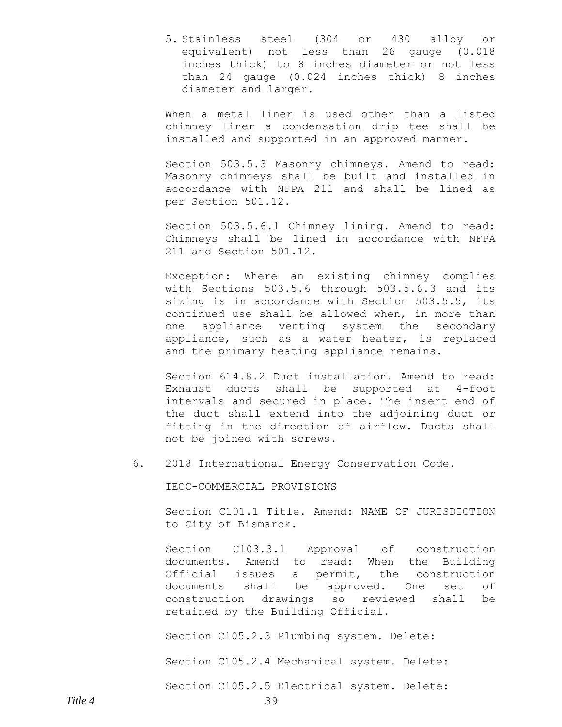5. Stainless steel (304 or 430 alloy or equivalent) not less than 26 gauge (0.018 inches thick) to 8 inches diameter or not less than 24 gauge (0.024 inches thick) 8 inches diameter and larger.

When a metal liner is used other than a listed chimney liner a condensation drip tee shall be installed and supported in an approved manner.

Section 503.5.3 Masonry chimneys. Amend to read: Masonry chimneys shall be built and installed in accordance with NFPA 211 and shall be lined as per Section 501.12.

Section 503.5.6.1 Chimney lining. Amend to read: Chimneys shall be lined in accordance with NFPA 211 and Section 501.12.

Exception: Where an existing chimney complies with Sections 503.5.6 through 503.5.6.3 and its sizing is in accordance with Section 503.5.5, its continued use shall be allowed when, in more than one appliance venting system the secondary appliance, such as a water heater, is replaced and the primary heating appliance remains.

Section 614.8.2 Duct installation. Amend to read: Exhaust ducts shall be supported at 4-foot intervals and secured in place. The insert end of the duct shall extend into the adjoining duct or fitting in the direction of airflow. Ducts shall not be joined with screws.

6. 2018 International Energy Conservation Code.

IECC-COMMERCIAL PROVISIONS

Section C101.1 Title. Amend: NAME OF JURISDICTION to City of Bismarck.

Section C103.3.1 Approval of construction documents. Amend to read: When the Building Official issues a permit, the construction documents shall be approved. One set of construction drawings so reviewed shall be retained by the Building Official.

Section C105.2.3 Plumbing system. Delete:

Section C105.2.4 Mechanical system. Delete:

Section C105.2.5 Electrical system. Delete: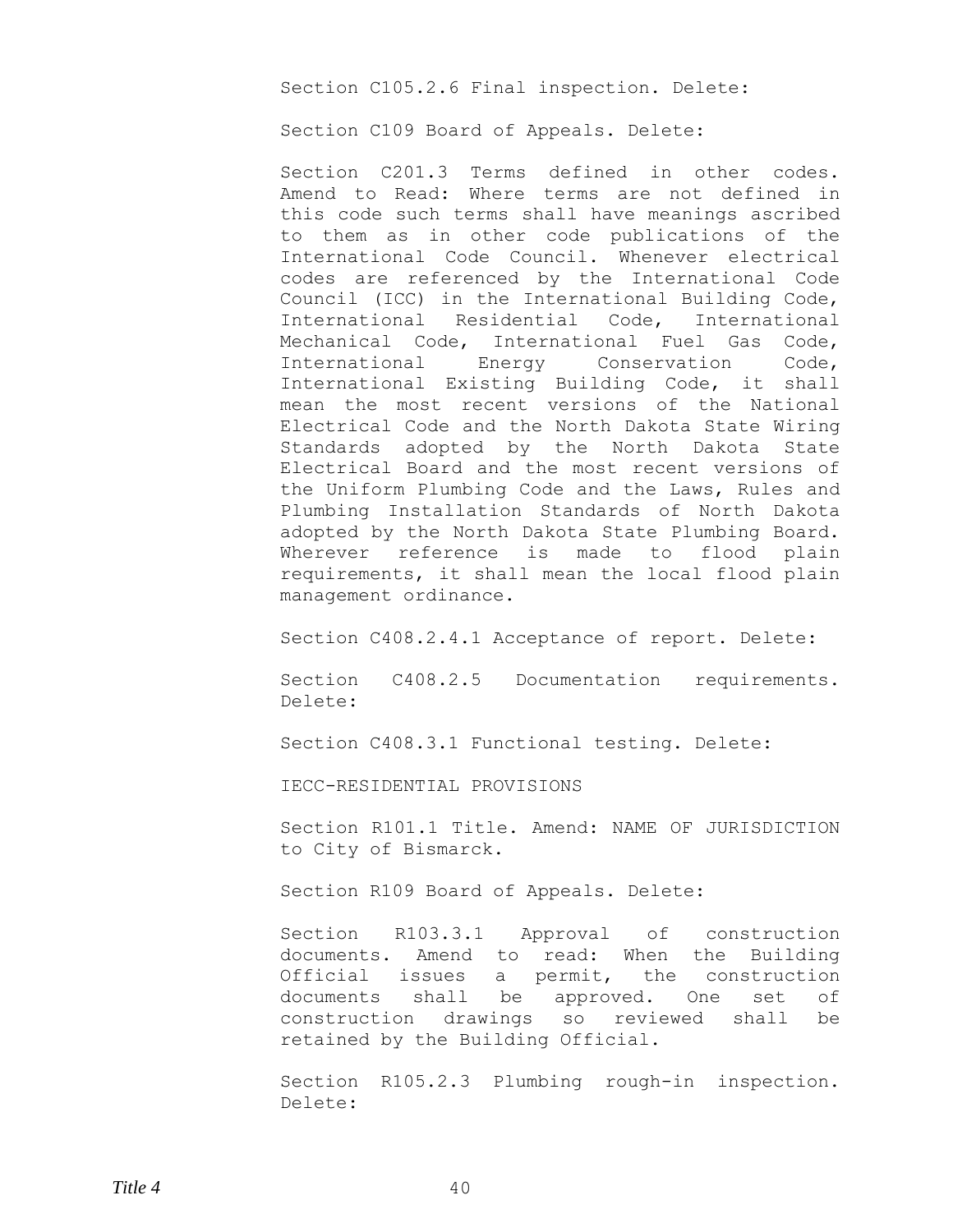Section C105.2.6 Final inspection. Delete:

Section C109 Board of Appeals. Delete:

Section C201.3 Terms defined in other codes. Amend to Read: Where terms are not defined in this code such terms shall have meanings ascribed to them as in other code publications of the International Code Council. Whenever electrical codes are referenced by the International Code Council (ICC) in the International Building Code, International Residential Code, International Mechanical Code, International Fuel Gas Code, International Energy Conservation Code, International Existing Building Code, it shall mean the most recent versions of the National Electrical Code and the North Dakota State Wiring Standards adopted by the North Dakota State Electrical Board and the most recent versions of the Uniform Plumbing Code and the Laws, Rules and Plumbing Installation Standards of North Dakota adopted by the North Dakota State Plumbing Board. Wherever reference is made to flood plain requirements, it shall mean the local flood plain management ordinance.

Section C408.2.4.1 Acceptance of report. Delete:

Section C408.2.5 Documentation requirements. Delete:

Section C408.3.1 Functional testing. Delete:

IECC-RESIDENTIAL PROVISIONS

Section R101.1 Title. Amend: NAME OF JURISDICTION to City of Bismarck.

Section R109 Board of Appeals. Delete:

Section R103.3.1 Approval of construction documents. Amend to read: When the Building Official issues a permit, the construction documents shall be approved. One set of construction drawings so reviewed shall be retained by the Building Official.

Section R105.2.3 Plumbing rough-in inspection. Delete: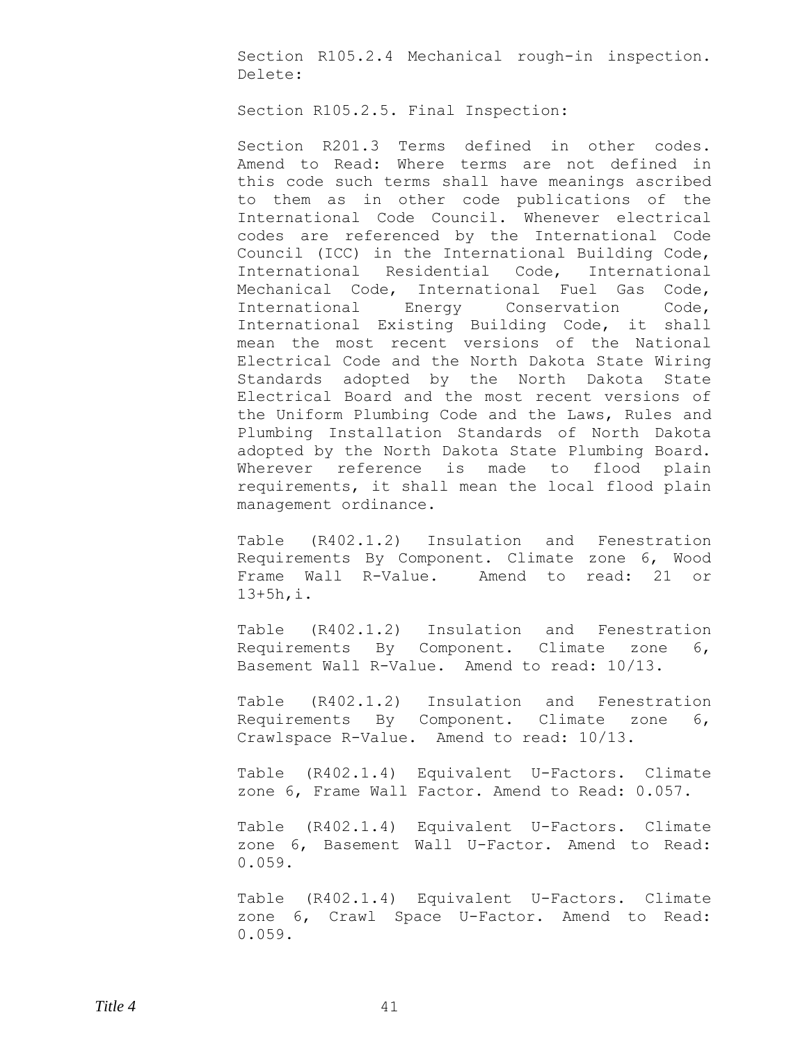Section R105.2.4 Mechanical rough-in inspection. Delete:

Section R105.2.5. Final Inspection:

Section R201.3 Terms defined in other codes. Amend to Read: Where terms are not defined in this code such terms shall have meanings ascribed to them as in other code publications of the International Code Council. Whenever electrical codes are referenced by the International Code Council (ICC) in the International Building Code, International Residential Code, International Mechanical Code, International Fuel Gas Code, International Energy Conservation Code, International Existing Building Code, it shall mean the most recent versions of the National Electrical Code and the North Dakota State Wiring Standards adopted by the North Dakota State Electrical Board and the most recent versions of the Uniform Plumbing Code and the Laws, Rules and Plumbing Installation Standards of North Dakota adopted by the North Dakota State Plumbing Board. Wherever reference is made to flood plain requirements, it shall mean the local flood plain management ordinance.

Table (R402.1.2) Insulation and Fenestration Requirements By Component. Climate zone 6, Wood Frame Wall R-Value. Amend to read: 21 or 13+5h,i.

Table (R402.1.2) Insulation and Fenestration Requirements By Component. Climate zone 6, Basement Wall R-Value. Amend to read: 10/13.

Table (R402.1.2) Insulation and Fenestration Requirements By Component. Climate zone 6, Crawlspace R-Value. Amend to read: 10/13.

Table (R402.1.4) Equivalent U-Factors. Climate zone 6, Frame Wall Factor. Amend to Read: 0.057.

Table (R402.1.4) Equivalent U-Factors. Climate zone 6, Basement Wall U-Factor. Amend to Read: 0.059.

Table (R402.1.4) Equivalent U-Factors. Climate zone 6, Crawl Space U-Factor. Amend to Read: 0.059.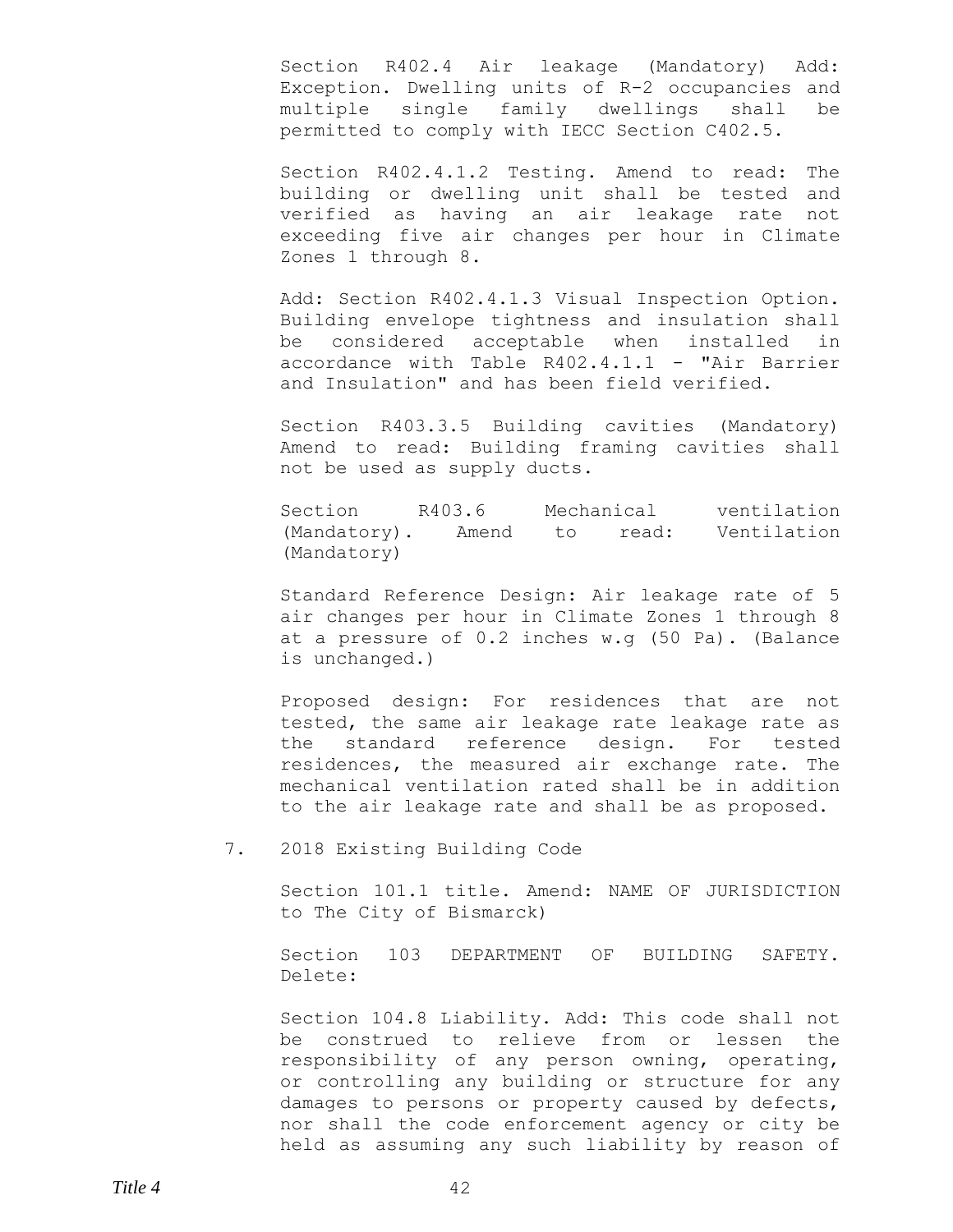Section R402.4 Air leakage (Mandatory) Add: Exception. Dwelling units of R-2 occupancies and multiple single family dwellings shall be permitted to comply with IECC Section C402.5.

Section R402.4.1.2 Testing. Amend to read: The building or dwelling unit shall be tested and verified as having an air leakage rate not exceeding five air changes per hour in Climate Zones 1 through 8.

Add: Section R402.4.1.3 Visual Inspection Option. Building envelope tightness and insulation shall be considered acceptable when installed in accordance with Table R402.4.1.1 - "Air Barrier and Insulation" and has been field verified.

Section R403.3.5 Building cavities (Mandatory) Amend to read: Building framing cavities shall not be used as supply ducts.

Section R403.6 Mechanical ventilation (Mandatory). Amend to read: Ventilation (Mandatory)

Standard Reference Design: Air leakage rate of 5 air changes per hour in Climate Zones 1 through 8 at a pressure of 0.2 inches w.g (50 Pa). (Balance is unchanged.)

Proposed design: For residences that are not tested, the same air leakage rate leakage rate as the standard reference design. For tested residences, the measured air exchange rate. The mechanical ventilation rated shall be in addition to the air leakage rate and shall be as proposed.

7. 2018 Existing Building Code

Section 101.1 title. Amend: NAME OF JURISDICTION to The City of Bismarck)

Section 103 DEPARTMENT OF BUILDING SAFETY. Delete:

Section 104.8 Liability. Add: This code shall not be construed to relieve from or lessen the responsibility of any person owning, operating, or controlling any building or structure for any damages to persons or property caused by defects, nor shall the code enforcement agency or city be held as assuming any such liability by reason of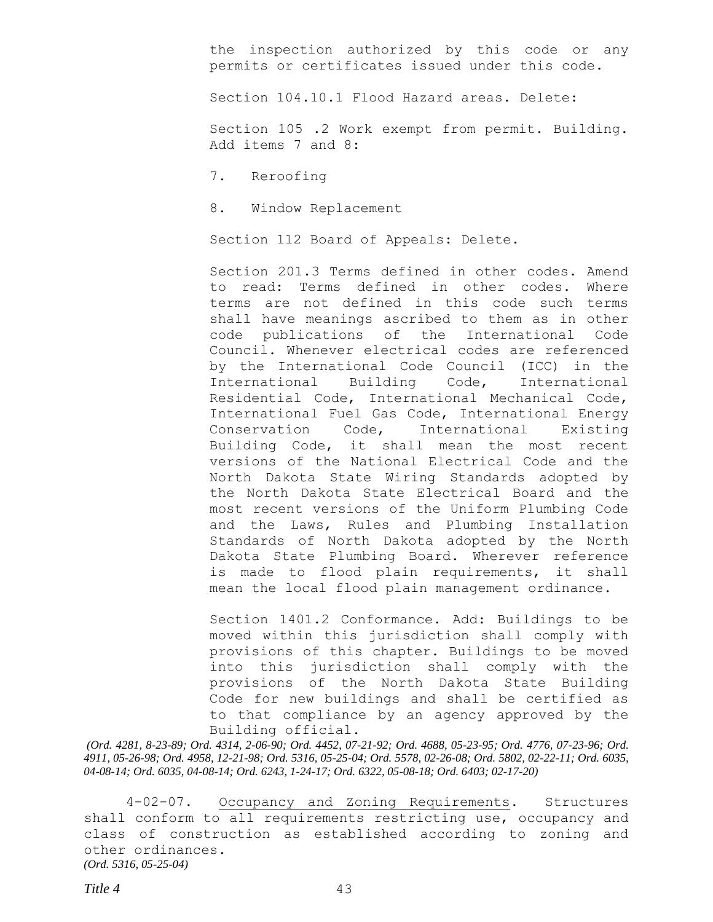the inspection authorized by this code or any permits or certificates issued under this code.

Section 104.10.1 Flood Hazard areas. Delete:

Section 105 .2 Work exempt from permit. Building. Add items 7 and 8:

7. Reroofing

8. Window Replacement

Section 112 Board of Appeals: Delete.

Section 201.3 Terms defined in other codes. Amend to read: Terms defined in other codes. Where terms are not defined in this code such terms shall have meanings ascribed to them as in other code publications of the International Code Council. Whenever electrical codes are referenced by the International Code Council (ICC) in the International Building Code, International Residential Code, International Mechanical Code, International Fuel Gas Code, International Energy Conservation Code, International Existing Building Code, it shall mean the most recent versions of the National Electrical Code and the North Dakota State Wiring Standards adopted by the North Dakota State Electrical Board and the most recent versions of the Uniform Plumbing Code and the Laws, Rules and Plumbing Installation Standards of North Dakota adopted by the North Dakota State Plumbing Board. Wherever reference is made to flood plain requirements, it shall mean the local flood plain management ordinance.

Section 1401.2 Conformance. Add: Buildings to be moved within this jurisdiction shall comply with provisions of this chapter. Buildings to be moved into this jurisdiction shall comply with the provisions of the North Dakota State Building Code for new buildings and shall be certified as to that compliance by an agency approved by the Building official.

*(Ord. 4281, 8-23-89; Ord. 4314, 2-06-90; Ord. 4452, 07-21-92; Ord. 4688, 05-23-95; Ord. 4776, 07-23-96; Ord. 4911, 05-26-98; Ord. 4958, 12-21-98; Ord. 5316, 05-25-04; Ord. 5578, 02-26-08; Ord. 5802, 02-22-11; Ord. 6035, 04-08-14; Ord. 6035, 04-08-14; Ord. 6243, 1-24-17; Ord. 6322, 05-08-18; Ord. 6403; 02-17-20)*

4-02-07. Occupancy and Zoning Requirements. Structures shall conform to all requirements restricting use, occupancy and class of construction as established according to zoning and other ordinances.
*(Ord. 5316, 05-25-04)*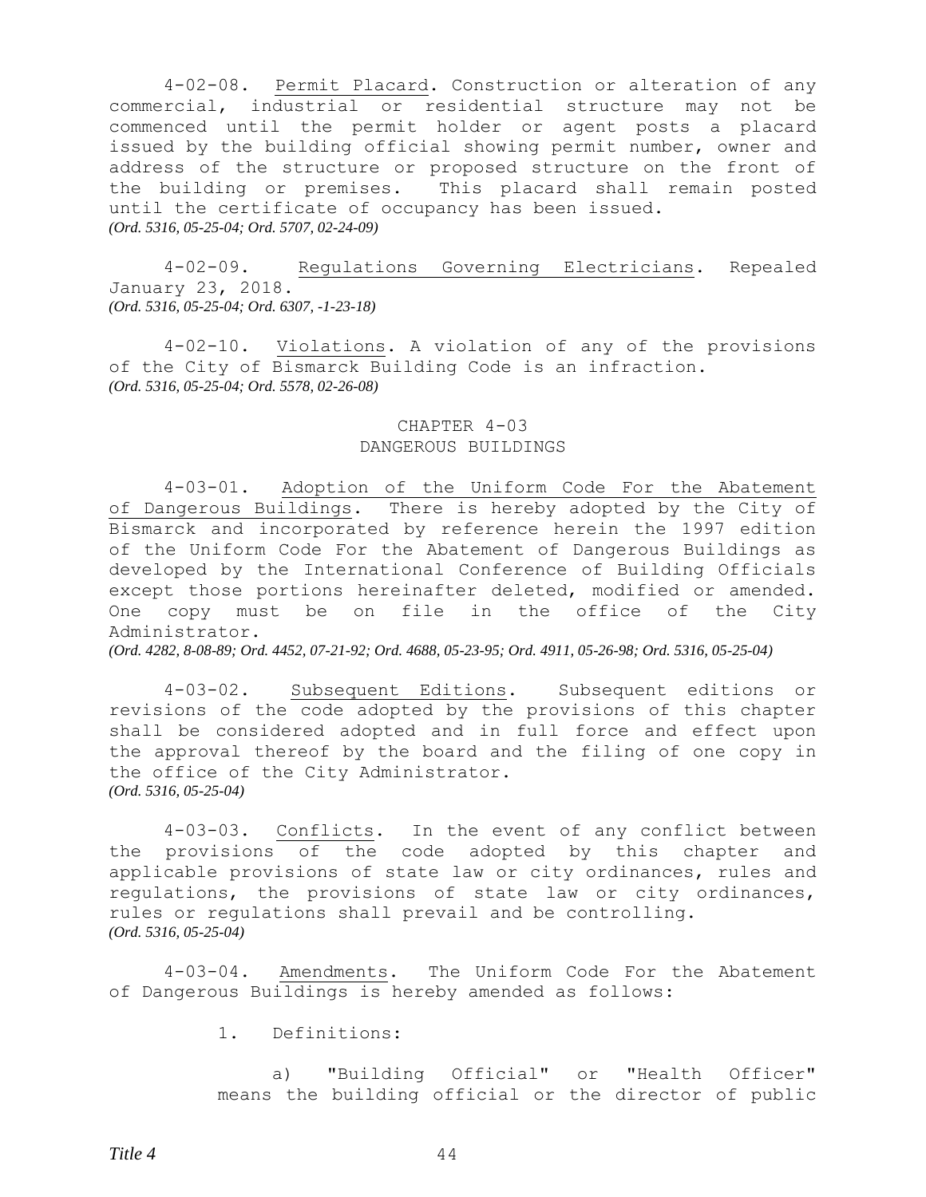4-02-08. Permit Placard. Construction or alteration of any commercial, industrial or residential structure may not be commenced until the permit holder or agent posts a placard issued by the building official showing permit number, owner and address of the structure or proposed structure on the front of the building or premises. This placard shall remain posted until the certificate of occupancy has been issued.
*(Ord. 5316, 05-25-04; Ord. 5707, 02-24-09)*

4-02-09. Regulations Governing Electricians. Repealed January 23, 2018.
*(Ord. 5316, 05-25-04; Ord. 6307, -1-23-18)*

4-02-10. Violations. A violation of any of the provisions of the City of Bismarck Building Code is an infraction.
*(Ord. 5316, 05-25-04; Ord. 5578, 02-26-08)*

## CHAPTER 4-03
## DANGEROUS BUILDINGS

4-03-01. Adoption of the Uniform Code For the Abatement of Dangerous Buildings. There is hereby adopted by the City of Bismarck and incorporated by reference herein the 1997 edition of the Uniform Code For the Abatement of Dangerous Buildings as developed by the International Conference of Building Officials except those portions hereinafter deleted, modified or amended. One copy must be on file in the office of the City Administrator.
*(Ord. 4282, 8-08-89; Ord. 4452, 07-21-92; Ord. 4688, 05-23-95; Ord. 4911, 05-26-98; Ord. 5316, 05-25-04)*

4-03-02. Subsequent Editions. Subsequent editions or revisions of the code adopted by the provisions of this chapter shall be considered adopted and in full force and effect upon the approval thereof by the board and the filing of one copy in the office of the City Administrator.
*(Ord. 5316, 05-25-04)*

4-03-03. Conflicts. In the event of any conflict between the provisions of the code adopted by this chapter and applicable provisions of state law or city ordinances, rules and regulations, the provisions of state law or city ordinances, rules or regulations shall prevail and be controlling.
*(Ord. 5316, 05-25-04)*

4-03-04. Amendments. The Uniform Code For the Abatement of Dangerous Buildings is hereby amended as follows:

1. Definitions:

   a) "Building Official" or "Health Officer" means the building official or the director of public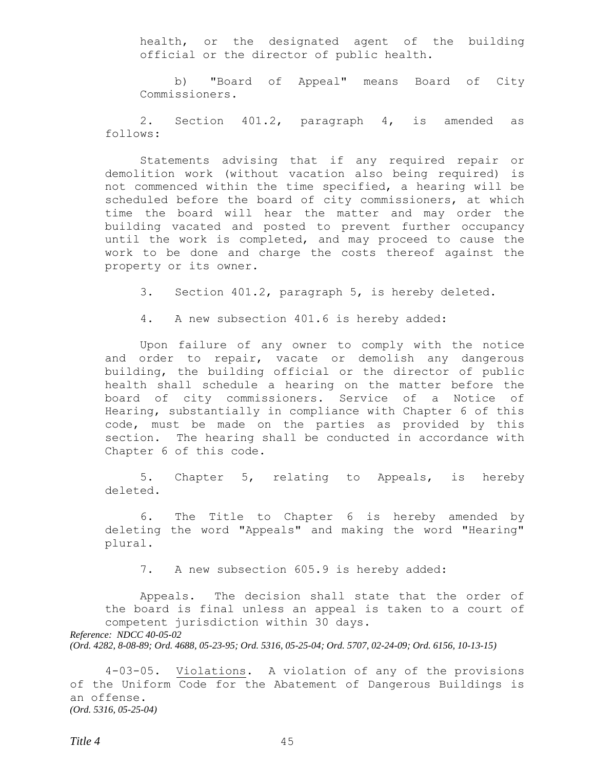health, or the designated agent of the building official or the director of public health.

b) "Board of Appeal" means Board of City Commissioners.

2. Section 401.2, paragraph 4, is amended as follows:

Statements advising that if any required repair or demolition work (without vacation also being required) is not commenced within the time specified, a hearing will be scheduled before the board of city commissioners, at which time the board will hear the matter and may order the building vacated and posted to prevent further occupancy until the work is completed, and may proceed to cause the work to be done and charge the costs thereof against the property or its owner.

3. Section 401.2, paragraph 5, is hereby deleted.

4. A new subsection 401.6 is hereby added:

Upon failure of any owner to comply with the notice and order to repair, vacate or demolish any dangerous building, the building official or the director of public health shall schedule a hearing on the matter before the board of city commissioners. Service of a Notice of Hearing, substantially in compliance with Chapter 6 of this code, must be made on the parties as provided by this section. The hearing shall be conducted in accordance with Chapter 6 of this code.

5. Chapter 5, relating to Appeals, is hereby deleted.

6. The Title to Chapter 6 is hereby amended by deleting the word "Appeals" and making the word "Hearing" plural.

7. A new subsection 605.9 is hereby added:

Appeals. The decision shall state that the order of the board is final unless an appeal is taken to a court of competent jurisdiction within 30 days.

*Reference: NDCC 40-05-02*
*(Ord. 4282, 8-08-89; Ord. 4688, 05-23-95; Ord. 5316, 05-25-04; Ord. 5707, 02-24-09; Ord. 6156, 10-13-15)*

4-03-05. Violations. A violation of any of the provisions of the Uniform Code for the Abatement of Dangerous Buildings is an offense.
*(Ord. 5316, 05-25-04)*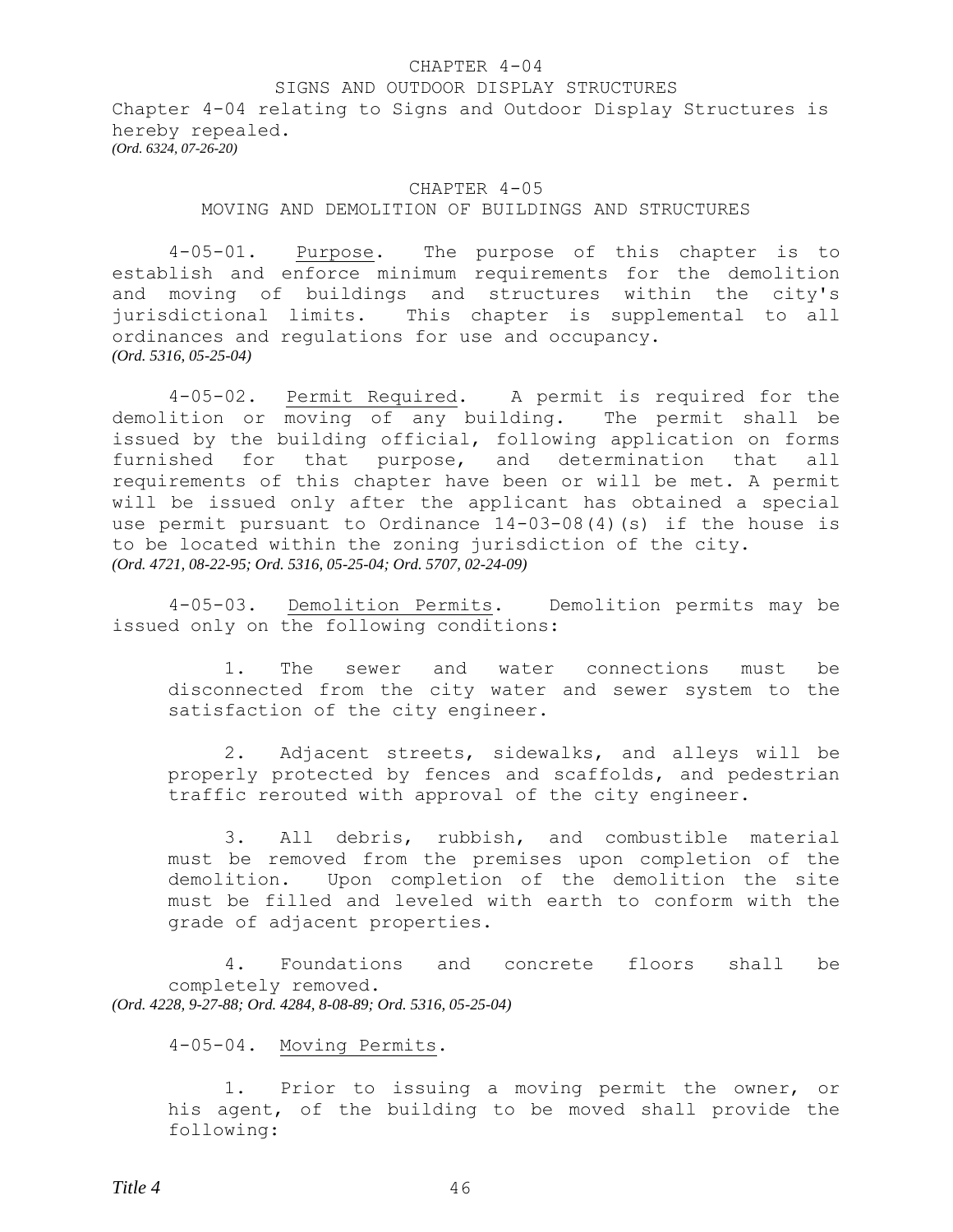## CHAPTER 4-04

## SIGNS AND OUTDOOR DISPLAY STRUCTURES

Chapter 4-04 relating to Signs and Outdoor Display Structures is hereby repealed.
*(Ord. 6324, 07-26-20)*

## CHAPTER 4-05

## MOVING AND DEMOLITION OF BUILDINGS AND STRUCTURES

4-05-01. Purpose. The purpose of this chapter is to establish and enforce minimum requirements for the demolition and moving of buildings and structures within the city's jurisdictional limits. This chapter is supplemental to all ordinances and regulations for use and occupancy.
*(Ord. 5316, 05-25-04)*

4-05-02. Permit Required. A permit is required for the demolition or moving of any building. The permit shall be issued by the building official, following application on forms furnished for that purpose, and determination that all requirements of this chapter have been or will be met. A permit will be issued only after the applicant has obtained a special use permit pursuant to Ordinance 14-03-08(4)(s) if the house is to be located within the zoning jurisdiction of the city.
*(Ord. 4721, 08-22-95; Ord. 5316, 05-25-04; Ord. 5707, 02-24-09)*

4-05-03. Demolition Permits. Demolition permits may be issued only on the following conditions:

1. The sewer and water connections must be disconnected from the city water and sewer system to the satisfaction of the city engineer.

2. Adjacent streets, sidewalks, and alleys will be properly protected by fences and scaffolds, and pedestrian traffic rerouted with approval of the city engineer.

3. All debris, rubbish, and combustible material must be removed from the premises upon completion of the demolition. Upon completion of the demolition the site must be filled and leveled with earth to conform with the grade of adjacent properties.

4. Foundations and concrete floors shall be completely removed.

*(Ord. 4228, 9-27-88; Ord. 4284, 8-08-89; Ord. 5316, 05-25-04)*

4-05-04. Moving Permits.

1. Prior to issuing a moving permit the owner, or his agent, of the building to be moved shall provide the following: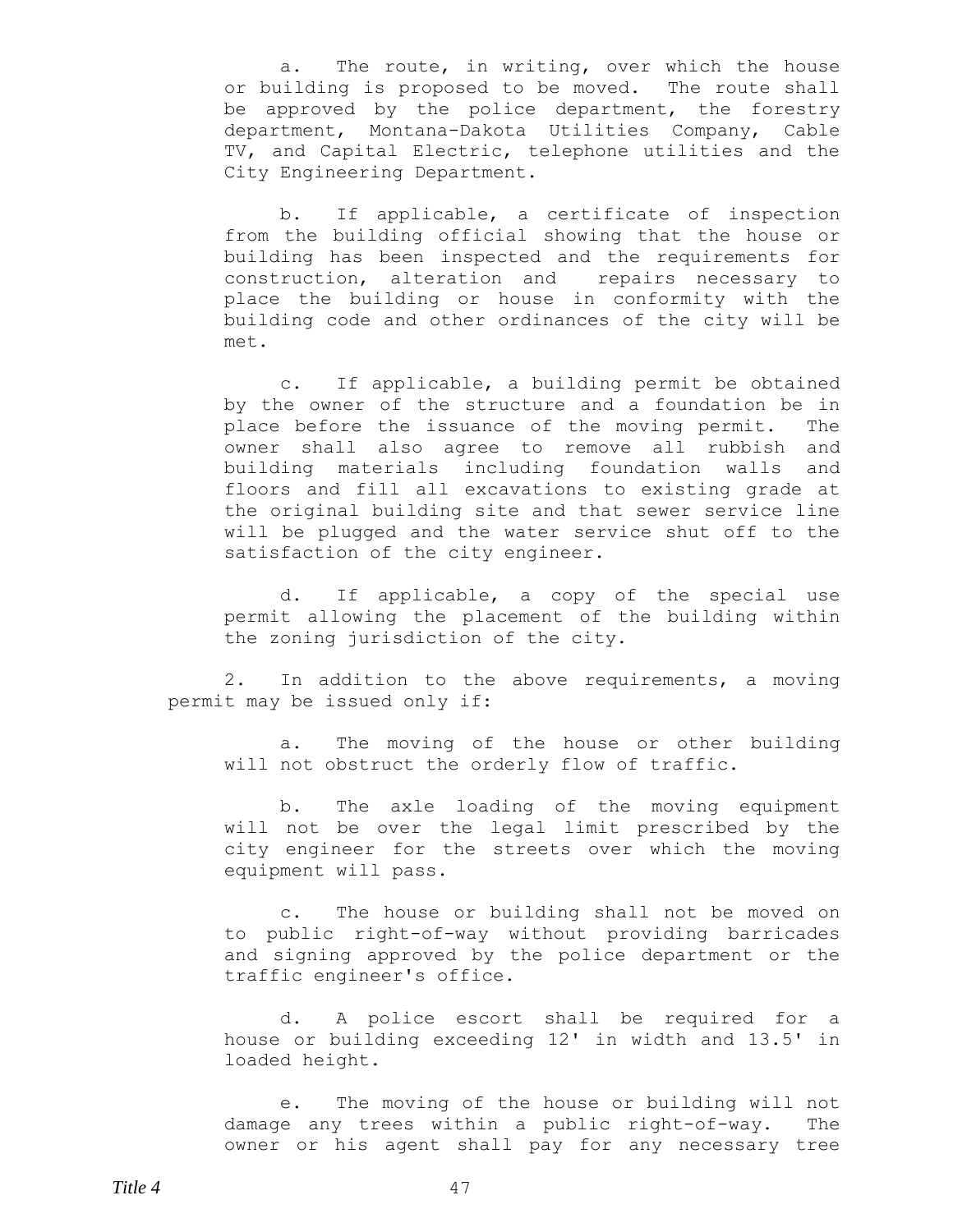a. The route, in writing, over which the house or building is proposed to be moved. The route shall be approved by the police department, the forestry department, Montana-Dakota Utilities Company, Cable TV, and Capital Electric, telephone utilities and the City Engineering Department.

b. If applicable, a certificate of inspection from the building official showing that the house or building has been inspected and the requirements for construction, alteration and repairs necessary to place the building or house in conformity with the building code and other ordinances of the city will be met.

c. If applicable, a building permit be obtained by the owner of the structure and a foundation be in place before the issuance of the moving permit. The owner shall also agree to remove all rubbish and building materials including foundation walls and floors and fill all excavations to existing grade at the original building site and that sewer service line will be plugged and the water service shut off to the satisfaction of the city engineer.

d. If applicable, a copy of the special use permit allowing the placement of the building within the zoning jurisdiction of the city.

2. In addition to the above requirements, a moving permit may be issued only if:

a. The moving of the house or other building will not obstruct the orderly flow of traffic.

b. The axle loading of the moving equipment will not be over the legal limit prescribed by the city engineer for the streets over which the moving equipment will pass.

c. The house or building shall not be moved on to public right-of-way without providing barricades and signing approved by the police department or the traffic engineer's office.

d. A police escort shall be required for a house or building exceeding 12' in width and 13.5' in loaded height.

e. The moving of the house or building will not damage any trees within a public right-of-way. The owner or his agent shall pay for any necessary tree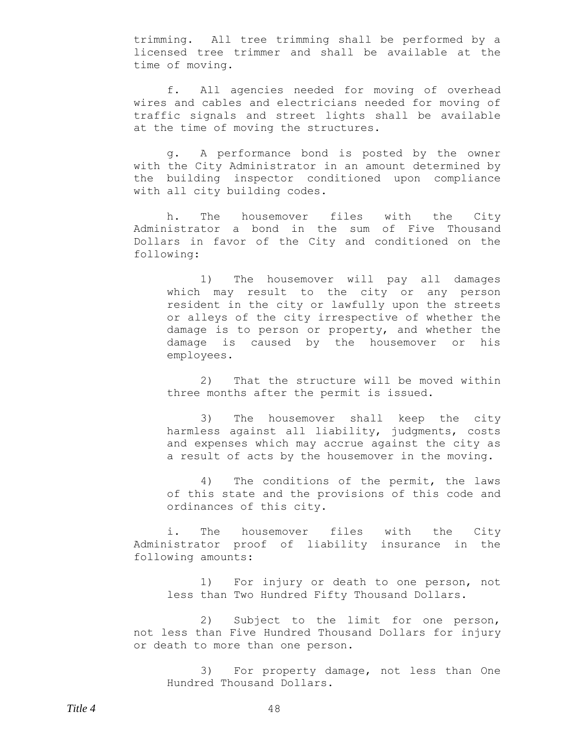trimming. All tree trimming shall be performed by a licensed tree trimmer and shall be available at the time of moving.

f. All agencies needed for moving of overhead wires and cables and electricians needed for moving of traffic signals and street lights shall be available at the time of moving the structures.

g. A performance bond is posted by the owner with the City Administrator in an amount determined by the building inspector conditioned upon compliance with all city building codes.

h. The housemover files with the City Administrator a bond in the sum of Five Thousand Dollars in favor of the City and conditioned on the following:

1) The housemover will pay all damages which may result to the city or any person resident in the city or lawfully upon the streets or alleys of the city irrespective of whether the damage is to person or property, and whether the damage is caused by the housemover or his employees.

2) That the structure will be moved within three months after the permit is issued.

3) The housemover shall keep the city harmless against all liability, judgments, costs and expenses which may accrue against the city as a result of acts by the housemover in the moving.

4) The conditions of the permit, the laws of this state and the provisions of this code and ordinances of this city.

i. The housemover files with the City Administrator proof of liability insurance in the following amounts:

1) For injury or death to one person, not less than Two Hundred Fifty Thousand Dollars.

2) Subject to the limit for one person, not less than Five Hundred Thousand Dollars for injury or death to more than one person.

3) For property damage, not less than One Hundred Thousand Dollars.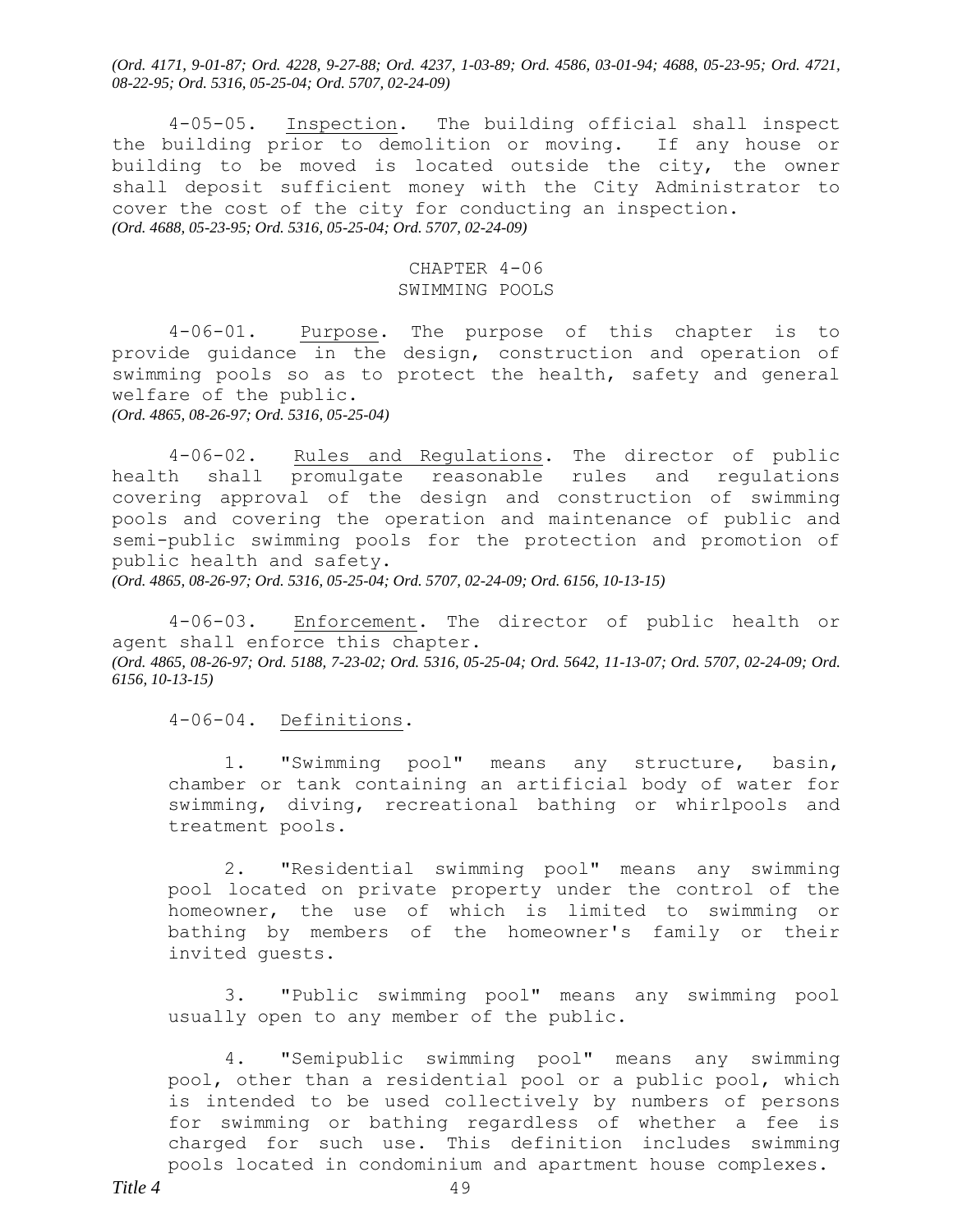*(Ord. 4171, 9-01-87; Ord. 4228, 9-27-88; Ord. 4237, 1-03-89; Ord. 4586, 03-01-94; 4688, 05-23-95; Ord. 4721, 08-22-95; Ord. 5316, 05-25-04; Ord. 5707, 02-24-09)*

4-05-05. Inspection. The building official shall inspect the building prior to demolition or moving. If any house or building to be moved is located outside the city, the owner shall deposit sufficient money with the City Administrator to cover the cost of the city for conducting an inspection.
*(Ord. 4688, 05-23-95; Ord. 5316, 05-25-04; Ord. 5707, 02-24-09)*

## CHAPTER 4-06
## SWIMMING POOLS

4-06-01. Purpose. The purpose of this chapter is to provide guidance in the design, construction and operation of swimming pools so as to protect the health, safety and general welfare of the public.
*(Ord. 4865, 08-26-97; Ord. 5316, 05-25-04)*

4-06-02. Rules and Regulations. The director of public health shall promulgate reasonable rules and regulations covering approval of the design and construction of swimming pools and covering the operation and maintenance of public and semi-public swimming pools for the protection and promotion of public health and safety.
*(Ord. 4865, 08-26-97; Ord. 5316, 05-25-04; Ord. 5707, 02-24-09; Ord. 6156, 10-13-15)*

4-06-03. Enforcement. The director of public health or agent shall enforce this chapter.
*(Ord. 4865, 08-26-97; Ord. 5188, 7-23-02; Ord. 5316, 05-25-04; Ord. 5642, 11-13-07; Ord. 5707, 02-24-09; Ord. 6156, 10-13-15)*

4-06-04. Definitions.

1. "Swimming pool" means any structure, basin, chamber or tank containing an artificial body of water for swimming, diving, recreational bathing or whirlpools and treatment pools.

2. "Residential swimming pool" means any swimming pool located on private property under the control of the homeowner, the use of which is limited to swimming or bathing by members of the homeowner's family or their invited guests.

3. "Public swimming pool" means any swimming pool usually open to any member of the public.

4. "Semipublic swimming pool" means any swimming pool, other than a residential pool or a public pool, which is intended to be used collectively by numbers of persons for swimming or bathing regardless of whether a fee is charged for such use. This definition includes swimming pools located in condominium and apartment house complexes.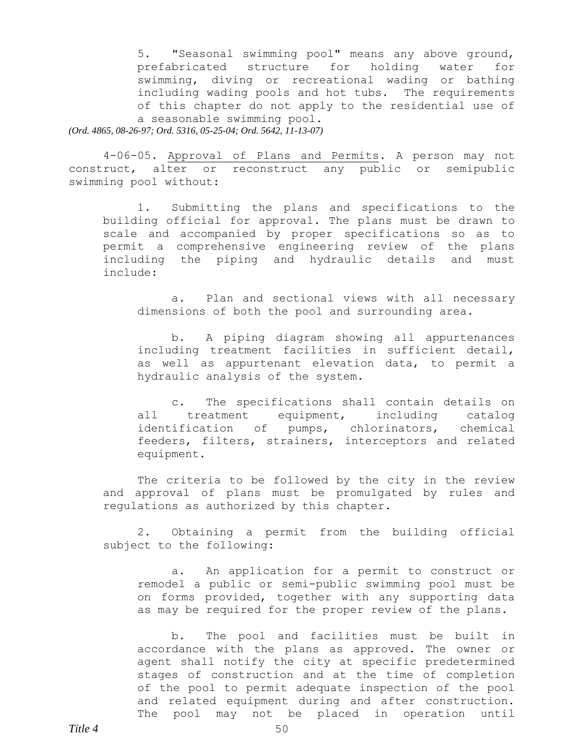5. "Seasonal swimming pool" means any above ground, prefabricated structure for holding water for swimming, diving or recreational wading or bathing including wading pools and hot tubs. The requirements of this chapter do not apply to the residential use of a seasonable swimming pool.

*(Ord. 4865, 08-26-97; Ord. 5316, 05-25-04; Ord. 5642, 11-13-07)*

4-06-05. Approval of Plans and Permits. A person may not construct, alter or reconstruct any public or semipublic swimming pool without:

1. Submitting the plans and specifications to the building official for approval. The plans must be drawn to scale and accompanied by proper specifications so as to permit a comprehensive engineering review of the plans including the piping and hydraulic details and must include:

   a. Plan and sectional views with all necessary dimensions of both the pool and surrounding area.

   b. A piping diagram showing all appurtenances including treatment facilities in sufficient detail, as well as appurtenant elevation data, to permit a hydraulic analysis of the system.

   c. The specifications shall contain details on all treatment equipment, including catalog identification of pumps, chlorinators, chemical feeders, filters, strainers, interceptors and related equipment.

   The criteria to be followed by the city in the review and approval of plans must be promulgated by rules and regulations as authorized by this chapter.

2. Obtaining a permit from the building official subject to the following:

   a. An application for a permit to construct or remodel a public or semi-public swimming pool must be on forms provided, together with any supporting data as may be required for the proper review of the plans.

   b. The pool and facilities must be built in accordance with the plans as approved. The owner or agent shall notify the city at specific predetermined stages of construction and at the time of completion of the pool to permit adequate inspection of the pool and related equipment during and after construction. The pool may not be placed in operation until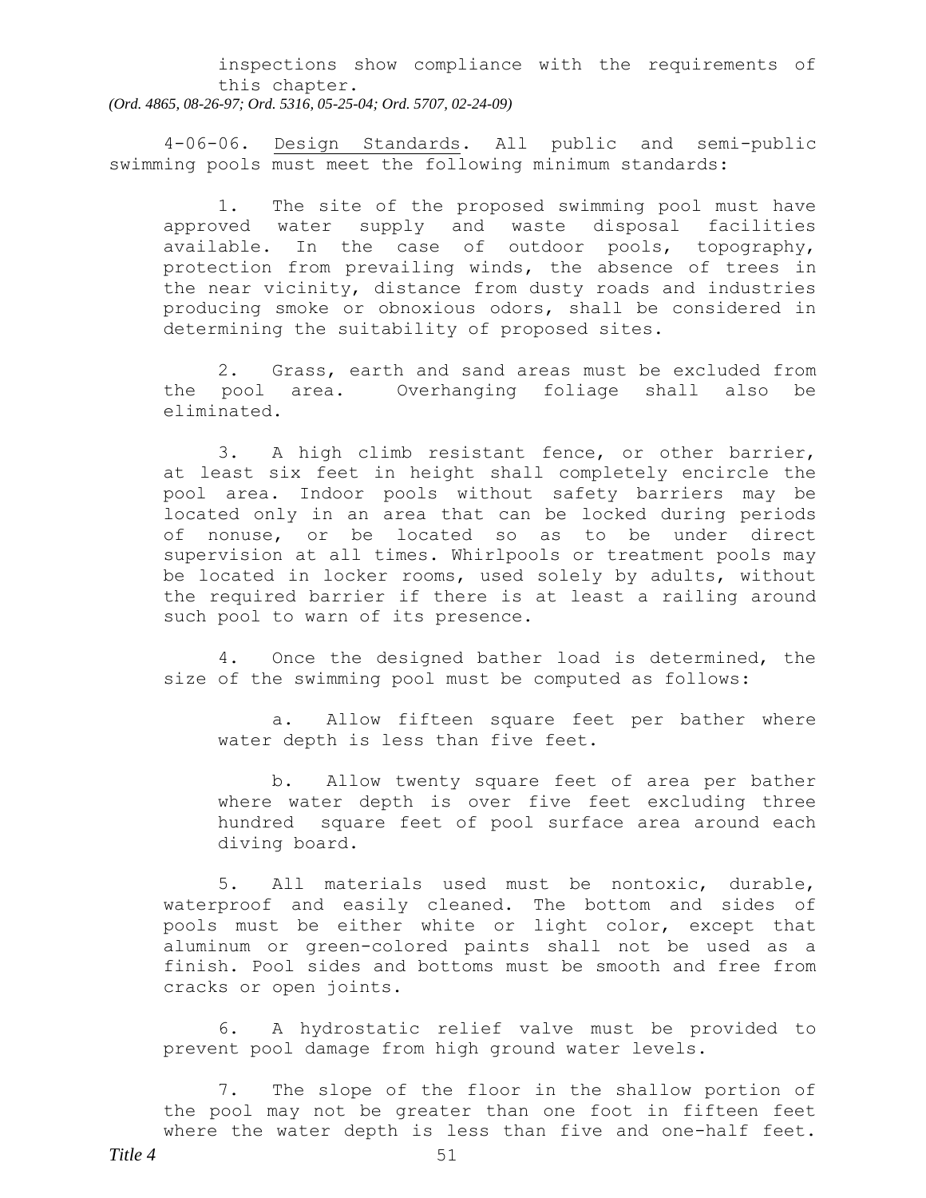inspections show compliance with the requirements of this chapter.

*(Ord. 4865, 08-26-97; Ord. 5316, 05-25-04; Ord. 5707, 02-24-09)*

4-06-06. Design Standards. All public and semi-public swimming pools must meet the following minimum standards:

1. The site of the proposed swimming pool must have approved water supply and waste disposal facilities available. In the case of outdoor pools, topography, protection from prevailing winds, the absence of trees in the near vicinity, distance from dusty roads and industries producing smoke or obnoxious odors, shall be considered in determining the suitability of proposed sites.

2. Grass, earth and sand areas must be excluded from the pool area. Overhanging foliage shall also be eliminated.

3. A high climb resistant fence, or other barrier, at least six feet in height shall completely encircle the pool area. Indoor pools without safety barriers may be located only in an area that can be locked during periods of nonuse, or be located so as to be under direct supervision at all times. Whirlpools or treatment pools may be located in locker rooms, used solely by adults, without the required barrier if there is at least a railing around such pool to warn of its presence.

4. Once the designed bather load is determined, the size of the swimming pool must be computed as follows:

    a. Allow fifteen square feet per bather where water depth is less than five feet.

    b. Allow twenty square feet of area per bather where water depth is over five feet excluding three hundred square feet of pool surface area around each diving board.

5. All materials used must be nontoxic, durable, waterproof and easily cleaned. The bottom and sides of pools must be either white or light color, except that aluminum or green-colored paints shall not be used as a finish. Pool sides and bottoms must be smooth and free from cracks or open joints.

6. A hydrostatic relief valve must be provided to prevent pool damage from high ground water levels.

7. The slope of the floor in the shallow portion of the pool may not be greater than one foot in fifteen feet where the water depth is less than five and one-half feet.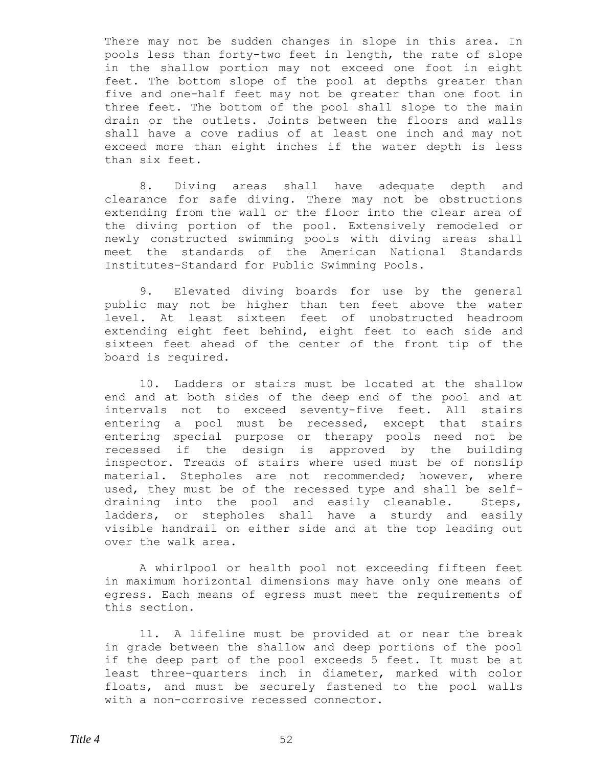There may not be sudden changes in slope in this area. In pools less than forty-two feet in length, the rate of slope in the shallow portion may not exceed one foot in eight feet. The bottom slope of the pool at depths greater than five and one-half feet may not be greater than one foot in three feet. The bottom of the pool shall slope to the main drain or the outlets. Joints between the floors and walls shall have a cove radius of at least one inch and may not exceed more than eight inches if the water depth is less than six feet.

8. Diving areas shall have adequate depth and clearance for safe diving. There may not be obstructions extending from the wall or the floor into the clear area of the diving portion of the pool. Extensively remodeled or newly constructed swimming pools with diving areas shall meet the standards of the American National Standards Institutes-Standard for Public Swimming Pools.

9. Elevated diving boards for use by the general public may not be higher than ten feet above the water level. At least sixteen feet of unobstructed headroom extending eight feet behind, eight feet to each side and sixteen feet ahead of the center of the front tip of the board is required.

10. Ladders or stairs must be located at the shallow end and at both sides of the deep end of the pool and at intervals not to exceed seventy-five feet. All stairs entering a pool must be recessed, except that stairs entering special purpose or therapy pools need not be recessed if the design is approved by the building inspector. Treads of stairs where used must be of nonslip material. Stepholes are not recommended; however, where used, they must be of the recessed type and shall be self-draining into the pool and easily cleanable. Steps, ladders, or stepholes shall have a sturdy and easily visible handrail on either side and at the top leading out over the walk area.

A whirlpool or health pool not exceeding fifteen feet in maximum horizontal dimensions may have only one means of egress. Each means of egress must meet the requirements of this section.

11. A lifeline must be provided at or near the break in grade between the shallow and deep portions of the pool if the deep part of the pool exceeds 5 feet. It must be at least three-quarters inch in diameter, marked with color floats, and must be securely fastened to the pool walls with a non-corrosive recessed connector.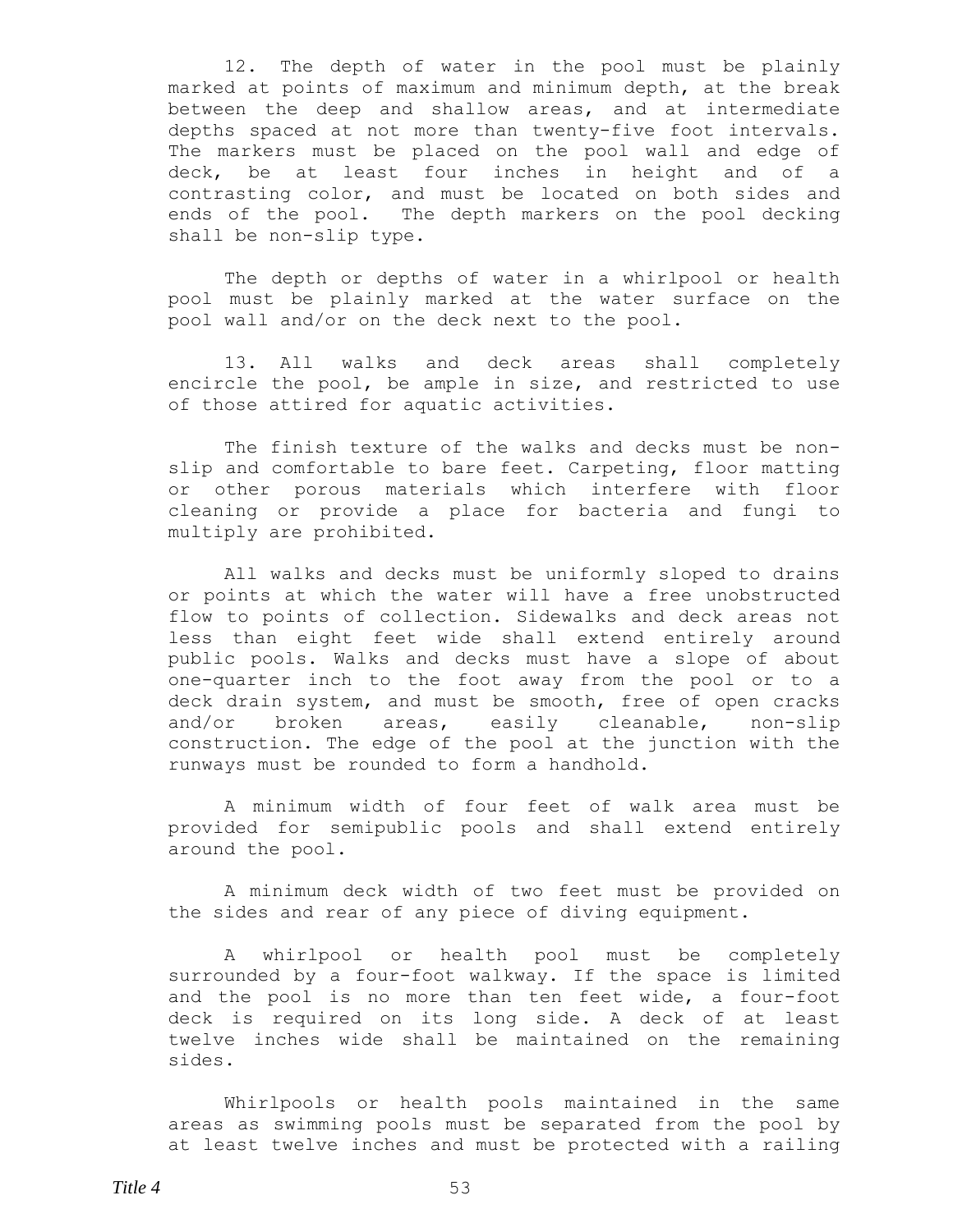12. The depth of water in the pool must be plainly marked at points of maximum and minimum depth, at the break between the deep and shallow areas, and at intermediate depths spaced at not more than twenty-five foot intervals. The markers must be placed on the pool wall and edge of deck, be at least four inches in height and of a contrasting color, and must be located on both sides and ends of the pool. The depth markers on the pool decking shall be non-slip type.

The depth or depths of water in a whirlpool or health pool must be plainly marked at the water surface on the pool wall and/or on the deck next to the pool.

13. All walks and deck areas shall completely encircle the pool, be ample in size, and restricted to use of those attired for aquatic activities.

The finish texture of the walks and decks must be non-slip and comfortable to bare feet. Carpeting, floor matting or other porous materials which interfere with floor cleaning or provide a place for bacteria and fungi to multiply are prohibited.

All walks and decks must be uniformly sloped to drains or points at which the water will have a free unobstructed flow to points of collection. Sidewalks and deck areas not less than eight feet wide shall extend entirely around public pools. Walks and decks must have a slope of about one-quarter inch to the foot away from the pool or to a deck drain system, and must be smooth, free of open cracks and/or broken areas, easily cleanable, non-slip construction. The edge of the pool at the junction with the runways must be rounded to form a handhold.

A minimum width of four feet of walk area must be provided for semipublic pools and shall extend entirely around the pool.

A minimum deck width of two feet must be provided on the sides and rear of any piece of diving equipment.

A whirlpool or health pool must be completely surrounded by a four-foot walkway. If the space is limited and the pool is no more than ten feet wide, a four-foot deck is required on its long side. A deck of at least twelve inches wide shall be maintained on the remaining sides.

Whirlpools or health pools maintained in the same areas as swimming pools must be separated from the pool by at least twelve inches and must be protected with a railing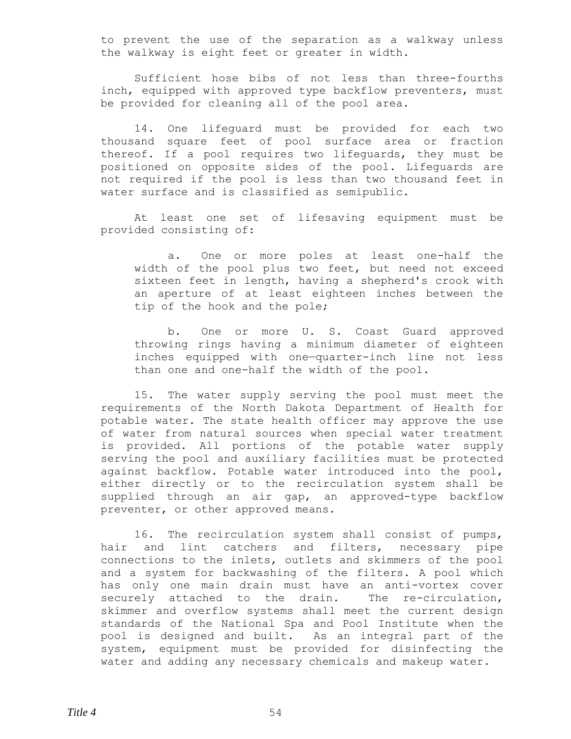to prevent the use of the separation as a walkway unless the walkway is eight feet or greater in width.

Sufficient hose bibs of not less than three-fourths inch, equipped with approved type backflow preventers, must be provided for cleaning all of the pool area.

14. One lifeguard must be provided for each two thousand square feet of pool surface area or fraction thereof. If a pool requires two lifeguards, they must be positioned on opposite sides of the pool. Lifeguards are not required if the pool is less than two thousand feet in water surface and is classified as semipublic.

At least one set of lifesaving equipment must be provided consisting of:

a. One or more poles at least one-half the width of the pool plus two feet, but need not exceed sixteen feet in length, having a shepherd's crook with an aperture of at least eighteen inches between the tip of the hook and the pole;

b. One or more U. S. Coast Guard approved throwing rings having a minimum diameter of eighteen inches equipped with one—quarter-inch line not less than one and one-half the width of the pool.

15. The water supply serving the pool must meet the requirements of the North Dakota Department of Health for potable water. The state health officer may approve the use of water from natural sources when special water treatment is provided. All portions of the potable water supply serving the pool and auxiliary facilities must be protected against backflow. Potable water introduced into the pool, either directly or to the recirculation system shall be supplied through an air gap, an approved-type backflow preventer, or other approved means.

16. The recirculation system shall consist of pumps, hair and lint catchers and filters, necessary pipe connections to the inlets, outlets and skimmers of the pool and a system for backwashing of the filters. A pool which has only one main drain must have an anti-vortex cover securely attached to the drain. The re-circulation, skimmer and overflow systems shall meet the current design standards of the National Spa and Pool Institute when the pool is designed and built. As an integral part of the system, equipment must be provided for disinfecting the water and adding any necessary chemicals and makeup water.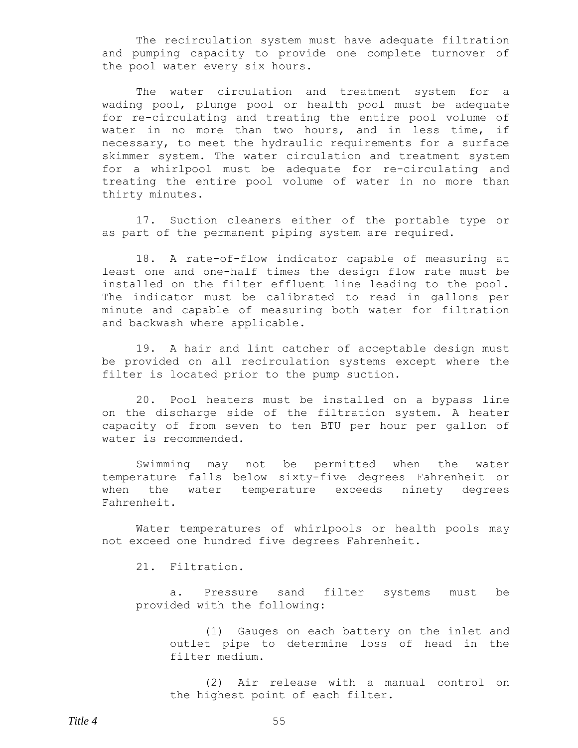The recirculation system must have adequate filtration and pumping capacity to provide one complete turnover of the pool water every six hours.

The water circulation and treatment system for a wading pool, plunge pool or health pool must be adequate for re-circulating and treating the entire pool volume of water in no more than two hours, and in less time, if necessary, to meet the hydraulic requirements for a surface skimmer system. The water circulation and treatment system for a whirlpool must be adequate for re-circulating and treating the entire pool volume of water in no more than thirty minutes.

17. Suction cleaners either of the portable type or as part of the permanent piping system are required.

18. A rate-of-flow indicator capable of measuring at least one and one-half times the design flow rate must be installed on the filter effluent line leading to the pool. The indicator must be calibrated to read in gallons per minute and capable of measuring both water for filtration and backwash where applicable.

19. A hair and lint catcher of acceptable design must be provided on all recirculation systems except where the filter is located prior to the pump suction.

20. Pool heaters must be installed on a bypass line on the discharge side of the filtration system. A heater capacity of from seven to ten BTU per hour per gallon of water is recommended.

Swimming may not be permitted when the water temperature falls below sixty-five degrees Fahrenheit or when the water temperature exceeds ninety degrees Fahrenheit.

Water temperatures of whirlpools or health pools may not exceed one hundred five degrees Fahrenheit.

21. Filtration.

a. Pressure sand filter systems must be provided with the following:

(1) Gauges on each battery on the inlet and outlet pipe to determine loss of head in the filter medium.

(2) Air release with a manual control on the highest point of each filter.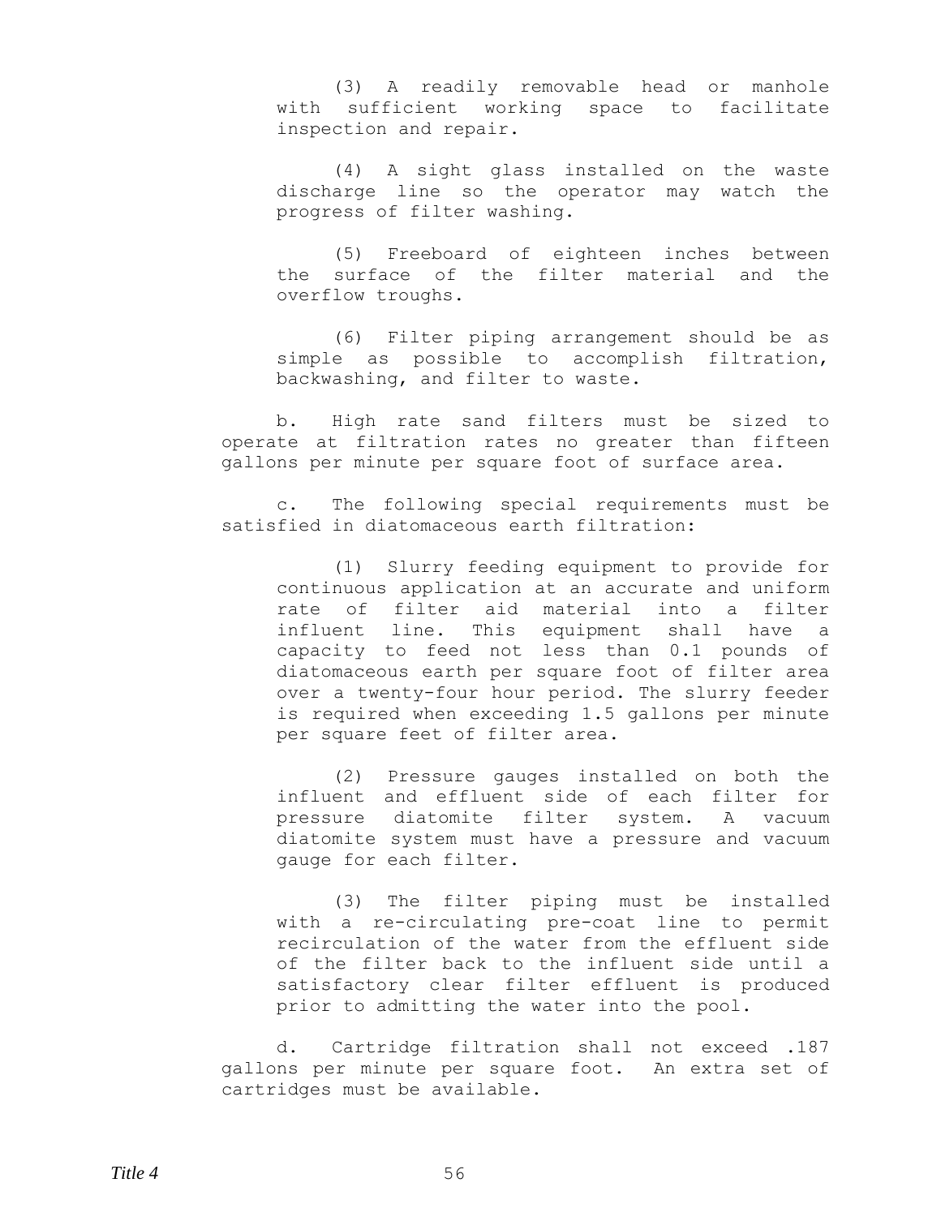(3) A readily removable head or manhole with sufficient working space to facilitate inspection and repair.

(4) A sight glass installed on the waste discharge line so the operator may watch the progress of filter washing.

(5) Freeboard of eighteen inches between the surface of the filter material and the overflow troughs.

(6) Filter piping arrangement should be as simple as possible to accomplish filtration, backwashing, and filter to waste.

b. High rate sand filters must be sized to operate at filtration rates no greater than fifteen gallons per minute per square foot of surface area.

c. The following special requirements must be satisfied in diatomaceous earth filtration:

(1) Slurry feeding equipment to provide for continuous application at an accurate and uniform rate of filter aid material into a filter influent line. This equipment shall have a capacity to feed not less than 0.1 pounds of diatomaceous earth per square foot of filter area over a twenty-four hour period. The slurry feeder is required when exceeding 1.5 gallons per minute per square feet of filter area.

(2) Pressure gauges installed on both the influent and effluent side of each filter for pressure diatomite filter system. A vacuum diatomite system must have a pressure and vacuum gauge for each filter.

(3) The filter piping must be installed with a re-circulating pre-coat line to permit recirculation of the water from the effluent side of the filter back to the influent side until a satisfactory clear filter effluent is produced prior to admitting the water into the pool.

d. Cartridge filtration shall not exceed .187 gallons per minute per square foot. An extra set of cartridges must be available.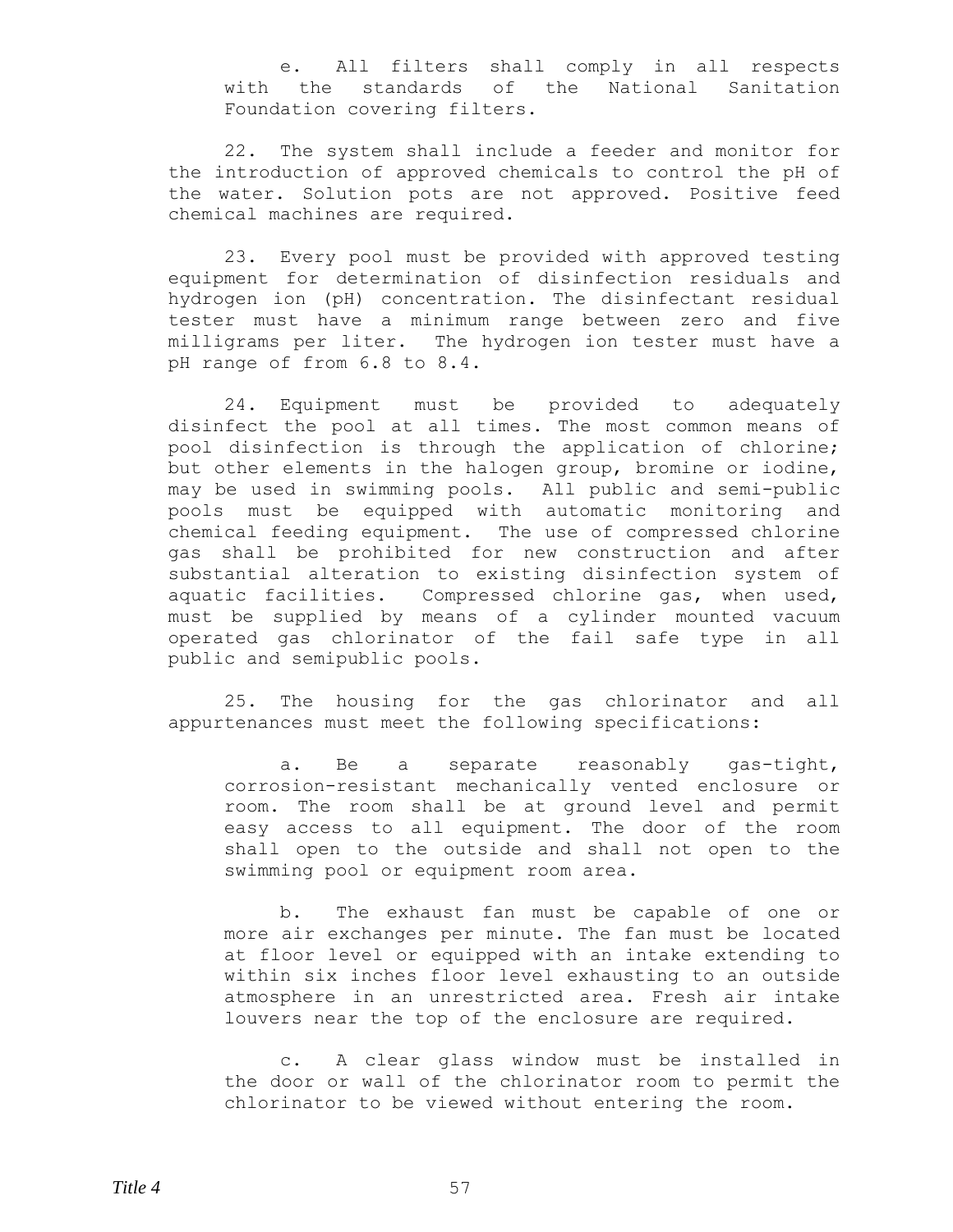e. All filters shall comply in all respects with the standards of the National Sanitation Foundation covering filters.

22. The system shall include a feeder and monitor for the introduction of approved chemicals to control the pH of the water. Solution pots are not approved. Positive feed chemical machines are required.

23. Every pool must be provided with approved testing equipment for determination of disinfection residuals and hydrogen ion (pH) concentration. The disinfectant residual tester must have a minimum range between zero and five milligrams per liter. The hydrogen ion tester must have a pH range of from 6.8 to 8.4.

24. Equipment must be provided to adequately disinfect the pool at all times. The most common means of pool disinfection is through the application of chlorine; but other elements in the halogen group, bromine or iodine, may be used in swimming pools. All public and semi-public pools must be equipped with automatic monitoring and chemical feeding equipment. The use of compressed chlorine gas shall be prohibited for new construction and after substantial alteration to existing disinfection system of aquatic facilities. Compressed chlorine gas, when used, must be supplied by means of a cylinder mounted vacuum operated gas chlorinator of the fail safe type in all public and semipublic pools.

25. The housing for the gas chlorinator and all appurtenances must meet the following specifications:

a. Be a separate reasonably gas-tight, corrosion-resistant mechanically vented enclosure or room. The room shall be at ground level and permit easy access to all equipment. The door of the room shall open to the outside and shall not open to the swimming pool or equipment room area.

b. The exhaust fan must be capable of one or more air exchanges per minute. The fan must be located at floor level or equipped with an intake extending to within six inches floor level exhausting to an outside atmosphere in an unrestricted area. Fresh air intake louvers near the top of the enclosure are required.

c. A clear glass window must be installed in the door or wall of the chlorinator room to permit the chlorinator to be viewed without entering the room.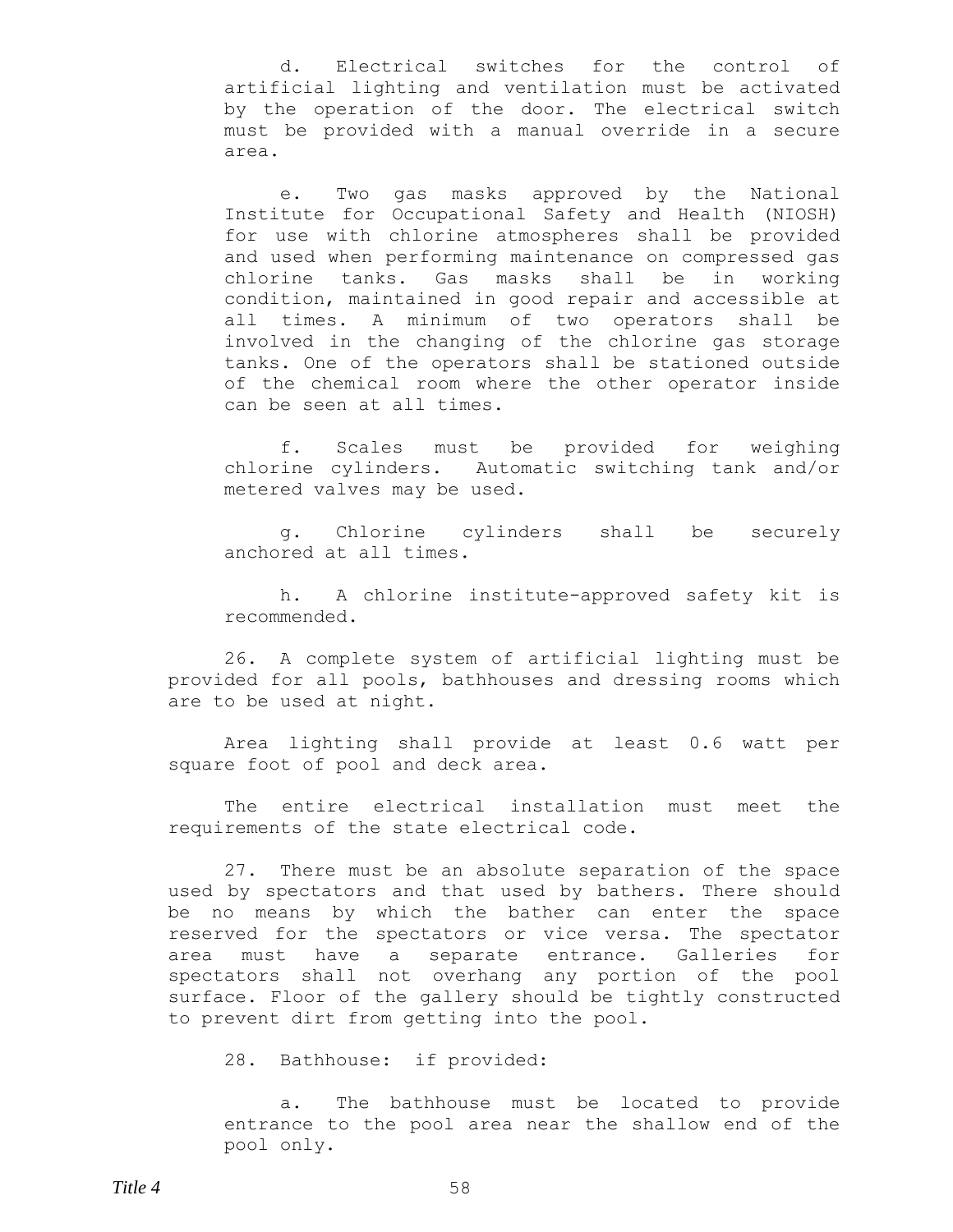d. Electrical switches for the control of artificial lighting and ventilation must be activated by the operation of the door. The electrical switch must be provided with a manual override in a secure area.

e. Two gas masks approved by the National Institute for Occupational Safety and Health (NIOSH) for use with chlorine atmospheres shall be provided and used when performing maintenance on compressed gas chlorine tanks. Gas masks shall be in working condition, maintained in good repair and accessible at all times. A minimum of two operators shall be involved in the changing of the chlorine gas storage tanks. One of the operators shall be stationed outside of the chemical room where the other operator inside can be seen at all times.

f. Scales must be provided for weighing chlorine cylinders. Automatic switching tank and/or metered valves may be used.

g. Chlorine cylinders shall be securely anchored at all times.

h. A chlorine institute-approved safety kit is recommended.

26. A complete system of artificial lighting must be provided for all pools, bathhouses and dressing rooms which are to be used at night.

Area lighting shall provide at least 0.6 watt per square foot of pool and deck area.

The entire electrical installation must meet the requirements of the state electrical code.

27. There must be an absolute separation of the space used by spectators and that used by bathers. There should be no means by which the bather can enter the space reserved for the spectators or vice versa. The spectator area must have a separate entrance. Galleries for spectators shall not overhang any portion of the pool surface. Floor of the gallery should be tightly constructed to prevent dirt from getting into the pool.

28. Bathhouse: if provided:

a. The bathhouse must be located to provide entrance to the pool area near the shallow end of the pool only.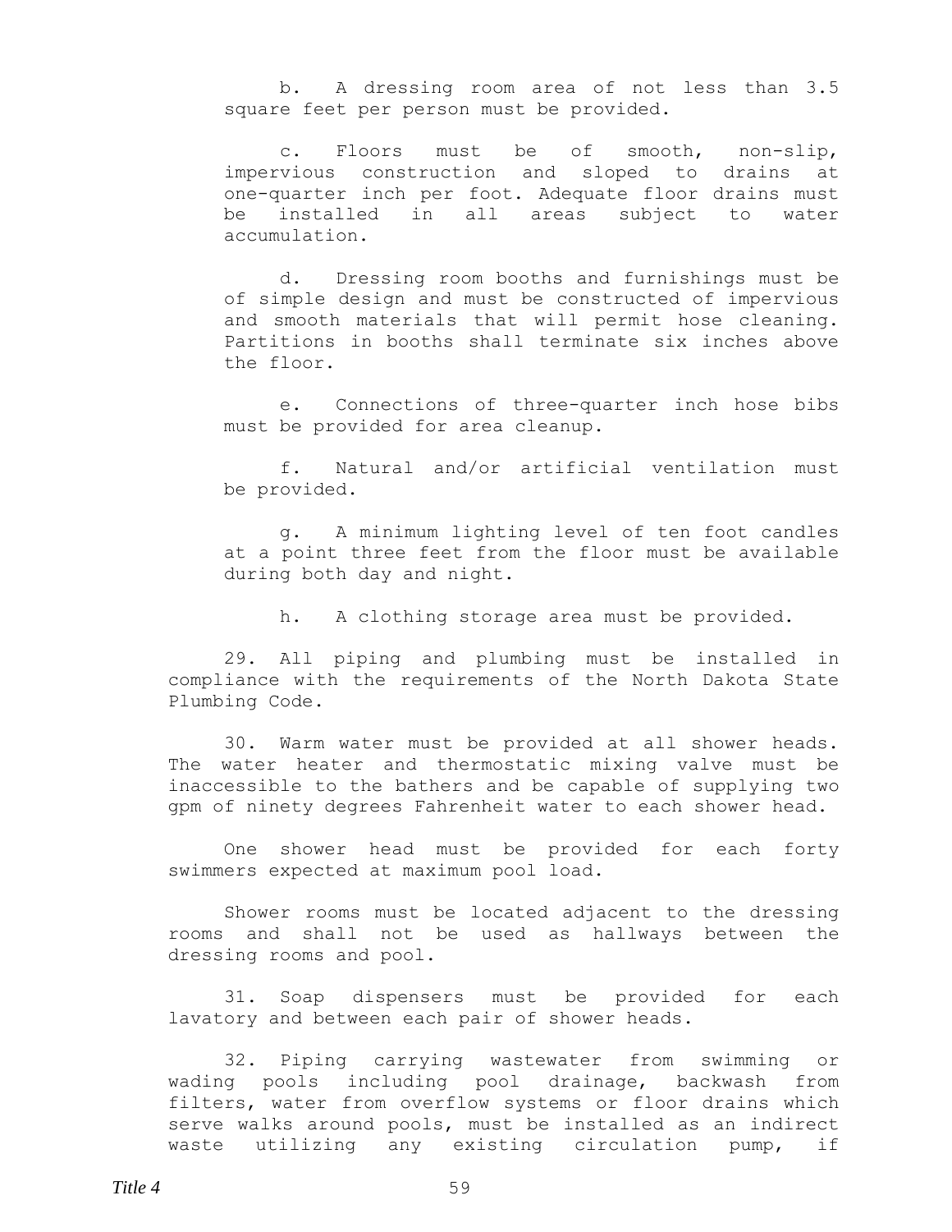b. A dressing room area of not less than 3.5 square feet per person must be provided.

c. Floors must be of smooth, non-slip, impervious construction and sloped to drains at one-quarter inch per foot. Adequate floor drains must be installed in all areas subject to water accumulation.

d. Dressing room booths and furnishings must be of simple design and must be constructed of impervious and smooth materials that will permit hose cleaning. Partitions in booths shall terminate six inches above the floor.

e. Connections of three-quarter inch hose bibs must be provided for area cleanup.

f. Natural and/or artificial ventilation must be provided.

g. A minimum lighting level of ten foot candles at a point three feet from the floor must be available during both day and night.

h. A clothing storage area must be provided.

29. All piping and plumbing must be installed in compliance with the requirements of the North Dakota State Plumbing Code.

30. Warm water must be provided at all shower heads. The water heater and thermostatic mixing valve must be inaccessible to the bathers and be capable of supplying two gpm of ninety degrees Fahrenheit water to each shower head.

One shower head must be provided for each forty swimmers expected at maximum pool load.

Shower rooms must be located adjacent to the dressing rooms and shall not be used as hallways between the dressing rooms and pool.

31. Soap dispensers must be provided for each lavatory and between each pair of shower heads.

32. Piping carrying wastewater from swimming or wading pools including pool drainage, backwash from filters, water from overflow systems or floor drains which serve walks around pools, must be installed as an indirect waste utilizing any existing circulation pump, if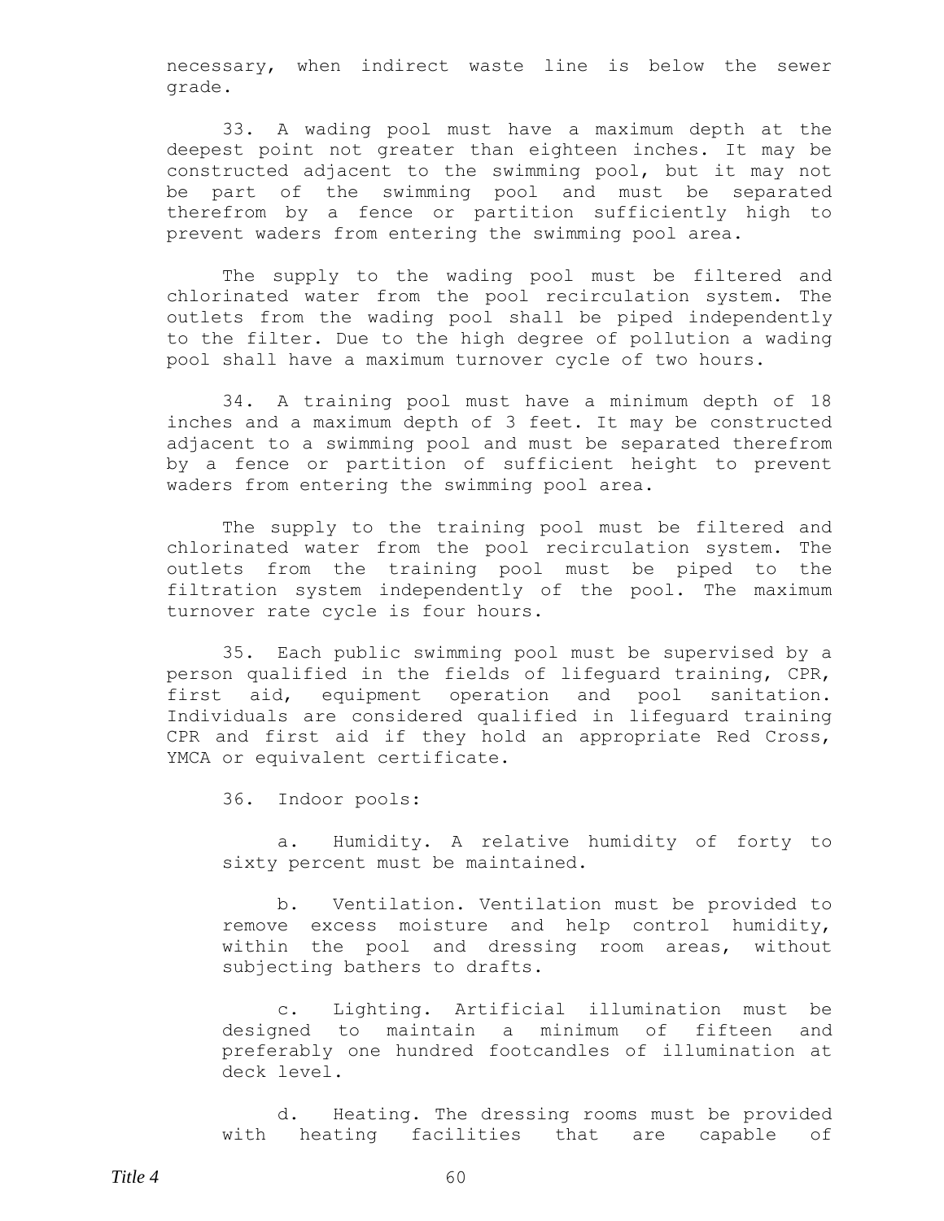necessary, when indirect waste line is below the sewer grade.

33. A wading pool must have a maximum depth at the deepest point not greater than eighteen inches. It may be constructed adjacent to the swimming pool, but it may not be part of the swimming pool and must be separated therefrom by a fence or partition sufficiently high to prevent waders from entering the swimming pool area.

The supply to the wading pool must be filtered and chlorinated water from the pool recirculation system. The outlets from the wading pool shall be piped independently to the filter. Due to the high degree of pollution a wading pool shall have a maximum turnover cycle of two hours.

34. A training pool must have a minimum depth of 18 inches and a maximum depth of 3 feet. It may be constructed adjacent to a swimming pool and must be separated therefrom by a fence or partition of sufficient height to prevent waders from entering the swimming pool area.

The supply to the training pool must be filtered and chlorinated water from the pool recirculation system. The outlets from the training pool must be piped to the filtration system independently of the pool. The maximum turnover rate cycle is four hours.

35. Each public swimming pool must be supervised by a person qualified in the fields of lifeguard training, CPR, first aid, equipment operation and pool sanitation. Individuals are considered qualified in lifeguard training CPR and first aid if they hold an appropriate Red Cross, YMCA or equivalent certificate.

36. Indoor pools:

a. Humidity. A relative humidity of forty to sixty percent must be maintained.

b. Ventilation. Ventilation must be provided to remove excess moisture and help control humidity, within the pool and dressing room areas, without subjecting bathers to drafts.

c. Lighting. Artificial illumination must be designed to maintain a minimum of fifteen and preferably one hundred footcandles of illumination at deck level.

d. Heating. The dressing rooms must be provided with heating facilities that are capable of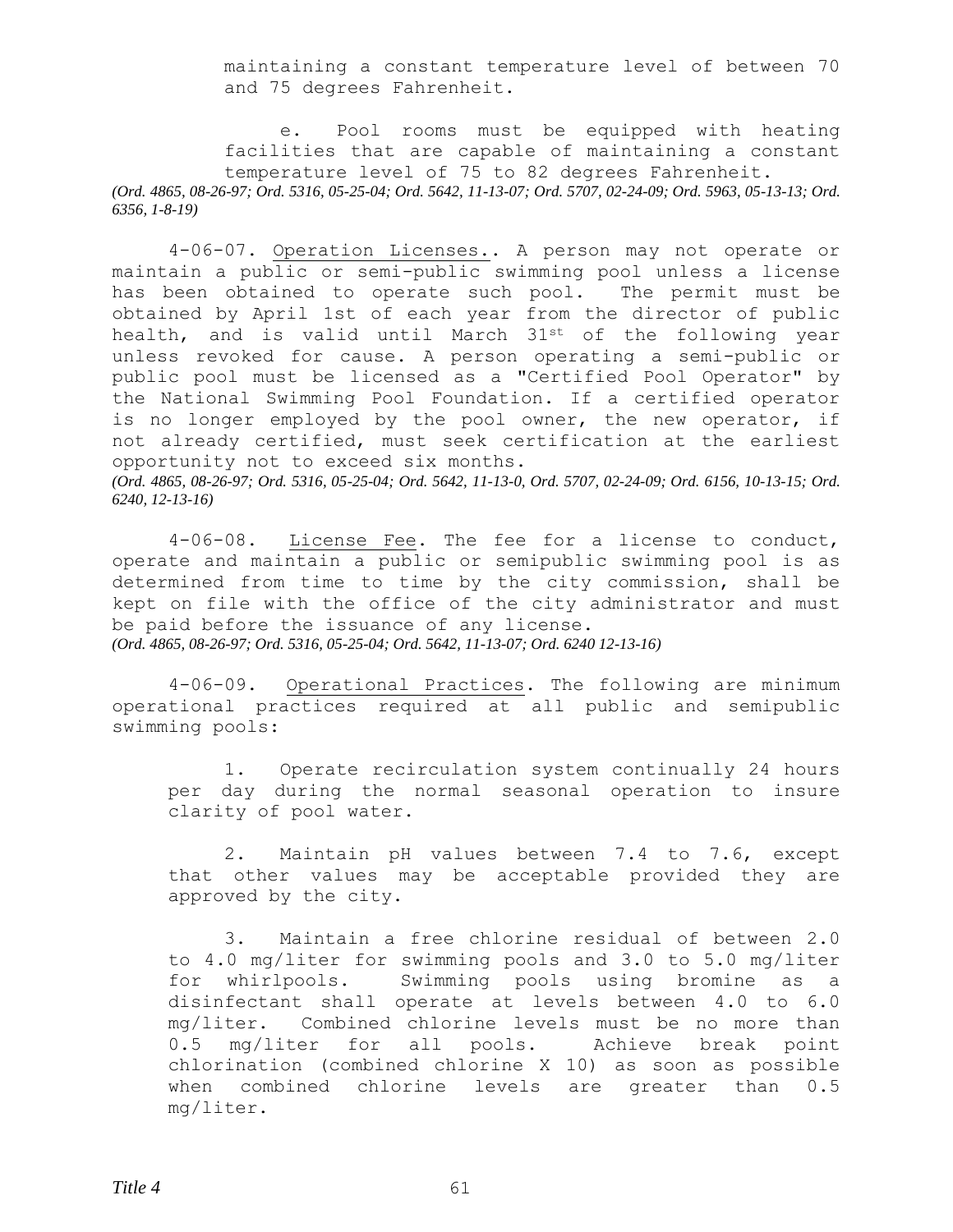maintaining a constant temperature level of between 70 and 75 degrees Fahrenheit.

e. Pool rooms must be equipped with heating facilities that are capable of maintaining a constant temperature level of 75 to 82 degrees Fahrenheit.

*(Ord. 4865, 08-26-97; Ord. 5316, 05-25-04; Ord. 5642, 11-13-07; Ord. 5707, 02-24-09; Ord. 5963, 05-13-13; Ord. 6356, 1-8-19)*

4-06-07. Operation Licenses.. A person may not operate or maintain a public or semi-public swimming pool unless a license has been obtained to operate such pool. The permit must be obtained by April 1st of each year from the director of public health, and is valid until March 31st of the following year unless revoked for cause. A person operating a semi-public or public pool must be licensed as a "Certified Pool Operator" by the National Swimming Pool Foundation. If a certified operator is no longer employed by the pool owner, the new operator, if not already certified, must seek certification at the earliest opportunity not to exceed six months.

*(Ord. 4865, 08-26-97; Ord. 5316, 05-25-04; Ord. 5642, 11-13-0, Ord. 5707, 02-24-09; Ord. 6156, 10-13-15; Ord. 6240, 12-13-16)*

4-06-08. License Fee. The fee for a license to conduct, operate and maintain a public or semipublic swimming pool is as determined from time to time by the city commission, shall be kept on file with the office of the city administrator and must be paid before the issuance of any license.

*(Ord. 4865, 08-26-97; Ord. 5316, 05-25-04; Ord. 5642, 11-13-07; Ord. 6240 12-13-16)*

4-06-09. Operational Practices. The following are minimum operational practices required at all public and semipublic swimming pools:

1. Operate recirculation system continually 24 hours per day during the normal seasonal operation to insure clarity of pool water.

2. Maintain pH values between 7.4 to 7.6, except that other values may be acceptable provided they are approved by the city.

3. Maintain a free chlorine residual of between 2.0 to 4.0 mg/liter for swimming pools and 3.0 to 5.0 mg/liter for whirlpools. Swimming pools using bromine as a disinfectant shall operate at levels between 4.0 to 6.0 mg/liter. Combined chlorine levels must be no more than 0.5 mg/liter for all pools. Achieve break point chlorination (combined chlorine X 10) as soon as possible when combined chlorine levels are greater than 0.5 mg/liter.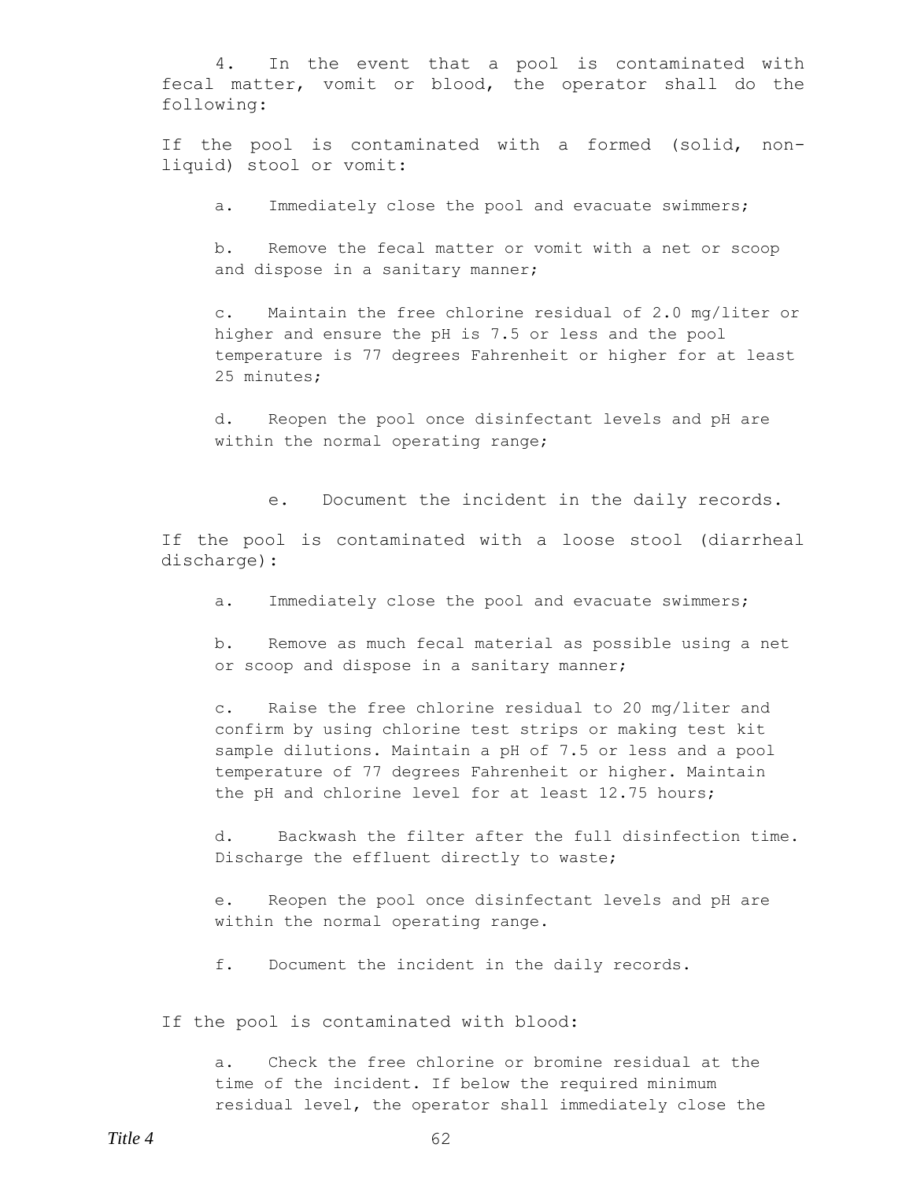4. In the event that a pool is contaminated with fecal matter, vomit or blood, the operator shall do the following:

If the pool is contaminated with a formed (solid, non-liquid) stool or vomit:

a. Immediately close the pool and evacuate swimmers;

b. Remove the fecal matter or vomit with a net or scoop and dispose in a sanitary manner;

c. Maintain the free chlorine residual of 2.0 mg/liter or higher and ensure the pH is 7.5 or less and the pool temperature is 77 degrees Fahrenheit or higher for at least 25 minutes;

d. Reopen the pool once disinfectant levels and pH are within the normal operating range;

e. Document the incident in the daily records.

If the pool is contaminated with a loose stool (diarrheal discharge):

a. Immediately close the pool and evacuate swimmers;

b. Remove as much fecal material as possible using a net or scoop and dispose in a sanitary manner;

c. Raise the free chlorine residual to 20 mg/liter and confirm by using chlorine test strips or making test kit sample dilutions. Maintain a pH of 7.5 or less and a pool temperature of 77 degrees Fahrenheit or higher. Maintain the pH and chlorine level for at least 12.75 hours;

d. Backwash the filter after the full disinfection time. Discharge the effluent directly to waste;

e. Reopen the pool once disinfectant levels and pH are within the normal operating range.

f. Document the incident in the daily records.

If the pool is contaminated with blood:

a. Check the free chlorine or bromine residual at the time of the incident. If below the required minimum residual level, the operator shall immediately close the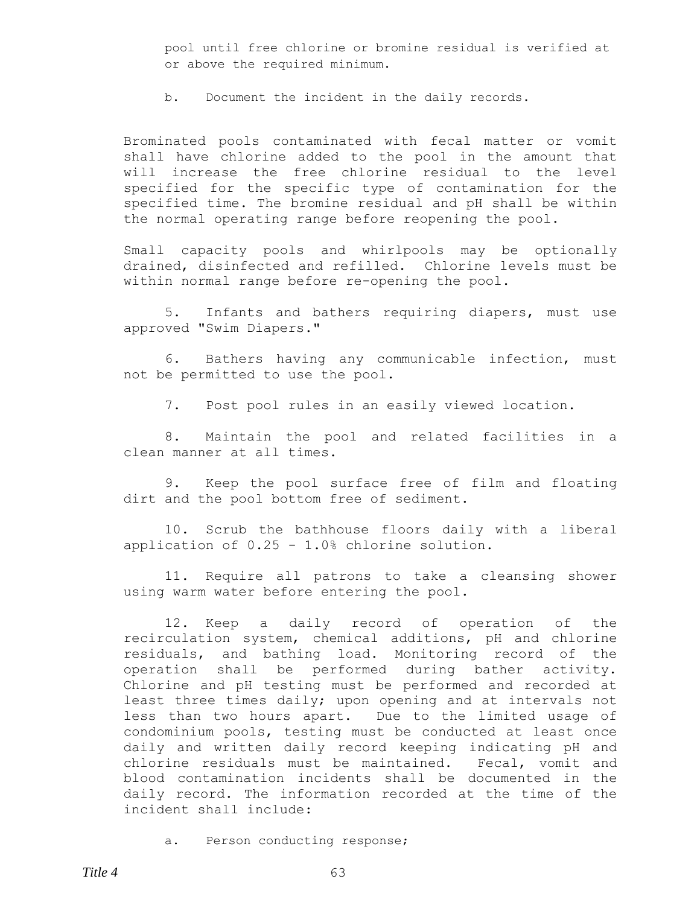pool until free chlorine or bromine residual is verified at or above the required minimum.

b. Document the incident in the daily records.

Brominated pools contaminated with fecal matter or vomit shall have chlorine added to the pool in the amount that will increase the free chlorine residual to the level specified for the specific type of contamination for the specified time. The bromine residual and pH shall be within the normal operating range before reopening the pool.

Small capacity pools and whirlpools may be optionally drained, disinfected and refilled. Chlorine levels must be within normal range before re-opening the pool.

5. Infants and bathers requiring diapers, must use approved "Swim Diapers."

6. Bathers having any communicable infection, must not be permitted to use the pool.

7. Post pool rules in an easily viewed location.

8. Maintain the pool and related facilities in a clean manner at all times.

9. Keep the pool surface free of film and floating dirt and the pool bottom free of sediment.

10. Scrub the bathhouse floors daily with a liberal application of 0.25 - 1.0% chlorine solution.

11. Require all patrons to take a cleansing shower using warm water before entering the pool.

12. Keep a daily record of operation of the recirculation system, chemical additions, pH and chlorine residuals, and bathing load. Monitoring record of the operation shall be performed during bather activity. Chlorine and pH testing must be performed and recorded at least three times daily; upon opening and at intervals not less than two hours apart. Due to the limited usage of condominium pools, testing must be conducted at least once daily and written daily record keeping indicating pH and chlorine residuals must be maintained. Fecal, vomit and blood contamination incidents shall be documented in the daily record. The information recorded at the time of the incident shall include:

a. Person conducting response;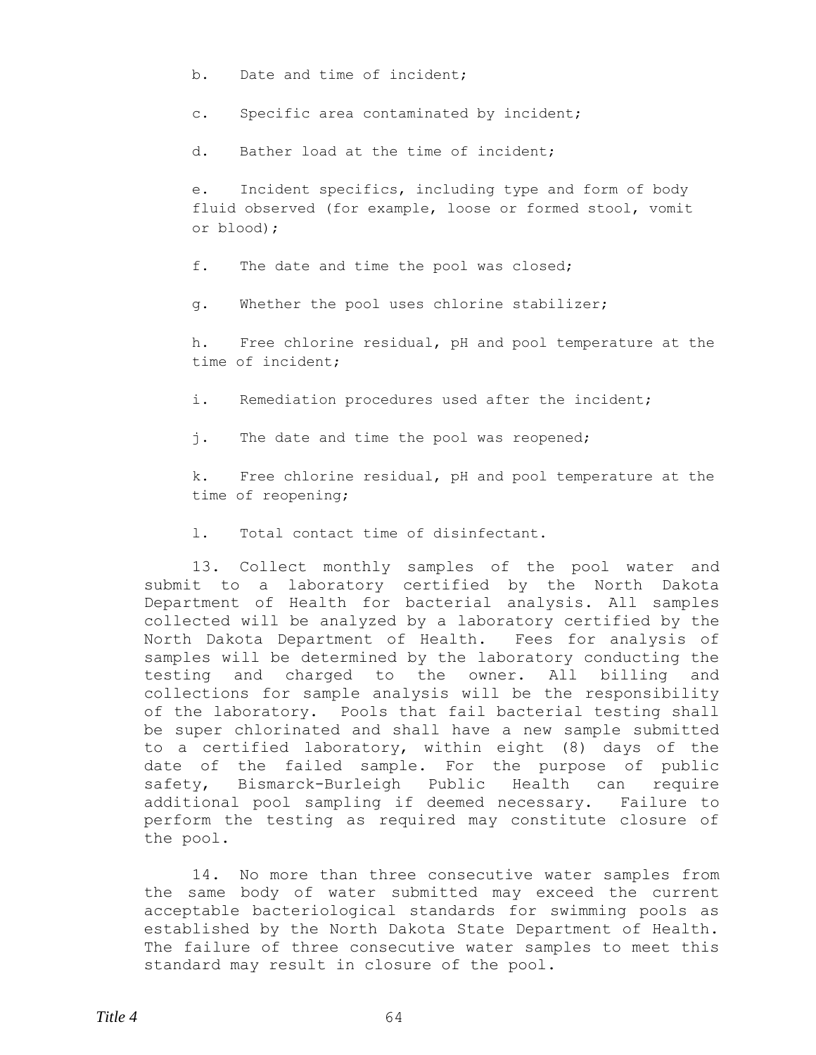b. Date and time of incident;

c. Specific area contaminated by incident;

d. Bather load at the time of incident;

e. Incident specifics, including type and form of body fluid observed (for example, loose or formed stool, vomit or blood);

f. The date and time the pool was closed;

g. Whether the pool uses chlorine stabilizer;

h. Free chlorine residual, pH and pool temperature at the time of incident;

i. Remediation procedures used after the incident;

j. The date and time the pool was reopened;

k. Free chlorine residual, pH and pool temperature at the time of reopening;

l. Total contact time of disinfectant.

13. Collect monthly samples of the pool water and submit to a laboratory certified by the North Dakota Department of Health for bacterial analysis. All samples collected will be analyzed by a laboratory certified by the North Dakota Department of Health. Fees for analysis of samples will be determined by the laboratory conducting the testing and charged to the owner. All billing and collections for sample analysis will be the responsibility of the laboratory. Pools that fail bacterial testing shall be super chlorinated and shall have a new sample submitted to a certified laboratory, within eight (8) days of the date of the failed sample. For the purpose of public safety, Bismarck-Burleigh Public Health can require additional pool sampling if deemed necessary. Failure to perform the testing as required may constitute closure of the pool.

14. No more than three consecutive water samples from the same body of water submitted may exceed the current acceptable bacteriological standards for swimming pools as established by the North Dakota State Department of Health. The failure of three consecutive water samples to meet this standard may result in closure of the pool.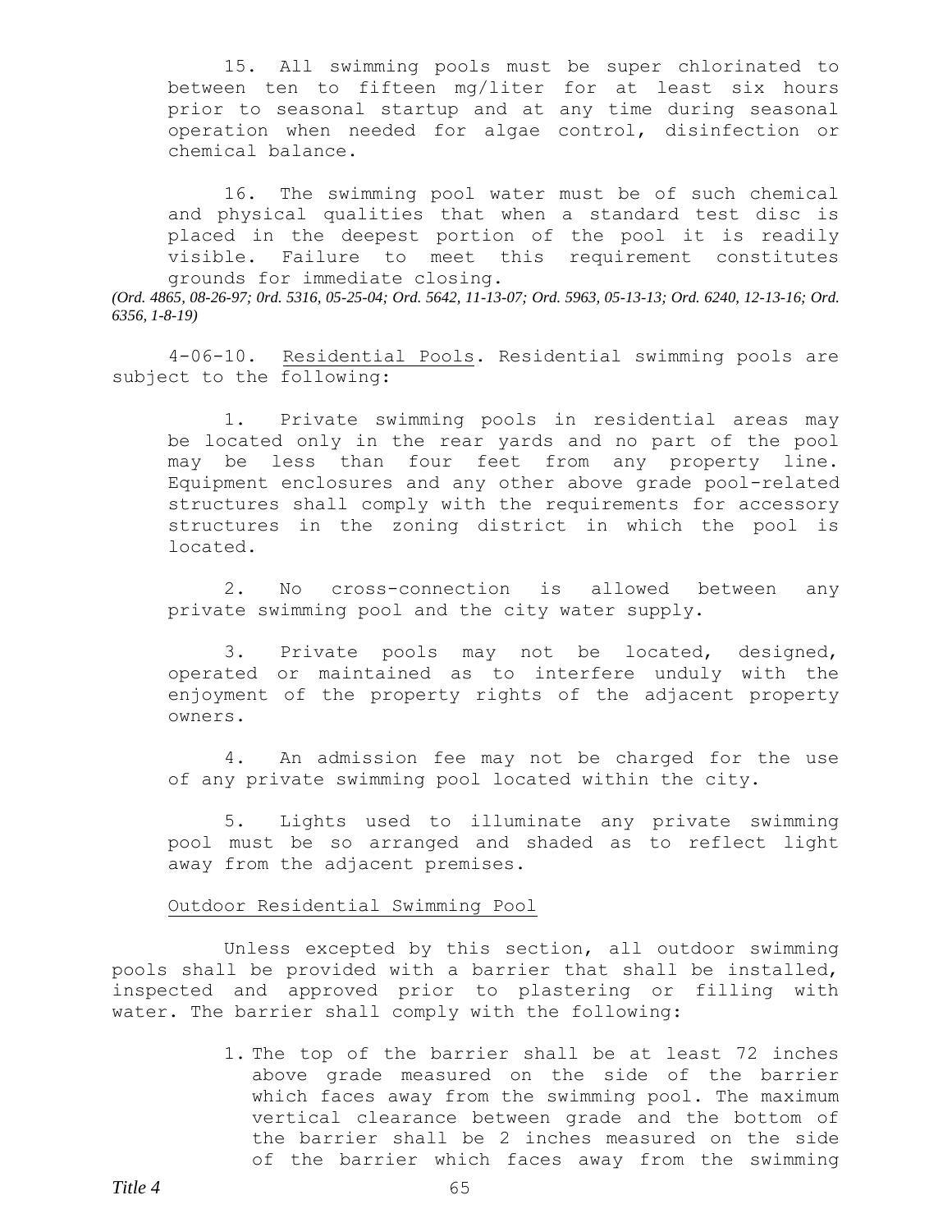15. All swimming pools must be super chlorinated to between ten to fifteen mg/liter for at least six hours prior to seasonal startup and at any time during seasonal operation when needed for algae control, disinfection or chemical balance.

16. The swimming pool water must be of such chemical and physical qualities that when a standard test disc is placed in the deepest portion of the pool it is readily visible. Failure to meet this requirement constitutes grounds for immediate closing.

*(Ord. 4865, 08-26-97; 0rd. 5316, 05-25-04; Ord. 5642, 11-13-07; Ord. 5963, 05-13-13; Ord. 6240, 12-13-16; Ord. 6356, 1-8-19)*

4-06-10. Residential Pools. Residential swimming pools are subject to the following:

1. Private swimming pools in residential areas may be located only in the rear yards and no part of the pool may be less than four feet from any property line. Equipment enclosures and any other above grade pool-related structures shall comply with the requirements for accessory structures in the zoning district in which the pool is located.

2. No cross-connection is allowed between any private swimming pool and the city water supply.

3. Private pools may not be located, designed, operated or maintained as to interfere unduly with the enjoyment of the property rights of the adjacent property owners.

4. An admission fee may not be charged for the use of any private swimming pool located within the city.

5. Lights used to illuminate any private swimming pool must be so arranged and shaded as to reflect light away from the adjacent premises.

Outdoor Residential Swimming Pool

Unless excepted by this section, all outdoor swimming pools shall be provided with a barrier that shall be installed, inspected and approved prior to plastering or filling with water. The barrier shall comply with the following:

1. The top of the barrier shall be at least 72 inches above grade measured on the side of the barrier which faces away from the swimming pool. The maximum vertical clearance between grade and the bottom of the barrier shall be 2 inches measured on the side of the barrier which faces away from the swimming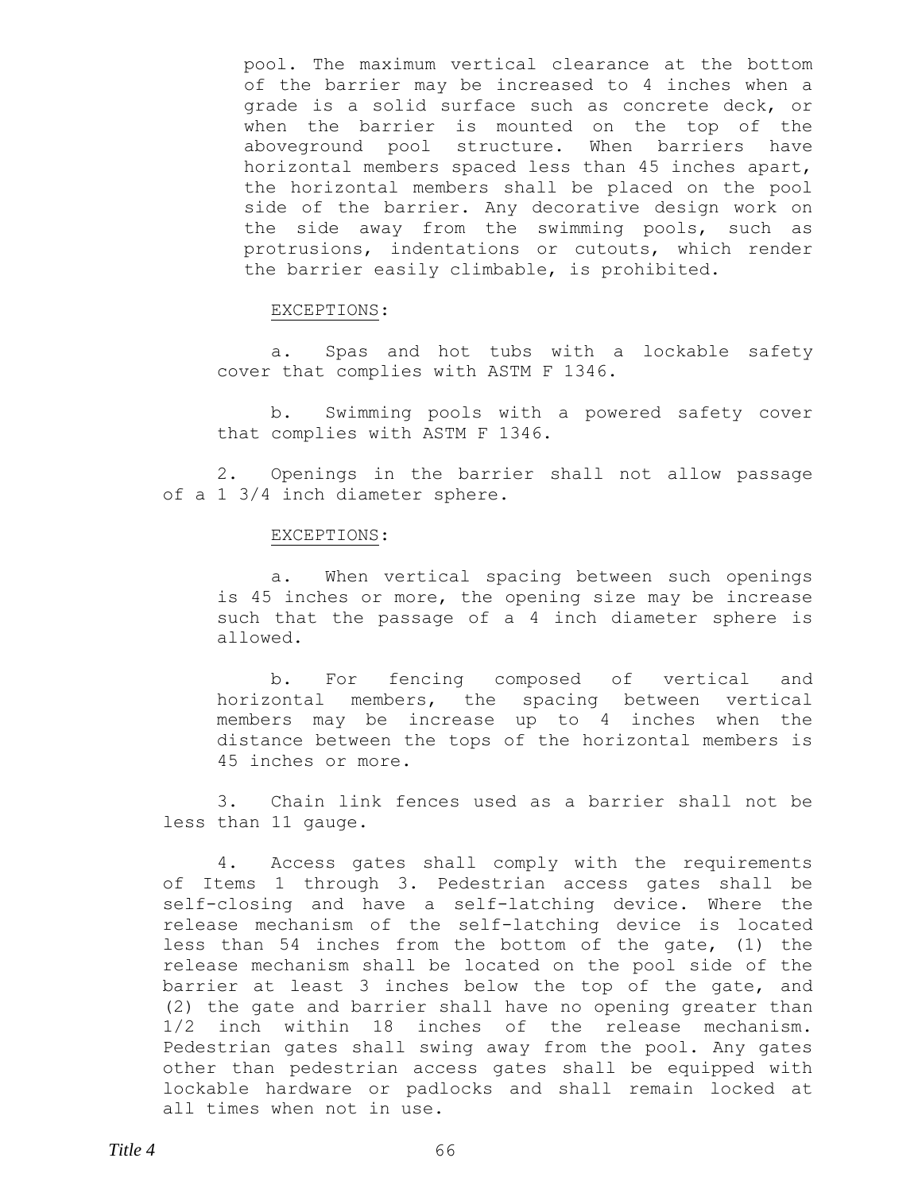pool. The maximum vertical clearance at the bottom of the barrier may be increased to 4 inches when a grade is a solid surface such as concrete deck, or when the barrier is mounted on the top of the aboveground pool structure. When barriers have horizontal members spaced less than 45 inches apart, the horizontal members shall be placed on the pool side of the barrier. Any decorative design work on the side away from the swimming pools, such as protrusions, indentations or cutouts, which render the barrier easily climbable, is prohibited.

EXCEPTIONS:

a. Spas and hot tubs with a lockable safety cover that complies with ASTM F 1346.

b. Swimming pools with a powered safety cover that complies with ASTM F 1346.

2. Openings in the barrier shall not allow passage of a 1 3/4 inch diameter sphere.

EXCEPTIONS:

a. When vertical spacing between such openings is 45 inches or more, the opening size may be increase such that the passage of a 4 inch diameter sphere is allowed.

b. For fencing composed of vertical and horizontal members, the spacing between vertical members may be increase up to 4 inches when the distance between the tops of the horizontal members is 45 inches or more.

3. Chain link fences used as a barrier shall not be less than 11 gauge.

4. Access gates shall comply with the requirements of Items 1 through 3. Pedestrian access gates shall be self-closing and have a self-latching device. Where the release mechanism of the self-latching device is located less than 54 inches from the bottom of the gate, (1) the release mechanism shall be located on the pool side of the barrier at least 3 inches below the top of the gate, and (2) the gate and barrier shall have no opening greater than 1/2 inch within 18 inches of the release mechanism. Pedestrian gates shall swing away from the pool. Any gates other than pedestrian access gates shall be equipped with lockable hardware or padlocks and shall remain locked at all times when not in use.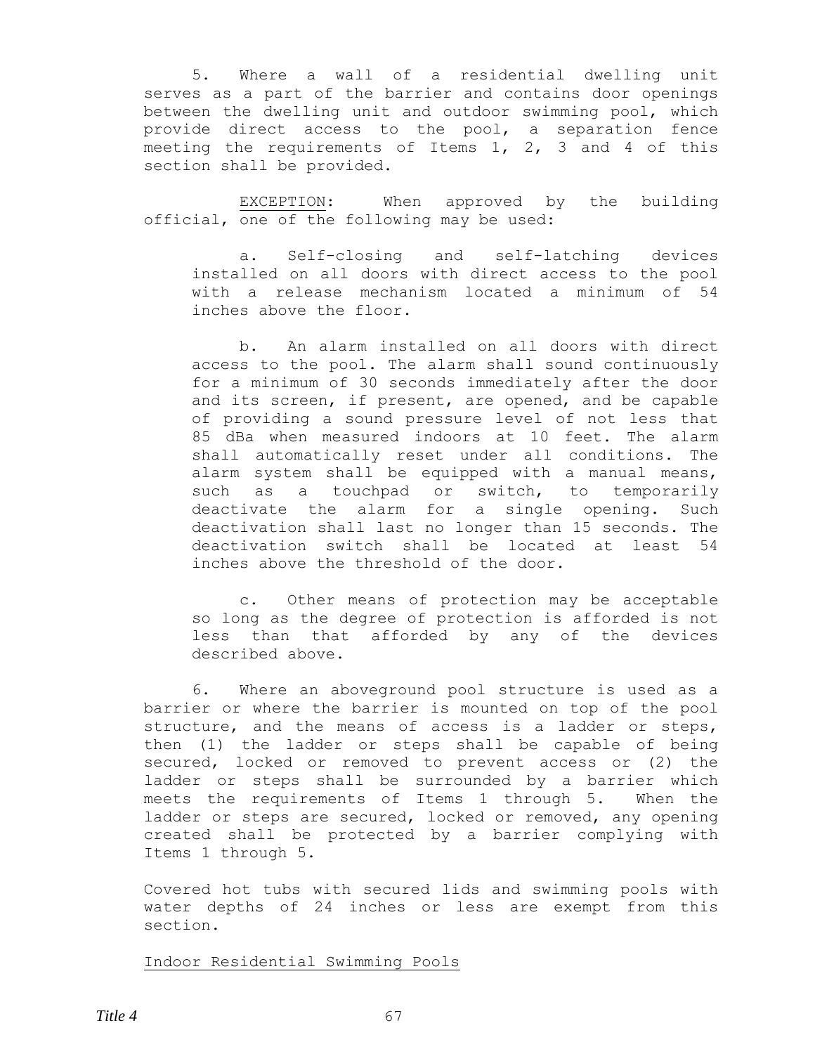5. Where a wall of a residential dwelling unit serves as a part of the barrier and contains door openings between the dwelling unit and outdoor swimming pool, which provide direct access to the pool, a separation fence meeting the requirements of Items 1, 2, 3 and 4 of this section shall be provided.

EXCEPTION: When approved by the building official, one of the following may be used:

a. Self-closing and self-latching devices installed on all doors with direct access to the pool with a release mechanism located a minimum of 54 inches above the floor.

b. An alarm installed on all doors with direct access to the pool. The alarm shall sound continuously for a minimum of 30 seconds immediately after the door and its screen, if present, are opened, and be capable of providing a sound pressure level of not less that 85 dBa when measured indoors at 10 feet. The alarm shall automatically reset under all conditions. The alarm system shall be equipped with a manual means, such as a touchpad or switch, to temporarily deactivate the alarm for a single opening. Such deactivation shall last no longer than 15 seconds. The deactivation switch shall be located at least 54 inches above the threshold of the door.

c. Other means of protection may be acceptable so long as the degree of protection is afforded is not less than that afforded by any of the devices described above.

6. Where an aboveground pool structure is used as a barrier or where the barrier is mounted on top of the pool structure, and the means of access is a ladder or steps, then (1) the ladder or steps shall be capable of being secured, locked or removed to prevent access or (2) the ladder or steps shall be surrounded by a barrier which meets the requirements of Items 1 through 5. When the ladder or steps are secured, locked or removed, any opening created shall be protected by a barrier complying with Items 1 through 5.

Covered hot tubs with secured lids and swimming pools with water depths of 24 inches or less are exempt from this section.

Indoor Residential Swimming Pools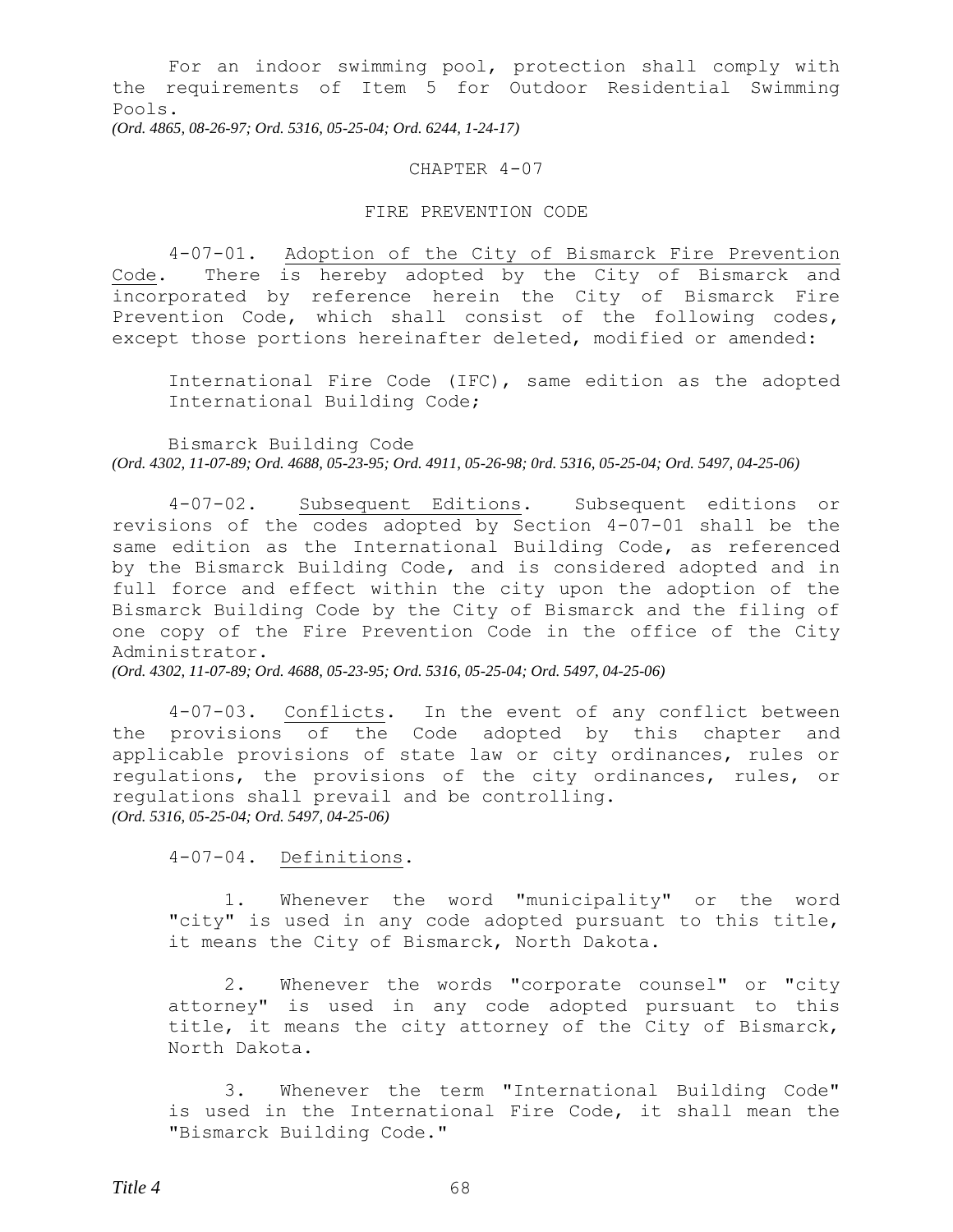For an indoor swimming pool, protection shall comply with the requirements of Item 5 for Outdoor Residential Swimming Pools.
*(Ord. 4865, 08-26-97; Ord. 5316, 05-25-04; Ord. 6244, 1-24-17)*

## CHAPTER 4-07

## FIRE PREVENTION CODE

4-07-01. Adoption of the City of Bismarck Fire Prevention Code. There is hereby adopted by the City of Bismarck and incorporated by reference herein the City of Bismarck Fire Prevention Code, which shall consist of the following codes, except those portions hereinafter deleted, modified or amended:

International Fire Code (IFC), same edition as the adopted International Building Code;

Bismarck Building Code
*(Ord. 4302, 11-07-89; Ord. 4688, 05-23-95; Ord. 4911, 05-26-98; 0rd. 5316, 05-25-04; Ord. 5497, 04-25-06)*

4-07-02. Subsequent Editions. Subsequent editions or revisions of the codes adopted by Section 4-07-01 shall be the same edition as the International Building Code, as referenced by the Bismarck Building Code, and is considered adopted and in full force and effect within the city upon the adoption of the Bismarck Building Code by the City of Bismarck and the filing of one copy of the Fire Prevention Code in the office of the City Administrator.
*(Ord. 4302, 11-07-89; Ord. 4688, 05-23-95; Ord. 5316, 05-25-04; Ord. 5497, 04-25-06)*

4-07-03. Conflicts. In the event of any conflict between the provisions of the Code adopted by this chapter and applicable provisions of state law or city ordinances, rules or regulations, the provisions of the city ordinances, rules, or regulations shall prevail and be controlling.
*(Ord. 5316, 05-25-04; Ord. 5497, 04-25-06)*

4-07-04. Definitions.

1. Whenever the word "municipality" or the word "city" is used in any code adopted pursuant to this title, it means the City of Bismarck, North Dakota.

2. Whenever the words "corporate counsel" or "city attorney" is used in any code adopted pursuant to this title, it means the city attorney of the City of Bismarck, North Dakota.

3. Whenever the term "International Building Code" is used in the International Fire Code, it shall mean the "Bismarck Building Code."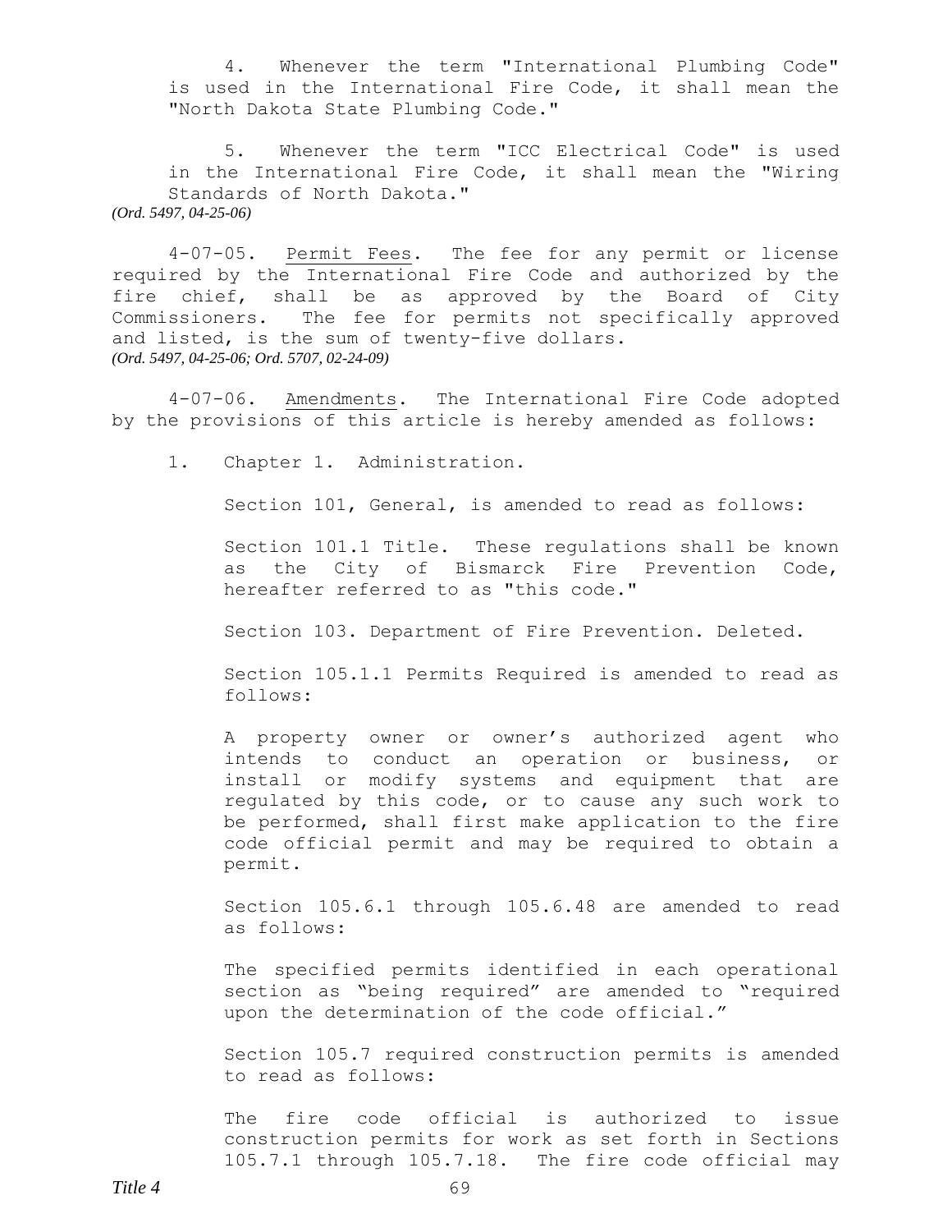4. Whenever the term "International Plumbing Code" is used in the International Fire Code, it shall mean the "North Dakota State Plumbing Code."

5. Whenever the term "ICC Electrical Code" is used in the International Fire Code, it shall mean the "Wiring Standards of North Dakota."

*(Ord. 5497, 04-25-06)*

4-07-05. Permit Fees. The fee for any permit or license required by the International Fire Code and authorized by the fire chief, shall be as approved by the Board of City Commissioners. The fee for permits not specifically approved and listed, is the sum of twenty-five dollars.

*(Ord. 5497, 04-25-06; Ord. 5707, 02-24-09)*

4-07-06. Amendments. The International Fire Code adopted by the provisions of this article is hereby amended as follows:

1. Chapter 1. Administration.

   Section 101, General, is amended to read as follows:

   Section 101.1 Title. These regulations shall be known as the City of Bismarck Fire Prevention Code, hereafter referred to as "this code."

   Section 103. Department of Fire Prevention. Deleted.

   Section 105.1.1 Permits Required is amended to read as follows:

   A property owner or owner's authorized agent who intends to conduct an operation or business, or install or modify systems and equipment that are regulated by this code, or to cause any such work to be performed, shall first make application to the fire code official permit and may be required to obtain a permit.

   Section 105.6.1 through 105.6.48 are amended to read as follows:

   The specified permits identified in each operational section as "being required" are amended to "required upon the determination of the code official."

   Section 105.7 required construction permits is amended to read as follows:

   The fire code official is authorized to issue construction permits for work as set forth in Sections 105.7.1 through 105.7.18. The fire code official may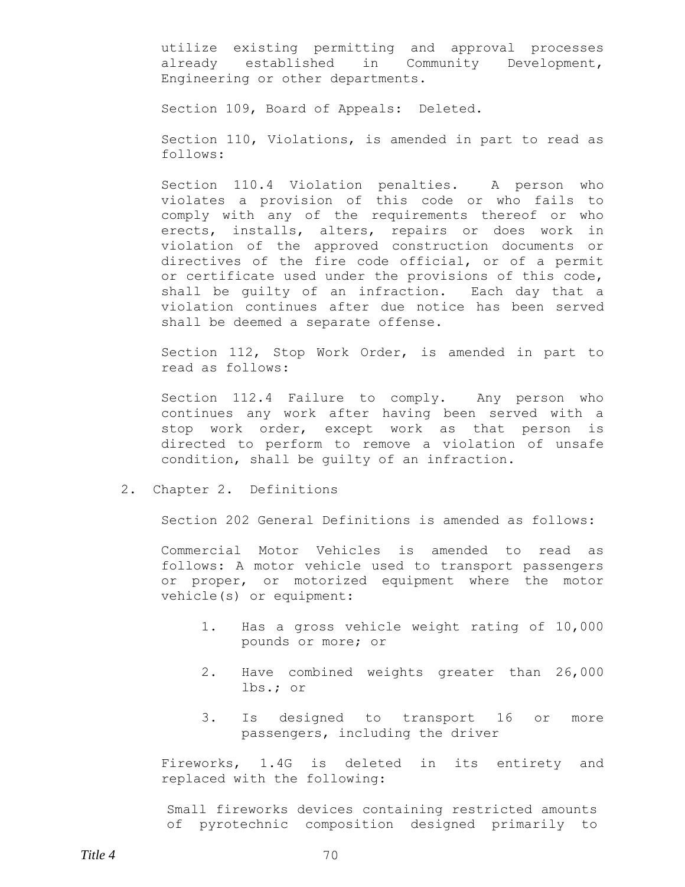utilize existing permitting and approval processes already established in Community Development, Engineering or other departments.

Section 109, Board of Appeals: Deleted.

Section 110, Violations, is amended in part to read as follows:

Section 110.4 Violation penalties. A person who violates a provision of this code or who fails to comply with any of the requirements thereof or who erects, installs, alters, repairs or does work in violation of the approved construction documents or directives of the fire code official, or of a permit or certificate used under the provisions of this code, shall be guilty of an infraction. Each day that a violation continues after due notice has been served shall be deemed a separate offense.

Section 112, Stop Work Order, is amended in part to read as follows:

Section 112.4 Failure to comply. Any person who continues any work after having been served with a stop work order, except work as that person is directed to perform to remove a violation of unsafe condition, shall be guilty of an infraction.

2. Chapter 2. Definitions

Section 202 General Definitions is amended as follows:

Commercial Motor Vehicles is amended to read as follows: A motor vehicle used to transport passengers or proper, or motorized equipment where the motor vehicle(s) or equipment:

1. Has a gross vehicle weight rating of 10,000 pounds or more; or
2. Have combined weights greater than 26,000 lbs.; or
3. Is designed to transport 16 or more passengers, including the driver

Fireworks, 1.4G is deleted in its entirety and replaced with the following:

Small fireworks devices containing restricted amounts of pyrotechnic composition designed primarily to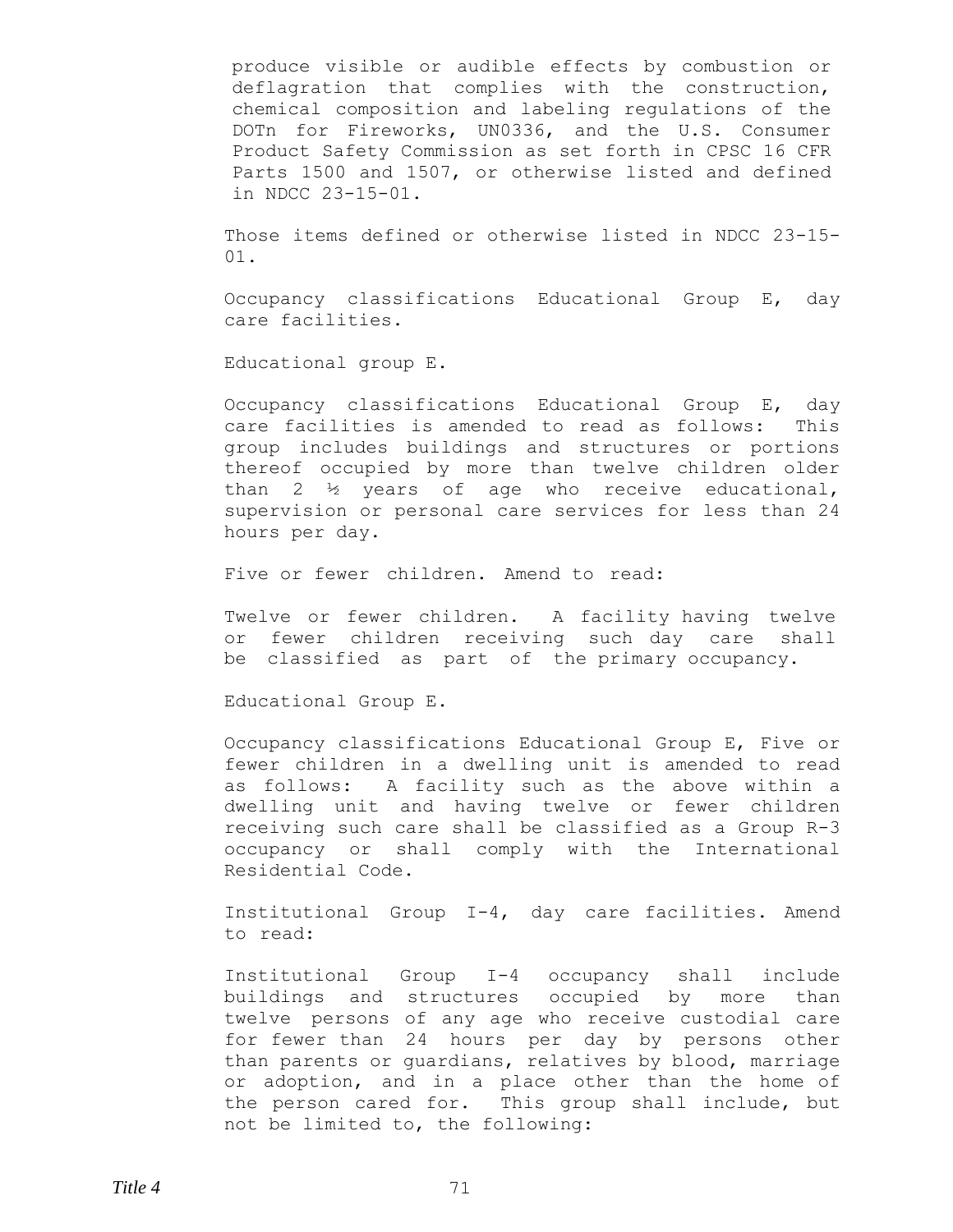produce visible or audible effects by combustion or deflagration that complies with the construction, chemical composition and labeling regulations of the DOTn for Fireworks, UN0336, and the U.S. Consumer Product Safety Commission as set forth in CPSC 16 CFR Parts 1500 and 1507, or otherwise listed and defined in NDCC 23-15-01.

Those items defined or otherwise listed in NDCC 23-15-01.

Occupancy classifications Educational Group E, day care facilities.

Educational group E.

Occupancy classifications Educational Group E, day care facilities is amended to read as follows: This group includes buildings and structures or portions thereof occupied by more than twelve children older than 2 ½ years of age who receive educational, supervision or personal care services for less than 24 hours per day.

Five or fewer children. Amend to read:

Twelve or fewer children. A facility having twelve or fewer children receiving such day care shall be classified as part of the primary occupancy.

Educational Group E.

Occupancy classifications Educational Group E, Five or fewer children in a dwelling unit is amended to read as follows: A facility such as the above within a dwelling unit and having twelve or fewer children receiving such care shall be classified as a Group R-3 occupancy or shall comply with the International Residential Code.

Institutional Group I-4, day care facilities. Amend to read:

Institutional Group I-4 occupancy shall include buildings and structures occupied by more than twelve persons of any age who receive custodial care for fewer than 24 hours per day by persons other than parents or guardians, relatives by blood, marriage or adoption, and in a place other than the home of the person cared for. This group shall include, but not be limited to, the following: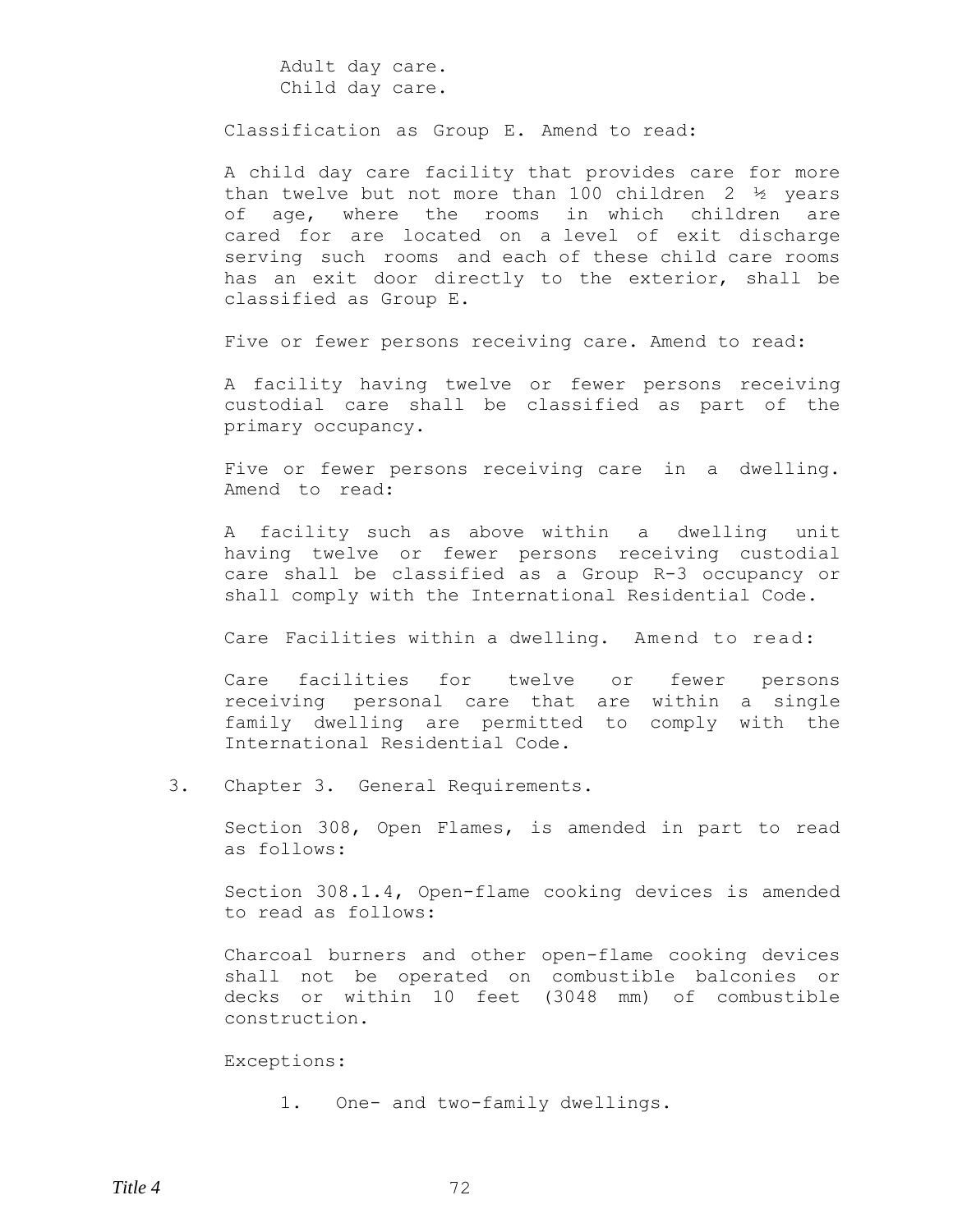Adult day care.
Child day care.

Classification as Group E. Amend to read:

A child day care facility that provides care for more than twelve but not more than 100 children 2 ½ years of age, where the rooms in which children are cared for are located on a level of exit discharge serving such rooms and each of these child care rooms has an exit door directly to the exterior, shall be classified as Group E.

Five or fewer persons receiving care. Amend to read:

A facility having twelve or fewer persons receiving custodial care shall be classified as part of the primary occupancy.

Five or fewer persons receiving care in a dwelling. Amend to read:

A facility such as above within a dwelling unit having twelve or fewer persons receiving custodial care shall be classified as a Group R-3 occupancy or shall comply with the International Residential Code.

Care Facilities within a dwelling. Amend to read:

Care facilities for twelve or fewer persons receiving personal care that are within a single family dwelling are permitted to comply with the International Residential Code.

3. Chapter 3. General Requirements.

Section 308, Open Flames, is amended in part to read as follows:

Section 308.1.4, Open-flame cooking devices is amended to read as follows:

Charcoal burners and other open-flame cooking devices shall not be operated on combustible balconies or decks or within 10 feet (3048 mm) of combustible construction.

Exceptions:

1. One- and two-family dwellings.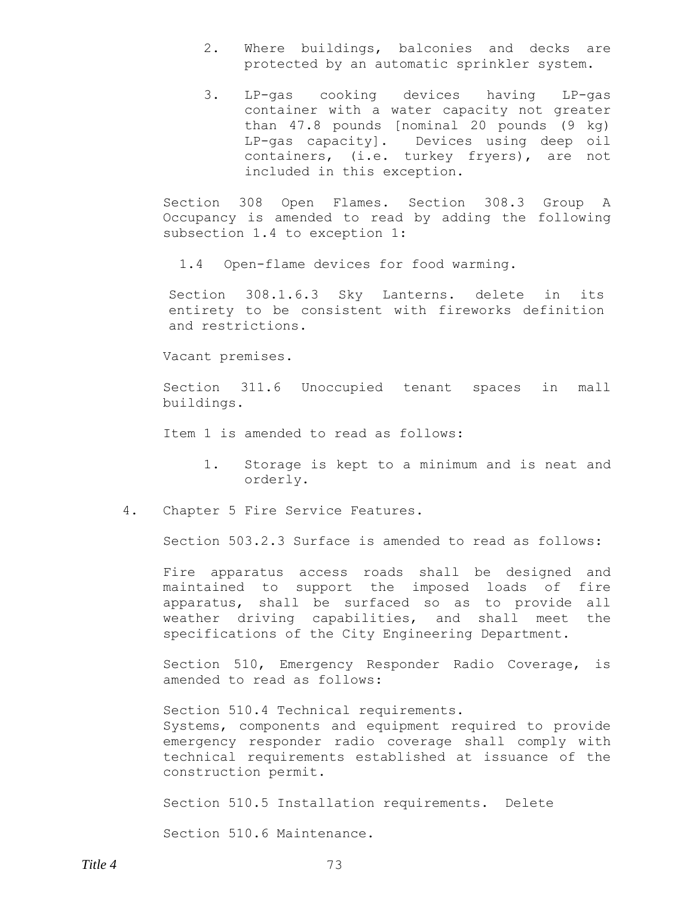2. Where buildings, balconies and decks are protected by an automatic sprinkler system.

3. LP-gas cooking devices having LP-gas container with a water capacity not greater than 47.8 pounds [nominal 20 pounds (9 kg) LP-gas capacity]. Devices using deep oil containers, (i.e. turkey fryers), are not included in this exception.

Section 308 Open Flames. Section 308.3 Group A Occupancy is amended to read by adding the following subsection 1.4 to exception 1:

1.4 Open-flame devices for food warming.

Section 308.1.6.3 Sky Lanterns. delete in its entirety to be consistent with fireworks definition and restrictions.

Vacant premises.

Section 311.6 Unoccupied tenant spaces in mall buildings.

Item 1 is amended to read as follows:

1. Storage is kept to a minimum and is neat and orderly.

4. Chapter 5 Fire Service Features.

Section 503.2.3 Surface is amended to read as follows:

Fire apparatus access roads shall be designed and maintained to support the imposed loads of fire apparatus, shall be surfaced so as to provide all weather driving capabilities, and shall meet the specifications of the City Engineering Department.

Section 510, Emergency Responder Radio Coverage, is amended to read as follows:

Section 510.4 Technical requirements.
Systems, components and equipment required to provide emergency responder radio coverage shall comply with technical requirements established at issuance of the construction permit.

Section 510.5 Installation requirements. Delete

Section 510.6 Maintenance.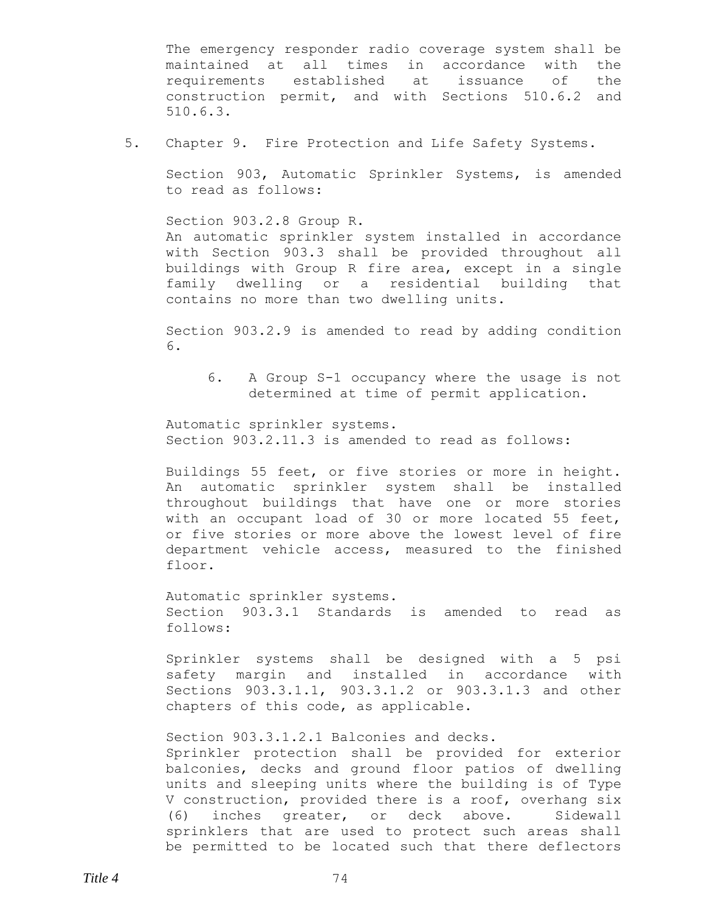The emergency responder radio coverage system shall be maintained at all times in accordance with the requirements established at issuance of the construction permit, and with Sections 510.6.2 and 510.6.3.

5. Chapter 9. Fire Protection and Life Safety Systems.

   Section 903, Automatic Sprinkler Systems, is amended to read as follows:

   Section 903.2.8 Group R.
   An automatic sprinkler system installed in accordance with Section 903.3 shall be provided throughout all buildings with Group R fire area, except in a single family dwelling or a residential building that contains no more than two dwelling units.

   Section 903.2.9 is amended to read by adding condition 6.

   6. A Group S-1 occupancy where the usage is not determined at time of permit application.

   Automatic sprinkler systems.
   Section 903.2.11.3 is amended to read as follows:

   Buildings 55 feet, or five stories or more in height. An automatic sprinkler system shall be installed throughout buildings that have one or more stories with an occupant load of 30 or more located 55 feet, or five stories or more above the lowest level of fire department vehicle access, measured to the finished floor.

   Automatic sprinkler systems.
   Section 903.3.1 Standards is amended to read as follows:

   Sprinkler systems shall be designed with a 5 psi safety margin and installed in accordance with Sections 903.3.1.1, 903.3.1.2 or 903.3.1.3 and other chapters of this code, as applicable.

   Section 903.3.1.2.1 Balconies and decks.
   Sprinkler protection shall be provided for exterior balconies, decks and ground floor patios of dwelling units and sleeping units where the building is of Type V construction, provided there is a roof, overhang six (6) inches greater, or deck above. Sidewall sprinklers that are used to protect such areas shall be permitted to be located such that there deflectors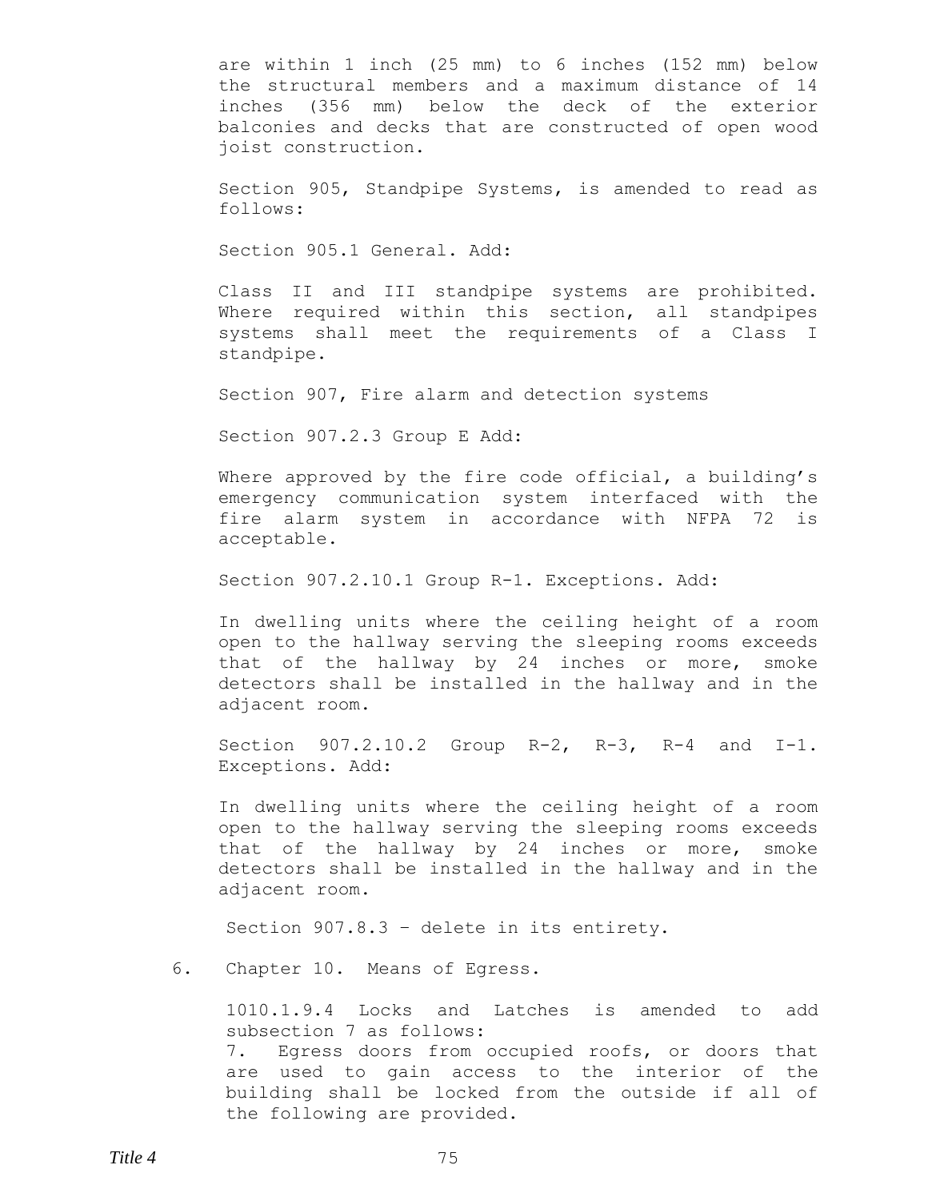are within 1 inch (25 mm) to 6 inches (152 mm) below the structural members and a maximum distance of 14 inches (356 mm) below the deck of the exterior balconies and decks that are constructed of open wood joist construction.

Section 905, Standpipe Systems, is amended to read as follows:

Section 905.1 General. Add:

Class II and III standpipe systems are prohibited. Where required within this section, all standpipes systems shall meet the requirements of a Class I standpipe.

Section 907, Fire alarm and detection systems

Section 907.2.3 Group E Add:

Where approved by the fire code official, a building's emergency communication system interfaced with the fire alarm system in accordance with NFPA 72 is acceptable.

Section 907.2.10.1 Group R-1. Exceptions. Add:

In dwelling units where the ceiling height of a room open to the hallway serving the sleeping rooms exceeds that of the hallway by 24 inches or more, smoke detectors shall be installed in the hallway and in the adjacent room.

Section 907.2.10.2 Group R-2, R-3, R-4 and I-1. Exceptions. Add:

In dwelling units where the ceiling height of a room open to the hallway serving the sleeping rooms exceeds that of the hallway by 24 inches or more, smoke detectors shall be installed in the hallway and in the adjacent room.

Section 907.8.3 – delete in its entirety.

6. Chapter 10. Means of Egress.

1010.1.9.4 Locks and Latches is amended to add subsection 7 as follows:

7. Egress doors from occupied roofs, or doors that are used to gain access to the interior of the building shall be locked from the outside if all of the following are provided.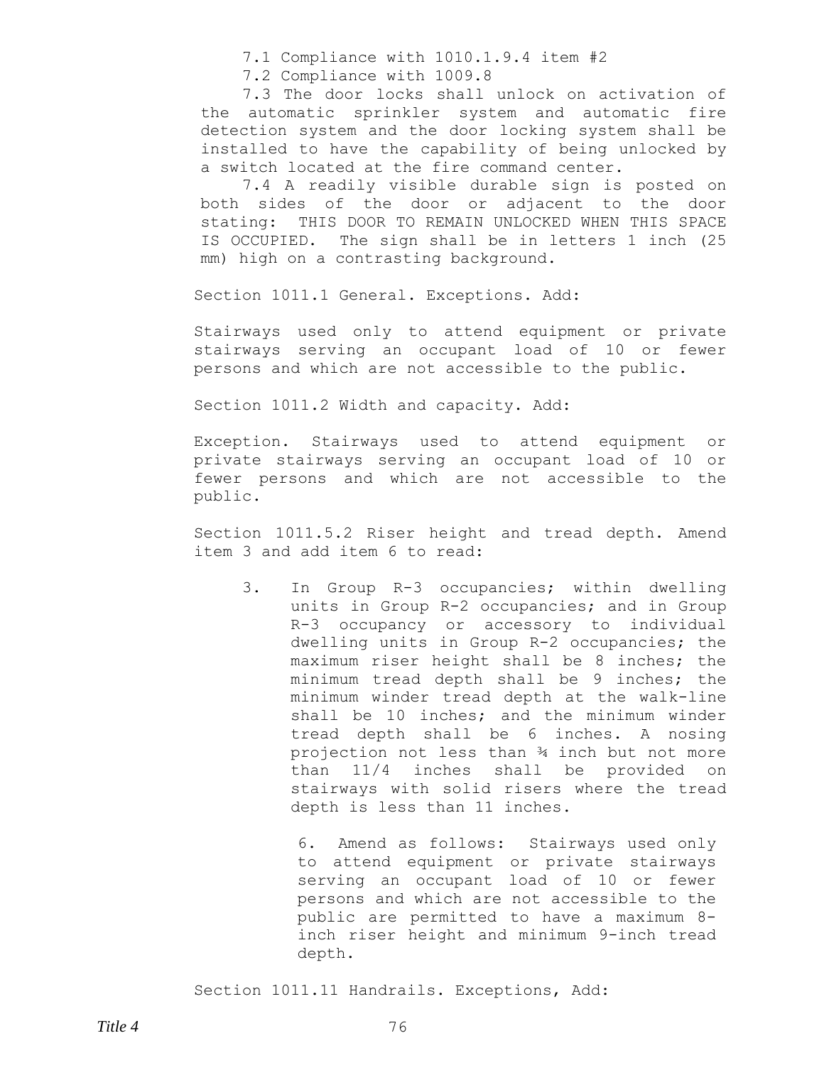7.1 Compliance with 1010.1.9.4 item #2

7.2 Compliance with 1009.8

7.3 The door locks shall unlock on activation of the automatic sprinkler system and automatic fire detection system and the door locking system shall be installed to have the capability of being unlocked by a switch located at the fire command center.

7.4 A readily visible durable sign is posted on both sides of the door or adjacent to the door stating: THIS DOOR TO REMAIN UNLOCKED WHEN THIS SPACE IS OCCUPIED. The sign shall be in letters 1 inch (25 mm) high on a contrasting background.

Section 1011.1 General. Exceptions. Add:

Stairways used only to attend equipment or private stairways serving an occupant load of 10 or fewer persons and which are not accessible to the public.

Section 1011.2 Width and capacity. Add:

Exception. Stairways used to attend equipment or private stairways serving an occupant load of 10 or fewer persons and which are not accessible to the public.

Section 1011.5.2 Riser height and tread depth. Amend item 3 and add item 6 to read:

3. In Group R-3 occupancies; within dwelling units in Group R-2 occupancies; and in Group R-3 occupancy or accessory to individual dwelling units in Group R-2 occupancies; the maximum riser height shall be 8 inches; the minimum tread depth shall be 9 inches; the minimum winder tread depth at the walk-line shall be 10 inches; and the minimum winder tread depth shall be 6 inches. A nosing projection not less than ¾ inch but not more than 11/4 inches shall be provided on stairways with solid risers where the tread depth is less than 11 inches.

6. Amend as follows: Stairways used only to attend equipment or private stairways serving an occupant load of 10 or fewer persons and which are not accessible to the public are permitted to have a maximum 8-inch riser height and minimum 9-inch tread depth.

Section 1011.11 Handrails. Exceptions, Add: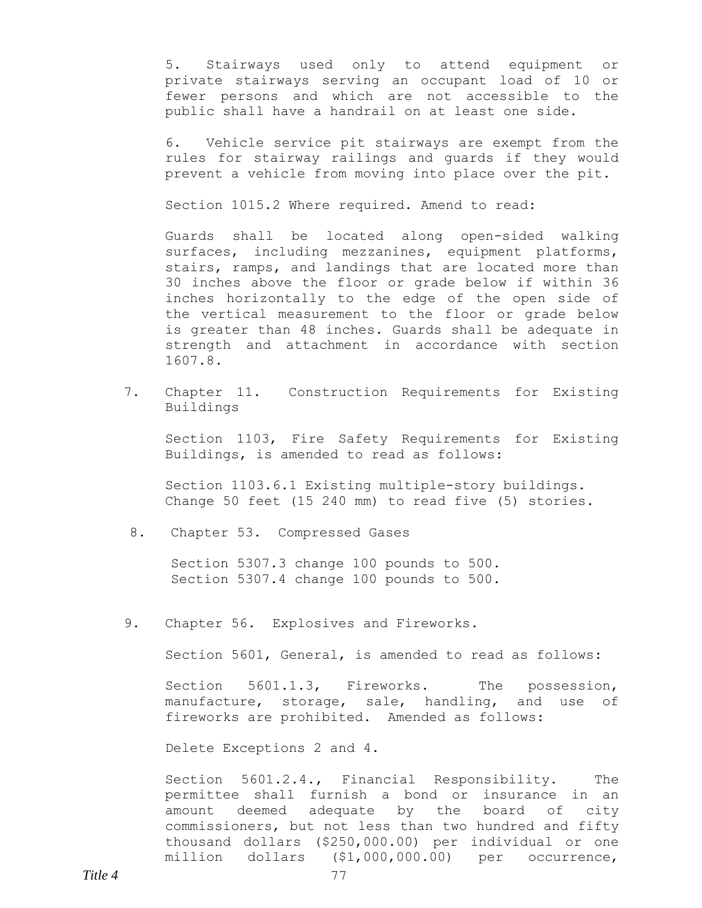5. Stairways used only to attend equipment or private stairways serving an occupant load of 10 or fewer persons and which are not accessible to the public shall have a handrail on at least one side.

6. Vehicle service pit stairways are exempt from the rules for stairway railings and guards if they would prevent a vehicle from moving into place over the pit.

Section 1015.2 Where required. Amend to read:

Guards shall be located along open-sided walking surfaces, including mezzanines, equipment platforms, stairs, ramps, and landings that are located more than 30 inches above the floor or grade below if within 36 inches horizontally to the edge of the open side of the vertical measurement to the floor or grade below is greater than 48 inches. Guards shall be adequate in strength and attachment in accordance with section 1607.8.

7. Chapter 11. Construction Requirements for Existing Buildings

   Section 1103, Fire Safety Requirements for Existing Buildings, is amended to read as follows:

   Section 1103.6.1 Existing multiple-story buildings. Change 50 feet (15 240 mm) to read five (5) stories.

8. Chapter 53. Compressed Gases

   Section 5307.3 change 100 pounds to 500.
   Section 5307.4 change 100 pounds to 500.

9. Chapter 56. Explosives and Fireworks.

   Section 5601, General, is amended to read as follows:

   Section 5601.1.3, Fireworks. The possession, manufacture, storage, sale, handling, and use of fireworks are prohibited. Amended as follows:

   Delete Exceptions 2 and 4.

   Section 5601.2.4., Financial Responsibility. The permittee shall furnish a bond or insurance in an amount deemed adequate by the board of city commissioners, but not less than two hundred and fifty thousand dollars ($250,000.00) per individual or one million dollars ($1,000,000.00) per occurrence,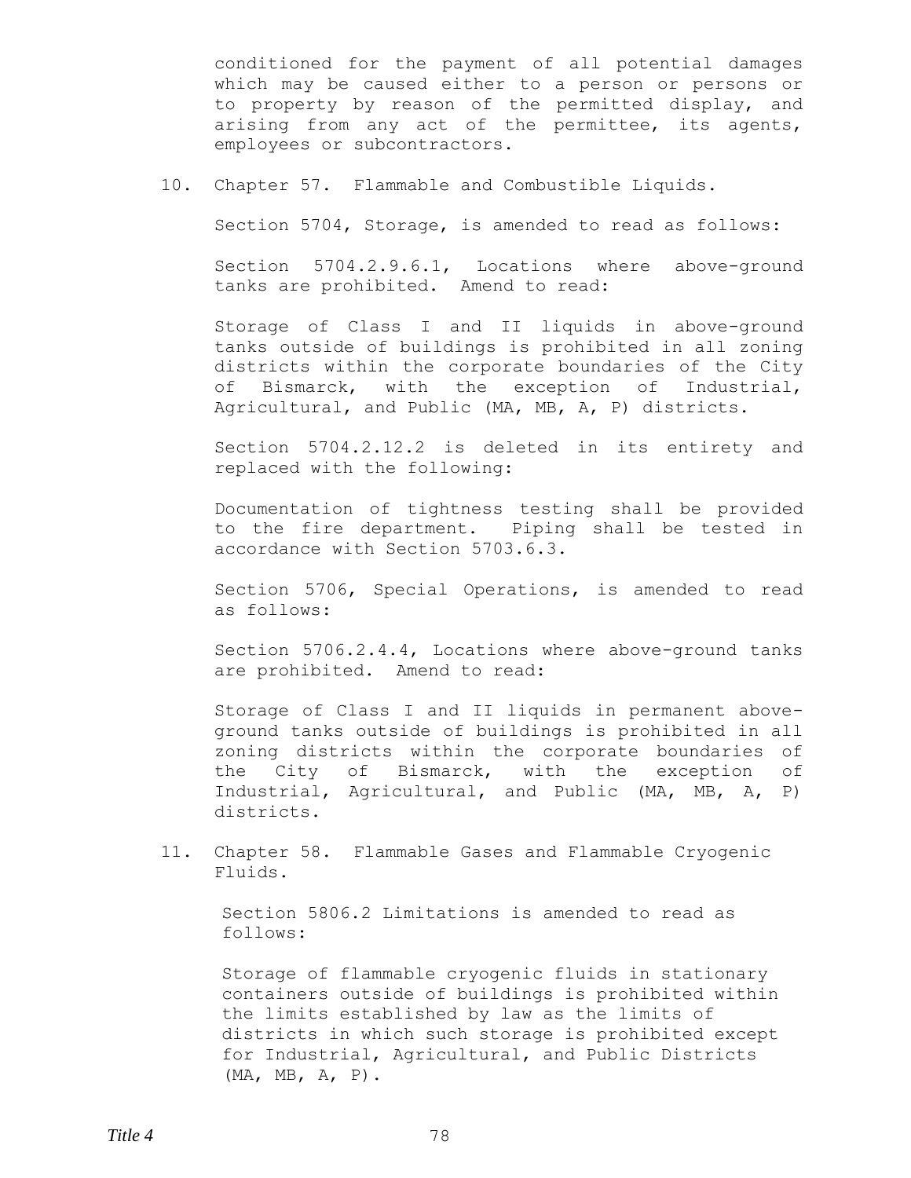conditioned for the payment of all potential damages which may be caused either to a person or persons or to property by reason of the permitted display, and arising from any act of the permittee, its agents, employees or subcontractors.

10. Chapter 57. Flammable and Combustible Liquids.

    Section 5704, Storage, is amended to read as follows:

    Section 5704.2.9.6.1, Locations where above-ground tanks are prohibited. Amend to read:

    Storage of Class I and II liquids in above-ground tanks outside of buildings is prohibited in all zoning districts within the corporate boundaries of the City of Bismarck, with the exception of Industrial, Agricultural, and Public (MA, MB, A, P) districts.

    Section 5704.2.12.2 is deleted in its entirety and replaced with the following:

    Documentation of tightness testing shall be provided to the fire department. Piping shall be tested in accordance with Section 5703.6.3.

    Section 5706, Special Operations, is amended to read as follows:

    Section 5706.2.4.4, Locations where above-ground tanks are prohibited. Amend to read:

    Storage of Class I and II liquids in permanent above-ground tanks outside of buildings is prohibited in all zoning districts within the corporate boundaries of the City of Bismarck, with the exception of Industrial, Agricultural, and Public (MA, MB, A, P) districts.

11. Chapter 58. Flammable Gases and Flammable Cryogenic Fluids.

    Section 5806.2 Limitations is amended to read as follows:

    Storage of flammable cryogenic fluids in stationary containers outside of buildings is prohibited within the limits established by law as the limits of districts in which such storage is prohibited except for Industrial, Agricultural, and Public Districts (MA, MB, A, P).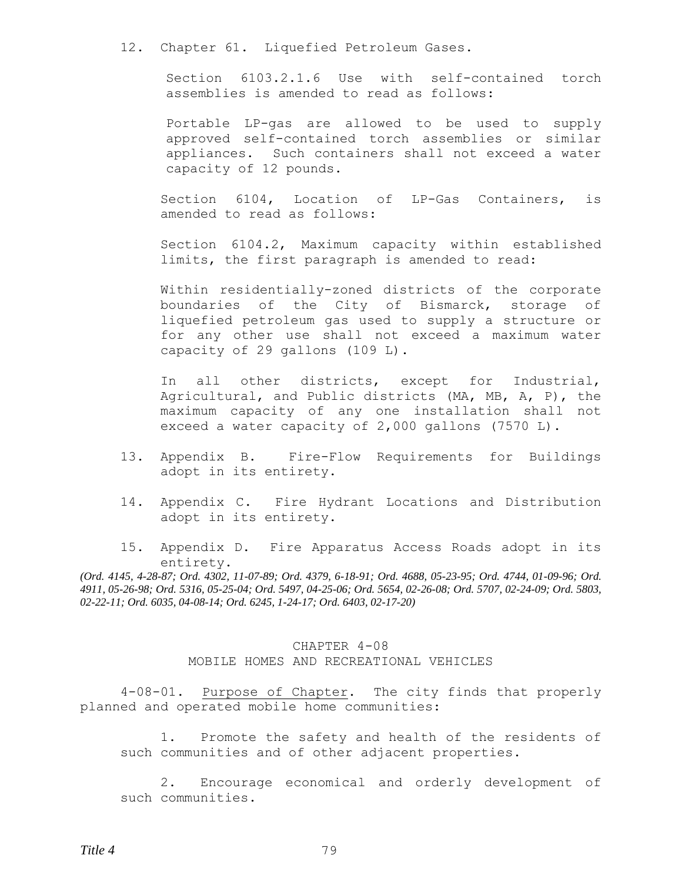12. Chapter 61. Liquefied Petroleum Gases.

    Section 6103.2.1.6 Use with self-contained torch assemblies is amended to read as follows:

    Portable LP-gas are allowed to be used to supply approved self-contained torch assemblies or similar appliances. Such containers shall not exceed a water capacity of 12 pounds.

    Section 6104, Location of LP-Gas Containers, is amended to read as follows:

    Section 6104.2, Maximum capacity within established limits, the first paragraph is amended to read:

    Within residentially-zoned districts of the corporate boundaries of the City of Bismarck, storage of liquefied petroleum gas used to supply a structure or for any other use shall not exceed a maximum water capacity of 29 gallons (109 L).

    In all other districts, except for Industrial, Agricultural, and Public districts (MA, MB, A, P), the maximum capacity of any one installation shall not exceed a water capacity of 2,000 gallons (7570 L).

13. Appendix B. Fire-Flow Requirements for Buildings adopt in its entirety.

14. Appendix C. Fire Hydrant Locations and Distribution adopt in its entirety.

15. Appendix D. Fire Apparatus Access Roads adopt in its entirety.

*(Ord. 4145, 4-28-87; Ord. 4302, 11-07-89; Ord. 4379, 6-18-91; Ord. 4688, 05-23-95; Ord. 4744, 01-09-96; Ord. 4911, 05-26-98; Ord. 5316, 05-25-04; Ord. 5497, 04-25-06; Ord. 5654, 02-26-08; Ord. 5707, 02-24-09; Ord. 5803, 02-22-11; Ord. 6035, 04-08-14; Ord. 6245, 1-24-17; Ord. 6403, 02-17-20)*

## CHAPTER 4-08
## MOBILE HOMES AND RECREATIONAL VEHICLES

4-08-01. Purpose of Chapter. The city finds that properly planned and operated mobile home communities:

1. Promote the safety and health of the residents of such communities and of other adjacent properties.

2. Encourage economical and orderly development of such communities.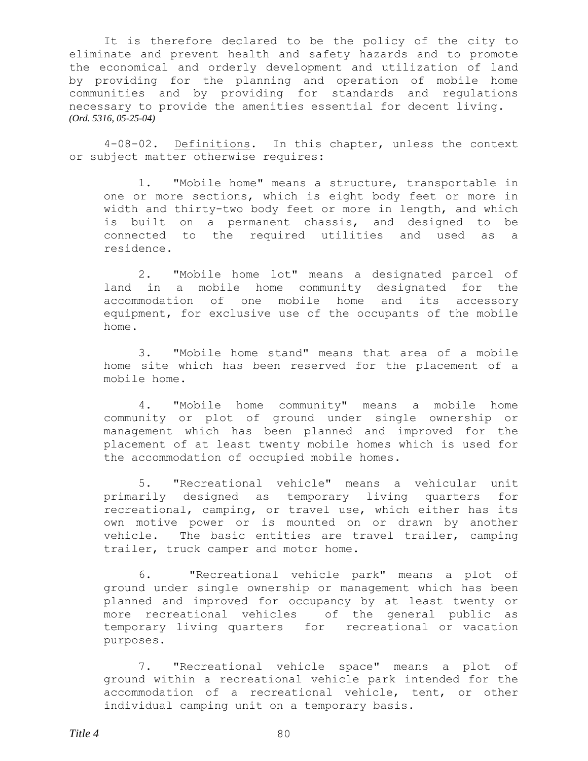It is therefore declared to be the policy of the city to eliminate and prevent health and safety hazards and to promote the economical and orderly development and utilization of land by providing for the planning and operation of mobile home communities and by providing for standards and regulations necessary to provide the amenities essential for decent living. *(Ord. 5316, 05-25-04)*

4-08-02. Definitions. In this chapter, unless the context or subject matter otherwise requires:

1. "Mobile home" means a structure, transportable in one or more sections, which is eight body feet or more in width and thirty-two body feet or more in length, and which is built on a permanent chassis, and designed to be connected to the required utilities and used as a residence.

2. "Mobile home lot" means a designated parcel of land in a mobile home community designated for the accommodation of one mobile home and its accessory equipment, for exclusive use of the occupants of the mobile home.

3. "Mobile home stand" means that area of a mobile home site which has been reserved for the placement of a mobile home.

4. "Mobile home community" means a mobile home community or plot of ground under single ownership or management which has been planned and improved for the placement of at least twenty mobile homes which is used for the accommodation of occupied mobile homes.

5. "Recreational vehicle" means a vehicular unit primarily designed as temporary living quarters for recreational, camping, or travel use, which either has its own motive power or is mounted on or drawn by another vehicle. The basic entities are travel trailer, camping trailer, truck camper and motor home.

6. "Recreational vehicle park" means a plot of ground under single ownership or management which has been planned and improved for occupancy by at least twenty or more recreational vehicles of the general public as temporary living quarters for recreational or vacation purposes.

7. "Recreational vehicle space" means a plot of ground within a recreational vehicle park intended for the accommodation of a recreational vehicle, tent, or other individual camping unit on a temporary basis.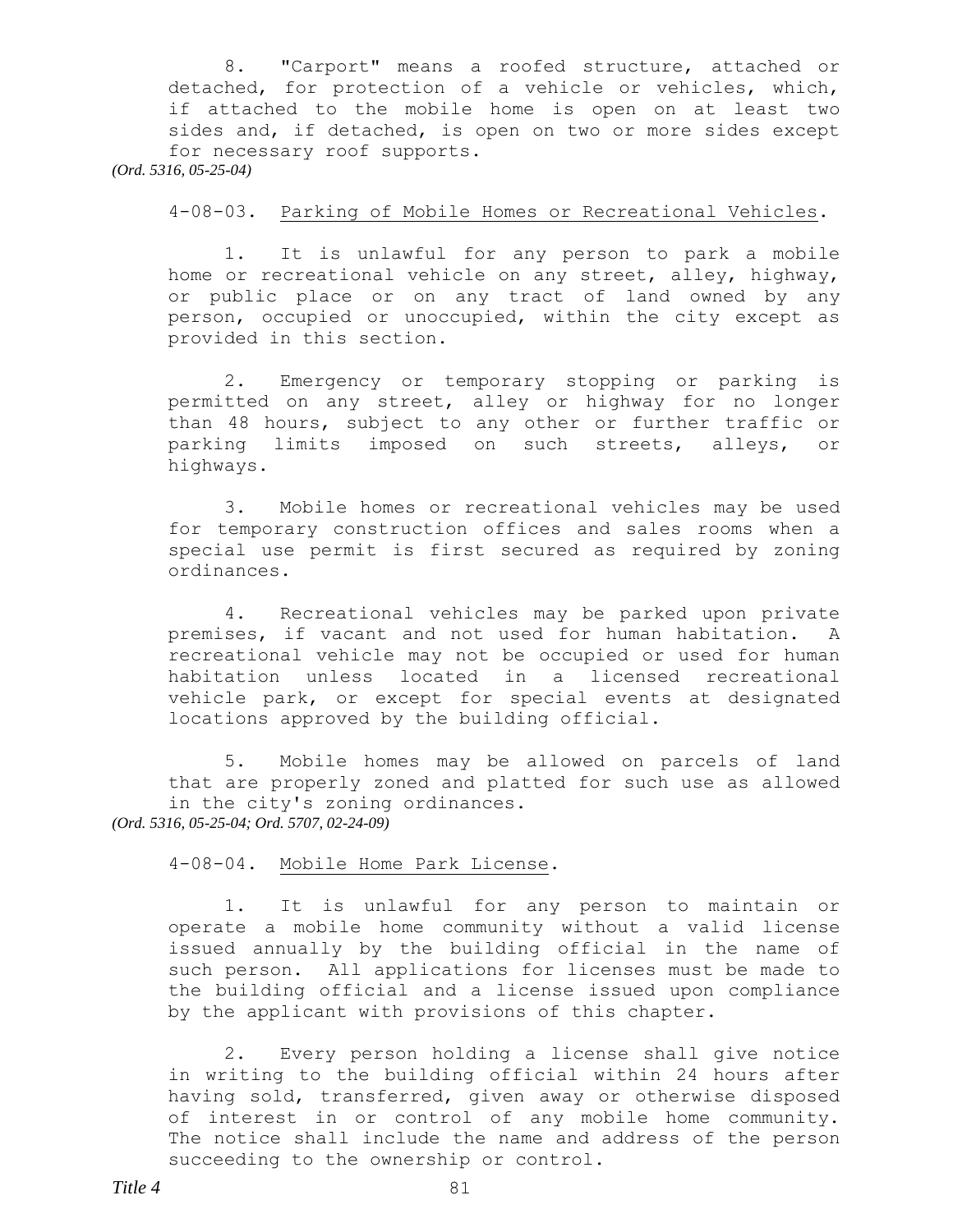8. "Carport" means a roofed structure, attached or detached, for protection of a vehicle or vehicles, which, if attached to the mobile home is open on at least two sides and, if detached, is open on two or more sides except for necessary roof supports.

*(Ord. 5316, 05-25-04)*

4-08-03. Parking of Mobile Homes or Recreational Vehicles.

1. It is unlawful for any person to park a mobile home or recreational vehicle on any street, alley, highway, or public place or on any tract of land owned by any person, occupied or unoccupied, within the city except as provided in this section.

2. Emergency or temporary stopping or parking is permitted on any street, alley or highway for no longer than 48 hours, subject to any other or further traffic or parking limits imposed on such streets, alleys, or highways.

3. Mobile homes or recreational vehicles may be used for temporary construction offices and sales rooms when a special use permit is first secured as required by zoning ordinances.

4. Recreational vehicles may be parked upon private premises, if vacant and not used for human habitation. A recreational vehicle may not be occupied or used for human habitation unless located in a licensed recreational vehicle park, or except for special events at designated locations approved by the building official.

5. Mobile homes may be allowed on parcels of land that are properly zoned and platted for such use as allowed in the city's zoning ordinances.

*(Ord. 5316, 05-25-04; Ord. 5707, 02-24-09)*

4-08-04. Mobile Home Park License.

1. It is unlawful for any person to maintain or operate a mobile home community without a valid license issued annually by the building official in the name of such person. All applications for licenses must be made to the building official and a license issued upon compliance by the applicant with provisions of this chapter.

2. Every person holding a license shall give notice in writing to the building official within 24 hours after having sold, transferred, given away or otherwise disposed of interest in or control of any mobile home community. The notice shall include the name and address of the person succeeding to the ownership or control.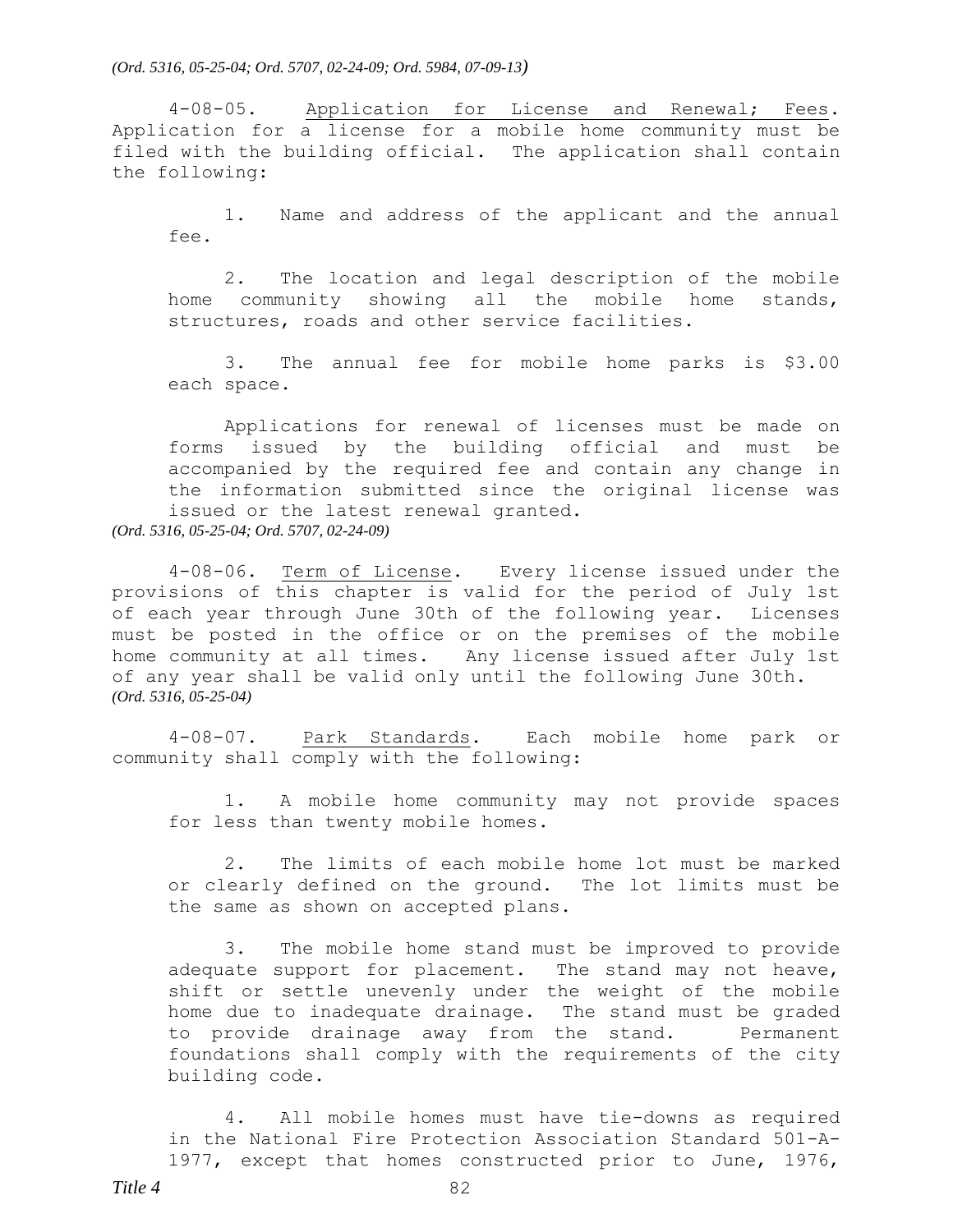*(Ord. 5316, 05-25-04; Ord. 5707, 02-24-09; Ord. 5984, 07-09-13)*

4-08-05. Application for License and Renewal; Fees. Application for a license for a mobile home community must be filed with the building official. The application shall contain the following:

1. Name and address of the applicant and the annual fee.

2. The location and legal description of the mobile home community showing all the mobile home stands, structures, roads and other service facilities.

3. The annual fee for mobile home parks is $3.00 each space.

Applications for renewal of licenses must be made on forms issued by the building official and must be accompanied by the required fee and contain any change in the information submitted since the original license was issued or the latest renewal granted.

*(Ord. 5316, 05-25-04; Ord. 5707, 02-24-09)*

4-08-06. Term of License. Every license issued under the provisions of this chapter is valid for the period of July 1st of each year through June 30th of the following year. Licenses must be posted in the office or on the premises of the mobile home community at all times. Any license issued after July 1st of any year shall be valid only until the following June 30th.

*(Ord. 5316, 05-25-04)*

4-08-07. Park Standards. Each mobile home park or community shall comply with the following:

1. A mobile home community may not provide spaces for less than twenty mobile homes.

2. The limits of each mobile home lot must be marked or clearly defined on the ground. The lot limits must be the same as shown on accepted plans.

3. The mobile home stand must be improved to provide adequate support for placement. The stand may not heave, shift or settle unevenly under the weight of the mobile home due to inadequate drainage. The stand must be graded to provide drainage away from the stand. Permanent foundations shall comply with the requirements of the city building code.

4. All mobile homes must have tie-downs as required in the National Fire Protection Association Standard 501-A-1977, except that homes constructed prior to June, 1976,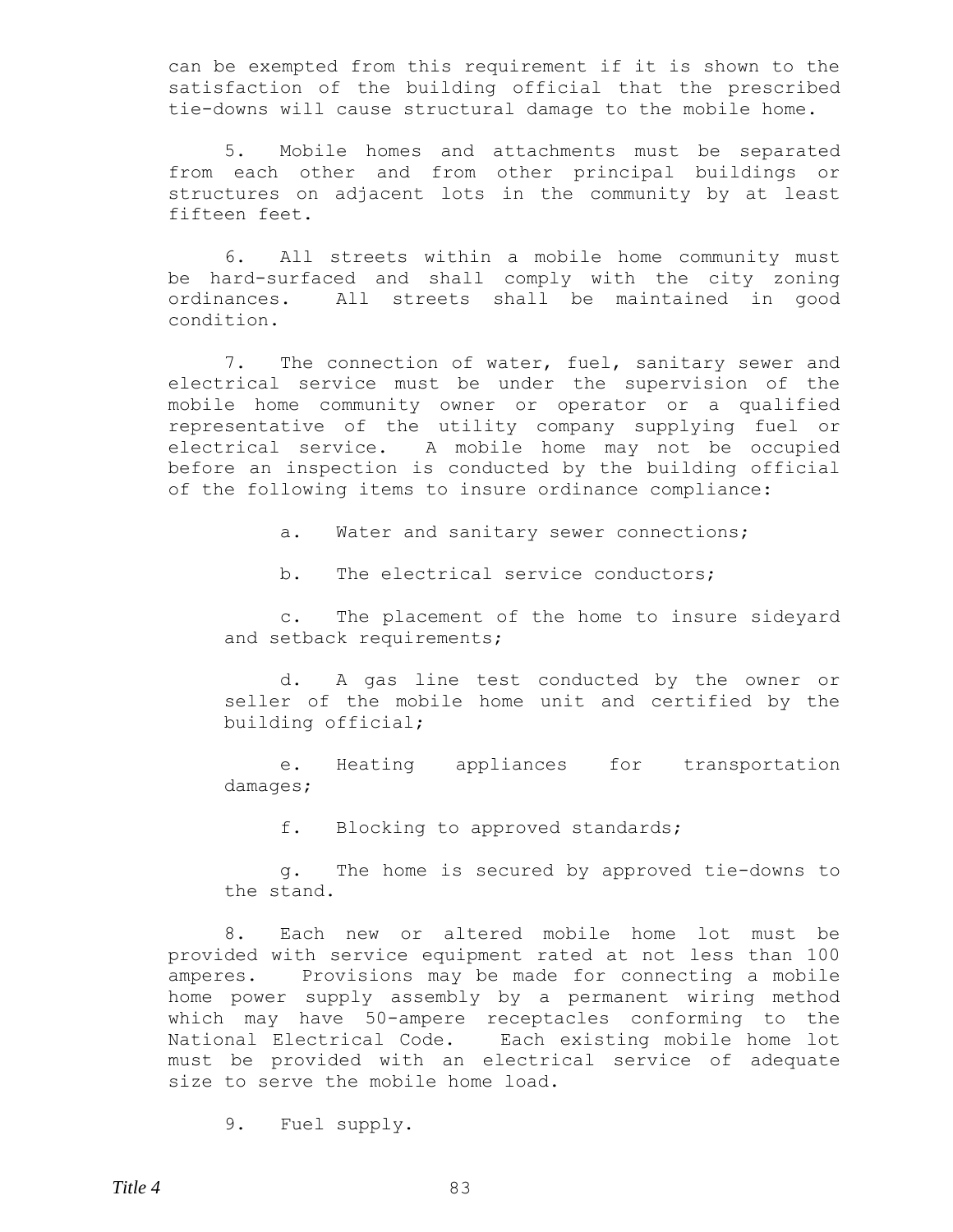can be exempted from this requirement if it is shown to the satisfaction of the building official that the prescribed tie-downs will cause structural damage to the mobile home.

5. Mobile homes and attachments must be separated from each other and from other principal buildings or structures on adjacent lots in the community by at least fifteen feet.

6. All streets within a mobile home community must be hard-surfaced and shall comply with the city zoning ordinances. All streets shall be maintained in good condition.

7. The connection of water, fuel, sanitary sewer and electrical service must be under the supervision of the mobile home community owner or operator or a qualified representative of the utility company supplying fuel or electrical service. A mobile home may not be occupied before an inspection is conducted by the building official of the following items to insure ordinance compliance:

a. Water and sanitary sewer connections;

b. The electrical service conductors;

c. The placement of the home to insure sideyard and setback requirements;

d. A gas line test conducted by the owner or seller of the mobile home unit and certified by the building official;

e. Heating appliances for transportation damages;

f. Blocking to approved standards;

g. The home is secured by approved tie-downs to the stand.

8. Each new or altered mobile home lot must be provided with service equipment rated at not less than 100 amperes. Provisions may be made for connecting a mobile home power supply assembly by a permanent wiring method which may have 50-ampere receptacles conforming to the National Electrical Code. Each existing mobile home lot must be provided with an electrical service of adequate size to serve the mobile home load.

9. Fuel supply.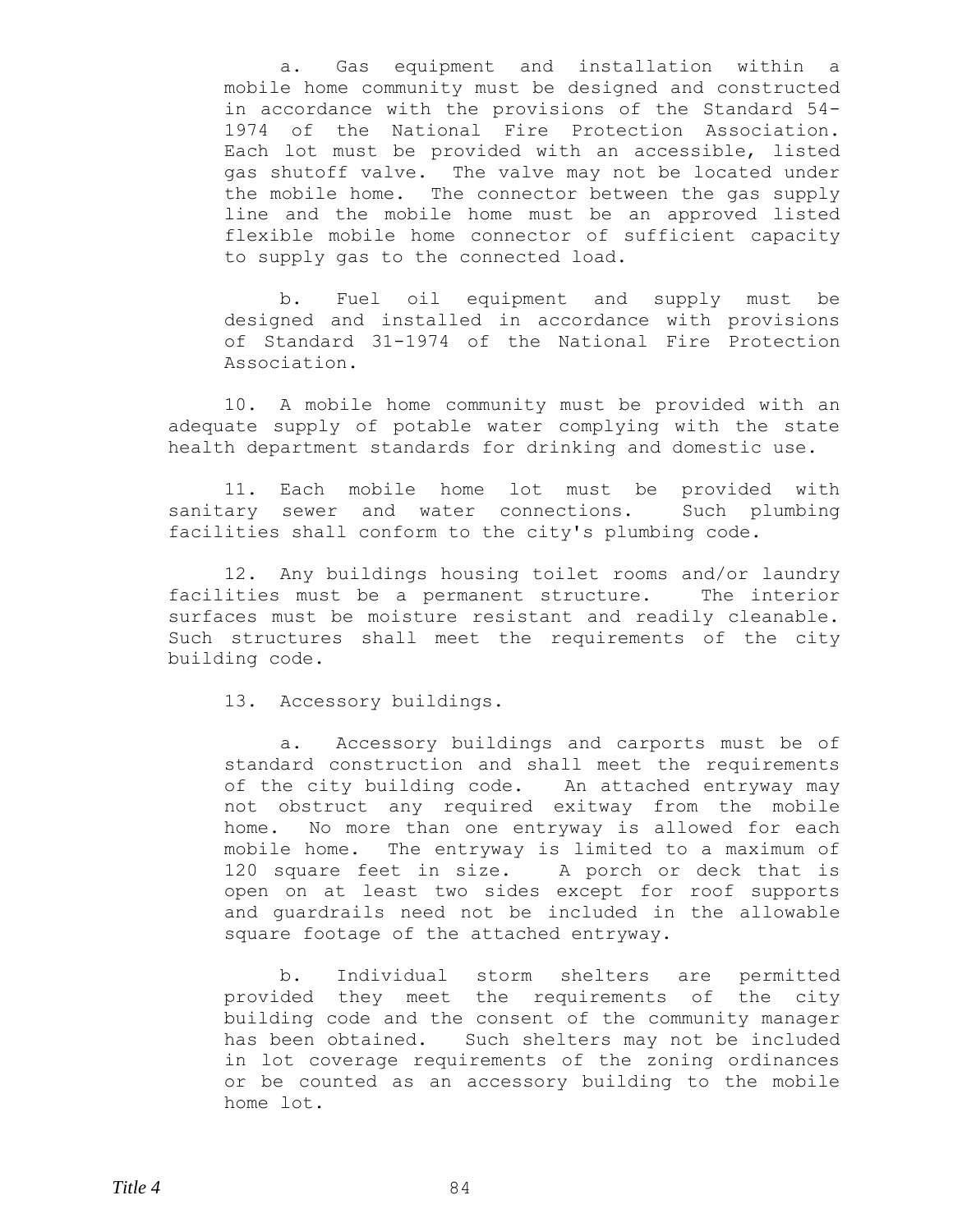a. Gas equipment and installation within a mobile home community must be designed and constructed in accordance with the provisions of the Standard 54-1974 of the National Fire Protection Association. Each lot must be provided with an accessible, listed gas shutoff valve. The valve may not be located under the mobile home. The connector between the gas supply line and the mobile home must be an approved listed flexible mobile home connector of sufficient capacity to supply gas to the connected load.

b. Fuel oil equipment and supply must be designed and installed in accordance with provisions of Standard 31-1974 of the National Fire Protection Association.

10. A mobile home community must be provided with an adequate supply of potable water complying with the state health department standards for drinking and domestic use.

11. Each mobile home lot must be provided with sanitary sewer and water connections. Such plumbing facilities shall conform to the city's plumbing code.

12. Any buildings housing toilet rooms and/or laundry facilities must be a permanent structure. The interior surfaces must be moisture resistant and readily cleanable. Such structures shall meet the requirements of the city building code.

13. Accessory buildings.

a. Accessory buildings and carports must be of standard construction and shall meet the requirements of the city building code. An attached entryway may not obstruct any required exitway from the mobile home. No more than one entryway is allowed for each mobile home. The entryway is limited to a maximum of 120 square feet in size. A porch or deck that is open on at least two sides except for roof supports and guardrails need not be included in the allowable square footage of the attached entryway.

b. Individual storm shelters are permitted provided they meet the requirements of the city building code and the consent of the community manager has been obtained. Such shelters may not be included in lot coverage requirements of the zoning ordinances or be counted as an accessory building to the mobile home lot.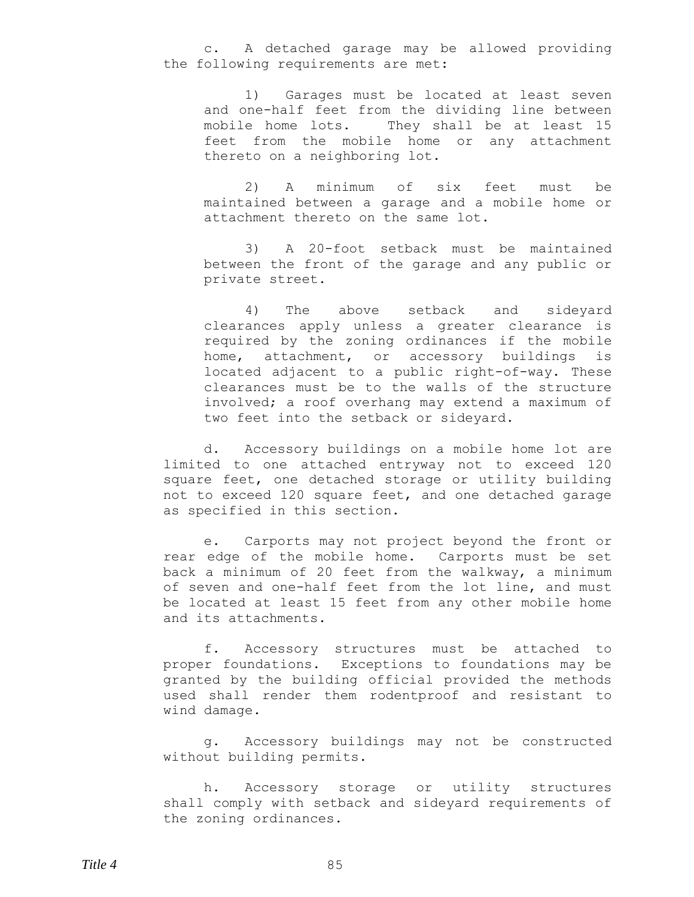c. A detached garage may be allowed providing the following requirements are met:

1) Garages must be located at least seven and one-half feet from the dividing line between mobile home lots. They shall be at least 15 feet from the mobile home or any attachment thereto on a neighboring lot.

2) A minimum of six feet must be maintained between a garage and a mobile home or attachment thereto on the same lot.

3) A 20-foot setback must be maintained between the front of the garage and any public or private street.

4) The above setback and sideyard clearances apply unless a greater clearance is required by the zoning ordinances if the mobile home, attachment, or accessory buildings is located adjacent to a public right-of-way. These clearances must be to the walls of the structure involved; a roof overhang may extend a maximum of two feet into the setback or sideyard.

d. Accessory buildings on a mobile home lot are limited to one attached entryway not to exceed 120 square feet, one detached storage or utility building not to exceed 120 square feet, and one detached garage as specified in this section.

e. Carports may not project beyond the front or rear edge of the mobile home. Carports must be set back a minimum of 20 feet from the walkway, a minimum of seven and one-half feet from the lot line, and must be located at least 15 feet from any other mobile home and its attachments.

f. Accessory structures must be attached to proper foundations. Exceptions to foundations may be granted by the building official provided the methods used shall render them rodentproof and resistant to wind damage.

g. Accessory buildings may not be constructed without building permits.

h. Accessory storage or utility structures shall comply with setback and sideyard requirements of the zoning ordinances.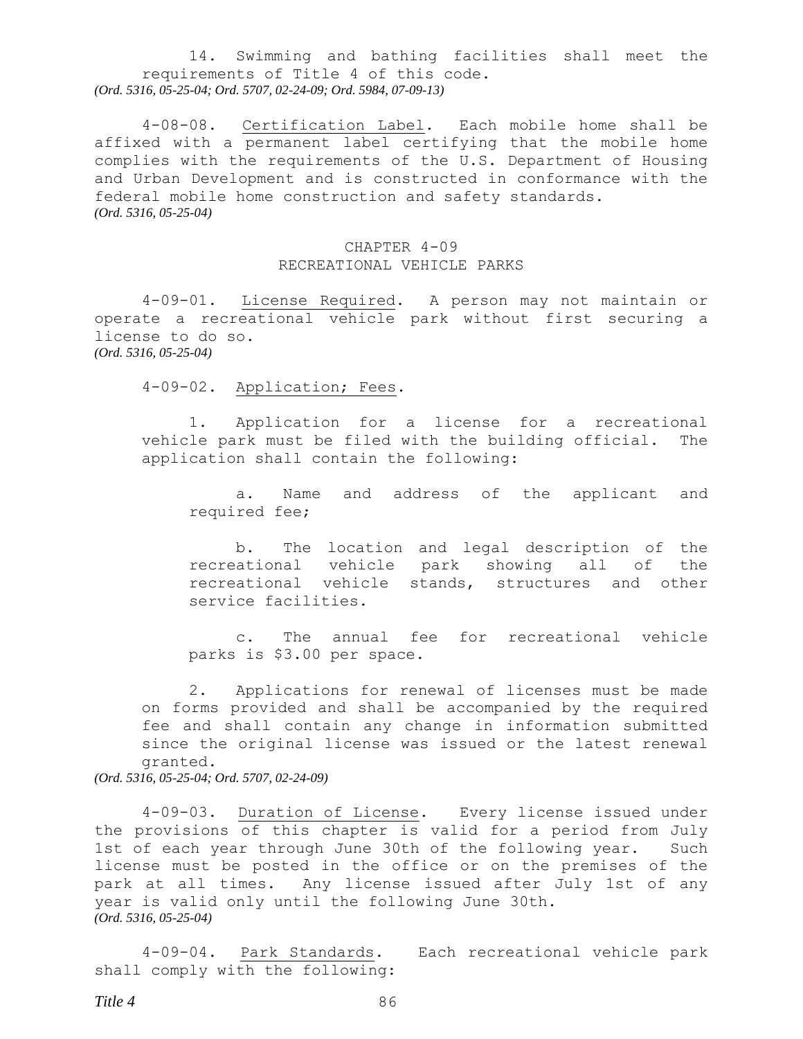14. Swimming and bathing facilities shall meet the requirements of Title 4 of this code.

*(Ord. 5316, 05-25-04; Ord. 5707, 02-24-09; Ord. 5984, 07-09-13)*

4-08-08. Certification Label. Each mobile home shall be affixed with a permanent label certifying that the mobile home complies with the requirements of the U.S. Department of Housing and Urban Development and is constructed in conformance with the federal mobile home construction and safety standards.

*(Ord. 5316, 05-25-04)*

## CHAPTER 4-09
## RECREATIONAL VEHICLE PARKS

4-09-01. License Required. A person may not maintain or operate a recreational vehicle park without first securing a license to do so.

*(Ord. 5316, 05-25-04)*

4-09-02. Application; Fees.

1. Application for a license for a recreational vehicle park must be filed with the building official. The application shall contain the following:

   a. Name and address of the applicant and required fee;

   b. The location and legal description of the recreational vehicle park showing all of the recreational vehicle stands, structures and other service facilities.

   c. The annual fee for recreational vehicle parks is $3.00 per space.

2. Applications for renewal of licenses must be made on forms provided and shall be accompanied by the required fee and shall contain any change in information submitted since the original license was issued or the latest renewal granted.

*(Ord. 5316, 05-25-04; Ord. 5707, 02-24-09)*

4-09-03. Duration of License. Every license issued under the provisions of this chapter is valid for a period from July 1st of each year through June 30th of the following year. Such license must be posted in the office or on the premises of the park at all times. Any license issued after July 1st of any year is valid only until the following June 30th.

*(Ord. 5316, 05-25-04)*

4-09-04. Park Standards. Each recreational vehicle park shall comply with the following: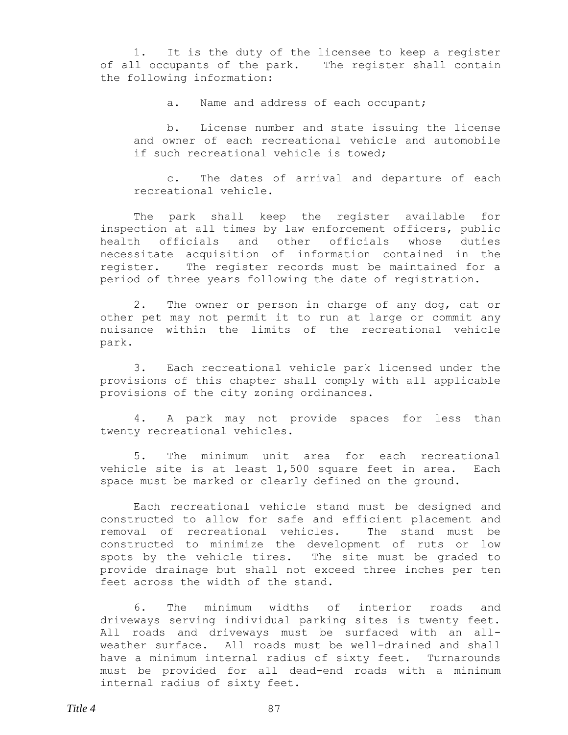1. It is the duty of the licensee to keep a register of all occupants of the park. The register shall contain the following information:

   a. Name and address of each occupant;

   b. License number and state issuing the license and owner of each recreational vehicle and automobile if such recreational vehicle is towed;

   c. The dates of arrival and departure of each recreational vehicle.

   The park shall keep the register available for inspection at all times by law enforcement officers, public health officials and other officials whose duties necessitate acquisition of information contained in the register. The register records must be maintained for a period of three years following the date of registration.

2. The owner or person in charge of any dog, cat or other pet may not permit it to run at large or commit any nuisance within the limits of the recreational vehicle park.

3. Each recreational vehicle park licensed under the provisions of this chapter shall comply with all applicable provisions of the city zoning ordinances.

4. A park may not provide spaces for less than twenty recreational vehicles.

5. The minimum unit area for each recreational vehicle site is at least 1,500 square feet in area. Each space must be marked or clearly defined on the ground.

   Each recreational vehicle stand must be designed and constructed to allow for safe and efficient placement and removal of recreational vehicles. The stand must be constructed to minimize the development of ruts or low spots by the vehicle tires. The site must be graded to provide drainage but shall not exceed three inches per ten feet across the width of the stand.

6. The minimum widths of interior roads and driveways serving individual parking sites is twenty feet. All roads and driveways must be surfaced with an all-weather surface. All roads must be well-drained and shall have a minimum internal radius of sixty feet. Turnarounds must be provided for all dead-end roads with a minimum internal radius of sixty feet.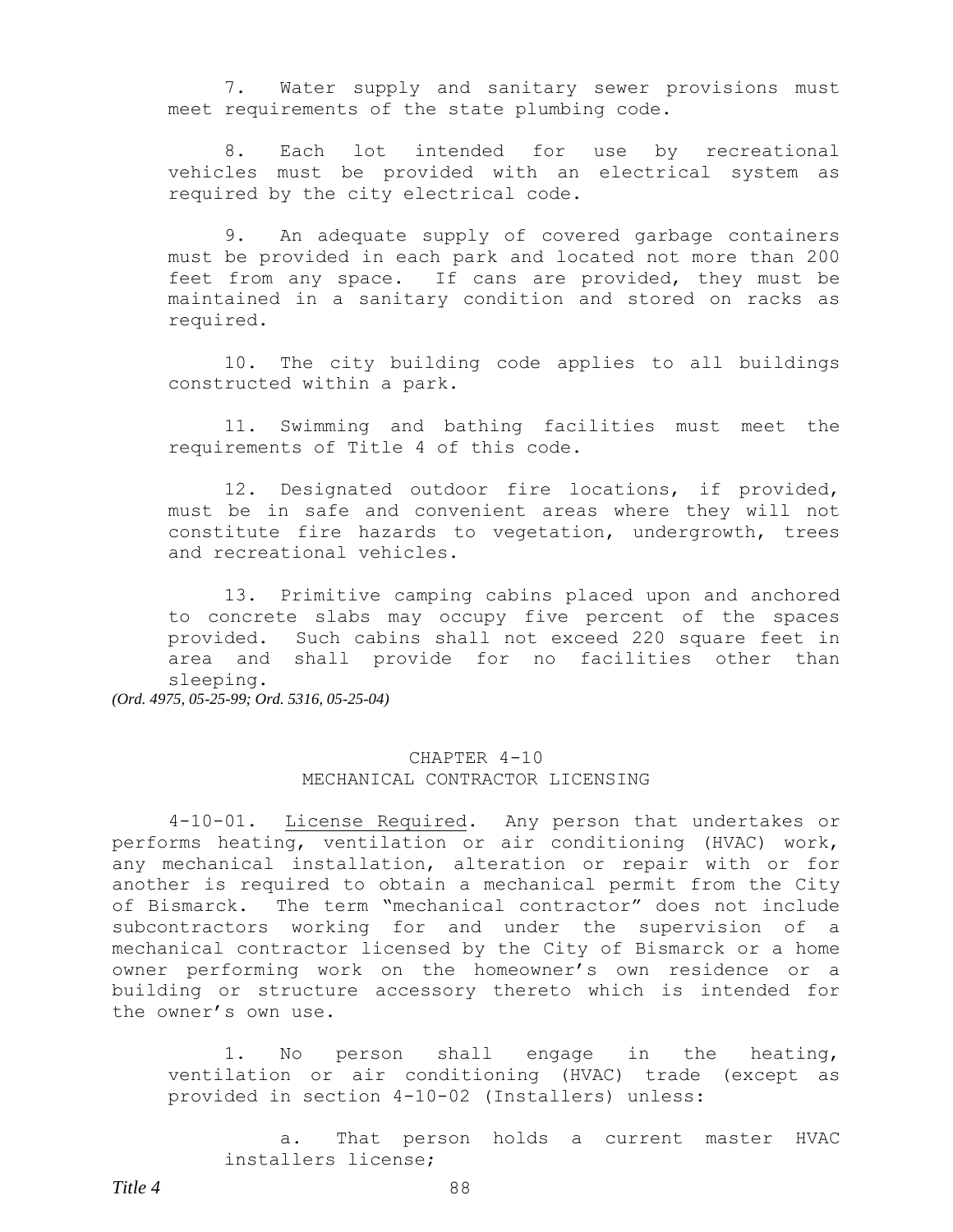7. Water supply and sanitary sewer provisions must meet requirements of the state plumbing code.

8. Each lot intended for use by recreational vehicles must be provided with an electrical system as required by the city electrical code.

9. An adequate supply of covered garbage containers must be provided in each park and located not more than 200 feet from any space. If cans are provided, they must be maintained in a sanitary condition and stored on racks as required.

10. The city building code applies to all buildings constructed within a park.

11. Swimming and bathing facilities must meet the requirements of Title 4 of this code.

12. Designated outdoor fire locations, if provided, must be in safe and convenient areas where they will not constitute fire hazards to vegetation, undergrowth, trees and recreational vehicles.

13. Primitive camping cabins placed upon and anchored to concrete slabs may occupy five percent of the spaces provided. Such cabins shall not exceed 220 square feet in area and shall provide for no facilities other than sleeping.

*(Ord. 4975, 05-25-99; Ord. 5316, 05-25-04)*

## CHAPTER 4-10
## MECHANICAL CONTRACTOR LICENSING

4-10-01. License Required. Any person that undertakes or performs heating, ventilation or air conditioning (HVAC) work, any mechanical installation, alteration or repair with or for another is required to obtain a mechanical permit from the City of Bismarck. The term "mechanical contractor" does not include subcontractors working for and under the supervision of a mechanical contractor licensed by the City of Bismarck or a home owner performing work on the homeowner's own residence or a building or structure accessory thereto which is intended for the owner's own use.

1. No person shall engage in the heating, ventilation or air conditioning (HVAC) trade (except as provided in section 4-10-02 (Installers) unless:

   a. That person holds a current master HVAC installers license;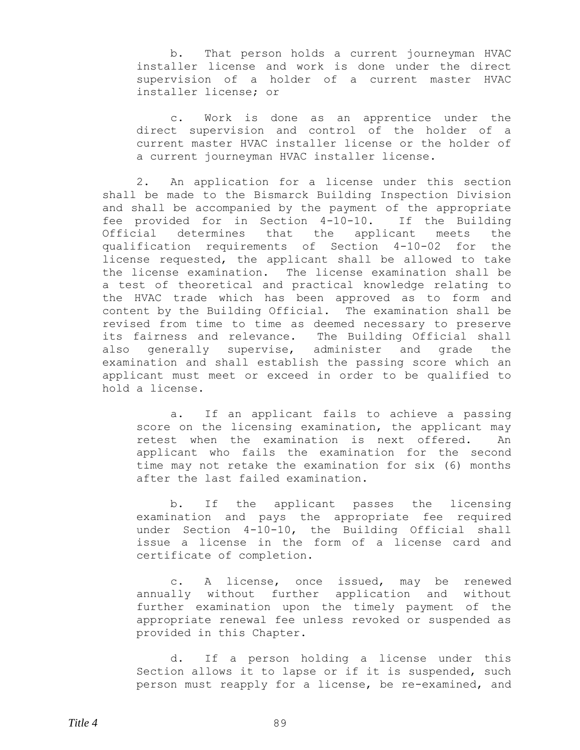b. That person holds a current journeyman HVAC installer license and work is done under the direct supervision of a holder of a current master HVAC installer license; or

c. Work is done as an apprentice under the direct supervision and control of the holder of a current master HVAC installer license or the holder of a current journeyman HVAC installer license.

2. An application for a license under this section shall be made to the Bismarck Building Inspection Division and shall be accompanied by the payment of the appropriate fee provided for in Section 4-10-10. If the Building Official determines that the applicant meets the qualification requirements of Section 4-10-02 for the license requested, the applicant shall be allowed to take the license examination. The license examination shall be a test of theoretical and practical knowledge relating to the HVAC trade which has been approved as to form and content by the Building Official. The examination shall be revised from time to time as deemed necessary to preserve its fairness and relevance. The Building Official shall also generally supervise, administer and grade the examination and shall establish the passing score which an applicant must meet or exceed in order to be qualified to hold a license.

a. If an applicant fails to achieve a passing score on the licensing examination, the applicant may retest when the examination is next offered. An applicant who fails the examination for the second time may not retake the examination for six (6) months after the last failed examination.

b. If the applicant passes the licensing examination and pays the appropriate fee required under Section 4-10-10, the Building Official shall issue a license in the form of a license card and certificate of completion.

c. A license, once issued, may be renewed annually without further application and without further examination upon the timely payment of the appropriate renewal fee unless revoked or suspended as provided in this Chapter.

d. If a person holding a license under this Section allows it to lapse or if it is suspended, such person must reapply for a license, be re-examined, and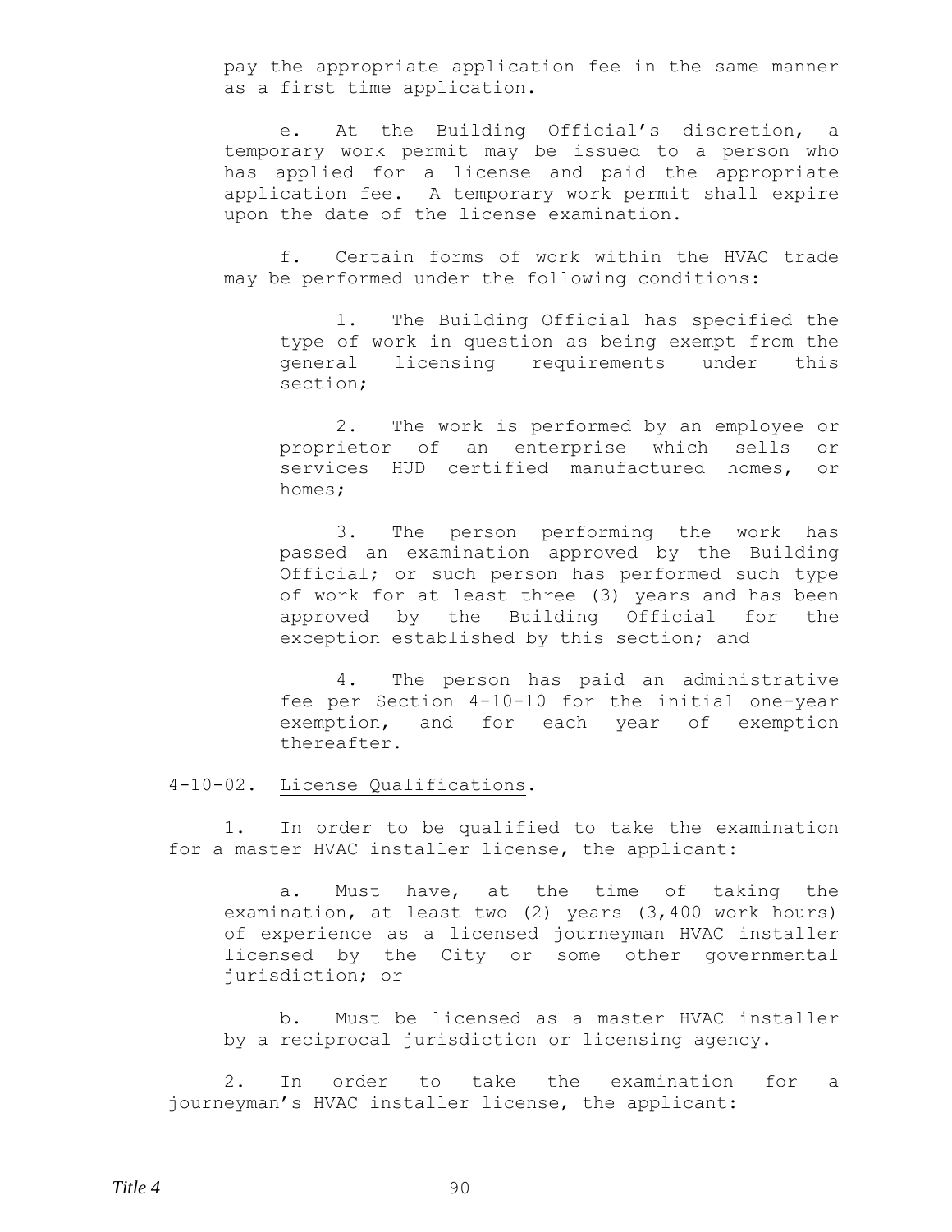pay the appropriate application fee in the same manner as a first time application.

e. At the Building Official's discretion, a temporary work permit may be issued to a person who has applied for a license and paid the appropriate application fee. A temporary work permit shall expire upon the date of the license examination.

f. Certain forms of work within the HVAC trade may be performed under the following conditions:

1. The Building Official has specified the type of work in question as being exempt from the general licensing requirements under this section;

2. The work is performed by an employee or proprietor of an enterprise which sells or services HUD certified manufactured homes, or homes;

3. The person performing the work has passed an examination approved by the Building Official; or such person has performed such type of work for at least three (3) years and has been approved by the Building Official for the exception established by this section; and

4. The person has paid an administrative fee per Section 4-10-10 for the initial one-year exemption, and for each year of exemption thereafter.

4-10-02. License Qualifications.

1. In order to be qualified to take the examination for a master HVAC installer license, the applicant:

a. Must have, at the time of taking the examination, at least two (2) years (3,400 work hours) of experience as a licensed journeyman HVAC installer licensed by the City or some other governmental jurisdiction; or

b. Must be licensed as a master HVAC installer by a reciprocal jurisdiction or licensing agency.

2. In order to take the examination for a journeyman's HVAC installer license, the applicant: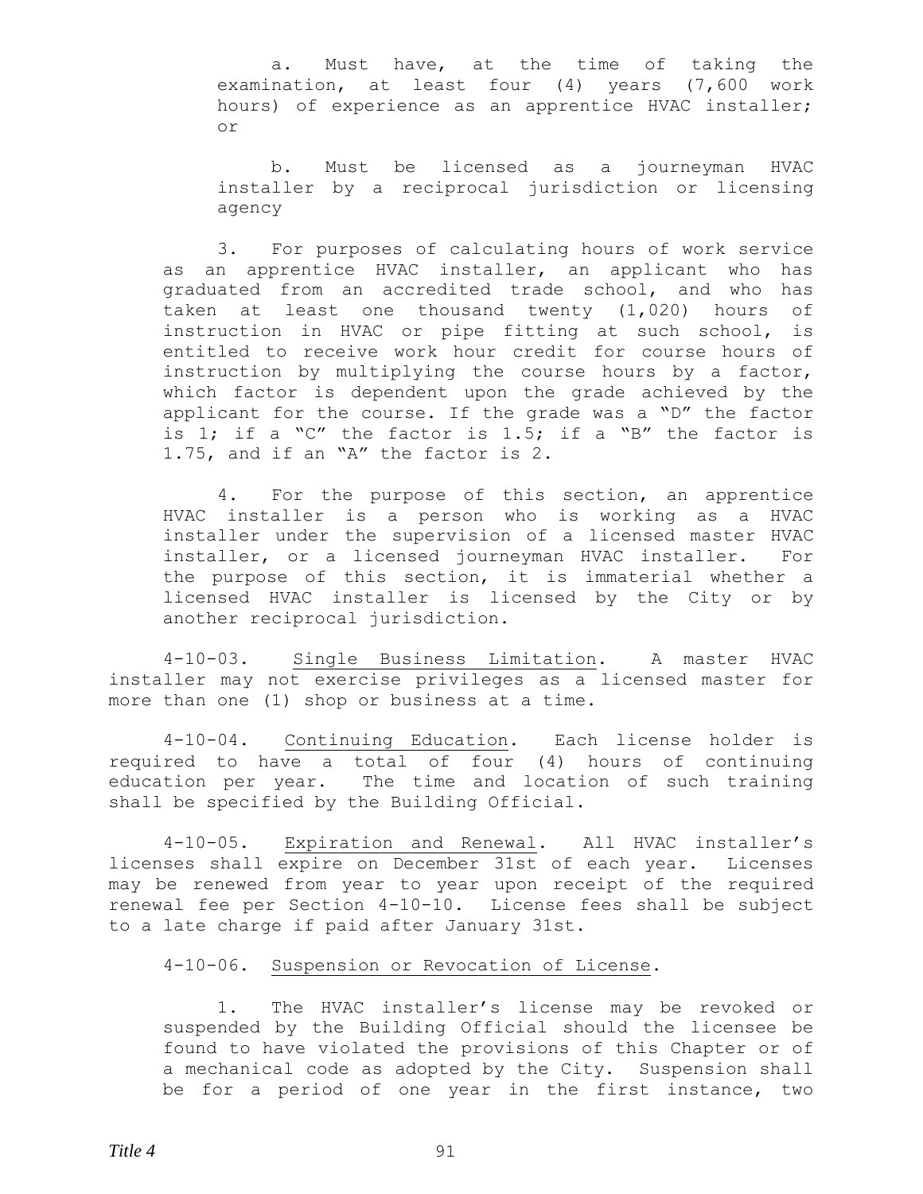a. Must have, at the time of taking the examination, at least four (4) years (7,600 work hours) of experience as an apprentice HVAC installer; or

b. Must be licensed as a journeyman HVAC installer by a reciprocal jurisdiction or licensing agency

3. For purposes of calculating hours of work service as an apprentice HVAC installer, an applicant who has graduated from an accredited trade school, and who has taken at least one thousand twenty (1,020) hours of instruction in HVAC or pipe fitting at such school, is entitled to receive work hour credit for course hours of instruction by multiplying the course hours by a factor, which factor is dependent upon the grade achieved by the applicant for the course. If the grade was a "D" the factor is 1; if a "C" the factor is 1.5; if a "B" the factor is 1.75, and if an "A" the factor is 2.

4. For the purpose of this section, an apprentice HVAC installer is a person who is working as a HVAC installer under the supervision of a licensed master HVAC installer, or a licensed journeyman HVAC installer. For the purpose of this section, it is immaterial whether a licensed HVAC installer is licensed by the City or by another reciprocal jurisdiction.

4-10-03. Single Business Limitation. A master HVAC installer may not exercise privileges as a licensed master for more than one (1) shop or business at a time.

4-10-04. Continuing Education. Each license holder is required to have a total of four (4) hours of continuing education per year. The time and location of such training shall be specified by the Building Official.

4-10-05. Expiration and Renewal. All HVAC installer's licenses shall expire on December 31st of each year. Licenses may be renewed from year to year upon receipt of the required renewal fee per Section 4-10-10. License fees shall be subject to a late charge if paid after January 31st.

4-10-06. Suspension or Revocation of License.

1. The HVAC installer's license may be revoked or suspended by the Building Official should the licensee be found to have violated the provisions of this Chapter or of a mechanical code as adopted by the City. Suspension shall be for a period of one year in the first instance, two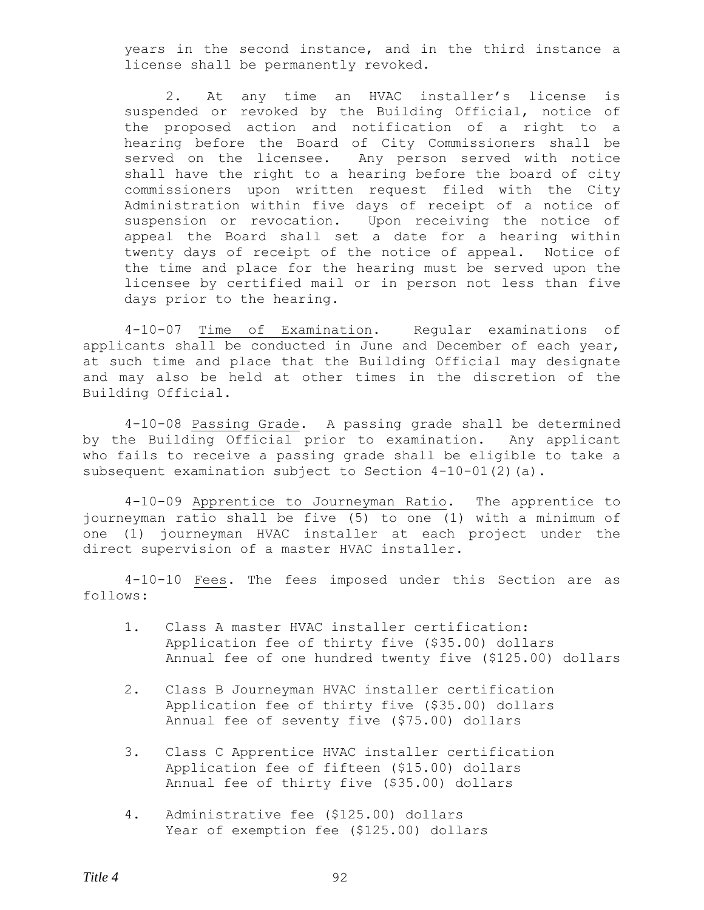years in the second instance, and in the third instance a license shall be permanently revoked.

2. At any time an HVAC installer's license is suspended or revoked by the Building Official, notice of the proposed action and notification of a right to a hearing before the Board of City Commissioners shall be served on the licensee. Any person served with notice shall have the right to a hearing before the board of city commissioners upon written request filed with the City Administration within five days of receipt of a notice of suspension or revocation. Upon receiving the notice of appeal the Board shall set a date for a hearing within twenty days of receipt of the notice of appeal. Notice of the time and place for the hearing must be served upon the licensee by certified mail or in person not less than five days prior to the hearing.

4-10-07 Time of Examination. Regular examinations of applicants shall be conducted in June and December of each year, at such time and place that the Building Official may designate and may also be held at other times in the discretion of the Building Official.

4-10-08 Passing Grade. A passing grade shall be determined by the Building Official prior to examination. Any applicant who fails to receive a passing grade shall be eligible to take a subsequent examination subject to Section 4-10-01(2)(a).

4-10-09 Apprentice to Journeyman Ratio. The apprentice to journeyman ratio shall be five (5) to one (1) with a minimum of one (1) journeyman HVAC installer at each project under the direct supervision of a master HVAC installer.

4-10-10 Fees. The fees imposed under this Section are as follows:

1. Class A master HVAC installer certification:
   Application fee of thirty five ($35.00) dollars
   Annual fee of one hundred twenty five ($125.00) dollars

2. Class B Journeyman HVAC installer certification
   Application fee of thirty five ($35.00) dollars
   Annual fee of seventy five ($75.00) dollars

3. Class C Apprentice HVAC installer certification
   Application fee of fifteen ($15.00) dollars
   Annual fee of thirty five ($35.00) dollars

4. Administrative fee ($125.00) dollars
   Year of exemption fee ($125.00) dollars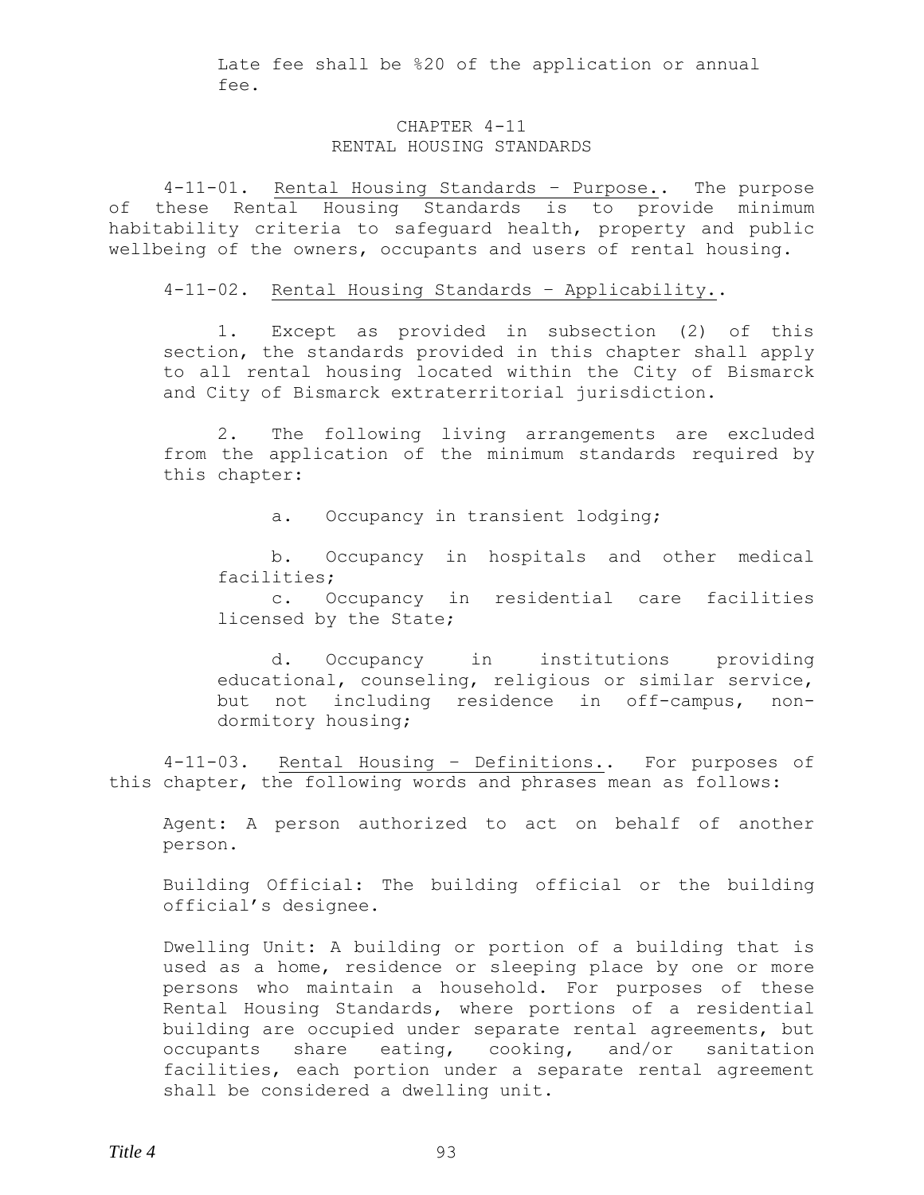Late fee shall be %20 of the application or annual fee.

## CHAPTER 4-11
## RENTAL HOUSING STANDARDS

4-11-01. Rental Housing Standards – Purpose.. The purpose of these Rental Housing Standards is to provide minimum habitability criteria to safeguard health, property and public wellbeing of the owners, occupants and users of rental housing.

4-11-02. Rental Housing Standards – Applicability..

1. Except as provided in subsection (2) of this section, the standards provided in this chapter shall apply to all rental housing located within the City of Bismarck and City of Bismarck extraterritorial jurisdiction.

2. The following living arrangements are excluded from the application of the minimum standards required by this chapter:

   a. Occupancy in transient lodging;

   b. Occupancy in hospitals and other medical facilities;

   c. Occupancy in residential care facilities licensed by the State;

   d. Occupancy in institutions providing educational, counseling, religious or similar service, but not including residence in off-campus, non-dormitory housing;

4-11-03. Rental Housing – Definitions.. For purposes of this chapter, the following words and phrases mean as follows:

Agent: A person authorized to act on behalf of another person.

Building Official: The building official or the building official's designee.

Dwelling Unit: A building or portion of a building that is used as a home, residence or sleeping place by one or more persons who maintain a household. For purposes of these Rental Housing Standards, where portions of a residential building are occupied under separate rental agreements, but occupants share eating, cooking, and/or sanitation facilities, each portion under a separate rental agreement shall be considered a dwelling unit.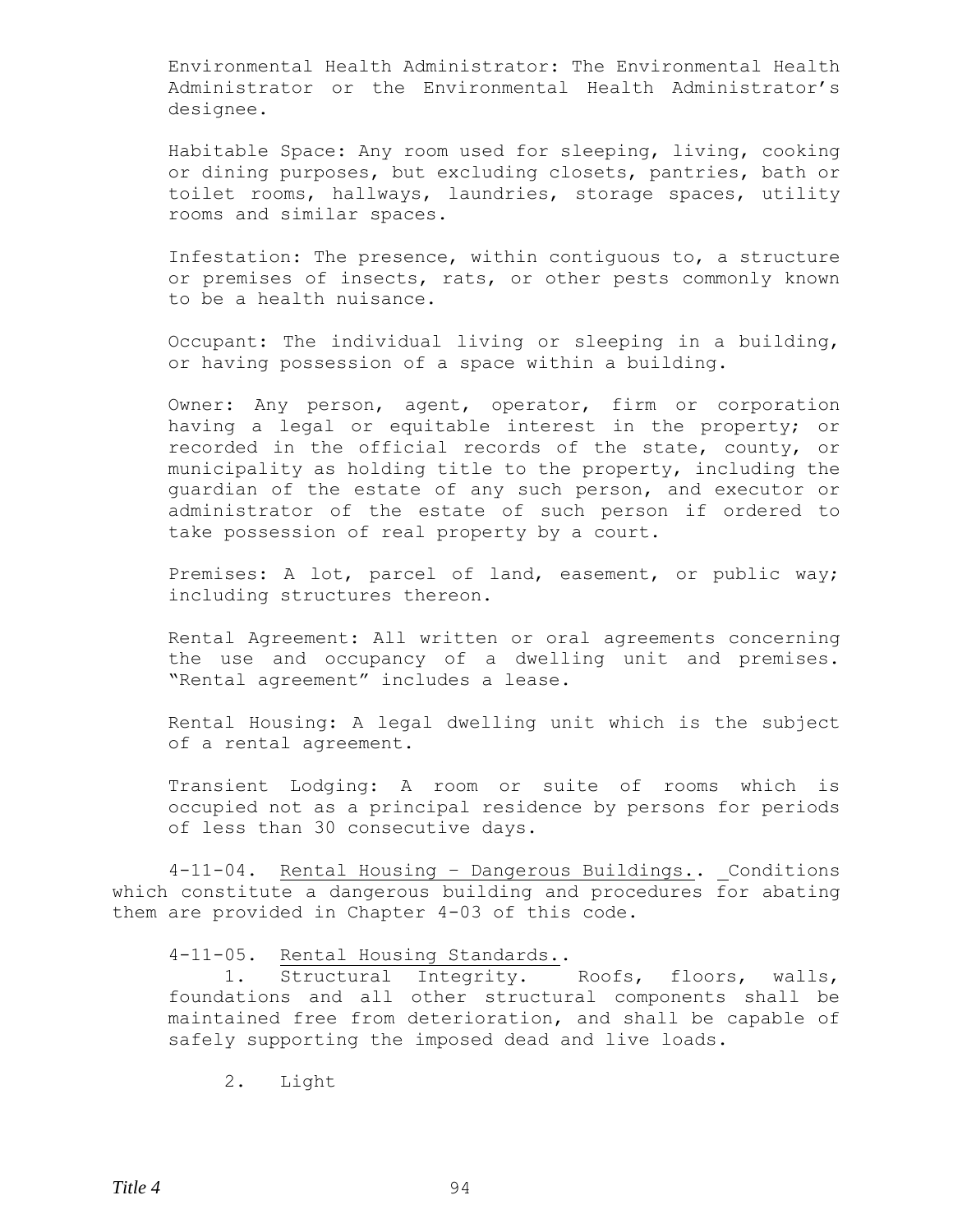Environmental Health Administrator: The Environmental Health Administrator or the Environmental Health Administrator's designee.

Habitable Space: Any room used for sleeping, living, cooking or dining purposes, but excluding closets, pantries, bath or toilet rooms, hallways, laundries, storage spaces, utility rooms and similar spaces.

Infestation: The presence, within contiguous to, a structure or premises of insects, rats, or other pests commonly known to be a health nuisance.

Occupant: The individual living or sleeping in a building, or having possession of a space within a building.

Owner: Any person, agent, operator, firm or corporation having a legal or equitable interest in the property; or recorded in the official records of the state, county, or municipality as holding title to the property, including the guardian of the estate of any such person, and executor or administrator of the estate of such person if ordered to take possession of real property by a court.

Premises: A lot, parcel of land, easement, or public way; including structures thereon.

Rental Agreement: All written or oral agreements concerning the use and occupancy of a dwelling unit and premises. "Rental agreement" includes a lease.

Rental Housing: A legal dwelling unit which is the subject of a rental agreement.

Transient Lodging: A room or suite of rooms which is occupied not as a principal residence by persons for periods of less than 30 consecutive days.

4-11-04. Rental Housing – Dangerous Buildings.. Conditions which constitute a dangerous building and procedures for abating them are provided in Chapter 4-03 of this code.

4-11-05. Rental Housing Standards..

1. Structural Integrity. Roofs, floors, walls, foundations and all other structural components shall be maintained free from deterioration, and shall be capable of safely supporting the imposed dead and live loads.

2. Light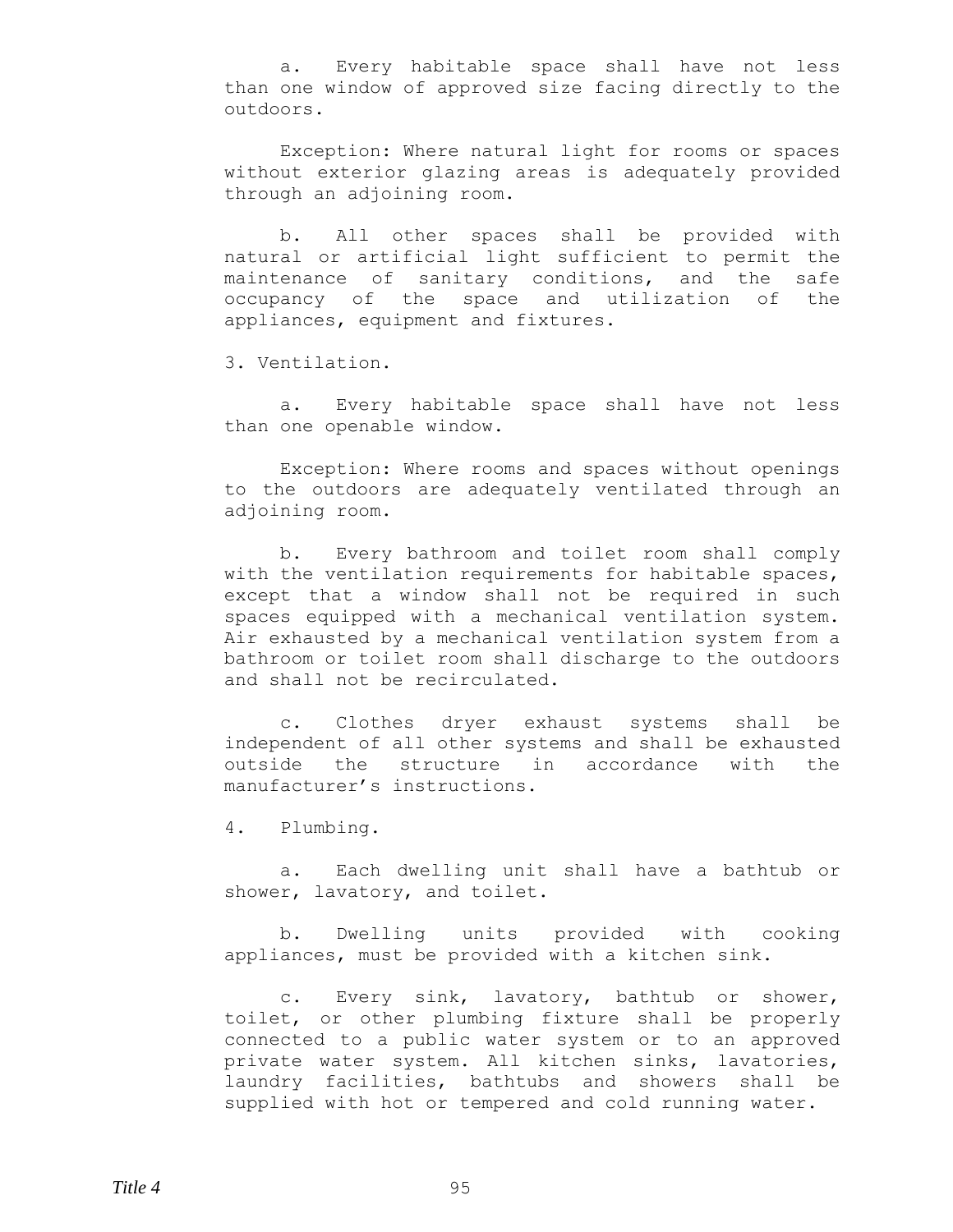a. Every habitable space shall have not less than one window of approved size facing directly to the outdoors.

Exception: Where natural light for rooms or spaces without exterior glazing areas is adequately provided through an adjoining room.

b. All other spaces shall be provided with natural or artificial light sufficient to permit the maintenance of sanitary conditions, and the safe occupancy of the space and utilization of the appliances, equipment and fixtures.

3. Ventilation.

a. Every habitable space shall have not less than one openable window.

Exception: Where rooms and spaces without openings to the outdoors are adequately ventilated through an adjoining room.

b. Every bathroom and toilet room shall comply with the ventilation requirements for habitable spaces, except that a window shall not be required in such spaces equipped with a mechanical ventilation system. Air exhausted by a mechanical ventilation system from a bathroom or toilet room shall discharge to the outdoors and shall not be recirculated.

c. Clothes dryer exhaust systems shall be independent of all other systems and shall be exhausted outside the structure in accordance with the manufacturer's instructions.

4. Plumbing.

a. Each dwelling unit shall have a bathtub or shower, lavatory, and toilet.

b. Dwelling units provided with cooking appliances, must be provided with a kitchen sink.

c. Every sink, lavatory, bathtub or shower, toilet, or other plumbing fixture shall be properly connected to a public water system or to an approved private water system. All kitchen sinks, lavatories, laundry facilities, bathtubs and showers shall be supplied with hot or tempered and cold running water.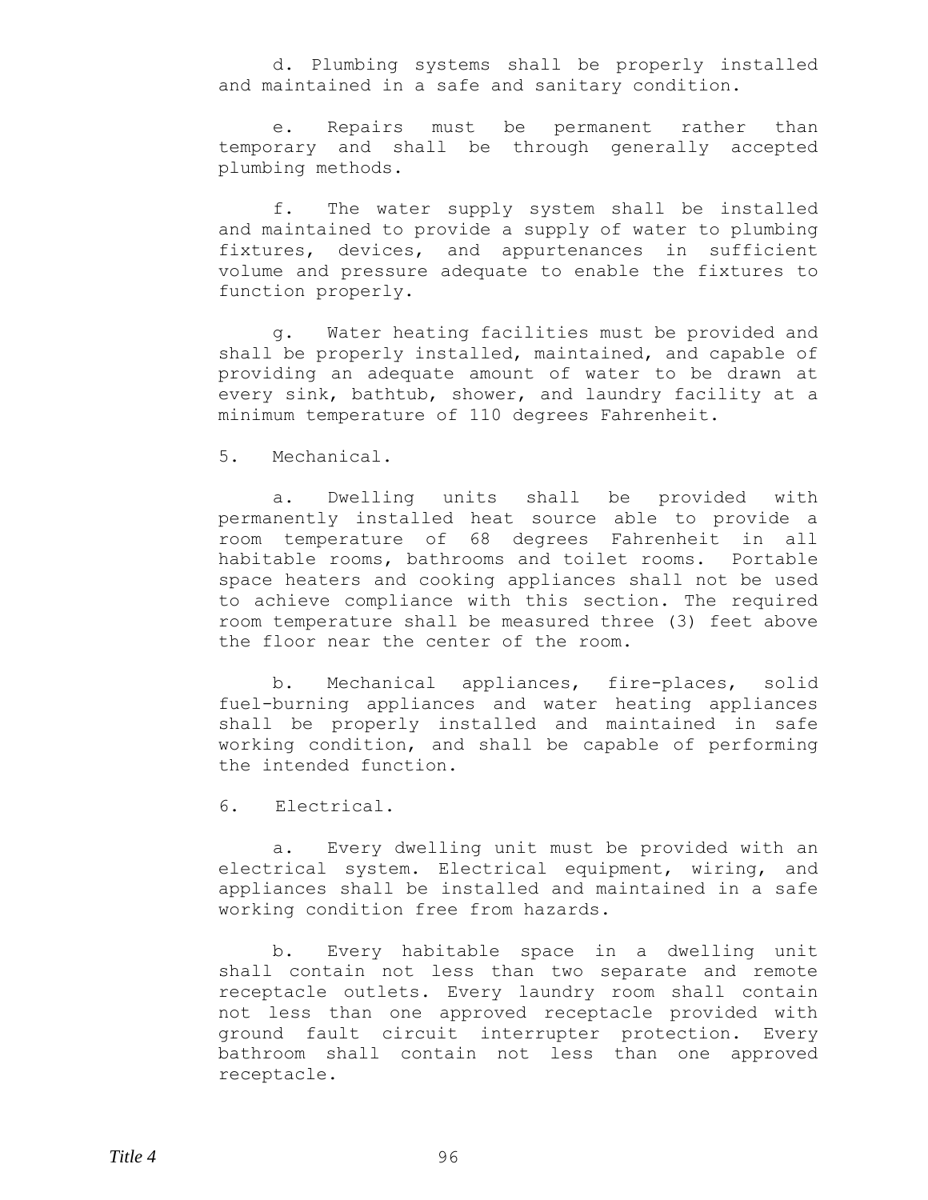d. Plumbing systems shall be properly installed and maintained in a safe and sanitary condition.

e. Repairs must be permanent rather than temporary and shall be through generally accepted plumbing methods.

f. The water supply system shall be installed and maintained to provide a supply of water to plumbing fixtures, devices, and appurtenances in sufficient volume and pressure adequate to enable the fixtures to function properly.

g. Water heating facilities must be provided and shall be properly installed, maintained, and capable of providing an adequate amount of water to be drawn at every sink, bathtub, shower, and laundry facility at a minimum temperature of 110 degrees Fahrenheit.

5. Mechanical.

a. Dwelling units shall be provided with permanently installed heat source able to provide a room temperature of 68 degrees Fahrenheit in all habitable rooms, bathrooms and toilet rooms. Portable space heaters and cooking appliances shall not be used to achieve compliance with this section. The required room temperature shall be measured three (3) feet above the floor near the center of the room.

b. Mechanical appliances, fire-places, solid fuel-burning appliances and water heating appliances shall be properly installed and maintained in safe working condition, and shall be capable of performing the intended function.

6. Electrical.

a. Every dwelling unit must be provided with an electrical system. Electrical equipment, wiring, and appliances shall be installed and maintained in a safe working condition free from hazards.

b. Every habitable space in a dwelling unit shall contain not less than two separate and remote receptacle outlets. Every laundry room shall contain not less than one approved receptacle provided with ground fault circuit interrupter protection. Every bathroom shall contain not less than one approved receptacle.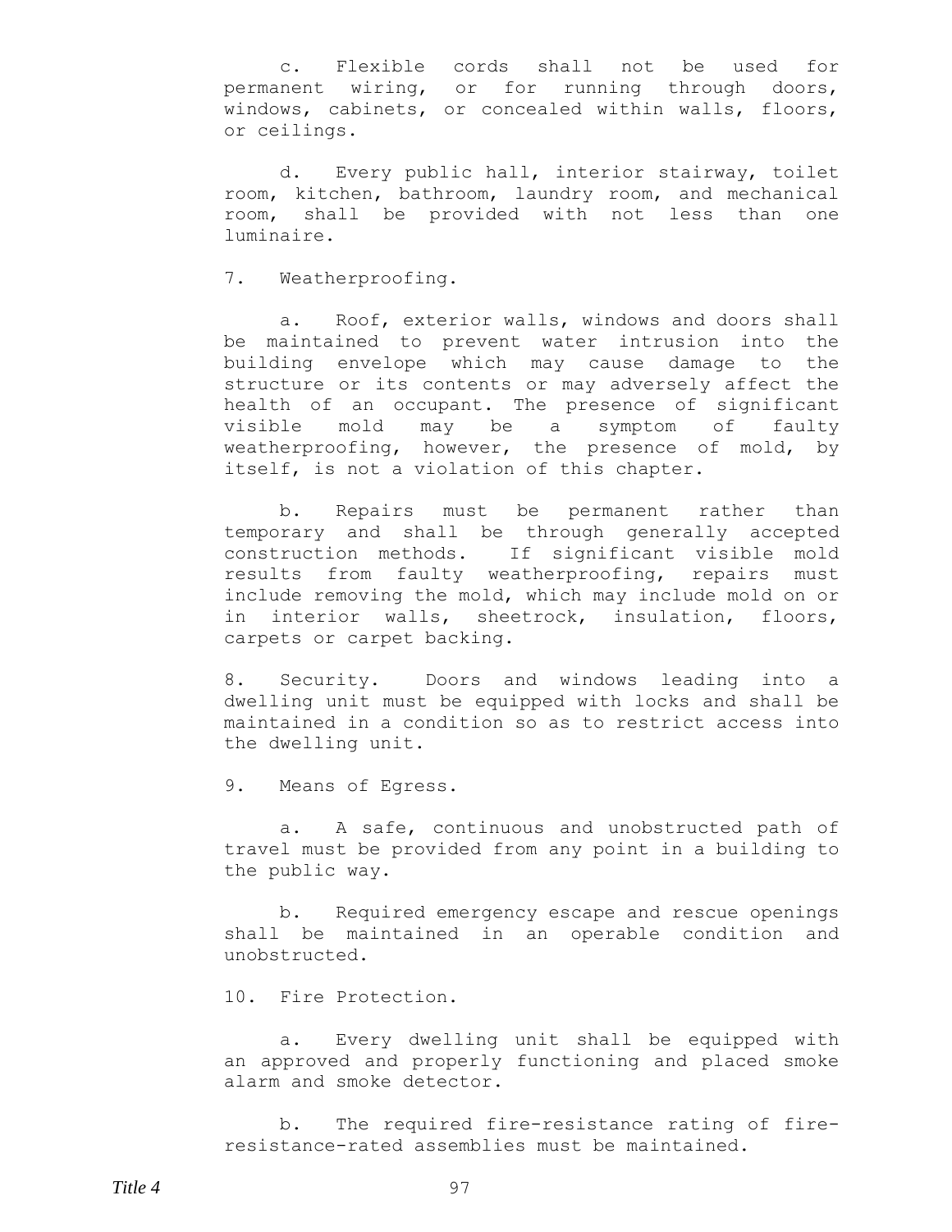c. Flexible cords shall not be used for permanent wiring, or for running through doors, windows, cabinets, or concealed within walls, floors, or ceilings.

d. Every public hall, interior stairway, toilet room, kitchen, bathroom, laundry room, and mechanical room, shall be provided with not less than one luminaire.

7. Weatherproofing.

a. Roof, exterior walls, windows and doors shall be maintained to prevent water intrusion into the building envelope which may cause damage to the structure or its contents or may adversely affect the health of an occupant. The presence of significant visible mold may be a symptom of faulty weatherproofing, however, the presence of mold, by itself, is not a violation of this chapter.

b. Repairs must be permanent rather than temporary and shall be through generally accepted construction methods. If significant visible mold results from faulty weatherproofing, repairs must include removing the mold, which may include mold on or in interior walls, sheetrock, insulation, floors, carpets or carpet backing.

8. Security. Doors and windows leading into a dwelling unit must be equipped with locks and shall be maintained in a condition so as to restrict access into the dwelling unit.

9. Means of Egress.

a. A safe, continuous and unobstructed path of travel must be provided from any point in a building to the public way.

b. Required emergency escape and rescue openings shall be maintained in an operable condition and unobstructed.

10. Fire Protection.

a. Every dwelling unit shall be equipped with an approved and properly functioning and placed smoke alarm and smoke detector.

b. The required fire-resistance rating of fire-resistance-rated assemblies must be maintained.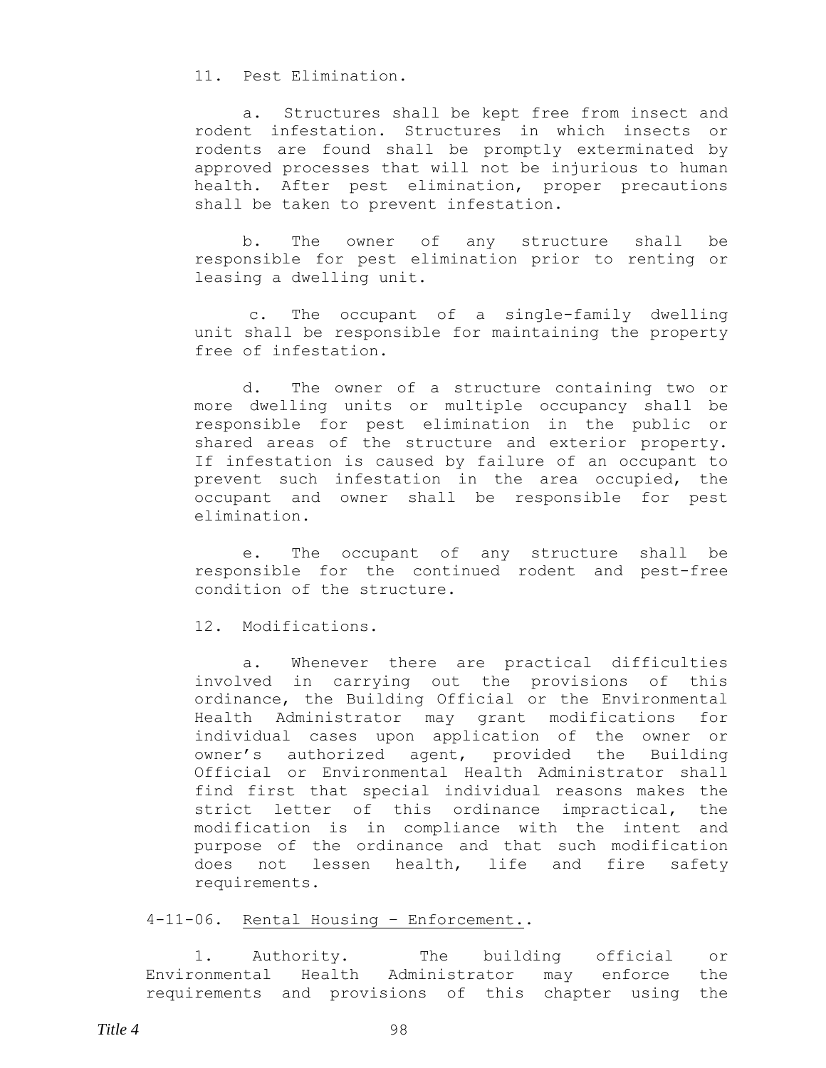11. Pest Elimination.

a. Structures shall be kept free from insect and rodent infestation. Structures in which insects or rodents are found shall be promptly exterminated by approved processes that will not be injurious to human health. After pest elimination, proper precautions shall be taken to prevent infestation.

b. The owner of any structure shall be responsible for pest elimination prior to renting or leasing a dwelling unit.

c. The occupant of a single-family dwelling unit shall be responsible for maintaining the property free of infestation.

d. The owner of a structure containing two or more dwelling units or multiple occupancy shall be responsible for pest elimination in the public or shared areas of the structure and exterior property. If infestation is caused by failure of an occupant to prevent such infestation in the area occupied, the occupant and owner shall be responsible for pest elimination.

e. The occupant of any structure shall be responsible for the continued rodent and pest-free condition of the structure.

12. Modifications.

a. Whenever there are practical difficulties involved in carrying out the provisions of this ordinance, the Building Official or the Environmental Health Administrator may grant modifications for individual cases upon application of the owner or owner's authorized agent, provided the Building Official or Environmental Health Administrator shall find first that special individual reasons makes the strict letter of this ordinance impractical, the modification is in compliance with the intent and purpose of the ordinance and that such modification does not lessen health, life and fire safety requirements.

4-11-06. Rental Housing – Enforcement..

1. Authority. The building official or Environmental Health Administrator may enforce the requirements and provisions of this chapter using the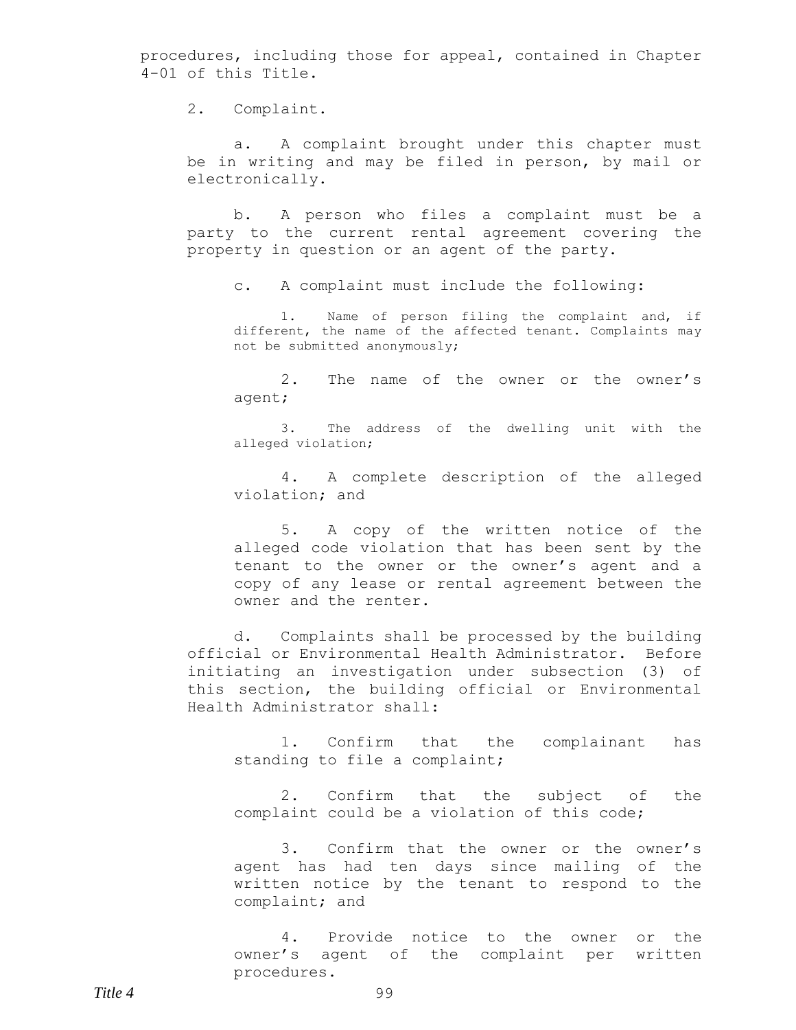procedures, including those for appeal, contained in Chapter 4-01 of this Title.

2. Complaint.

a. A complaint brought under this chapter must be in writing and may be filed in person, by mail or electronically.

b. A person who files a complaint must be a party to the current rental agreement covering the property in question or an agent of the party.

c. A complaint must include the following:

1. Name of person filing the complaint and, if different, the name of the affected tenant. Complaints may not be submitted anonymously;

2. The name of the owner or the owner's agent;

3. The address of the dwelling unit with the alleged violation;

4. A complete description of the alleged violation; and

5. A copy of the written notice of the alleged code violation that has been sent by the tenant to the owner or the owner's agent and a copy of any lease or rental agreement between the owner and the renter.

d. Complaints shall be processed by the building official or Environmental Health Administrator. Before initiating an investigation under subsection (3) of this section, the building official or Environmental Health Administrator shall:

1. Confirm that the complainant has standing to file a complaint;

2. Confirm that the subject of the complaint could be a violation of this code;

3. Confirm that the owner or the owner's agent has had ten days since mailing of the written notice by the tenant to respond to the complaint; and

4. Provide notice to the owner or the owner's agent of the complaint per written procedures.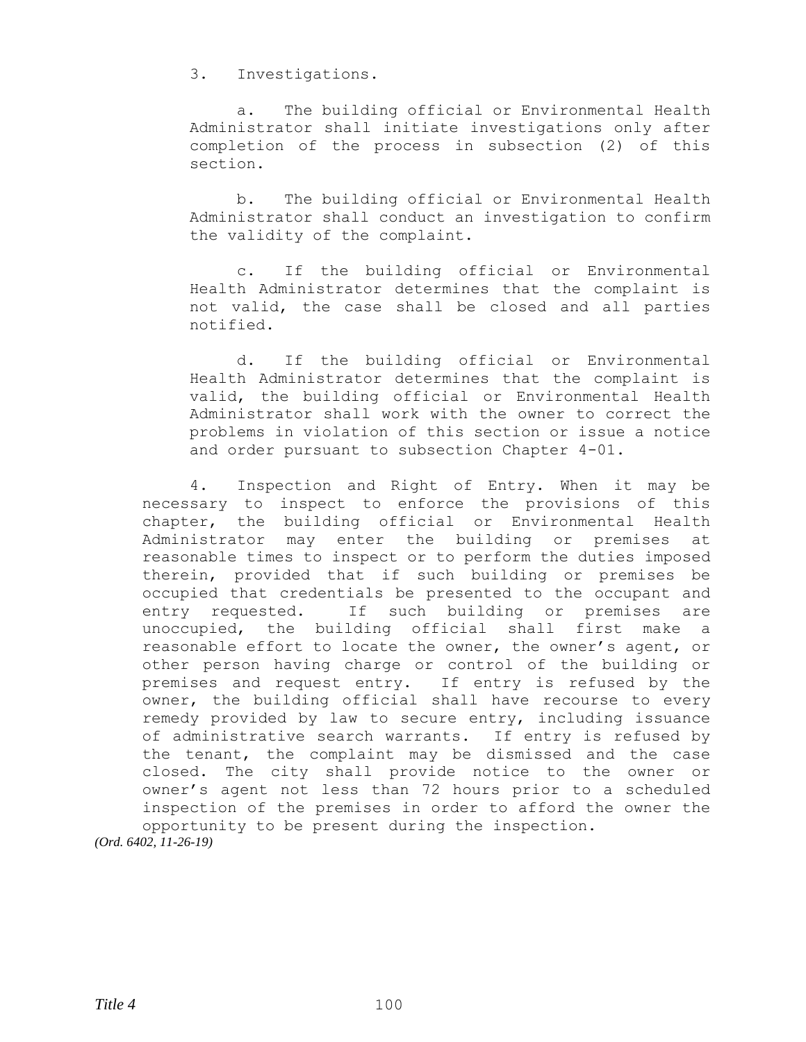3. Investigations.

a. The building official or Environmental Health Administrator shall initiate investigations only after completion of the process in subsection (2) of this section.

b. The building official or Environmental Health Administrator shall conduct an investigation to confirm the validity of the complaint.

c. If the building official or Environmental Health Administrator determines that the complaint is not valid, the case shall be closed and all parties notified.

d. If the building official or Environmental Health Administrator determines that the complaint is valid, the building official or Environmental Health Administrator shall work with the owner to correct the problems in violation of this section or issue a notice and order pursuant to subsection Chapter 4-01.

4. Inspection and Right of Entry. When it may be necessary to inspect to enforce the provisions of this chapter, the building official or Environmental Health Administrator may enter the building or premises at reasonable times to inspect or to perform the duties imposed therein, provided that if such building or premises be occupied that credentials be presented to the occupant and entry requested. If such building or premises are unoccupied, the building official shall first make a reasonable effort to locate the owner, the owner's agent, or other person having charge or control of the building or premises and request entry. If entry is refused by the owner, the building official shall have recourse to every remedy provided by law to secure entry, including issuance of administrative search warrants. If entry is refused by the tenant, the complaint may be dismissed and the case closed. The city shall provide notice to the owner or owner's agent not less than 72 hours prior to a scheduled inspection of the premises in order to afford the owner the opportunity to be present during the inspection.

*(Ord. 6402, 11-26-19)*